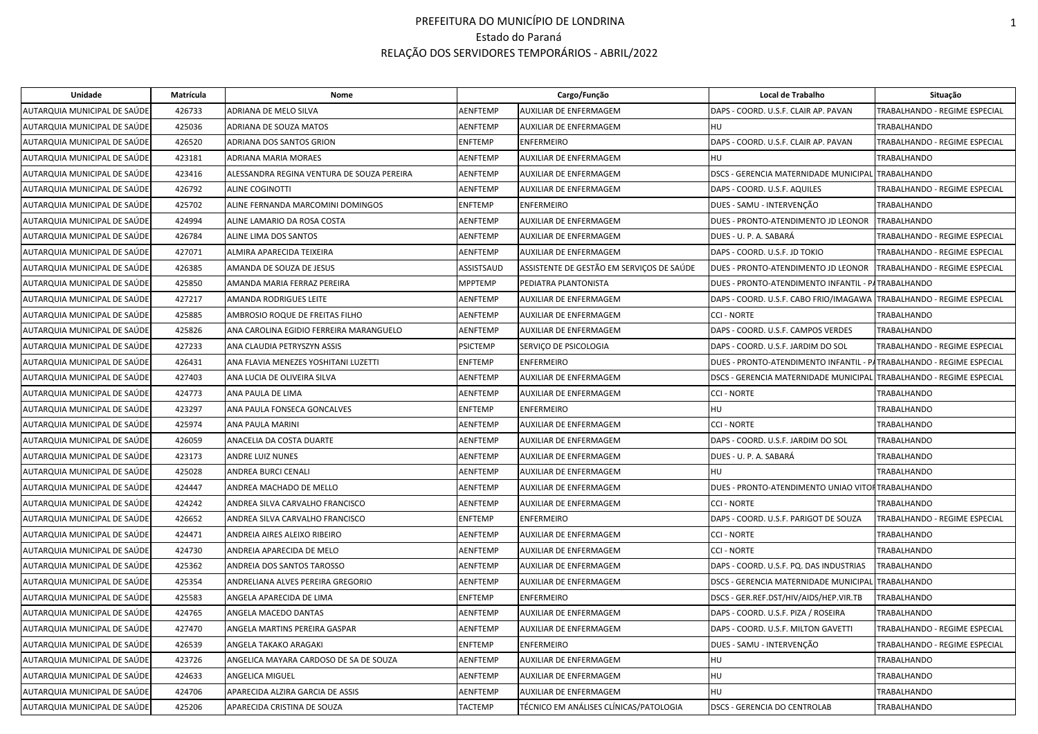# PREFEITURA DO MUNICÍPIO DE LONDRINA

## Estado do Paraná

## RELAÇÃO DOS SERVIDORES TEMPORÁRIOS - ABRIL/2022

| Unidade | Matrícula | Nome | Cargo/Função | | Local de Trabalho | Situação |
|---|---|---|---|---|---|---|
| AUTARQUIA MUNICIPAL DE SAÚDE | 426733 | ADRIANA DE MELO SILVA | AENFTEMP | AUXILIAR DE ENFERMAGEM | DAPS - COORD. U.S.F. CLAIR AP. PAVAN | TRABALHANDO - REGIME ESPECIAL |
| AUTARQUIA MUNICIPAL DE SAÚDE | 425036 | ADRIANA DE SOUZA MATOS | AENFTEMP | AUXILIAR DE ENFERMAGEM | HU | TRABALHANDO |
| AUTARQUIA MUNICIPAL DE SAÚDE | 426520 | ADRIANA DOS SANTOS GRION | ENFTEMP | ENFERMEIRO | DAPS - COORD. U.S.F. CLAIR AP. PAVAN | TRABALHANDO - REGIME ESPECIAL |
| AUTARQUIA MUNICIPAL DE SAÚDE | 423181 | ADRIANA MARIA MORAES | AENFTEMP | AUXILIAR DE ENFERMAGEM | HU | TRABALHANDO |
| AUTARQUIA MUNICIPAL DE SAÚDE | 423416 | ALESSANDRA REGINA VENTURA DE SOUZA PEREIRA | AENFTEMP | AUXILIAR DE ENFERMAGEM | DSCS - GERENCIA MATERNIDADE MUNICIPAL | TRABALHANDO |
| AUTARQUIA MUNICIPAL DE SAÚDE | 426792 | ALINE COGINOTTI | AENFTEMP | AUXILIAR DE ENFERMAGEM | DAPS - COORD. U.S.F. AQUILES | TRABALHANDO - REGIME ESPECIAL |
| AUTARQUIA MUNICIPAL DE SAÚDE | 425702 | ALINE FERNANDA MARCOMINI DOMINGOS | ENFTEMP | ENFERMEIRO | DUES - SAMU - INTERVENÇÃO | TRABALHANDO |
| AUTARQUIA MUNICIPAL DE SAÚDE | 424994 | ALINE LAMARIO DA ROSA COSTA | AENFTEMP | AUXILIAR DE ENFERMAGEM | DUES - PRONTO-ATENDIMENTO JD LEONOR | TRABALHANDO |
| AUTARQUIA MUNICIPAL DE SAÚDE | 426784 | ALINE LIMA DOS SANTOS | AENFTEMP | AUXILIAR DE ENFERMAGEM | DUES - U. P. A. SABARÁ | TRABALHANDO - REGIME ESPECIAL |
| AUTARQUIA MUNICIPAL DE SAÚDE | 427071 | ALMIRA APARECIDA TEIXEIRA | AENFTEMP | AUXILIAR DE ENFERMAGEM | DAPS - COORD. U.S.F. JD TOKIO | TRABALHANDO - REGIME ESPECIAL |
| AUTARQUIA MUNICIPAL DE SAÚDE | 426385 | AMANDA DE SOUZA DE JESUS | ASSISTSAUD | ASSISTENTE DE GESTÃO EM SERVIÇOS DE SAÚDE | DUES - PRONTO-ATENDIMENTO JD LEONOR | TRABALHANDO - REGIME ESPECIAL |
| AUTARQUIA MUNICIPAL DE SAÚDE | 425850 | AMANDA MARIA FERRAZ PEREIRA | MPPTEMP | PEDIATRA PLANTONISTA | DUES - PRONTO-ATENDIMENTO INFANTIL - PA | TRABALHANDO |
| AUTARQUIA MUNICIPAL DE SAÚDE | 427217 | AMANDA RODRIGUES LEITE | AENFTEMP | AUXILIAR DE ENFERMAGEM | DAPS - COORD. U.S.F. CABO FRIO/IMAGAWA | TRABALHANDO - REGIME ESPECIAL |
| AUTARQUIA MUNICIPAL DE SAÚDE | 425885 | AMBROSIO ROQUE DE FREITAS FILHO | AENFTEMP | AUXILIAR DE ENFERMAGEM | CCI - NORTE | TRABALHANDO |
| AUTARQUIA MUNICIPAL DE SAÚDE | 425826 | ANA CAROLINA EGIDIO FERREIRA MARANGUELO | AENFTEMP | AUXILIAR DE ENFERMAGEM | DAPS - COORD. U.S.F. CAMPOS VERDES | TRABALHANDO |
| AUTARQUIA MUNICIPAL DE SAÚDE | 427233 | ANA CLAUDIA PETRYSZYN ASSIS | PSICTEMP | SERVIÇO DE PSICOLOGIA | DAPS - COORD. U.S.F. JARDIM DO SOL | TRABALHANDO - REGIME ESPECIAL |
| AUTARQUIA MUNICIPAL DE SAÚDE | 426431 | ANA FLAVIA MENEZES YOSHITANI LUZETTI | ENFTEMP | ENFERMEIRO | DUES - PRONTO-ATENDIMENTO INFANTIL - PA | TRABALHANDO - REGIME ESPECIAL |
| AUTARQUIA MUNICIPAL DE SAÚDE | 427403 | ANA LUCIA DE OLIVEIRA SILVA | AENFTEMP | AUXILIAR DE ENFERMAGEM | DSCS - GERENCIA MATERNIDADE MUNICIPAL | TRABALHANDO - REGIME ESPECIAL |
| AUTARQUIA MUNICIPAL DE SAÚDE | 424773 | ANA PAULA DE LIMA | AENFTEMP | AUXILIAR DE ENFERMAGEM | CCI - NORTE | TRABALHANDO |
| AUTARQUIA MUNICIPAL DE SAÚDE | 423297 | ANA PAULA FONSECA GONCALVES | ENFTEMP | ENFERMEIRO | HU | TRABALHANDO |
| AUTARQUIA MUNICIPAL DE SAÚDE | 425974 | ANA PAULA MARINI | AENFTEMP | AUXILIAR DE ENFERMAGEM | CCI - NORTE | TRABALHANDO |
| AUTARQUIA MUNICIPAL DE SAÚDE | 426059 | ANACELIA DA COSTA DUARTE | AENFTEMP | AUXILIAR DE ENFERMAGEM | DAPS - COORD. U.S.F. JARDIM DO SOL | TRABALHANDO |
| AUTARQUIA MUNICIPAL DE SAÚDE | 423173 | ANDRE LUIZ NUNES | AENFTEMP | AUXILIAR DE ENFERMAGEM | DUES - U. P. A. SABARÁ | TRABALHANDO |
| AUTARQUIA MUNICIPAL DE SAÚDE | 425028 | ANDREA BURCI CENALI | AENFTEMP | AUXILIAR DE ENFERMAGEM | HU | TRABALHANDO |
| AUTARQUIA MUNICIPAL DE SAÚDE | 424447 | ANDREA MACHADO DE MELLO | AENFTEMP | AUXILIAR DE ENFERMAGEM | DUES - PRONTO-ATENDIMENTO UNIAO VITOR | TRABALHANDO |
| AUTARQUIA MUNICIPAL DE SAÚDE | 424242 | ANDREA SILVA CARVALHO FRANCISCO | AENFTEMP | AUXILIAR DE ENFERMAGEM | CCI - NORTE | TRABALHANDO |
| AUTARQUIA MUNICIPAL DE SAÚDE | 426652 | ANDREA SILVA CARVALHO FRANCISCO | ENFTEMP | ENFERMEIRO | DAPS - COORD. U.S.F. PARIGOT DE SOUZA | TRABALHANDO - REGIME ESPECIAL |
| AUTARQUIA MUNICIPAL DE SAÚDE | 424471 | ANDREIA AIRES ALEIXO RIBEIRO | AENFTEMP | AUXILIAR DE ENFERMAGEM | CCI - NORTE | TRABALHANDO |
| AUTARQUIA MUNICIPAL DE SAÚDE | 424730 | ANDREIA APARECIDA DE MELO | AENFTEMP | AUXILIAR DE ENFERMAGEM | CCI - NORTE | TRABALHANDO |
| AUTARQUIA MUNICIPAL DE SAÚDE | 425362 | ANDREIA DOS SANTOS TAROSSO | AENFTEMP | AUXILIAR DE ENFERMAGEM | DAPS - COORD. U.S.F. PQ. DAS INDUSTRIAS | TRABALHANDO |
| AUTARQUIA MUNICIPAL DE SAÚDE | 425354 | ANDRELIANA ALVES PEREIRA GREGORIO | AENFTEMP | AUXILIAR DE ENFERMAGEM | DSCS - GERENCIA MATERNIDADE MUNICIPAL | TRABALHANDO |
| AUTARQUIA MUNICIPAL DE SAÚDE | 425583 | ANGELA APARECIDA DE LIMA | ENFTEMP | ENFERMEIRO | DSCS - GER.REF.DST/HIV/AIDS/HEP.VIR.TB | TRABALHANDO |
| AUTARQUIA MUNICIPAL DE SAÚDE | 424765 | ANGELA MACEDO DANTAS | AENFTEMP | AUXILIAR DE ENFERMAGEM | DAPS - COORD. U.S.F. PIZA / ROSEIRA | TRABALHANDO |
| AUTARQUIA MUNICIPAL DE SAÚDE | 427470 | ANGELA MARTINS PEREIRA GASPAR | AENFTEMP | AUXILIAR DE ENFERMAGEM | DAPS - COORD. U.S.F. MILTON GAVETTI | TRABALHANDO - REGIME ESPECIAL |
| AUTARQUIA MUNICIPAL DE SAÚDE | 426539 | ANGELA TAKAKO ARAGAKI | ENFTEMP | ENFERMEIRO | DUES - SAMU - INTERVENÇÃO | TRABALHANDO - REGIME ESPECIAL |
| AUTARQUIA MUNICIPAL DE SAÚDE | 423726 | ANGELICA MAYARA CARDOSO DE SA DE SOUZA | AENFTEMP | AUXILIAR DE ENFERMAGEM | HU | TRABALHANDO |
| AUTARQUIA MUNICIPAL DE SAÚDE | 424633 | ANGELICA MIGUEL | AENFTEMP | AUXILIAR DE ENFERMAGEM | HU | TRABALHANDO |
| AUTARQUIA MUNICIPAL DE SAÚDE | 424706 | APARECIDA ALZIRA GARCIA DE ASSIS | AENFTEMP | AUXILIAR DE ENFERMAGEM | HU | TRABALHANDO |
| AUTARQUIA MUNICIPAL DE SAÚDE | 425206 | APARECIDA CRISTINA DE SOUZA | TACTEMP | TÉCNICO EM ANÁLISES CLÍNICAS/PATOLOGIA | DSCS - GERENCIA DO CENTROLAB | TRABALHANDO |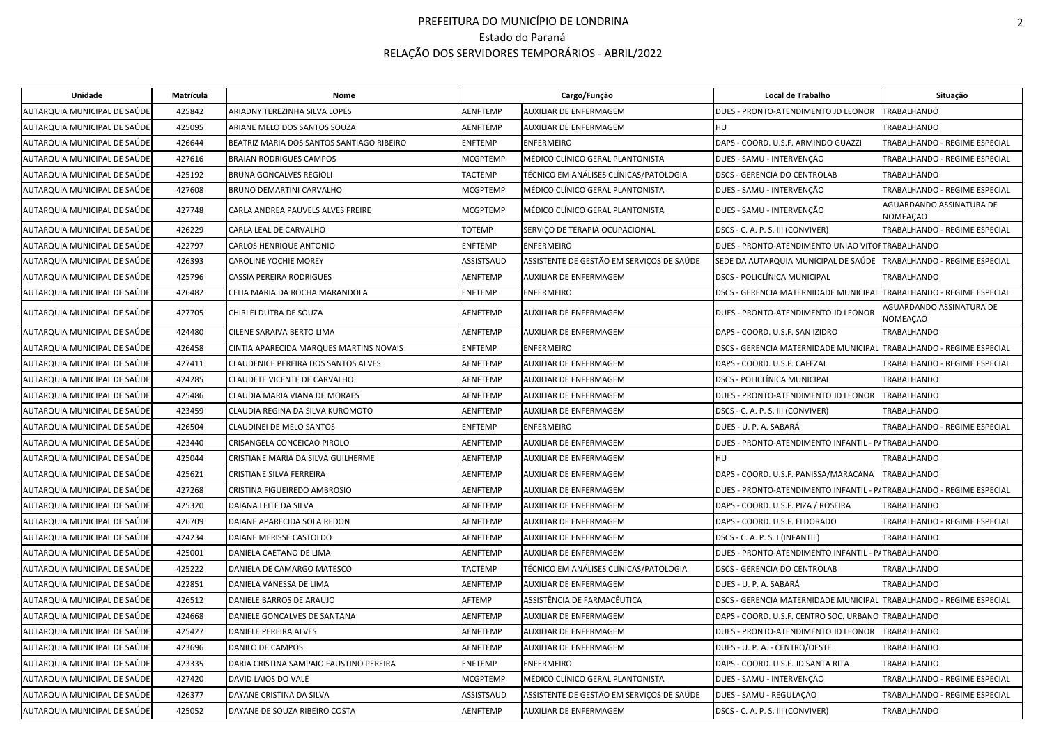# PREFEITURA DO MUNICÍPIO DE LONDRINA

Estado do Paraná

RELAÇÃO DOS SERVIDORES TEMPORÁRIOS - ABRIL/2022

| Unidade | Matrícula | Nome | Cargo/Função | | Local de Trabalho | Situação |
|---|---|---|---|---|---|---|
| AUTARQUIA MUNICIPAL DE SAÚDE | 425842 | ARIADNY TEREZINHA SILVA LOPES | AENFTEMP | AUXILIAR DE ENFERMAGEM | DUES - PRONTO-ATENDIMENTO JD LEONOR | TRABALHANDO |
| AUTARQUIA MUNICIPAL DE SAÚDE | 425095 | ARIANE MELO DOS SANTOS SOUZA | AENFTEMP | AUXILIAR DE ENFERMAGEM | HU | TRABALHANDO |
| AUTARQUIA MUNICIPAL DE SAÚDE | 426644 | BEATRIZ MARIA DOS SANTOS SANTIAGO RIBEIRO | ENFTEMP | ENFERMEIRO | DAPS - COORD. U.S.F. ARMINDO GUAZZI | TRABALHANDO - REGIME ESPECIAL |
| AUTARQUIA MUNICIPAL DE SAÚDE | 427616 | BRAIAN RODRIGUES CAMPOS | MCGPTEMP | MÉDICO CLÍNICO GERAL PLANTONISTA | DUES - SAMU - INTERVENÇÃO | TRABALHANDO - REGIME ESPECIAL |
| AUTARQUIA MUNICIPAL DE SAÚDE | 425192 | BRUNA GONCALVES REGIOLI | TACTEMP | TÉCNICO EM ANÁLISES CLÍNICAS/PATOLOGIA | DSCS - GERENCIA DO CENTROLAB | TRABALHANDO |
| AUTARQUIA MUNICIPAL DE SAÚDE | 427608 | BRUNO DEMARTINI CARVALHO | MCGPTEMP | MÉDICO CLÍNICO GERAL PLANTONISTA | DUES - SAMU - INTERVENÇÃO | TRABALHANDO - REGIME ESPECIAL |
| AUTARQUIA MUNICIPAL DE SAÚDE | 427748 | CARLA ANDREA PAUVELS ALVES FREIRE | MCGPTEMP | MÉDICO CLÍNICO GERAL PLANTONISTA | DUES - SAMU - INTERVENÇÃO | AGUARDANDO ASSINATURA DE NOMEAÇAO |
| AUTARQUIA MUNICIPAL DE SAÚDE | 426229 | CARLA LEAL DE CARVALHO | TOTEMP | SERVIÇO DE TERAPIA OCUPACIONAL | DSCS - C. A. P. S. III (CONVIVER) | TRABALHANDO - REGIME ESPECIAL |
| AUTARQUIA MUNICIPAL DE SAÚDE | 422797 | CARLOS HENRIQUE ANTONIO | ENFTEMP | ENFERMEIRO | DUES - PRONTO-ATENDIMENTO UNIAO VITOI | TRABALHANDO |
| AUTARQUIA MUNICIPAL DE SAÚDE | 426393 | CAROLINE YOCHIE MOREY | ASSISTSAUD | ASSISTENTE DE GESTÃO EM SERVIÇOS DE SAÚDE | SEDE DA AUTARQUIA MUNICIPAL DE SAÚDE | TRABALHANDO - REGIME ESPECIAL |
| AUTARQUIA MUNICIPAL DE SAÚDE | 425796 | CASSIA PEREIRA RODRIGUES | AENFTEMP | AUXILIAR DE ENFERMAGEM | DSCS - POLICLÍNICA MUNICIPAL | TRABALHANDO |
| AUTARQUIA MUNICIPAL DE SAÚDE | 426482 | CELIA MARIA DA ROCHA MARANDOLA | ENFTEMP | ENFERMEIRO | DSCS - GERENCIA MATERNIDADE MUNICIPAL | TRABALHANDO - REGIME ESPECIAL |
| AUTARQUIA MUNICIPAL DE SAÚDE | 427705 | CHIRLEI DUTRA DE SOUZA | AENFTEMP | AUXILIAR DE ENFERMAGEM | DUES - PRONTO-ATENDIMENTO JD LEONOR | AGUARDANDO ASSINATURA DE NOMEAÇAO |
| AUTARQUIA MUNICIPAL DE SAÚDE | 424480 | CILENE SARAIVA BERTO LIMA | AENFTEMP | AUXILIAR DE ENFERMAGEM | DAPS - COORD. U.S.F. SAN IZIDRO | TRABALHANDO |
| AUTARQUIA MUNICIPAL DE SAÚDE | 426458 | CINTIA APARECIDA MARQUES MARTINS NOVAIS | ENFTEMP | ENFERMEIRO | DSCS - GERENCIA MATERNIDADE MUNICIPAL | TRABALHANDO - REGIME ESPECIAL |
| AUTARQUIA MUNICIPAL DE SAÚDE | 427411 | CLAUDENICE PEREIRA DOS SANTOS ALVES | AENFTEMP | AUXILIAR DE ENFERMAGEM | DAPS - COORD. U.S.F. CAFEZAL | TRABALHANDO - REGIME ESPECIAL |
| AUTARQUIA MUNICIPAL DE SAÚDE | 424285 | CLAUDETE VICENTE DE CARVALHO | AENFTEMP | AUXILIAR DE ENFERMAGEM | DSCS - POLICLÍNICA MUNICIPAL | TRABALHANDO |
| AUTARQUIA MUNICIPAL DE SAÚDE | 425486 | CLAUDIA MARIA VIANA DE MORAES | AENFTEMP | AUXILIAR DE ENFERMAGEM | DUES - PRONTO-ATENDIMENTO JD LEONOR | TRABALHANDO |
| AUTARQUIA MUNICIPAL DE SAÚDE | 423459 | CLAUDIA REGINA DA SILVA KUROMOTO | AENFTEMP | AUXILIAR DE ENFERMAGEM | DSCS - C. A. P. S. III (CONVIVER) | TRABALHANDO |
| AUTARQUIA MUNICIPAL DE SAÚDE | 426504 | CLAUDINEI DE MELO SANTOS | ENFTEMP | ENFERMEIRO | DUES - U. P. A. SABARÁ | TRABALHANDO - REGIME ESPECIAL |
| AUTARQUIA MUNICIPAL DE SAÚDE | 423440 | CRISANGELA CONCEICAO PIROLO | AENFTEMP | AUXILIAR DE ENFERMAGEM | DUES - PRONTO-ATENDIMENTO INFANTIL - PA | TRABALHANDO |
| AUTARQUIA MUNICIPAL DE SAÚDE | 425044 | CRISTIANE MARIA DA SILVA GUILHERME | AENFTEMP | AUXILIAR DE ENFERMAGEM | HU | TRABALHANDO |
| AUTARQUIA MUNICIPAL DE SAÚDE | 425621 | CRISTIANE SILVA FERREIRA | AENFTEMP | AUXILIAR DE ENFERMAGEM | DAPS - COORD. U.S.F. PANISSA/MARACANA | TRABALHANDO |
| AUTARQUIA MUNICIPAL DE SAÚDE | 427268 | CRISTINA FIGUEIREDO AMBROSIO | AENFTEMP | AUXILIAR DE ENFERMAGEM | DUES - PRONTO-ATENDIMENTO INFANTIL - PA | TRABALHANDO - REGIME ESPECIAL |
| AUTARQUIA MUNICIPAL DE SAÚDE | 425320 | DAIANA LEITE DA SILVA | AENFTEMP | AUXILIAR DE ENFERMAGEM | DAPS - COORD. U.S.F. PIZA / ROSEIRA | TRABALHANDO |
| AUTARQUIA MUNICIPAL DE SAÚDE | 426709 | DAIANE APARECIDA SOLA REDON | AENFTEMP | AUXILIAR DE ENFERMAGEM | DAPS - COORD. U.S.F. ELDORADO | TRABALHANDO - REGIME ESPECIAL |
| AUTARQUIA MUNICIPAL DE SAÚDE | 424234 | DAIANE MERISSE CASTOLDO | AENFTEMP | AUXILIAR DE ENFERMAGEM | DSCS - C. A. P. S. I (INFANTIL) | TRABALHANDO |
| AUTARQUIA MUNICIPAL DE SAÚDE | 425001 | DANIELA CAETANO DE LIMA | AENFTEMP | AUXILIAR DE ENFERMAGEM | DUES - PRONTO-ATENDIMENTO INFANTIL - PA | TRABALHANDO |
| AUTARQUIA MUNICIPAL DE SAÚDE | 425222 | DANIELA DE CAMARGO MATESCO | TACTEMP | TÉCNICO EM ANÁLISES CLÍNICAS/PATOLOGIA | DSCS - GERENCIA DO CENTROLAB | TRABALHANDO |
| AUTARQUIA MUNICIPAL DE SAÚDE | 422851 | DANIELA VANESSA DE LIMA | AENFTEMP | AUXILIAR DE ENFERMAGEM | DUES - U. P. A. SABARÁ | TRABALHANDO |
| AUTARQUIA MUNICIPAL DE SAÚDE | 426512 | DANIELE BARROS DE ARAUJO | AFTEMP | ASSISTÊNCIA DE FARMACÊUTICA | DSCS - GERENCIA MATERNIDADE MUNICIPAL | TRABALHANDO - REGIME ESPECIAL |
| AUTARQUIA MUNICIPAL DE SAÚDE | 424668 | DANIELE GONCALVES DE SANTANA | AENFTEMP | AUXILIAR DE ENFERMAGEM | DAPS - COORD. U.S.F. CENTRO SOC. URBANO | TRABALHANDO |
| AUTARQUIA MUNICIPAL DE SAÚDE | 425427 | DANIELE PEREIRA ALVES | AENFTEMP | AUXILIAR DE ENFERMAGEM | DUES - PRONTO-ATENDIMENTO JD LEONOR | TRABALHANDO |
| AUTARQUIA MUNICIPAL DE SAÚDE | 423696 | DANILO DE CAMPOS | AENFTEMP | AUXILIAR DE ENFERMAGEM | DUES - U. P. A. - CENTRO/OESTE | TRABALHANDO |
| AUTARQUIA MUNICIPAL DE SAÚDE | 423335 | DARIA CRISTINA SAMPAIO FAUSTINO PEREIRA | ENFTEMP | ENFERMEIRO | DAPS - COORD. U.S.F. JD SANTA RITA | TRABALHANDO |
| AUTARQUIA MUNICIPAL DE SAÚDE | 427420 | DAVID LAIOS DO VALE | MCGPTEMP | MÉDICO CLÍNICO GERAL PLANTONISTA | DUES - SAMU - INTERVENÇÃO | TRABALHANDO - REGIME ESPECIAL |
| AUTARQUIA MUNICIPAL DE SAÚDE | 426377 | DAYANE CRISTINA DA SILVA | ASSISTSAUD | ASSISTENTE DE GESTÃO EM SERVIÇOS DE SAÚDE | DUES - SAMU - REGULAÇÃO | TRABALHANDO - REGIME ESPECIAL |
| AUTARQUIA MUNICIPAL DE SAÚDE | 425052 | DAYANE DE SOUZA RIBEIRO COSTA | AENFTEMP | AUXILIAR DE ENFERMAGEM | DSCS - C. A. P. S. III (CONVIVER) | TRABALHANDO |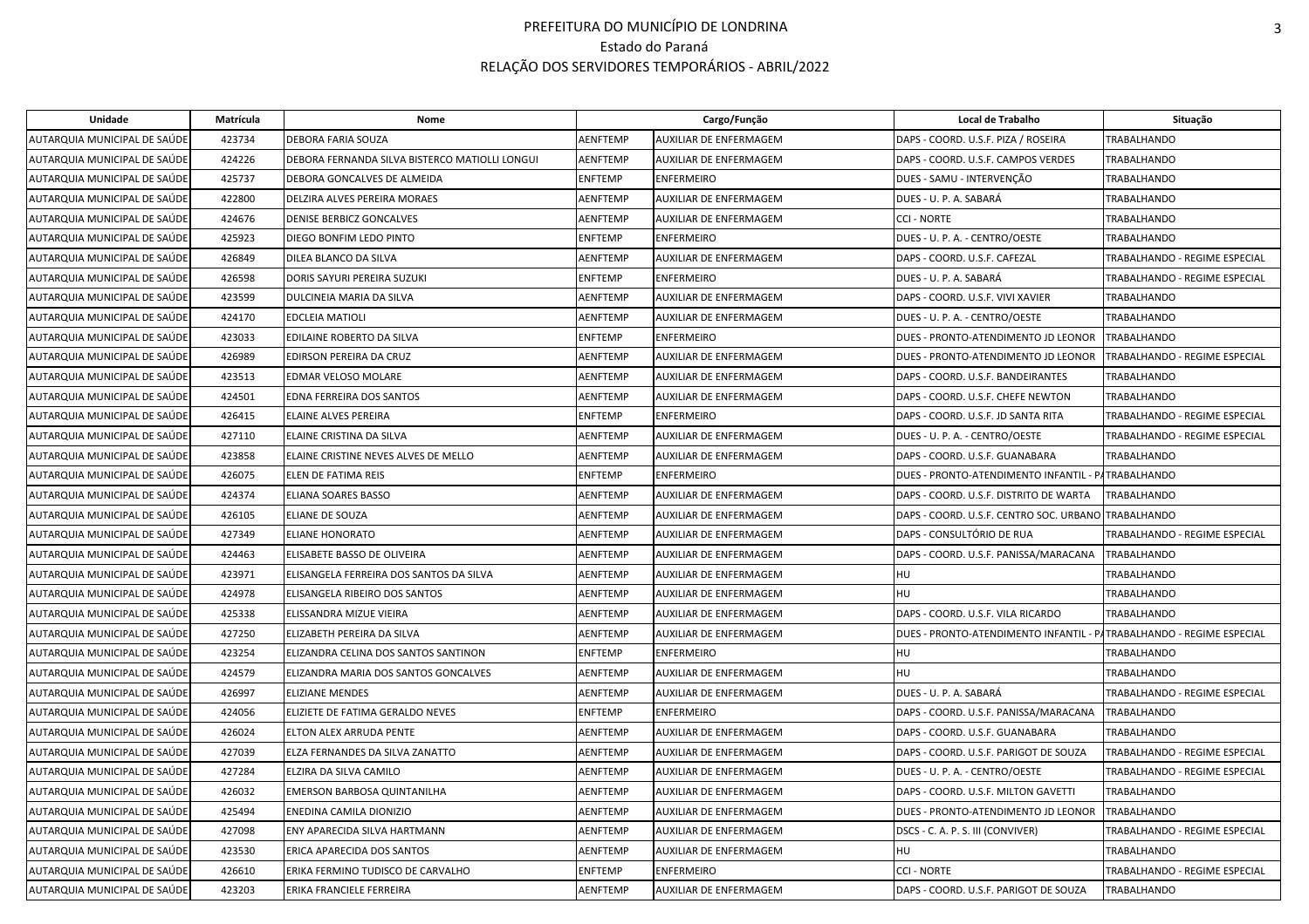# PREFEITURA DO MUNICÍPIO DE LONDRINA
## Estado do Paraná
## RELAÇÃO DOS SERVIDORES TEMPORÁRIOS - ABRIL/2022

| Unidade | Matrícula | Nome | Cargo/Função | | Local de Trabalho | Situação |
|---|---|---|---|---|---|---|
| AUTARQUIA MUNICIPAL DE SAÚDE | 423734 | DEBORA FARIA SOUZA | AENFTEMP | AUXILIAR DE ENFERMAGEM | DAPS - COORD. U.S.F. PIZA / ROSEIRA | TRABALHANDO |
| AUTARQUIA MUNICIPAL DE SAÚDE | 424226 | DEBORA FERNANDA SILVA BISTERCO MATIOLLI LONGUI | AENFTEMP | AUXILIAR DE ENFERMAGEM | DAPS - COORD. U.S.F. CAMPOS VERDES | TRABALHANDO |
| AUTARQUIA MUNICIPAL DE SAÚDE | 425737 | DEBORA GONCALVES DE ALMEIDA | ENFTEMP | ENFERMEIRO | DUES - SAMU - INTERVENÇÃO | TRABALHANDO |
| AUTARQUIA MUNICIPAL DE SAÚDE | 422800 | DELZIRA ALVES PEREIRA MORAES | AENFTEMP | AUXILIAR DE ENFERMAGEM | DUES - U. P. A. SABARÁ | TRABALHANDO |
| AUTARQUIA MUNICIPAL DE SAÚDE | 424676 | DENISE BERBICZ GONCALVES | AENFTEMP | AUXILIAR DE ENFERMAGEM | CCI - NORTE | TRABALHANDO |
| AUTARQUIA MUNICIPAL DE SAÚDE | 425923 | DIEGO BONFIM LEDO PINTO | ENFTEMP | ENFERMEIRO | DUES - U. P. A. - CENTRO/OESTE | TRABALHANDO |
| AUTARQUIA MUNICIPAL DE SAÚDE | 426849 | DILEA BLANCO DA SILVA | AENFTEMP | AUXILIAR DE ENFERMAGEM | DAPS - COORD. U.S.F. CAFEZAL | TRABALHANDO - REGIME ESPECIAL |
| AUTARQUIA MUNICIPAL DE SAÚDE | 426598 | DORIS SAYURI PEREIRA SUZUKI | ENFTEMP | ENFERMEIRO | DUES - U. P. A. SABARÁ | TRABALHANDO - REGIME ESPECIAL |
| AUTARQUIA MUNICIPAL DE SAÚDE | 423599 | DULCINEIA MARIA DA SILVA | AENFTEMP | AUXILIAR DE ENFERMAGEM | DAPS - COORD. U.S.F. VIVI XAVIER | TRABALHANDO |
| AUTARQUIA MUNICIPAL DE SAÚDE | 424170 | EDCLEIA MATIOLI | AENFTEMP | AUXILIAR DE ENFERMAGEM | DUES - U. P. A. - CENTRO/OESTE | TRABALHANDO |
| AUTARQUIA MUNICIPAL DE SAÚDE | 423033 | EDILAINE ROBERTO DA SILVA | ENFTEMP | ENFERMEIRO | DUES - PRONTO-ATENDIMENTO JD LEONOR | TRABALHANDO |
| AUTARQUIA MUNICIPAL DE SAÚDE | 426989 | EDIRSON PEREIRA DA CRUZ | AENFTEMP | AUXILIAR DE ENFERMAGEM | DUES - PRONTO-ATENDIMENTO JD LEONOR | TRABALHANDO - REGIME ESPECIAL |
| AUTARQUIA MUNICIPAL DE SAÚDE | 423513 | EDMAR VELOSO MOLARE | AENFTEMP | AUXILIAR DE ENFERMAGEM | DAPS - COORD. U.S.F. BANDEIRANTES | TRABALHANDO |
| AUTARQUIA MUNICIPAL DE SAÚDE | 424501 | EDNA FERREIRA DOS SANTOS | AENFTEMP | AUXILIAR DE ENFERMAGEM | DAPS - COORD. U.S.F. CHEFE NEWTON | TRABALHANDO |
| AUTARQUIA MUNICIPAL DE SAÚDE | 426415 | ELAINE ALVES PEREIRA | ENFTEMP | ENFERMEIRO | DAPS - COORD. U.S.F. JD SANTA RITA | TRABALHANDO - REGIME ESPECIAL |
| AUTARQUIA MUNICIPAL DE SAÚDE | 427110 | ELAINE CRISTINA DA SILVA | AENFTEMP | AUXILIAR DE ENFERMAGEM | DUES - U. P. A. - CENTRO/OESTE | TRABALHANDO - REGIME ESPECIAL |
| AUTARQUIA MUNICIPAL DE SAÚDE | 423858 | ELAINE CRISTINE NEVES ALVES DE MELLO | AENFTEMP | AUXILIAR DE ENFERMAGEM | DAPS - COORD. U.S.F. GUANABARA | TRABALHANDO |
| AUTARQUIA MUNICIPAL DE SAÚDE | 426075 | ELEN DE FATIMA REIS | ENFTEMP | ENFERMEIRO | DUES - PRONTO-ATENDIMENTO INFANTIL - P | TRABALHANDO |
| AUTARQUIA MUNICIPAL DE SAÚDE | 424374 | ELIANA SOARES BASSO | AENFTEMP | AUXILIAR DE ENFERMAGEM | DAPS - COORD. U.S.F. DISTRITO DE WARTA | TRABALHANDO |
| AUTARQUIA MUNICIPAL DE SAÚDE | 426105 | ELIANE DE SOUZA | AENFTEMP | AUXILIAR DE ENFERMAGEM | DAPS - COORD. U.S.F. CENTRO SOC. URBANO | TRABALHANDO |
| AUTARQUIA MUNICIPAL DE SAÚDE | 427349 | ELIANE HONORATO | AENFTEMP | AUXILIAR DE ENFERMAGEM | DAPS - CONSULTÓRIO DE RUA | TRABALHANDO - REGIME ESPECIAL |
| AUTARQUIA MUNICIPAL DE SAÚDE | 424463 | ELISABETE BASSO DE OLIVEIRA | AENFTEMP | AUXILIAR DE ENFERMAGEM | DAPS - COORD. U.S.F. PANISSA/MARACANA | TRABALHANDO |
| AUTARQUIA MUNICIPAL DE SAÚDE | 423971 | ELISANGELA FERREIRA DOS SANTOS DA SILVA | AENFTEMP | AUXILIAR DE ENFERMAGEM | HU | TRABALHANDO |
| AUTARQUIA MUNICIPAL DE SAÚDE | 424978 | ELISANGELA RIBEIRO DOS SANTOS | AENFTEMP | AUXILIAR DE ENFERMAGEM | HU | TRABALHANDO |
| AUTARQUIA MUNICIPAL DE SAÚDE | 425338 | ELISSANDRA MIZUE VIEIRA | AENFTEMP | AUXILIAR DE ENFERMAGEM | DAPS - COORD. U.S.F. VILA RICARDO | TRABALHANDO |
| AUTARQUIA MUNICIPAL DE SAÚDE | 427250 | ELIZABETH PEREIRA DA SILVA | AENFTEMP | AUXILIAR DE ENFERMAGEM | DUES - PRONTO-ATENDIMENTO INFANTIL - P | TRABALHANDO - REGIME ESPECIAL |
| AUTARQUIA MUNICIPAL DE SAÚDE | 423254 | ELIZANDRA CELINA DOS SANTOS SANTINON | ENFTEMP | ENFERMEIRO | HU | TRABALHANDO |
| AUTARQUIA MUNICIPAL DE SAÚDE | 424579 | ELIZANDRA MARIA DOS SANTOS GONCALVES | AENFTEMP | AUXILIAR DE ENFERMAGEM | HU | TRABALHANDO |
| AUTARQUIA MUNICIPAL DE SAÚDE | 426997 | ELIZIANE MENDES | AENFTEMP | AUXILIAR DE ENFERMAGEM | DUES - U. P. A. SABARÁ | TRABALHANDO - REGIME ESPECIAL |
| AUTARQUIA MUNICIPAL DE SAÚDE | 424056 | ELIZIETE DE FATIMA GERALDO NEVES | ENFTEMP | ENFERMEIRO | DAPS - COORD. U.S.F. PANISSA/MARACANA | TRABALHANDO |
| AUTARQUIA MUNICIPAL DE SAÚDE | 426024 | ELTON ALEX ARRUDA PENTE | AENFTEMP | AUXILIAR DE ENFERMAGEM | DAPS - COORD. U.S.F. GUANABARA | TRABALHANDO |
| AUTARQUIA MUNICIPAL DE SAÚDE | 427039 | ELZA FERNANDES DA SILVA ZANATTO | AENFTEMP | AUXILIAR DE ENFERMAGEM | DAPS - COORD. U.S.F. PARIGOT DE SOUZA | TRABALHANDO - REGIME ESPECIAL |
| AUTARQUIA MUNICIPAL DE SAÚDE | 427284 | ELZIRA DA SILVA CAMILO | AENFTEMP | AUXILIAR DE ENFERMAGEM | DUES - U. P. A. - CENTRO/OESTE | TRABALHANDO - REGIME ESPECIAL |
| AUTARQUIA MUNICIPAL DE SAÚDE | 426032 | EMERSON BARBOSA QUINTANILHA | AENFTEMP | AUXILIAR DE ENFERMAGEM | DAPS - COORD. U.S.F. MILTON GAVETTI | TRABALHANDO |
| AUTARQUIA MUNICIPAL DE SAÚDE | 425494 | ENEDINA CAMILA DIONIZIO | AENFTEMP | AUXILIAR DE ENFERMAGEM | DUES - PRONTO-ATENDIMENTO JD LEONOR | TRABALHANDO |
| AUTARQUIA MUNICIPAL DE SAÚDE | 427098 | ENY APARECIDA SILVA HARTMANN | AENFTEMP | AUXILIAR DE ENFERMAGEM | DSCS - C. A. P. S. III (CONVIVER) | TRABALHANDO - REGIME ESPECIAL |
| AUTARQUIA MUNICIPAL DE SAÚDE | 423530 | ERICA APARECIDA DOS SANTOS | AENFTEMP | AUXILIAR DE ENFERMAGEM | HU | TRABALHANDO |
| AUTARQUIA MUNICIPAL DE SAÚDE | 426610 | ERIKA FERMINO TUDISCO DE CARVALHO | ENFTEMP | ENFERMEIRO | CCI - NORTE | TRABALHANDO - REGIME ESPECIAL |
| AUTARQUIA MUNICIPAL DE SAÚDE | 423203 | ERIKA FRANCIELE FERREIRA | AENFTEMP | AUXILIAR DE ENFERMAGEM | DAPS - COORD. U.S.F. PARIGOT DE SOUZA | TRABALHANDO |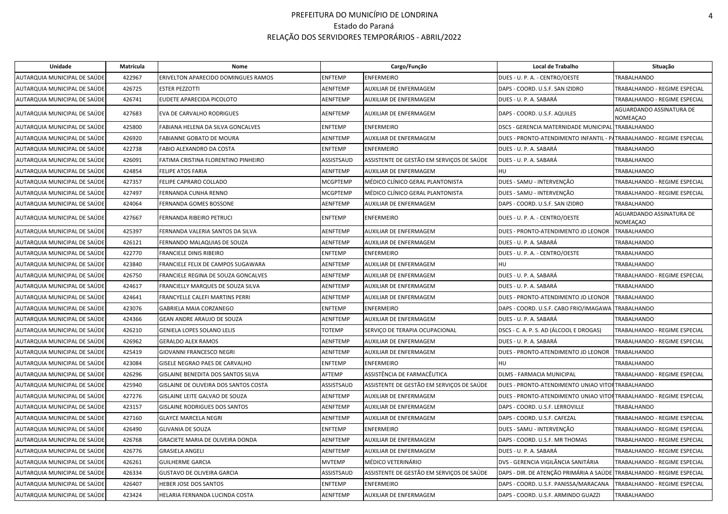# PREFEITURA DO MUNICÍPIO DE LONDRINA
## Estado do Paraná
## RELAÇÃO DOS SERVIDORES TEMPORÁRIOS - ABRIL/2022

| Unidade | Matrícula | Nome | Cargo/Função | | Local de Trabalho | Situação |
|---|---|---|---|---|---|---|
| AUTARQUIA MUNICIPAL DE SAÚDE | 422967 | ERIVELTON APARECIDO DOMINGUES RAMOS | ENFTEMP | ENFERMEIRO | DUES - U. P. A. - CENTRO/OESTE | TRABALHANDO |
| AUTARQUIA MUNICIPAL DE SAÚDE | 426725 | ESTER PEZZOTTI | AENFTEMP | AUXILIAR DE ENFERMAGEM | DAPS - COORD. U.S.F. SAN IZIDRO | TRABALHANDO - REGIME ESPECIAL |
| AUTARQUIA MUNICIPAL DE SAÚDE | 426741 | EUDETE APARECIDA PICOLOTO | AENFTEMP | AUXILIAR DE ENFERMAGEM | DUES - U. P. A. SABARÁ | TRABALHANDO - REGIME ESPECIAL |
| AUTARQUIA MUNICIPAL DE SAÚDE | 427683 | EVA DE CARVALHO RODRIGUES | AENFTEMP | AUXILIAR DE ENFERMAGEM | DAPS - COORD. U.S.F. AQUILES | AGUARDANDO ASSINATURA DE NOMEAÇAO |
| AUTARQUIA MUNICIPAL DE SAÚDE | 425800 | FABIANA HELENA DA SILVA GONCALVES | ENFTEMP | ENFERMEIRO | DSCS - GERENCIA MATERNIDADE MUNICIPAL | TRABALHANDO |
| AUTARQUIA MUNICIPAL DE SAÚDE | 426920 | FABIANNE GOBATO DE MOURA | AENFTEMP | AUXILIAR DE ENFERMAGEM | DUES - PRONTO-ATENDIMENTO INFANTIL - PA | TRABALHANDO - REGIME ESPECIAL |
| AUTARQUIA MUNICIPAL DE SAÚDE | 422738 | FABIO ALEXANDRO DA COSTA | ENFTEMP | ENFERMEIRO | DUES - U. P. A. SABARÁ | TRABALHANDO |
| AUTARQUIA MUNICIPAL DE SAÚDE | 426091 | FATIMA CRISTINA FLORENTINO PINHEIRO | ASSISTSAUD | ASSISTENTE DE GESTÃO EM SERVIÇOS DE SAÚDE | DUES - U. P. A. SABARÁ | TRABALHANDO |
| AUTARQUIA MUNICIPAL DE SAÚDE | 424854 | FELIPE ATOS FARIA | AENFTEMP | AUXILIAR DE ENFERMAGEM | HU | TRABALHANDO |
| AUTARQUIA MUNICIPAL DE SAÚDE | 427357 | FELIPE CAPRARO COLLADO | MCGPTEMP | MÉDICO CLÍNICO GERAL PLANTONISTA | DUES - SAMU - INTERVENÇÃO | TRABALHANDO - REGIME ESPECIAL |
| AUTARQUIA MUNICIPAL DE SAÚDE | 427497 | FERNANDA CUNHA RENNO | MCGPTEMP | MÉDICO CLÍNICO GERAL PLANTONISTA | DUES - SAMU - INTERVENÇÃO | TRABALHANDO - REGIME ESPECIAL |
| AUTARQUIA MUNICIPAL DE SAÚDE | 424064 | FERNANDA GOMES BOSSONE | AENFTEMP | AUXILIAR DE ENFERMAGEM | DAPS - COORD. U.S.F. SAN IZIDRO | TRABALHANDO |
| AUTARQUIA MUNICIPAL DE SAÚDE | 427667 | FERNANDA RIBEIRO PETRUCI | ENFTEMP | ENFERMEIRO | DUES - U. P. A. - CENTRO/OESTE | AGUARDANDO ASSINATURA DE NOMEAÇAO |
| AUTARQUIA MUNICIPAL DE SAÚDE | 425397 | FERNANDA VALERIA SANTOS DA SILVA | AENFTEMP | AUXILIAR DE ENFERMAGEM | DUES - PRONTO-ATENDIMENTO JD LEONOR | TRABALHANDO |
| AUTARQUIA MUNICIPAL DE SAÚDE | 426121 | FERNANDO MALAQUIAS DE SOUZA | AENFTEMP | AUXILIAR DE ENFERMAGEM | DUES - U. P. A. SABARÁ | TRABALHANDO |
| AUTARQUIA MUNICIPAL DE SAÚDE | 422770 | FRANCIELE DINIS RIBEIRO | ENFTEMP | ENFERMEIRO | DUES - U. P. A. - CENTRO/OESTE | TRABALHANDO |
| AUTARQUIA MUNICIPAL DE SAÚDE | 423840 | FRANCIELE FELIX DE CAMPOS SUGAWARA | AENFTEMP | AUXILIAR DE ENFERMAGEM | HU | TRABALHANDO |
| AUTARQUIA MUNICIPAL DE SAÚDE | 426750 | FRANCIELE REGINA DE SOUZA GONCALVES | AENFTEMP | AUXILIAR DE ENFERMAGEM | DUES - U. P. A. SABARÁ | TRABALHANDO - REGIME ESPECIAL |
| AUTARQUIA MUNICIPAL DE SAÚDE | 424617 | FRANCIELLY MARQUES DE SOUZA SILVA | AENFTEMP | AUXILIAR DE ENFERMAGEM | DUES - U. P. A. SABARÁ | TRABALHANDO |
| AUTARQUIA MUNICIPAL DE SAÚDE | 424641 | FRANCYELLE CALEFI MARTINS PERRI | AENFTEMP | AUXILIAR DE ENFERMAGEM | DUES - PRONTO-ATENDIMENTO JD LEONOR | TRABALHANDO |
| AUTARQUIA MUNICIPAL DE SAÚDE | 423076 | GABRIELA MAIA CORZANEGO | ENFTEMP | ENFERMEIRO | DAPS - COORD. U.S.F. CABO FRIO/IMAGAWA | TRABALHANDO |
| AUTARQUIA MUNICIPAL DE SAÚDE | 424366 | GEAN ANDRE ARAUJO DE SOUZA | AENFTEMP | AUXILIAR DE ENFERMAGEM | DUES - U. P. A. SABARÁ | TRABALHANDO |
| AUTARQUIA MUNICIPAL DE SAÚDE | 426210 | GENIELA LOPES SOLANO LELIS | TOTEMP | SERVIÇO DE TERAPIA OCUPACIONAL | DSCS - C. A. P. S. AD (ÁLCOOL E DROGAS) | TRABALHANDO - REGIME ESPECIAL |
| AUTARQUIA MUNICIPAL DE SAÚDE | 426962 | GERALDO ALEX RAMOS | AENFTEMP | AUXILIAR DE ENFERMAGEM | DUES - U. P. A. SABARÁ | TRABALHANDO - REGIME ESPECIAL |
| AUTARQUIA MUNICIPAL DE SAÚDE | 425419 | GIOVANNI FRANCESCO NEGRI | AENFTEMP | AUXILIAR DE ENFERMAGEM | DUES - PRONTO-ATENDIMENTO JD LEONOR | TRABALHANDO |
| AUTARQUIA MUNICIPAL DE SAÚDE | 423084 | GISELE NEGRAO PAES DE CARVALHO | ENFTEMP | ENFERMEIRO | HU | TRABALHANDO |
| AUTARQUIA MUNICIPAL DE SAÚDE | 426296 | GISLAINE BENEDITA DOS SANTOS SILVA | AFTEMP | ASSISTÊNCIA DE FARMACÊUTICA | DLMS - FARMACIA MUNICIPAL | TRABALHANDO - REGIME ESPECIAL |
| AUTARQUIA MUNICIPAL DE SAÚDE | 425940 | GISLAINE DE OLIVEIRA DOS SANTOS COSTA | ASSISTSAUD | ASSISTENTE DE GESTÃO EM SERVIÇOS DE SAÚDE | DUES - PRONTO-ATENDIMENTO UNIAO VITOR | TRABALHANDO |
| AUTARQUIA MUNICIPAL DE SAÚDE | 427276 | GISLAINE LEITE GALVAO DE SOUZA | AENFTEMP | AUXILIAR DE ENFERMAGEM | DUES - PRONTO-ATENDIMENTO UNIAO VITOR | TRABALHANDO - REGIME ESPECIAL |
| AUTARQUIA MUNICIPAL DE SAÚDE | 423157 | GISLAINE RODRIGUES DOS SANTOS | AENFTEMP | AUXILIAR DE ENFERMAGEM | DAPS - COORD. U.S.F. LERROVILLE | TRABALHANDO |
| AUTARQUIA MUNICIPAL DE SAÚDE | 427160 | GLAYCE MARCELA NEGRI | AENFTEMP | AUXILIAR DE ENFERMAGEM | DAPS - COORD. U.S.F. CAFEZAL | TRABALHANDO - REGIME ESPECIAL |
| AUTARQUIA MUNICIPAL DE SAÚDE | 426490 | GLIVANIA DE SOUZA | ENFTEMP | ENFERMEIRO | DUES - SAMU - INTERVENÇÃO | TRABALHANDO - REGIME ESPECIAL |
| AUTARQUIA MUNICIPAL DE SAÚDE | 426768 | GRACIETE MARIA DE OLIVEIRA DONDA | AENFTEMP | AUXILIAR DE ENFERMAGEM | DAPS - COORD. U.S.F. MR THOMAS | TRABALHANDO - REGIME ESPECIAL |
| AUTARQUIA MUNICIPAL DE SAÚDE | 426776 | GRASIELA ANGELI | AENFTEMP | AUXILIAR DE ENFERMAGEM | DUES - U. P. A. SABARÁ | TRABALHANDO - REGIME ESPECIAL |
| AUTARQUIA MUNICIPAL DE SAÚDE | 426261 | GUILHERME GARCIA | MVTEMP | MÉDICO VETERINÁRIO | DVS - GERENCIA VIGILÂNCIA SANITÁRIA | TRABALHANDO - REGIME ESPECIAL |
| AUTARQUIA MUNICIPAL DE SAÚDE | 426334 | GUSTAVO DE OLIVEIRA GARCIA | ASSISTSAUD | ASSISTENTE DE GESTÃO EM SERVIÇOS DE SAÚDE | DAPS - DIR. DE ATENÇÃO PRIMÁRIA A SAÚDE | TRABALHANDO - REGIME ESPECIAL |
| AUTARQUIA MUNICIPAL DE SAÚDE | 426407 | HEBER JOSE DOS SANTOS | ENFTEMP | ENFERMEIRO | DAPS - COORD. U.S.F. PANISSA/MARACANA | TRABALHANDO - REGIME ESPECIAL |
| AUTARQUIA MUNICIPAL DE SAÚDE | 423424 | HELARIA FERNANDA LUCINDA COSTA | AENFTEMP | AUXILIAR DE ENFERMAGEM | DAPS - COORD. U.S.F. ARMINDO GUAZZI | TRABALHANDO |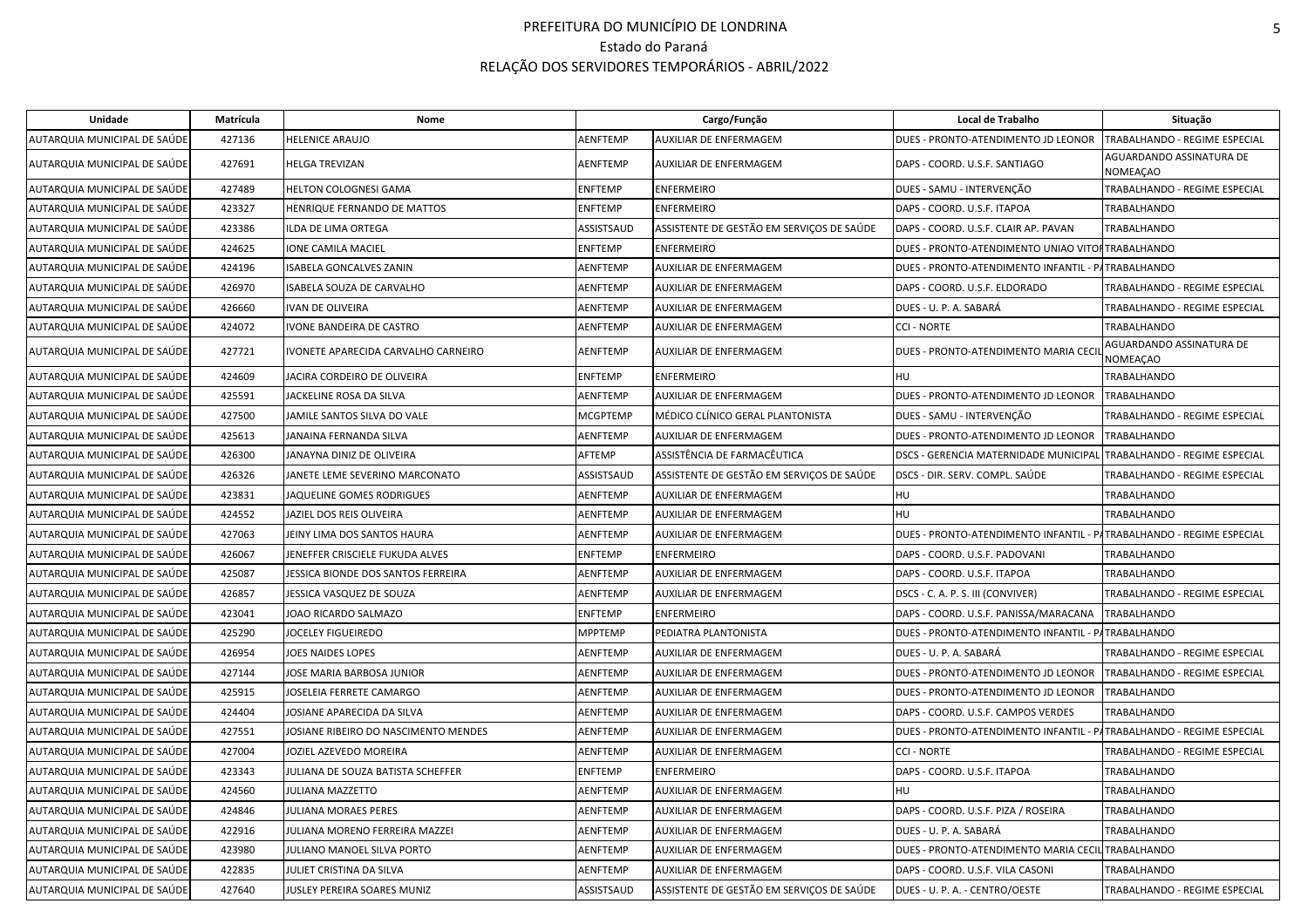# PREFEITURA DO MUNICÍPIO DE LONDRINA

Estado do Paraná

RELAÇÃO DOS SERVIDORES TEMPORÁRIOS - ABRIL/2022

| Unidade | Matrícula | Nome | Cargo/Função | | Local de Trabalho | Situação |
|---|---|---|---|---|---|---|
| AUTARQUIA MUNICIPAL DE SAÚDE | 427136 | HELENICE ARAUJO | AENFTEMP | AUXILIAR DE ENFERMAGEM | DUES - PRONTO-ATENDIMENTO JD LEONOR | TRABALHANDO - REGIME ESPECIAL |
| AUTARQUIA MUNICIPAL DE SAÚDE | 427691 | HELGA TREVIZAN | AENFTEMP | AUXILIAR DE ENFERMAGEM | DAPS - COORD. U.S.F. SANTIAGO | AGUARDANDO ASSINATURA DE NOMEAÇAO |
| AUTARQUIA MUNICIPAL DE SAÚDE | 427489 | HELTON COLOGNESI GAMA | ENFTEMP | ENFERMEIRO | DUES - SAMU - INTERVENÇÃO | TRABALHANDO - REGIME ESPECIAL |
| AUTARQUIA MUNICIPAL DE SAÚDE | 423327 | HENRIQUE FERNANDO DE MATTOS | ENFTEMP | ENFERMEIRO | DAPS - COORD. U.S.F. ITAPOA | TRABALHANDO |
| AUTARQUIA MUNICIPAL DE SAÚDE | 423386 | ILDA DE LIMA ORTEGA | ASSISTSAUD | ASSISTENTE DE GESTÃO EM SERVIÇOS DE SAÚDE | DAPS - COORD. U.S.F. CLAIR AP. PAVAN | TRABALHANDO |
| AUTARQUIA MUNICIPAL DE SAÚDE | 424625 | IONE CAMILA MACIEL | ENFTEMP | ENFERMEIRO | DUES - PRONTO-ATENDIMENTO UNIAO VITOI | TRABALHANDO |
| AUTARQUIA MUNICIPAL DE SAÚDE | 424196 | ISABELA GONCALVES ZANIN | AENFTEMP | AUXILIAR DE ENFERMAGEM | DUES - PRONTO-ATENDIMENTO INFANTIL - PA | TRABALHANDO |
| AUTARQUIA MUNICIPAL DE SAÚDE | 426970 | ISABELA SOUZA DE CARVALHO | AENFTEMP | AUXILIAR DE ENFERMAGEM | DAPS - COORD. U.S.F. ELDORADO | TRABALHANDO - REGIME ESPECIAL |
| AUTARQUIA MUNICIPAL DE SAÚDE | 426660 | IVAN DE OLIVEIRA | AENFTEMP | AUXILIAR DE ENFERMAGEM | DUES - U. P. A. SABARÁ | TRABALHANDO - REGIME ESPECIAL |
| AUTARQUIA MUNICIPAL DE SAÚDE | 424072 | IVONE BANDEIRA DE CASTRO | AENFTEMP | AUXILIAR DE ENFERMAGEM | CCI - NORTE | TRABALHANDO |
| AUTARQUIA MUNICIPAL DE SAÚDE | 427721 | IVONETE APARECIDA CARVALHO CARNEIRO | AENFTEMP | AUXILIAR DE ENFERMAGEM | DUES - PRONTO-ATENDIMENTO MARIA CECIL | AGUARDANDO ASSINATURA DE NOMEAÇAO |
| AUTARQUIA MUNICIPAL DE SAÚDE | 424609 | JACIRA CORDEIRO DE OLIVEIRA | ENFTEMP | ENFERMEIRO | HU | TRABALHANDO |
| AUTARQUIA MUNICIPAL DE SAÚDE | 425591 | JACKELINE ROSA DA SILVA | AENFTEMP | AUXILIAR DE ENFERMAGEM | DUES - PRONTO-ATENDIMENTO JD LEONOR | TRABALHANDO |
| AUTARQUIA MUNICIPAL DE SAÚDE | 427500 | JAMILE SANTOS SILVA DO VALE | MCGPTEMP | MÉDICO CLÍNICO GERAL PLANTONISTA | DUES - SAMU - INTERVENÇÃO | TRABALHANDO - REGIME ESPECIAL |
| AUTARQUIA MUNICIPAL DE SAÚDE | 425613 | JANAINA FERNANDA SILVA | AENFTEMP | AUXILIAR DE ENFERMAGEM | DUES - PRONTO-ATENDIMENTO JD LEONOR | TRABALHANDO |
| AUTARQUIA MUNICIPAL DE SAÚDE | 426300 | JANAYNA DINIZ DE OLIVEIRA | AFTEMP | ASSISTÊNCIA DE FARMACÊUTICA | DSCS - GERENCIA MATERNIDADE MUNICIPAL | TRABALHANDO - REGIME ESPECIAL |
| AUTARQUIA MUNICIPAL DE SAÚDE | 426326 | JANETE LEME SEVERINO MARCONATO | ASSISTSAUD | ASSISTENTE DE GESTÃO EM SERVIÇOS DE SAÚDE | DSCS - DIR. SERV. COMPL. SAÚDE | TRABALHANDO - REGIME ESPECIAL |
| AUTARQUIA MUNICIPAL DE SAÚDE | 423831 | JAQUELINE GOMES RODRIGUES | AENFTEMP | AUXILIAR DE ENFERMAGEM | HU | TRABALHANDO |
| AUTARQUIA MUNICIPAL DE SAÚDE | 424552 | JAZIEL DOS REIS OLIVEIRA | AENFTEMP | AUXILIAR DE ENFERMAGEM | HU | TRABALHANDO |
| AUTARQUIA MUNICIPAL DE SAÚDE | 427063 | JEINY LIMA DOS SANTOS HAURA | AENFTEMP | AUXILIAR DE ENFERMAGEM | DUES - PRONTO-ATENDIMENTO INFANTIL - PA | TRABALHANDO - REGIME ESPECIAL |
| AUTARQUIA MUNICIPAL DE SAÚDE | 426067 | JENEFFER CRISCIELE FUKUDA ALVES | ENFTEMP | ENFERMEIRO | DAPS - COORD. U.S.F. PADOVANI | TRABALHANDO |
| AUTARQUIA MUNICIPAL DE SAÚDE | 425087 | JESSICA BIONDE DOS SANTOS FERREIRA | AENFTEMP | AUXILIAR DE ENFERMAGEM | DAPS - COORD. U.S.F. ITAPOA | TRABALHANDO |
| AUTARQUIA MUNICIPAL DE SAÚDE | 426857 | JESSICA VASQUEZ DE SOUZA | AENFTEMP | AUXILIAR DE ENFERMAGEM | DSCS - C. A. P. S. III (CONVIVER) | TRABALHANDO - REGIME ESPECIAL |
| AUTARQUIA MUNICIPAL DE SAÚDE | 423041 | JOAO RICARDO SALMAZO | ENFTEMP | ENFERMEIRO | DAPS - COORD. U.S.F. PANISSA/MARACANA | TRABALHANDO |
| AUTARQUIA MUNICIPAL DE SAÚDE | 425290 | JOCELEY FIGUEIREDO | MPPTEMP | PEDIATRA PLANTONISTA | DUES - PRONTO-ATENDIMENTO INFANTIL - PA | TRABALHANDO |
| AUTARQUIA MUNICIPAL DE SAÚDE | 426954 | JOES NAIDES LOPES | AENFTEMP | AUXILIAR DE ENFERMAGEM | DUES - U. P. A. SABARÁ | TRABALHANDO - REGIME ESPECIAL |
| AUTARQUIA MUNICIPAL DE SAÚDE | 427144 | JOSE MARIA BARBOSA JUNIOR | AENFTEMP | AUXILIAR DE ENFERMAGEM | DUES - PRONTO-ATENDIMENTO JD LEONOR | TRABALHANDO - REGIME ESPECIAL |
| AUTARQUIA MUNICIPAL DE SAÚDE | 425915 | JOSELEIA FERRETE CAMARGO | AENFTEMP | AUXILIAR DE ENFERMAGEM | DUES - PRONTO-ATENDIMENTO JD LEONOR | TRABALHANDO |
| AUTARQUIA MUNICIPAL DE SAÚDE | 424404 | JOSIANE APARECIDA DA SILVA | AENFTEMP | AUXILIAR DE ENFERMAGEM | DAPS - COORD. U.S.F. CAMPOS VERDES | TRABALHANDO |
| AUTARQUIA MUNICIPAL DE SAÚDE | 427551 | JOSIANE RIBEIRO DO NASCIMENTO MENDES | AENFTEMP | AUXILIAR DE ENFERMAGEM | DUES - PRONTO-ATENDIMENTO INFANTIL - PA | TRABALHANDO - REGIME ESPECIAL |
| AUTARQUIA MUNICIPAL DE SAÚDE | 427004 | JOZIEL AZEVEDO MOREIRA | AENFTEMP | AUXILIAR DE ENFERMAGEM | CCI - NORTE | TRABALHANDO - REGIME ESPECIAL |
| AUTARQUIA MUNICIPAL DE SAÚDE | 423343 | JULIANA DE SOUZA BATISTA SCHEFFER | ENFTEMP | ENFERMEIRO | DAPS - COORD. U.S.F. ITAPOA | TRABALHANDO |
| AUTARQUIA MUNICIPAL DE SAÚDE | 424560 | JULIANA MAZZETTO | AENFTEMP | AUXILIAR DE ENFERMAGEM | HU | TRABALHANDO |
| AUTARQUIA MUNICIPAL DE SAÚDE | 424846 | JULIANA MORAES PERES | AENFTEMP | AUXILIAR DE ENFERMAGEM | DAPS - COORD. U.S.F. PIZA / ROSEIRA | TRABALHANDO |
| AUTARQUIA MUNICIPAL DE SAÚDE | 422916 | JULIANA MORENO FERREIRA MAZZEI | AENFTEMP | AUXILIAR DE ENFERMAGEM | DUES - U. P. A. SABARÁ | TRABALHANDO |
| AUTARQUIA MUNICIPAL DE SAÚDE | 423980 | JULIANO MANOEL SILVA PORTO | AENFTEMP | AUXILIAR DE ENFERMAGEM | DUES - PRONTO-ATENDIMENTO MARIA CECIL | TRABALHANDO |
| AUTARQUIA MUNICIPAL DE SAÚDE | 422835 | JULIET CRISTINA DA SILVA | AENFTEMP | AUXILIAR DE ENFERMAGEM | DAPS - COORD. U.S.F. VILA CASONI | TRABALHANDO |
| AUTARQUIA MUNICIPAL DE SAÚDE | 427640 | JUSLEY PEREIRA SOARES MUNIZ | ASSISTSAUD | ASSISTENTE DE GESTÃO EM SERVIÇOS DE SAÚDE | DUES - U. P. A. - CENTRO/OESTE | TRABALHANDO - REGIME ESPECIAL |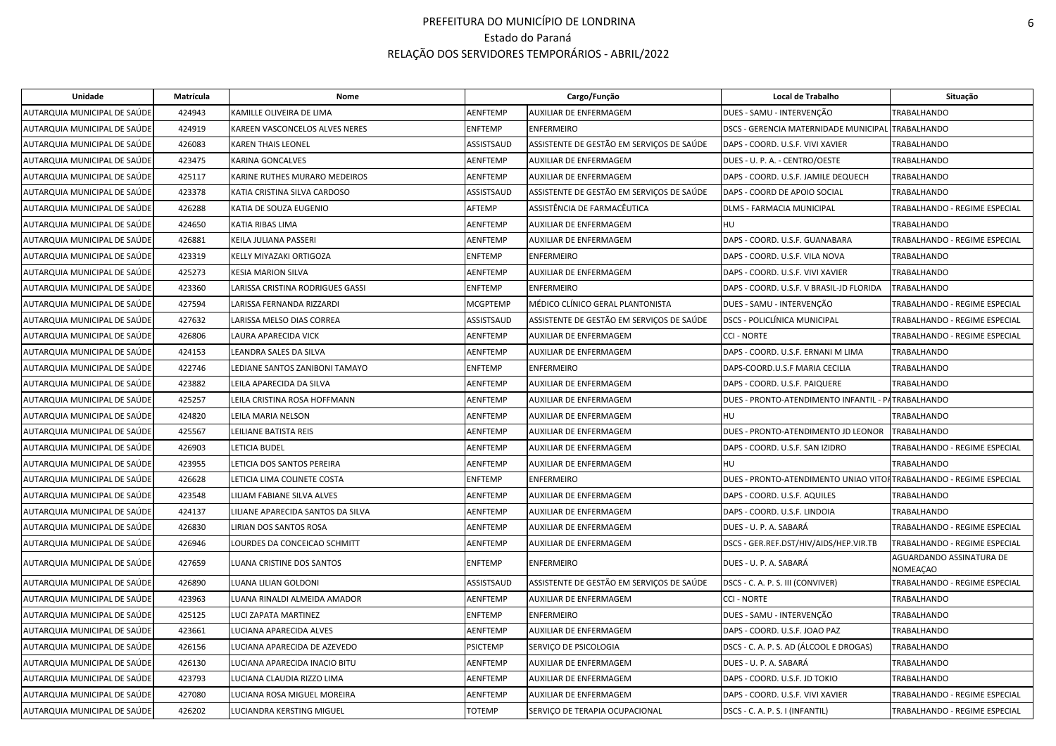# PREFEITURA DO MUNICÍPIO DE LONDRINA

Estado do Paraná

RELAÇÃO DOS SERVIDORES TEMPORÁRIOS - ABRIL/2022

| Unidade | Matrícula | Nome | Cargo/Função | | Local de Trabalho | Situação |
|---|---|---|---|---|---|---|
| AUTARQUIA MUNICIPAL DE SAÚDE | 424943 | KAMILLE OLIVEIRA DE LIMA | AENFTEMP | AUXILIAR DE ENFERMAGEM | DUES - SAMU - INTERVENÇÃO | TRABALHANDO |
| AUTARQUIA MUNICIPAL DE SAÚDE | 424919 | KAREEN VASCONCELOS ALVES NERES | ENFTEMP | ENFERMEIRO | DSCS - GERENCIA MATERNIDADE MUNICIPAL | TRABALHANDO |
| AUTARQUIA MUNICIPAL DE SAÚDE | 426083 | KAREN THAIS LEONEL | ASSISTSAUD | ASSISTENTE DE GESTÃO EM SERVIÇOS DE SAÚDE | DAPS - COORD. U.S.F. VIVI XAVIER | TRABALHANDO |
| AUTARQUIA MUNICIPAL DE SAÚDE | 423475 | KARINA GONCALVES | AENFTEMP | AUXILIAR DE ENFERMAGEM | DUES - U. P. A. - CENTRO/OESTE | TRABALHANDO |
| AUTARQUIA MUNICIPAL DE SAÚDE | 425117 | KARINE RUTHES MURARO MEDEIROS | AENFTEMP | AUXILIAR DE ENFERMAGEM | DAPS - COORD. U.S.F. JAMILE DEQUECH | TRABALHANDO |
| AUTARQUIA MUNICIPAL DE SAÚDE | 423378 | KATIA CRISTINA SILVA CARDOSO | ASSISTSAUD | ASSISTENTE DE GESTÃO EM SERVIÇOS DE SAÚDE | DAPS - COORD DE APOIO SOCIAL | TRABALHANDO |
| AUTARQUIA MUNICIPAL DE SAÚDE | 426288 | KATIA DE SOUZA EUGENIO | AFTEMP | ASSISTÊNCIA DE FARMACÊUTICA | DLMS - FARMACIA MUNICIPAL | TRABALHANDO - REGIME ESPECIAL |
| AUTARQUIA MUNICIPAL DE SAÚDE | 424650 | KATIA RIBAS LIMA | AENFTEMP | AUXILIAR DE ENFERMAGEM | HU | TRABALHANDO |
| AUTARQUIA MUNICIPAL DE SAÚDE | 426881 | KEILA JULIANA PASSERI | AENFTEMP | AUXILIAR DE ENFERMAGEM | DAPS - COORD. U.S.F. GUANABARA | TRABALHANDO - REGIME ESPECIAL |
| AUTARQUIA MUNICIPAL DE SAÚDE | 423319 | KELLY MIYAZAKI ORTIGOZA | ENFTEMP | ENFERMEIRO | DAPS - COORD. U.S.F. VILA NOVA | TRABALHANDO |
| AUTARQUIA MUNICIPAL DE SAÚDE | 425273 | KESIA MARION SILVA | AENFTEMP | AUXILIAR DE ENFERMAGEM | DAPS - COORD. U.S.F. VIVI XAVIER | TRABALHANDO |
| AUTARQUIA MUNICIPAL DE SAÚDE | 423360 | LARISSA CRISTINA RODRIGUES GASSI | ENFTEMP | ENFERMEIRO | DAPS - COORD. U.S.F. V BRASIL-JD FLORIDA | TRABALHANDO |
| AUTARQUIA MUNICIPAL DE SAÚDE | 427594 | LARISSA FERNANDA RIZZARDI | MCGPTEMP | MÉDICO CLÍNICO GERAL PLANTONISTA | DUES - SAMU - INTERVENÇÃO | TRABALHANDO - REGIME ESPECIAL |
| AUTARQUIA MUNICIPAL DE SAÚDE | 427632 | LARISSA MELSO DIAS CORREA | ASSISTSAUD | ASSISTENTE DE GESTÃO EM SERVIÇOS DE SAÚDE | DSCS - POLICLÍNICA MUNICIPAL | TRABALHANDO - REGIME ESPECIAL |
| AUTARQUIA MUNICIPAL DE SAÚDE | 426806 | LAURA APARECIDA VICK | AENFTEMP | AUXILIAR DE ENFERMAGEM | CCI - NORTE | TRABALHANDO - REGIME ESPECIAL |
| AUTARQUIA MUNICIPAL DE SAÚDE | 424153 | LEANDRA SALES DA SILVA | AENFTEMP | AUXILIAR DE ENFERMAGEM | DAPS - COORD. U.S.F. ERNANI M LIMA | TRABALHANDO |
| AUTARQUIA MUNICIPAL DE SAÚDE | 422746 | LEDIANE SANTOS ZANIBONI TAMAYO | ENFTEMP | ENFERMEIRO | DAPS-COORD.U.S.F MARIA CECILIA | TRABALHANDO |
| AUTARQUIA MUNICIPAL DE SAÚDE | 423882 | LEILA APARECIDA DA SILVA | AENFTEMP | AUXILIAR DE ENFERMAGEM | DAPS - COORD. U.S.F. PAIQUERE | TRABALHANDO |
| AUTARQUIA MUNICIPAL DE SAÚDE | 425257 | LEILA CRISTINA ROSA HOFFMANN | AENFTEMP | AUXILIAR DE ENFERMAGEM | DUES - PRONTO-ATENDIMENTO INFANTIL - PA | TRABALHANDO |
| AUTARQUIA MUNICIPAL DE SAÚDE | 424820 | LEILA MARIA NELSON | AENFTEMP | AUXILIAR DE ENFERMAGEM | HU | TRABALHANDO |
| AUTARQUIA MUNICIPAL DE SAÚDE | 425567 | LEILIANE BATISTA REIS | AENFTEMP | AUXILIAR DE ENFERMAGEM | DUES - PRONTO-ATENDIMENTO JD LEONOR | TRABALHANDO |
| AUTARQUIA MUNICIPAL DE SAÚDE | 426903 | LETICIA BUDEL | AENFTEMP | AUXILIAR DE ENFERMAGEM | DAPS - COORD. U.S.F. SAN IZIDRO | TRABALHANDO - REGIME ESPECIAL |
| AUTARQUIA MUNICIPAL DE SAÚDE | 423955 | LETICIA DOS SANTOS PEREIRA | AENFTEMP | AUXILIAR DE ENFERMAGEM | HU | TRABALHANDO |
| AUTARQUIA MUNICIPAL DE SAÚDE | 426628 | LETICIA LIMA COLINETE COSTA | ENFTEMP | ENFERMEIRO | DUES - PRONTO-ATENDIMENTO UNIAO VITOR | TRABALHANDO - REGIME ESPECIAL |
| AUTARQUIA MUNICIPAL DE SAÚDE | 423548 | LILIAM FABIANE SILVA ALVES | AENFTEMP | AUXILIAR DE ENFERMAGEM | DAPS - COORD. U.S.F. AQUILES | TRABALHANDO |
| AUTARQUIA MUNICIPAL DE SAÚDE | 424137 | LILIANE APARECIDA SANTOS DA SILVA | AENFTEMP | AUXILIAR DE ENFERMAGEM | DAPS - COORD. U.S.F. LINDOIA | TRABALHANDO |
| AUTARQUIA MUNICIPAL DE SAÚDE | 426830 | LIRIAN DOS SANTOS ROSA | AENFTEMP | AUXILIAR DE ENFERMAGEM | DUES - U. P. A. SABARÁ | TRABALHANDO - REGIME ESPECIAL |
| AUTARQUIA MUNICIPAL DE SAÚDE | 426946 | LOURDES DA CONCEICAO SCHMITT | AENFTEMP | AUXILIAR DE ENFERMAGEM | DSCS - GER.REF.DST/HIV/AIDS/HEP.VIR.TB | TRABALHANDO - REGIME ESPECIAL |
| AUTARQUIA MUNICIPAL DE SAÚDE | 427659 | LUANA CRISTINE DOS SANTOS | ENFTEMP | ENFERMEIRO | DUES - U. P. A. SABARÁ | AGUARDANDO ASSINATURA DE NOMEAÇAO |
| AUTARQUIA MUNICIPAL DE SAÚDE | 426890 | LUANA LILIAN GOLDONI | ASSISTSAUD | ASSISTENTE DE GESTÃO EM SERVIÇOS DE SAÚDE | DSCS - C. A. P. S. III (CONVIVER) | TRABALHANDO - REGIME ESPECIAL |
| AUTARQUIA MUNICIPAL DE SAÚDE | 423963 | LUANA RINALDI ALMEIDA AMADOR | AENFTEMP | AUXILIAR DE ENFERMAGEM | CCI - NORTE | TRABALHANDO |
| AUTARQUIA MUNICIPAL DE SAÚDE | 425125 | LUCI ZAPATA MARTINEZ | ENFTEMP | ENFERMEIRO | DUES - SAMU - INTERVENÇÃO | TRABALHANDO |
| AUTARQUIA MUNICIPAL DE SAÚDE | 423661 | LUCIANA APARECIDA ALVES | AENFTEMP | AUXILIAR DE ENFERMAGEM | DAPS - COORD. U.S.F. JOAO PAZ | TRABALHANDO |
| AUTARQUIA MUNICIPAL DE SAÚDE | 426156 | LUCIANA APARECIDA DE AZEVEDO | PSICTEMP | SERVIÇO DE PSICOLOGIA | DSCS - C. A. P. S. AD (ÁLCOOL E DROGAS) | TRABALHANDO |
| AUTARQUIA MUNICIPAL DE SAÚDE | 426130 | LUCIANA APARECIDA INACIO BITU | AENFTEMP | AUXILIAR DE ENFERMAGEM | DUES - U. P. A. SABARÁ | TRABALHANDO |
| AUTARQUIA MUNICIPAL DE SAÚDE | 423793 | LUCIANA CLAUDIA RIZZO LIMA | AENFTEMP | AUXILIAR DE ENFERMAGEM | DAPS - COORD. U.S.F. JD TOKIO | TRABALHANDO |
| AUTARQUIA MUNICIPAL DE SAÚDE | 427080 | LUCIANA ROSA MIGUEL MOREIRA | AENFTEMP | AUXILIAR DE ENFERMAGEM | DAPS - COORD. U.S.F. VIVI XAVIER | TRABALHANDO - REGIME ESPECIAL |
| AUTARQUIA MUNICIPAL DE SAÚDE | 426202 | LUCIANDRA KERSTING MIGUEL | TOTEMP | SERVIÇO DE TERAPIA OCUPACIONAL | DSCS - C. A. P. S. I (INFANTIL) | TRABALHANDO - REGIME ESPECIAL |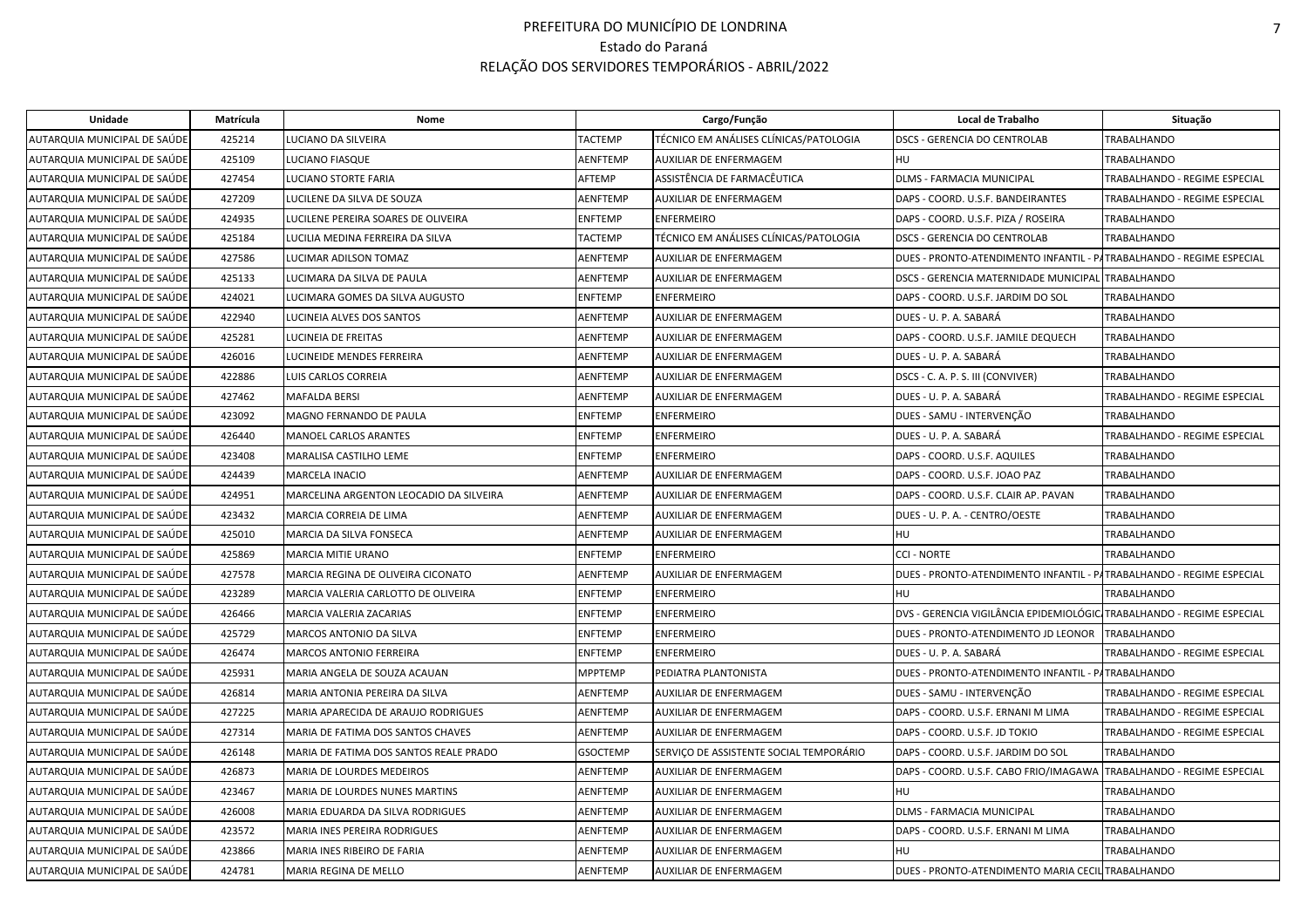# PREFEITURA DO MUNICÍPIO DE LONDRINA

Estado do Paraná

RELAÇÃO DOS SERVIDORES TEMPORÁRIOS - ABRIL/2022

| Unidade | Matrícula | Nome | Cargo/Função | | Local de Trabalho | Situação |
|---|---|---|---|---|---|---|
| AUTARQUIA MUNICIPAL DE SAÚDE | 425214 | LUCIANO DA SILVEIRA | TACTEMP | TÉCNICO EM ANÁLISES CLÍNICAS/PATOLOGIA | DSCS - GERENCIA DO CENTROLAB | TRABALHANDO |
| AUTARQUIA MUNICIPAL DE SAÚDE | 425109 | LUCIANO FIASQUE | AENFTEMP | AUXILIAR DE ENFERMAGEM | HU | TRABALHANDO |
| AUTARQUIA MUNICIPAL DE SAÚDE | 427454 | LUCIANO STORTE FARIA | AFTEMP | ASSISTÊNCIA DE FARMACÊUTICA | DLMS - FARMACIA MUNICIPAL | TRABALHANDO - REGIME ESPECIAL |
| AUTARQUIA MUNICIPAL DE SAÚDE | 427209 | LUCILENE DA SILVA DE SOUZA | AENFTEMP | AUXILIAR DE ENFERMAGEM | DAPS - COORD. U.S.F. BANDEIRANTES | TRABALHANDO - REGIME ESPECIAL |
| AUTARQUIA MUNICIPAL DE SAÚDE | 424935 | LUCILENE PEREIRA SOARES DE OLIVEIRA | ENFTEMP | ENFERMEIRO | DAPS - COORD. U.S.F. PIZA / ROSEIRA | TRABALHANDO |
| AUTARQUIA MUNICIPAL DE SAÚDE | 425184 | LUCILIA MEDINA FERREIRA DA SILVA | TACTEMP | TÉCNICO EM ANÁLISES CLÍNICAS/PATOLOGIA | DSCS - GERENCIA DO CENTROLAB | TRABALHANDO |
| AUTARQUIA MUNICIPAL DE SAÚDE | 427586 | LUCIMAR ADILSON TOMAZ | AENFTEMP | AUXILIAR DE ENFERMAGEM | DUES - PRONTO-ATENDIMENTO INFANTIL - PA | TRABALHANDO - REGIME ESPECIAL |
| AUTARQUIA MUNICIPAL DE SAÚDE | 425133 | LUCIMARA DA SILVA DE PAULA | AENFTEMP | AUXILIAR DE ENFERMAGEM | DSCS - GERENCIA MATERNIDADE MUNICIPAL | TRABALHANDO |
| AUTARQUIA MUNICIPAL DE SAÚDE | 424021 | LUCIMARA GOMES DA SILVA AUGUSTO | ENFTEMP | ENFERMEIRO | DAPS - COORD. U.S.F. JARDIM DO SOL | TRABALHANDO |
| AUTARQUIA MUNICIPAL DE SAÚDE | 422940 | LUCINEIA ALVES DOS SANTOS | AENFTEMP | AUXILIAR DE ENFERMAGEM | DUES - U. P. A. SABARÁ | TRABALHANDO |
| AUTARQUIA MUNICIPAL DE SAÚDE | 425281 | LUCINEIA DE FREITAS | AENFTEMP | AUXILIAR DE ENFERMAGEM | DAPS - COORD. U.S.F. JAMILE DEQUECH | TRABALHANDO |
| AUTARQUIA MUNICIPAL DE SAÚDE | 426016 | LUCINEIDE MENDES FERREIRA | AENFTEMP | AUXILIAR DE ENFERMAGEM | DUES - U. P. A. SABARÁ | TRABALHANDO |
| AUTARQUIA MUNICIPAL DE SAÚDE | 422886 | LUIS CARLOS CORREIA | AENFTEMP | AUXILIAR DE ENFERMAGEM | DSCS - C. A. P. S. III (CONVIVER) | TRABALHANDO |
| AUTARQUIA MUNICIPAL DE SAÚDE | 427462 | MAFALDA BERSI | AENFTEMP | AUXILIAR DE ENFERMAGEM | DUES - U. P. A. SABARÁ | TRABALHANDO - REGIME ESPECIAL |
| AUTARQUIA MUNICIPAL DE SAÚDE | 423092 | MAGNO FERNANDO DE PAULA | ENFTEMP | ENFERMEIRO | DUES - SAMU - INTERVENÇÃO | TRABALHANDO |
| AUTARQUIA MUNICIPAL DE SAÚDE | 426440 | MANOEL CARLOS ARANTES | ENFTEMP | ENFERMEIRO | DUES - U. P. A. SABARÁ | TRABALHANDO - REGIME ESPECIAL |
| AUTARQUIA MUNICIPAL DE SAÚDE | 423408 | MARALISA CASTILHO LEME | ENFTEMP | ENFERMEIRO | DAPS - COORD. U.S.F. AQUILES | TRABALHANDO |
| AUTARQUIA MUNICIPAL DE SAÚDE | 424439 | MARCELA INACIO | AENFTEMP | AUXILIAR DE ENFERMAGEM | DAPS - COORD. U.S.F. JOAO PAZ | TRABALHANDO |
| AUTARQUIA MUNICIPAL DE SAÚDE | 424951 | MARCELINA ARGENTON LEOCADIO DA SILVEIRA | AENFTEMP | AUXILIAR DE ENFERMAGEM | DAPS - COORD. U.S.F. CLAIR AP. PAVAN | TRABALHANDO |
| AUTARQUIA MUNICIPAL DE SAÚDE | 423432 | MARCIA CORREIA DE LIMA | AENFTEMP | AUXILIAR DE ENFERMAGEM | DUES - U. P. A. - CENTRO/OESTE | TRABALHANDO |
| AUTARQUIA MUNICIPAL DE SAÚDE | 425010 | MARCIA DA SILVA FONSECA | AENFTEMP | AUXILIAR DE ENFERMAGEM | HU | TRABALHANDO |
| AUTARQUIA MUNICIPAL DE SAÚDE | 425869 | MARCIA MITIE URANO | ENFTEMP | ENFERMEIRO | CCI - NORTE | TRABALHANDO |
| AUTARQUIA MUNICIPAL DE SAÚDE | 427578 | MARCIA REGINA DE OLIVEIRA CICONATO | AENFTEMP | AUXILIAR DE ENFERMAGEM | DUES - PRONTO-ATENDIMENTO INFANTIL - PA | TRABALHANDO - REGIME ESPECIAL |
| AUTARQUIA MUNICIPAL DE SAÚDE | 423289 | MARCIA VALERIA CARLOTTO DE OLIVEIRA | ENFTEMP | ENFERMEIRO | HU | TRABALHANDO |
| AUTARQUIA MUNICIPAL DE SAÚDE | 426466 | MARCIA VALERIA ZACARIAS | ENFTEMP | ENFERMEIRO | DVS - GERENCIA VIGILÂNCIA EPIDEMIOLÓGICA | TRABALHANDO - REGIME ESPECIAL |
| AUTARQUIA MUNICIPAL DE SAÚDE | 425729 | MARCOS ANTONIO DA SILVA | ENFTEMP | ENFERMEIRO | DUES - PRONTO-ATENDIMENTO JD LEONOR | TRABALHANDO |
| AUTARQUIA MUNICIPAL DE SAÚDE | 426474 | MARCOS ANTONIO FERREIRA | ENFTEMP | ENFERMEIRO | DUES - U. P. A. SABARÁ | TRABALHANDO - REGIME ESPECIAL |
| AUTARQUIA MUNICIPAL DE SAÚDE | 425931 | MARIA ANGELA DE SOUZA ACAUAN | MPPTEMP | PEDIATRA PLANTONISTA | DUES - PRONTO-ATENDIMENTO INFANTIL - PA | TRABALHANDO |
| AUTARQUIA MUNICIPAL DE SAÚDE | 426814 | MARIA ANTONIA PEREIRA DA SILVA | AENFTEMP | AUXILIAR DE ENFERMAGEM | DUES - SAMU - INTERVENÇÃO | TRABALHANDO - REGIME ESPECIAL |
| AUTARQUIA MUNICIPAL DE SAÚDE | 427225 | MARIA APARECIDA DE ARAUJO RODRIGUES | AENFTEMP | AUXILIAR DE ENFERMAGEM | DAPS - COORD. U.S.F. ERNANI M LIMA | TRABALHANDO - REGIME ESPECIAL |
| AUTARQUIA MUNICIPAL DE SAÚDE | 427314 | MARIA DE FATIMA DOS SANTOS CHAVES | AENFTEMP | AUXILIAR DE ENFERMAGEM | DAPS - COORD. U.S.F. JD TOKIO | TRABALHANDO - REGIME ESPECIAL |
| AUTARQUIA MUNICIPAL DE SAÚDE | 426148 | MARIA DE FATIMA DOS SANTOS REALE PRADO | GSOCTEMP | SERVIÇO DE ASSISTENTE SOCIAL TEMPORÁRIO | DAPS - COORD. U.S.F. JARDIM DO SOL | TRABALHANDO |
| AUTARQUIA MUNICIPAL DE SAÚDE | 426873 | MARIA DE LOURDES MEDEIROS | AENFTEMP | AUXILIAR DE ENFERMAGEM | DAPS - COORD. U.S.F. CABO FRIO/IMAGAWA | TRABALHANDO - REGIME ESPECIAL |
| AUTARQUIA MUNICIPAL DE SAÚDE | 423467 | MARIA DE LOURDES NUNES MARTINS | AENFTEMP | AUXILIAR DE ENFERMAGEM | HU | TRABALHANDO |
| AUTARQUIA MUNICIPAL DE SAÚDE | 426008 | MARIA EDUARDA DA SILVA RODRIGUES | AENFTEMP | AUXILIAR DE ENFERMAGEM | DLMS - FARMACIA MUNICIPAL | TRABALHANDO |
| AUTARQUIA MUNICIPAL DE SAÚDE | 423572 | MARIA INES PEREIRA RODRIGUES | AENFTEMP | AUXILIAR DE ENFERMAGEM | DAPS - COORD. U.S.F. ERNANI M LIMA | TRABALHANDO |
| AUTARQUIA MUNICIPAL DE SAÚDE | 423866 | MARIA INES RIBEIRO DE FARIA | AENFTEMP | AUXILIAR DE ENFERMAGEM | HU | TRABALHANDO |
| AUTARQUIA MUNICIPAL DE SAÚDE | 424781 | MARIA REGINA DE MELLO | AENFTEMP | AUXILIAR DE ENFERMAGEM | DUES - PRONTO-ATENDIMENTO MARIA CECIL | TRABALHANDO |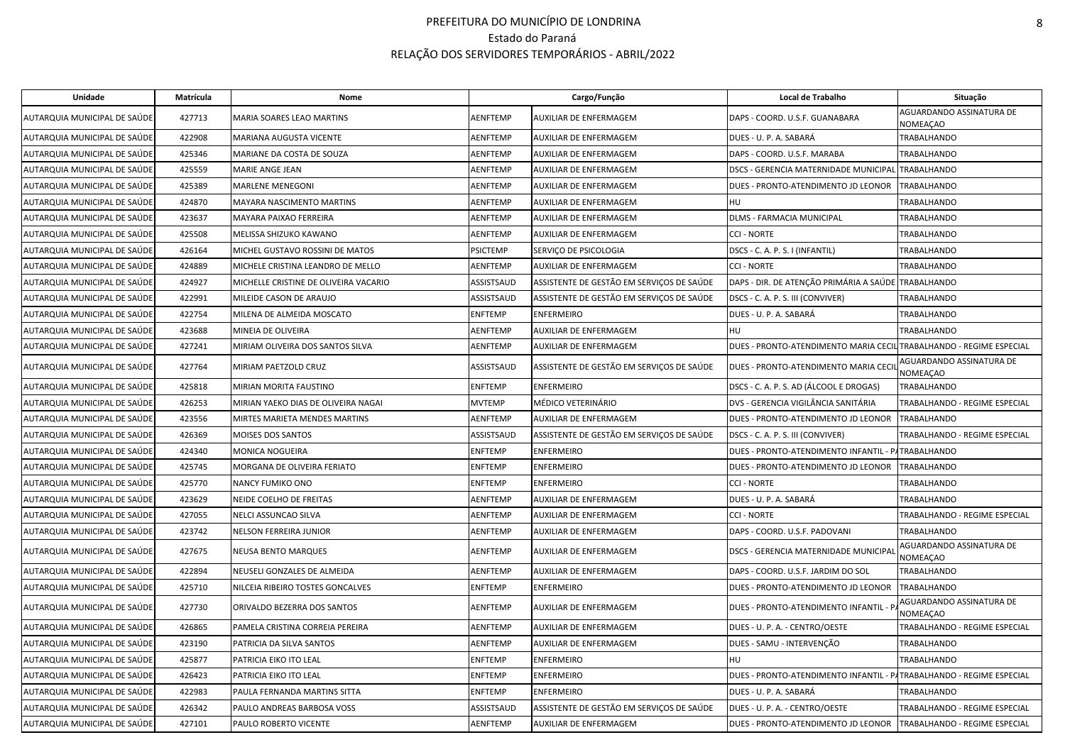# PREFEITURA DO MUNICÍPIO DE LONDRINA
## Estado do Paraná
## RELAÇÃO DOS SERVIDORES TEMPORÁRIOS - ABRIL/2022

| Unidade | Matrícula | Nome | Cargo/Função | | Local de Trabalho | Situação |
|---|---|---|---|---|---|---|
| AUTARQUIA MUNICIPAL DE SAÚDE | 427713 | MARIA SOARES LEAO MARTINS | AENFTEMP | AUXILIAR DE ENFERMAGEM | DAPS - COORD. U.S.F. GUANABARA | AGUARDANDO ASSINATURA DE NOMEAÇAO |
| AUTARQUIA MUNICIPAL DE SAÚDE | 422908 | MARIANA AUGUSTA VICENTE | AENFTEMP | AUXILIAR DE ENFERMAGEM | DUES - U. P. A. SABARÁ | TRABALHANDO |
| AUTARQUIA MUNICIPAL DE SAÚDE | 425346 | MARIANE DA COSTA DE SOUZA | AENFTEMP | AUXILIAR DE ENFERMAGEM | DAPS - COORD. U.S.F. MARABA | TRABALHANDO |
| AUTARQUIA MUNICIPAL DE SAÚDE | 425559 | MARIE ANGE JEAN | AENFTEMP | AUXILIAR DE ENFERMAGEM | DSCS - GERENCIA MATERNIDADE MUNICIPAL | TRABALHANDO |
| AUTARQUIA MUNICIPAL DE SAÚDE | 425389 | MARLENE MENEGONI | AENFTEMP | AUXILIAR DE ENFERMAGEM | DUES - PRONTO-ATENDIMENTO JD LEONOR | TRABALHANDO |
| AUTARQUIA MUNICIPAL DE SAÚDE | 424870 | MAYARA NASCIMENTO MARTINS | AENFTEMP | AUXILIAR DE ENFERMAGEM | HU | TRABALHANDO |
| AUTARQUIA MUNICIPAL DE SAÚDE | 423637 | MAYARA PAIXAO FERREIRA | AENFTEMP | AUXILIAR DE ENFERMAGEM | DLMS - FARMACIA MUNICIPAL | TRABALHANDO |
| AUTARQUIA MUNICIPAL DE SAÚDE | 425508 | MELISSA SHIZUKO KAWANO | AENFTEMP | AUXILIAR DE ENFERMAGEM | CCI - NORTE | TRABALHANDO |
| AUTARQUIA MUNICIPAL DE SAÚDE | 426164 | MICHEL GUSTAVO ROSSINI DE MATOS | PSICTEMP | SERVIÇO DE PSICOLOGIA | DSCS - C. A. P. S. I (INFANTIL) | TRABALHANDO |
| AUTARQUIA MUNICIPAL DE SAÚDE | 424889 | MICHELE CRISTINA LEANDRO DE MELLO | AENFTEMP | AUXILIAR DE ENFERMAGEM | CCI - NORTE | TRABALHANDO |
| AUTARQUIA MUNICIPAL DE SAÚDE | 424927 | MICHELLE CRISTINE DE OLIVEIRA VACARIO | ASSISTSAUD | ASSISTENTE DE GESTÃO EM SERVIÇOS DE SAÚDE | DAPS - DIR. DE ATENÇÃO PRIMÁRIA A SAÚDE | TRABALHANDO |
| AUTARQUIA MUNICIPAL DE SAÚDE | 422991 | MILEIDE CASON DE ARAUJO | ASSISTSAUD | ASSISTENTE DE GESTÃO EM SERVIÇOS DE SAÚDE | DSCS - C. A. P. S. III (CONVIVER) | TRABALHANDO |
| AUTARQUIA MUNICIPAL DE SAÚDE | 422754 | MILENA DE ALMEIDA MOSCATO | ENFTEMP | ENFERMEIRO | DUES - U. P. A. SABARÁ | TRABALHANDO |
| AUTARQUIA MUNICIPAL DE SAÚDE | 423688 | MINEIA DE OLIVEIRA | AENFTEMP | AUXILIAR DE ENFERMAGEM | HU | TRABALHANDO |
| AUTARQUIA MUNICIPAL DE SAÚDE | 427241 | MIRIAM OLIVEIRA DOS SANTOS SILVA | AENFTEMP | AUXILIAR DE ENFERMAGEM | DUES - PRONTO-ATENDIMENTO MARIA CECIL | TRABALHANDO - REGIME ESPECIAL |
| AUTARQUIA MUNICIPAL DE SAÚDE | 427764 | MIRIAM PAETZOLD CRUZ | ASSISTSAUD | ASSISTENTE DE GESTÃO EM SERVIÇOS DE SAÚDE | DUES - PRONTO-ATENDIMENTO MARIA CECIL | AGUARDANDO ASSINATURA DE NOMEAÇAO |
| AUTARQUIA MUNICIPAL DE SAÚDE | 425818 | MIRIAN MORITA FAUSTINO | ENFTEMP | ENFERMEIRO | DSCS - C. A. P. S. AD (ÁLCOOL E DROGAS) | TRABALHANDO |
| AUTARQUIA MUNICIPAL DE SAÚDE | 426253 | MIRIAN YAEKO DIAS DE OLIVEIRA NAGAI | MVTEMP | MÉDICO VETERINÁRIO | DVS - GERENCIA VIGILÂNCIA SANITÁRIA | TRABALHANDO - REGIME ESPECIAL |
| AUTARQUIA MUNICIPAL DE SAÚDE | 423556 | MIRTES MARIETA MENDES MARTINS | AENFTEMP | AUXILIAR DE ENFERMAGEM | DUES - PRONTO-ATENDIMENTO JD LEONOR | TRABALHANDO |
| AUTARQUIA MUNICIPAL DE SAÚDE | 426369 | MOISES DOS SANTOS | ASSISTSAUD | ASSISTENTE DE GESTÃO EM SERVIÇOS DE SAÚDE | DSCS - C. A. P. S. III (CONVIVER) | TRABALHANDO - REGIME ESPECIAL |
| AUTARQUIA MUNICIPAL DE SAÚDE | 424340 | MONICA NOGUEIRA | ENFTEMP | ENFERMEIRO | DUES - PRONTO-ATENDIMENTO INFANTIL - PA | TRABALHANDO |
| AUTARQUIA MUNICIPAL DE SAÚDE | 425745 | MORGANA DE OLIVEIRA FERIATO | ENFTEMP | ENFERMEIRO | DUES - PRONTO-ATENDIMENTO JD LEONOR | TRABALHANDO |
| AUTARQUIA MUNICIPAL DE SAÚDE | 425770 | NANCY FUMIKO ONO | ENFTEMP | ENFERMEIRO | CCI - NORTE | TRABALHANDO |
| AUTARQUIA MUNICIPAL DE SAÚDE | 423629 | NEIDE COELHO DE FREITAS | AENFTEMP | AUXILIAR DE ENFERMAGEM | DUES - U. P. A. SABARÁ | TRABALHANDO |
| AUTARQUIA MUNICIPAL DE SAÚDE | 427055 | NELCI ASSUNCAO SILVA | AENFTEMP | AUXILIAR DE ENFERMAGEM | CCI - NORTE | TRABALHANDO - REGIME ESPECIAL |
| AUTARQUIA MUNICIPAL DE SAÚDE | 423742 | NELSON FERREIRA JUNIOR | AENFTEMP | AUXILIAR DE ENFERMAGEM | DAPS - COORD. U.S.F. PADOVANI | TRABALHANDO |
| AUTARQUIA MUNICIPAL DE SAÚDE | 427675 | NEUSA BENTO MARQUES | AENFTEMP | AUXILIAR DE ENFERMAGEM | DSCS - GERENCIA MATERNIDADE MUNICIPAL | AGUARDANDO ASSINATURA DE NOMEAÇAO |
| AUTARQUIA MUNICIPAL DE SAÚDE | 422894 | NEUSELI GONZALES DE ALMEIDA | AENFTEMP | AUXILIAR DE ENFERMAGEM | DAPS - COORD. U.S.F. JARDIM DO SOL | TRABALHANDO |
| AUTARQUIA MUNICIPAL DE SAÚDE | 425710 | NILCEIA RIBEIRO TOSTES GONCALVES | ENFTEMP | ENFERMEIRO | DUES - PRONTO-ATENDIMENTO JD LEONOR | TRABALHANDO |
| AUTARQUIA MUNICIPAL DE SAÚDE | 427730 | ORIVALDO BEZERRA DOS SANTOS | AENFTEMP | AUXILIAR DE ENFERMAGEM | DUES - PRONTO-ATENDIMENTO INFANTIL - PA | AGUARDANDO ASSINATURA DE NOMEAÇAO |
| AUTARQUIA MUNICIPAL DE SAÚDE | 426865 | PAMELA CRISTINA CORREIA PEREIRA | AENFTEMP | AUXILIAR DE ENFERMAGEM | DUES - U. P. A. - CENTRO/OESTE | TRABALHANDO - REGIME ESPECIAL |
| AUTARQUIA MUNICIPAL DE SAÚDE | 423190 | PATRICIA DA SILVA SANTOS | AENFTEMP | AUXILIAR DE ENFERMAGEM | DUES - SAMU - INTERVENÇÃO | TRABALHANDO |
| AUTARQUIA MUNICIPAL DE SAÚDE | 425877 | PATRICIA EIKO ITO LEAL | ENFTEMP | ENFERMEIRO | HU | TRABALHANDO |
| AUTARQUIA MUNICIPAL DE SAÚDE | 426423 | PATRICIA EIKO ITO LEAL | ENFTEMP | ENFERMEIRO | DUES - PRONTO-ATENDIMENTO INFANTIL - PA | TRABALHANDO - REGIME ESPECIAL |
| AUTARQUIA MUNICIPAL DE SAÚDE | 422983 | PAULA FERNANDA MARTINS SITTA | ENFTEMP | ENFERMEIRO | DUES - U. P. A. SABARÁ | TRABALHANDO |
| AUTARQUIA MUNICIPAL DE SAÚDE | 426342 | PAULO ANDREAS BARBOSA VOSS | ASSISTSAUD | ASSISTENTE DE GESTÃO EM SERVIÇOS DE SAÚDE | DUES - U. P. A. - CENTRO/OESTE | TRABALHANDO - REGIME ESPECIAL |
| AUTARQUIA MUNICIPAL DE SAÚDE | 427101 | PAULO ROBERTO VICENTE | AENFTEMP | AUXILIAR DE ENFERMAGEM | DUES - PRONTO-ATENDIMENTO JD LEONOR | TRABALHANDO - REGIME ESPECIAL |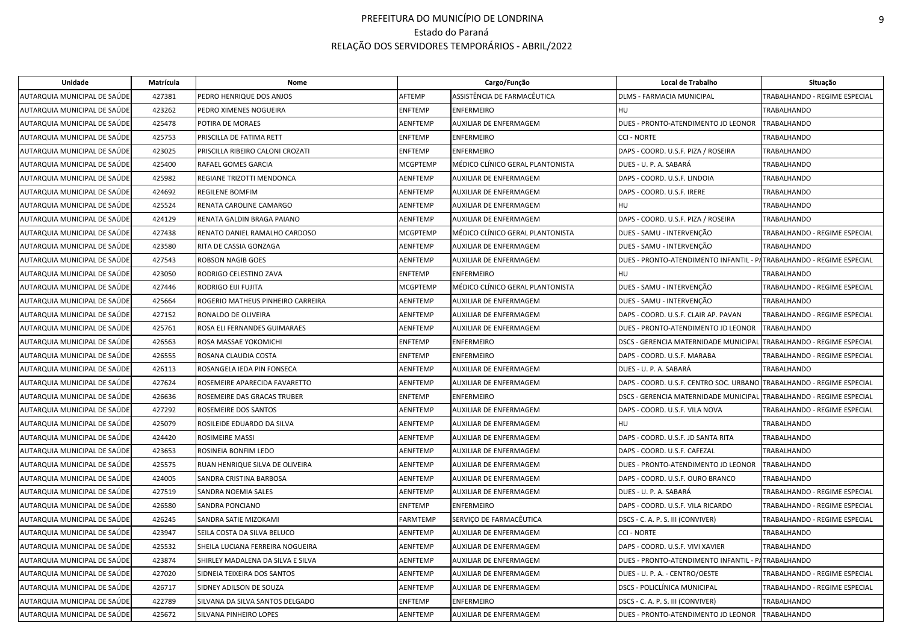# PREFEITURA DO MUNICÍPIO DE LONDRINA

Estado do Paraná

RELAÇÃO DOS SERVIDORES TEMPORÁRIOS - ABRIL/2022

| Unidade | Matrícula | Nome | Cargo/Função | | Local de Trabalho | Situação |
|---|---|---|---|---|---|---|
| AUTARQUIA MUNICIPAL DE SAÚDE | 427381 | PEDRO HENRIQUE DOS ANJOS | AFTEMP | ASSISTÊNCIA DE FARMACÊUTICA | DLMS - FARMACIA MUNICIPAL | TRABALHANDO - REGIME ESPECIAL |
| AUTARQUIA MUNICIPAL DE SAÚDE | 423262 | PEDRO XIMENES NOGUEIRA | ENFTEMP | ENFERMEIRO | HU | TRABALHANDO |
| AUTARQUIA MUNICIPAL DE SAÚDE | 425478 | POTIRA DE MORAES | AENFTEMP | AUXILIAR DE ENFERMAGEM | DUES - PRONTO-ATENDIMENTO JD LEONOR | TRABALHANDO |
| AUTARQUIA MUNICIPAL DE SAÚDE | 425753 | PRISCILLA DE FATIMA RETT | ENFTEMP | ENFERMEIRO | CCI - NORTE | TRABALHANDO |
| AUTARQUIA MUNICIPAL DE SAÚDE | 423025 | PRISCILLA RIBEIRO CALONI CROZATI | ENFTEMP | ENFERMEIRO | DAPS - COORD. U.S.F. PIZA / ROSEIRA | TRABALHANDO |
| AUTARQUIA MUNICIPAL DE SAÚDE | 425400 | RAFAEL GOMES GARCIA | MCGPTEMP | MÉDICO CLÍNICO GERAL PLANTONISTA | DUES - U. P. A. SABARÁ | TRABALHANDO |
| AUTARQUIA MUNICIPAL DE SAÚDE | 425982 | REGIANE TRIZOTTI MENDONCA | AENFTEMP | AUXILIAR DE ENFERMAGEM | DAPS - COORD. U.S.F. LINDOIA | TRABALHANDO |
| AUTARQUIA MUNICIPAL DE SAÚDE | 424692 | REGILENE BOMFIM | AENFTEMP | AUXILIAR DE ENFERMAGEM | DAPS - COORD. U.S.F. IRERE | TRABALHANDO |
| AUTARQUIA MUNICIPAL DE SAÚDE | 425524 | RENATA CAROLINE CAMARGO | AENFTEMP | AUXILIAR DE ENFERMAGEM | HU | TRABALHANDO |
| AUTARQUIA MUNICIPAL DE SAÚDE | 424129 | RENATA GALDIN BRAGA PAIANO | AENFTEMP | AUXILIAR DE ENFERMAGEM | DAPS - COORD. U.S.F. PIZA / ROSEIRA | TRABALHANDO |
| AUTARQUIA MUNICIPAL DE SAÚDE | 427438 | RENATO DANIEL RAMALHO CARDOSO | MCGPTEMP | MÉDICO CLÍNICO GERAL PLANTONISTA | DUES - SAMU - INTERVENÇÃO | TRABALHANDO - REGIME ESPECIAL |
| AUTARQUIA MUNICIPAL DE SAÚDE | 423580 | RITA DE CASSIA GONZAGA | AENFTEMP | AUXILIAR DE ENFERMAGEM | DUES - SAMU - INTERVENÇÃO | TRABALHANDO |
| AUTARQUIA MUNICIPAL DE SAÚDE | 427543 | ROBSON NAGIB GOES | AENFTEMP | AUXILIAR DE ENFERMAGEM | DUES - PRONTO-ATENDIMENTO INFANTIL - PA | TRABALHANDO - REGIME ESPECIAL |
| AUTARQUIA MUNICIPAL DE SAÚDE | 423050 | RODRIGO CELESTINO ZAVA | ENFTEMP | ENFERMEIRO | HU | TRABALHANDO |
| AUTARQUIA MUNICIPAL DE SAÚDE | 427446 | RODRIGO EIJI FUJITA | MCGPTEMP | MÉDICO CLÍNICO GERAL PLANTONISTA | DUES - SAMU - INTERVENÇÃO | TRABALHANDO - REGIME ESPECIAL |
| AUTARQUIA MUNICIPAL DE SAÚDE | 425664 | ROGERIO MATHEUS PINHEIRO CARREIRA | AENFTEMP | AUXILIAR DE ENFERMAGEM | DUES - SAMU - INTERVENÇÃO | TRABALHANDO |
| AUTARQUIA MUNICIPAL DE SAÚDE | 427152 | RONALDO DE OLIVEIRA | AENFTEMP | AUXILIAR DE ENFERMAGEM | DAPS - COORD. U.S.F. CLAIR AP. PAVAN | TRABALHANDO - REGIME ESPECIAL |
| AUTARQUIA MUNICIPAL DE SAÚDE | 425761 | ROSA ELI FERNANDES GUIMARAES | AENFTEMP | AUXILIAR DE ENFERMAGEM | DUES - PRONTO-ATENDIMENTO JD LEONOR | TRABALHANDO |
| AUTARQUIA MUNICIPAL DE SAÚDE | 426563 | ROSA MASSAE YOKOMICHI | ENFTEMP | ENFERMEIRO | DSCS - GERENCIA MATERNIDADE MUNICIPAL | TRABALHANDO - REGIME ESPECIAL |
| AUTARQUIA MUNICIPAL DE SAÚDE | 426555 | ROSANA CLAUDIA COSTA | ENFTEMP | ENFERMEIRO | DAPS - COORD. U.S.F. MARABA | TRABALHANDO - REGIME ESPECIAL |
| AUTARQUIA MUNICIPAL DE SAÚDE | 426113 | ROSANGELA IEDA PIN FONSECA | AENFTEMP | AUXILIAR DE ENFERMAGEM | DUES - U. P. A. SABARÁ | TRABALHANDO |
| AUTARQUIA MUNICIPAL DE SAÚDE | 427624 | ROSEMEIRE APARECIDA FAVARETTO | AENFTEMP | AUXILIAR DE ENFERMAGEM | DAPS - COORD. U.S.F. CENTRO SOC. URBANO | TRABALHANDO - REGIME ESPECIAL |
| AUTARQUIA MUNICIPAL DE SAÚDE | 426636 | ROSEMEIRE DAS GRACAS TRUBER | ENFTEMP | ENFERMEIRO | DSCS - GERENCIA MATERNIDADE MUNICIPAL | TRABALHANDO - REGIME ESPECIAL |
| AUTARQUIA MUNICIPAL DE SAÚDE | 427292 | ROSEMEIRE DOS SANTOS | AENFTEMP | AUXILIAR DE ENFERMAGEM | DAPS - COORD. U.S.F. VILA NOVA | TRABALHANDO - REGIME ESPECIAL |
| AUTARQUIA MUNICIPAL DE SAÚDE | 425079 | ROSILEIDE EDUARDO DA SILVA | AENFTEMP | AUXILIAR DE ENFERMAGEM | HU | TRABALHANDO |
| AUTARQUIA MUNICIPAL DE SAÚDE | 424420 | ROSIMEIRE MASSI | AENFTEMP | AUXILIAR DE ENFERMAGEM | DAPS - COORD. U.S.F. JD SANTA RITA | TRABALHANDO |
| AUTARQUIA MUNICIPAL DE SAÚDE | 423653 | ROSINEIA BONFIM LEDO | AENFTEMP | AUXILIAR DE ENFERMAGEM | DAPS - COORD. U.S.F. CAFEZAL | TRABALHANDO |
| AUTARQUIA MUNICIPAL DE SAÚDE | 425575 | RUAN HENRIQUE SILVA DE OLIVEIRA | AENFTEMP | AUXILIAR DE ENFERMAGEM | DUES - PRONTO-ATENDIMENTO JD LEONOR | TRABALHANDO |
| AUTARQUIA MUNICIPAL DE SAÚDE | 424005 | SANDRA CRISTINA BARBOSA | AENFTEMP | AUXILIAR DE ENFERMAGEM | DAPS - COORD. U.S.F. OURO BRANCO | TRABALHANDO |
| AUTARQUIA MUNICIPAL DE SAÚDE | 427519 | SANDRA NOEMIA SALES | AENFTEMP | AUXILIAR DE ENFERMAGEM | DUES - U. P. A. SABARÁ | TRABALHANDO - REGIME ESPECIAL |
| AUTARQUIA MUNICIPAL DE SAÚDE | 426580 | SANDRA PONCIANO | ENFTEMP | ENFERMEIRO | DAPS - COORD. U.S.F. VILA RICARDO | TRABALHANDO - REGIME ESPECIAL |
| AUTARQUIA MUNICIPAL DE SAÚDE | 426245 | SANDRA SATIE MIZOKAMI | FARMTEMP | SERVIÇO DE FARMACÊUTICA | DSCS - C. A. P. S. III (CONVIVER) | TRABALHANDO - REGIME ESPECIAL |
| AUTARQUIA MUNICIPAL DE SAÚDE | 423947 | SEILA COSTA DA SILVA BELUCO | AENFTEMP | AUXILIAR DE ENFERMAGEM | CCI - NORTE | TRABALHANDO |
| AUTARQUIA MUNICIPAL DE SAÚDE | 425532 | SHEILA LUCIANA FERREIRA NOGUEIRA | AENFTEMP | AUXILIAR DE ENFERMAGEM | DAPS - COORD. U.S.F. VIVI XAVIER | TRABALHANDO |
| AUTARQUIA MUNICIPAL DE SAÚDE | 423874 | SHIRLEY MADALENA DA SILVA E SILVA | AENFTEMP | AUXILIAR DE ENFERMAGEM | DUES - PRONTO-ATENDIMENTO INFANTIL - PA | TRABALHANDO |
| AUTARQUIA MUNICIPAL DE SAÚDE | 427020 | SIDNEIA TEIXEIRA DOS SANTOS | AENFTEMP | AUXILIAR DE ENFERMAGEM | DUES - U. P. A. - CENTRO/OESTE | TRABALHANDO - REGIME ESPECIAL |
| AUTARQUIA MUNICIPAL DE SAÚDE | 426717 | SIDNEY ADILSON DE SOUZA | AENFTEMP | AUXILIAR DE ENFERMAGEM | DSCS - POLICLÍNICA MUNICIPAL | TRABALHANDO - REGIME ESPECIAL |
| AUTARQUIA MUNICIPAL DE SAÚDE | 422789 | SILVANA DA SILVA SANTOS DELGADO | ENFTEMP | ENFERMEIRO | DSCS - C. A. P. S. III (CONVIVER) | TRABALHANDO |
| AUTARQUIA MUNICIPAL DE SAÚDE | 425672 | SILVANA PINHEIRO LOPES | AENFTEMP | AUXILIAR DE ENFERMAGEM | DUES - PRONTO-ATENDIMENTO JD LEONOR | TRABALHANDO |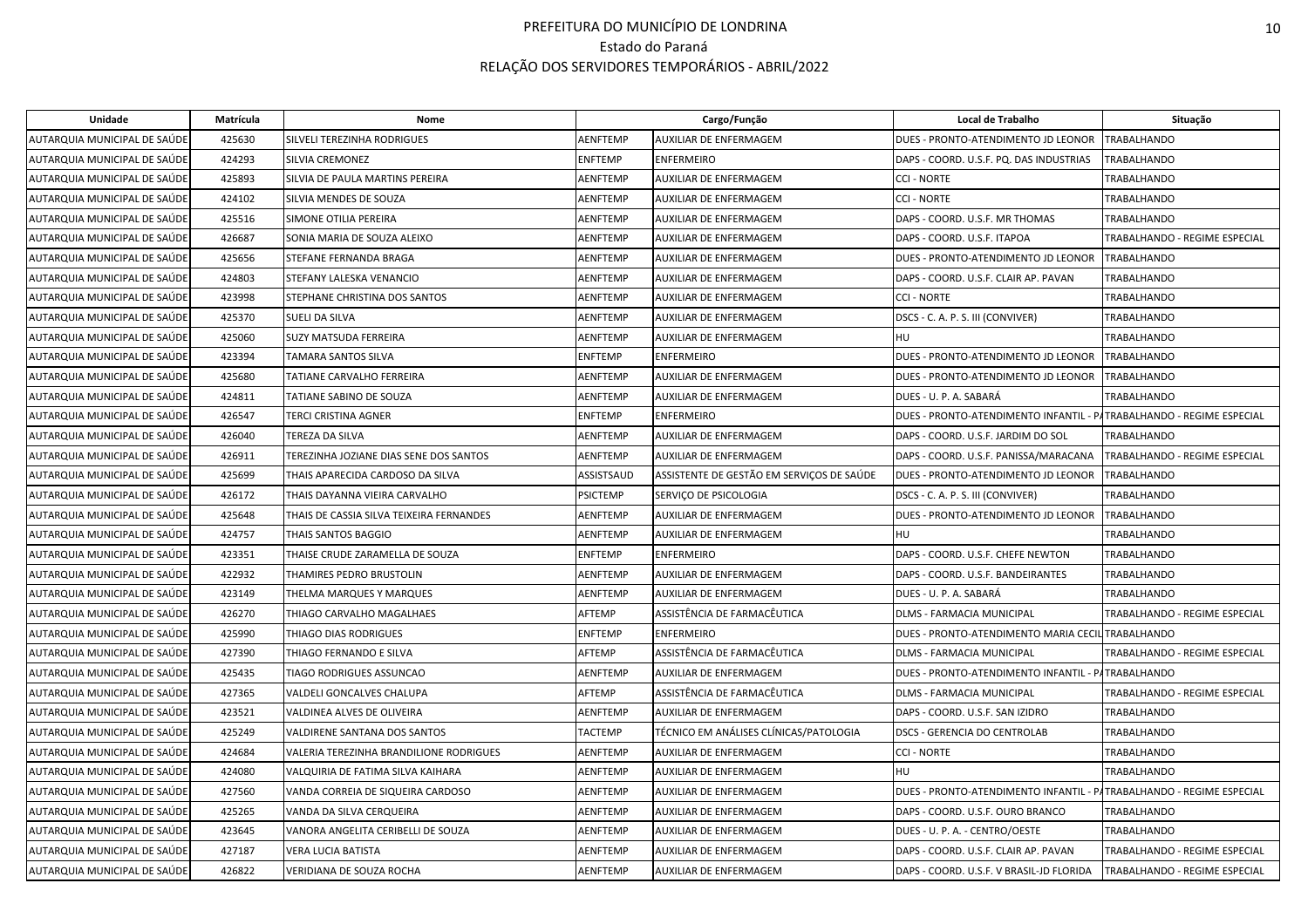# PREFEITURA DO MUNICÍPIO DE LONDRINA
## Estado do Paraná
## RELAÇÃO DOS SERVIDORES TEMPORÁRIOS - ABRIL/2022

| Unidade | Matrícula | Nome | Cargo/Função | | Local de Trabalho | Situação |
|---|---|---|---|---|---|---|
| AUTARQUIA MUNICIPAL DE SAÚDE | 425630 | SILVELI TEREZINHA RODRIGUES | AENFTEMP | AUXILIAR DE ENFERMAGEM | DUES - PRONTO-ATENDIMENTO JD LEONOR | TRABALHANDO |
| AUTARQUIA MUNICIPAL DE SAÚDE | 424293 | SILVIA CREMONEZ | ENFTEMP | ENFERMEIRO | DAPS - COORD. U.S.F. PQ. DAS INDUSTRIAS | TRABALHANDO |
| AUTARQUIA MUNICIPAL DE SAÚDE | 425893 | SILVIA DE PAULA MARTINS PEREIRA | AENFTEMP | AUXILIAR DE ENFERMAGEM | CCI - NORTE | TRABALHANDO |
| AUTARQUIA MUNICIPAL DE SAÚDE | 424102 | SILVIA MENDES DE SOUZA | AENFTEMP | AUXILIAR DE ENFERMAGEM | CCI - NORTE | TRABALHANDO |
| AUTARQUIA MUNICIPAL DE SAÚDE | 425516 | SIMONE OTILIA PEREIRA | AENFTEMP | AUXILIAR DE ENFERMAGEM | DAPS - COORD. U.S.F. MR THOMAS | TRABALHANDO |
| AUTARQUIA MUNICIPAL DE SAÚDE | 426687 | SONIA MARIA DE SOUZA ALEIXO | AENFTEMP | AUXILIAR DE ENFERMAGEM | DAPS - COORD. U.S.F. ITAPOA | TRABALHANDO - REGIME ESPECIAL |
| AUTARQUIA MUNICIPAL DE SAÚDE | 425656 | STEFANE FERNANDA BRAGA | AENFTEMP | AUXILIAR DE ENFERMAGEM | DUES - PRONTO-ATENDIMENTO JD LEONOR | TRABALHANDO |
| AUTARQUIA MUNICIPAL DE SAÚDE | 424803 | STEFANY LALESKA VENANCIO | AENFTEMP | AUXILIAR DE ENFERMAGEM | DAPS - COORD. U.S.F. CLAIR AP. PAVAN | TRABALHANDO |
| AUTARQUIA MUNICIPAL DE SAÚDE | 423998 | STEPHANE CHRISTINA DOS SANTOS | AENFTEMP | AUXILIAR DE ENFERMAGEM | CCI - NORTE | TRABALHANDO |
| AUTARQUIA MUNICIPAL DE SAÚDE | 425370 | SUELI DA SILVA | AENFTEMP | AUXILIAR DE ENFERMAGEM | DSCS - C. A. P. S. III (CONVIVER) | TRABALHANDO |
| AUTARQUIA MUNICIPAL DE SAÚDE | 425060 | SUZY MATSUDA FERREIRA | AENFTEMP | AUXILIAR DE ENFERMAGEM | HU | TRABALHANDO |
| AUTARQUIA MUNICIPAL DE SAÚDE | 423394 | TAMARA SANTOS SILVA | ENFTEMP | ENFERMEIRO | DUES - PRONTO-ATENDIMENTO JD LEONOR | TRABALHANDO |
| AUTARQUIA MUNICIPAL DE SAÚDE | 425680 | TATIANE CARVALHO FERREIRA | AENFTEMP | AUXILIAR DE ENFERMAGEM | DUES - PRONTO-ATENDIMENTO JD LEONOR | TRABALHANDO |
| AUTARQUIA MUNICIPAL DE SAÚDE | 424811 | TATIANE SABINO DE SOUZA | AENFTEMP | AUXILIAR DE ENFERMAGEM | DUES - U. P. A. SABARÁ | TRABALHANDO |
| AUTARQUIA MUNICIPAL DE SAÚDE | 426547 | TERCI CRISTINA AGNER | ENFTEMP | ENFERMEIRO | DUES - PRONTO-ATENDIMENTO INFANTIL - PA | TRABALHANDO - REGIME ESPECIAL |
| AUTARQUIA MUNICIPAL DE SAÚDE | 426040 | TEREZA DA SILVA | AENFTEMP | AUXILIAR DE ENFERMAGEM | DAPS - COORD. U.S.F. JARDIM DO SOL | TRABALHANDO |
| AUTARQUIA MUNICIPAL DE SAÚDE | 426911 | TEREZINHA JOZIANE DIAS SENE DOS SANTOS | AENFTEMP | AUXILIAR DE ENFERMAGEM | DAPS - COORD. U.S.F. PANISSA/MARACANA | TRABALHANDO - REGIME ESPECIAL |
| AUTARQUIA MUNICIPAL DE SAÚDE | 425699 | THAIS APARECIDA CARDOSO DA SILVA | ASSISTSAUD | ASSISTENTE DE GESTÃO EM SERVIÇOS DE SAÚDE | DUES - PRONTO-ATENDIMENTO JD LEONOR | TRABALHANDO |
| AUTARQUIA MUNICIPAL DE SAÚDE | 426172 | THAIS DAYANNA VIEIRA CARVALHO | PSICTEMP | SERVIÇO DE PSICOLOGIA | DSCS - C. A. P. S. III (CONVIVER) | TRABALHANDO |
| AUTARQUIA MUNICIPAL DE SAÚDE | 425648 | THAIS DE CASSIA SILVA TEIXEIRA FERNANDES | AENFTEMP | AUXILIAR DE ENFERMAGEM | DUES - PRONTO-ATENDIMENTO JD LEONOR | TRABALHANDO |
| AUTARQUIA MUNICIPAL DE SAÚDE | 424757 | THAIS SANTOS BAGGIO | AENFTEMP | AUXILIAR DE ENFERMAGEM | HU | TRABALHANDO |
| AUTARQUIA MUNICIPAL DE SAÚDE | 423351 | THAISE CRUDE ZARAMELLA DE SOUZA | ENFTEMP | ENFERMEIRO | DAPS - COORD. U.S.F. CHEFE NEWTON | TRABALHANDO |
| AUTARQUIA MUNICIPAL DE SAÚDE | 422932 | THAMIRES PEDRO BRUSTOLIN | AENFTEMP | AUXILIAR DE ENFERMAGEM | DAPS - COORD. U.S.F. BANDEIRANTES | TRABALHANDO |
| AUTARQUIA MUNICIPAL DE SAÚDE | 423149 | THELMA MARQUES Y MARQUES | AENFTEMP | AUXILIAR DE ENFERMAGEM | DUES - U. P. A. SABARÁ | TRABALHANDO |
| AUTARQUIA MUNICIPAL DE SAÚDE | 426270 | THIAGO CARVALHO MAGALHAES | AFTEMP | ASSISTÊNCIA DE FARMACÊUTICA | DLMS - FARMACIA MUNICIPAL | TRABALHANDO - REGIME ESPECIAL |
| AUTARQUIA MUNICIPAL DE SAÚDE | 425990 | THIAGO DIAS RODRIGUES | ENFTEMP | ENFERMEIRO | DUES - PRONTO-ATENDIMENTO MARIA CECIL | TRABALHANDO |
| AUTARQUIA MUNICIPAL DE SAÚDE | 427390 | THIAGO FERNANDO E SILVA | AFTEMP | ASSISTÊNCIA DE FARMACÊUTICA | DLMS - FARMACIA MUNICIPAL | TRABALHANDO - REGIME ESPECIAL |
| AUTARQUIA MUNICIPAL DE SAÚDE | 425435 | TIAGO RODRIGUES ASSUNCAO | AENFTEMP | AUXILIAR DE ENFERMAGEM | DUES - PRONTO-ATENDIMENTO INFANTIL - PA | TRABALHANDO |
| AUTARQUIA MUNICIPAL DE SAÚDE | 427365 | VALDELI GONCALVES CHALUPA | AFTEMP | ASSISTÊNCIA DE FARMACÊUTICA | DLMS - FARMACIA MUNICIPAL | TRABALHANDO - REGIME ESPECIAL |
| AUTARQUIA MUNICIPAL DE SAÚDE | 423521 | VALDINEA ALVES DE OLIVEIRA | AENFTEMP | AUXILIAR DE ENFERMAGEM | DAPS - COORD. U.S.F. SAN IZIDRO | TRABALHANDO |
| AUTARQUIA MUNICIPAL DE SAÚDE | 425249 | VALDIRENE SANTANA DOS SANTOS | TACTEMP | TÉCNICO EM ANÁLISES CLÍNICAS/PATOLOGIA | DSCS - GERENCIA DO CENTROLAB | TRABALHANDO |
| AUTARQUIA MUNICIPAL DE SAÚDE | 424684 | VALERIA TEREZINHA BRANDILIONE RODRIGUES | AENFTEMP | AUXILIAR DE ENFERMAGEM | CCI - NORTE | TRABALHANDO |
| AUTARQUIA MUNICIPAL DE SAÚDE | 424080 | VALQUIRIA DE FATIMA SILVA KAIHARA | AENFTEMP | AUXILIAR DE ENFERMAGEM | HU | TRABALHANDO |
| AUTARQUIA MUNICIPAL DE SAÚDE | 427560 | VANDA CORREIA DE SIQUEIRA CARDOSO | AENFTEMP | AUXILIAR DE ENFERMAGEM | DUES - PRONTO-ATENDIMENTO INFANTIL - PA | TRABALHANDO - REGIME ESPECIAL |
| AUTARQUIA MUNICIPAL DE SAÚDE | 425265 | VANDA DA SILVA CERQUEIRA | AENFTEMP | AUXILIAR DE ENFERMAGEM | DAPS - COORD. U.S.F. OURO BRANCO | TRABALHANDO |
| AUTARQUIA MUNICIPAL DE SAÚDE | 423645 | VANORA ANGELITA CERIBELLI DE SOUZA | AENFTEMP | AUXILIAR DE ENFERMAGEM | DUES - U. P. A. - CENTRO/OESTE | TRABALHANDO |
| AUTARQUIA MUNICIPAL DE SAÚDE | 427187 | VERA LUCIA BATISTA | AENFTEMP | AUXILIAR DE ENFERMAGEM | DAPS - COORD. U.S.F. CLAIR AP. PAVAN | TRABALHANDO - REGIME ESPECIAL |
| AUTARQUIA MUNICIPAL DE SAÚDE | 426822 | VERIDIANA DE SOUZA ROCHA | AENFTEMP | AUXILIAR DE ENFERMAGEM | DAPS - COORD. U.S.F. V BRASIL-JD FLORIDA | TRABALHANDO - REGIME ESPECIAL |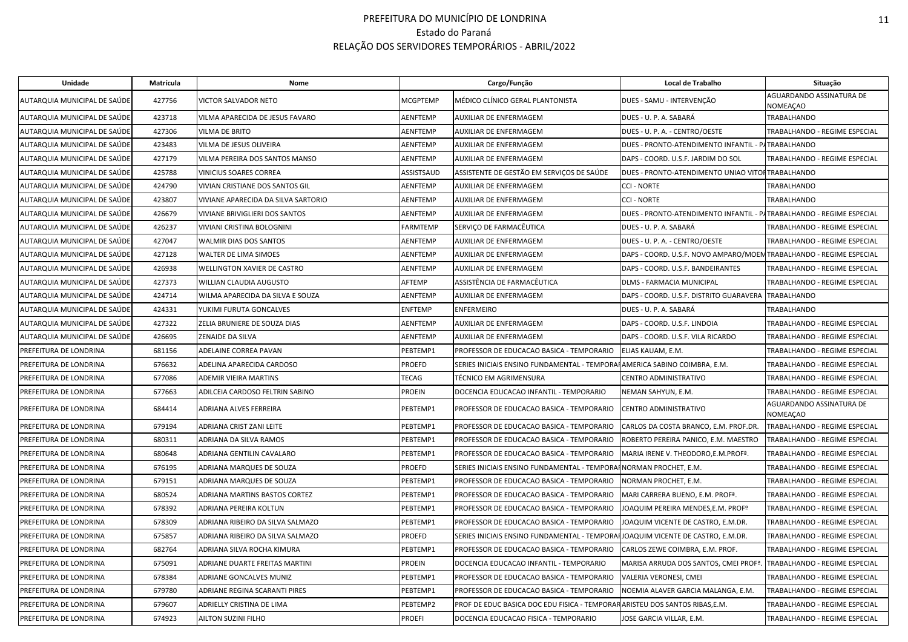# PREFEITURA DO MUNICÍPIO DE LONDRINA
## Estado do Paraná
## RELAÇÃO DOS SERVIDORES TEMPORÁRIOS - ABRIL/2022

| Unidade | Matrícula | Nome | Cargo/Função | | Local de Trabalho | Situação |
|---|---|---|---|---|---|---|
| AUTARQUIA MUNICIPAL DE SAÚDE | 427756 | VICTOR SALVADOR NETO | MCGPTEMP | MÉDICO CLÍNICO GERAL PLANTONISTA | DUES - SAMU - INTERVENÇÃO | AGUARDANDO ASSINATURA DE NOMEAÇAO |
| AUTARQUIA MUNICIPAL DE SAÚDE | 423718 | VILMA APARECIDA DE JESUS FAVARO | AENFTEMP | AUXILIAR DE ENFERMAGEM | DUES - U. P. A. SABARÁ | TRABALHANDO |
| AUTARQUIA MUNICIPAL DE SAÚDE | 427306 | VILMA DE BRITO | AENFTEMP | AUXILIAR DE ENFERMAGEM | DUES - U. P. A. - CENTRO/OESTE | TRABALHANDO - REGIME ESPECIAL |
| AUTARQUIA MUNICIPAL DE SAÚDE | 423483 | VILMA DE JESUS OLIVEIRA | AENFTEMP | AUXILIAR DE ENFERMAGEM | DUES - PRONTO-ATENDIMENTO INFANTIL - PA | TRABALHANDO |
| AUTARQUIA MUNICIPAL DE SAÚDE | 427179 | VILMA PEREIRA DOS SANTOS MANSO | AENFTEMP | AUXILIAR DE ENFERMAGEM | DAPS - COORD. U.S.F. JARDIM DO SOL | TRABALHANDO - REGIME ESPECIAL |
| AUTARQUIA MUNICIPAL DE SAÚDE | 425788 | VINICIUS SOARES CORREA | ASSISTSAUD | ASSISTENTE DE GESTÃO EM SERVIÇOS DE SAÚDE | DUES - PRONTO-ATENDIMENTO UNIAO VITOR | TRABALHANDO |
| AUTARQUIA MUNICIPAL DE SAÚDE | 424790 | VIVIAN CRISTIANE DOS SANTOS GIL | AENFTEMP | AUXILIAR DE ENFERMAGEM | CCI - NORTE | TRABALHANDO |
| AUTARQUIA MUNICIPAL DE SAÚDE | 423807 | VIVIANE APARECIDA DA SILVA SARTORIO | AENFTEMP | AUXILIAR DE ENFERMAGEM | CCI - NORTE | TRABALHANDO |
| AUTARQUIA MUNICIPAL DE SAÚDE | 426679 | VIVIANE BRIVIGLIERI DOS SANTOS | AENFTEMP | AUXILIAR DE ENFERMAGEM | DUES - PRONTO-ATENDIMENTO INFANTIL - PA | TRABALHANDO - REGIME ESPECIAL |
| AUTARQUIA MUNICIPAL DE SAÚDE | 426237 | VIVIANI CRISTINA BOLOGNINI | FARMTEMP | SERVIÇO DE FARMACÊUTICA | DUES - U. P. A. SABARÁ | TRABALHANDO - REGIME ESPECIAL |
| AUTARQUIA MUNICIPAL DE SAÚDE | 427047 | WALMIR DIAS DOS SANTOS | AENFTEMP | AUXILIAR DE ENFERMAGEM | DUES - U. P. A. - CENTRO/OESTE | TRABALHANDO - REGIME ESPECIAL |
| AUTARQUIA MUNICIPAL DE SAÚDE | 427128 | WALTER DE LIMA SIMOES | AENFTEMP | AUXILIAR DE ENFERMAGEM | DAPS - COORD. U.S.F. NOVO AMPARO/MOEM | TRABALHANDO - REGIME ESPECIAL |
| AUTARQUIA MUNICIPAL DE SAÚDE | 426938 | WELLINGTON XAVIER DE CASTRO | AENFTEMP | AUXILIAR DE ENFERMAGEM | DAPS - COORD. U.S.F. BANDEIRANTES | TRABALHANDO - REGIME ESPECIAL |
| AUTARQUIA MUNICIPAL DE SAÚDE | 427373 | WILLIAN CLAUDIA AUGUSTO | AFTEMP | ASSISTÊNCIA DE FARMACÊUTICA | DLMS - FARMACIA MUNICIPAL | TRABALHANDO - REGIME ESPECIAL |
| AUTARQUIA MUNICIPAL DE SAÚDE | 424714 | WILMA APARECIDA DA SILVA E SOUZA | AENFTEMP | AUXILIAR DE ENFERMAGEM | DAPS - COORD. U.S.F. DISTRITO GUARAVERA | TRABALHANDO |
| AUTARQUIA MUNICIPAL DE SAÚDE | 424331 | YUKIMI FURUTA GONCALVES | ENFTEMP | ENFERMEIRO | DUES - U. P. A. SABARÁ | TRABALHANDO |
| AUTARQUIA MUNICIPAL DE SAÚDE | 427322 | ZELIA BRUNIERE DE SOUZA DIAS | AENFTEMP | AUXILIAR DE ENFERMAGEM | DAPS - COORD. U.S.F. LINDOIA | TRABALHANDO - REGIME ESPECIAL |
| AUTARQUIA MUNICIPAL DE SAÚDE | 426695 | ZENAIDE DA SILVA | AENFTEMP | AUXILIAR DE ENFERMAGEM | DAPS - COORD. U.S.F. VILA RICARDO | TRABALHANDO - REGIME ESPECIAL |
| PREFEITURA DE LONDRINA | 681156 | ADELAINE CORREA PAVAN | PEBTEMP1 | PROFESSOR DE EDUCACAO BASICA - TEMPORARIO | ELIAS KAUAM, E.M. | TRABALHANDO - REGIME ESPECIAL |
| PREFEITURA DE LONDRINA | 676632 | ADELINA APARECIDA CARDOSO | PROEFD | SERIES INICIAIS ENSINO FUNDAMENTAL - TEMPORAI | AMERICA SABINO COIMBRA, E.M. | TRABALHANDO - REGIME ESPECIAL |
| PREFEITURA DE LONDRINA | 677086 | ADEMIR VIEIRA MARTINS | TECAG | TÉCNICO EM AGRIMENSURA | CENTRO ADMINISTRATIVO | TRABALHANDO - REGIME ESPECIAL |
| PREFEITURA DE LONDRINA | 677663 | ADILCEIA CARDOSO FELTRIN SABINO | PROEIN | DOCENCIA EDUCACAO INFANTIL - TEMPORARIO | NEMAN SAHYUN, E.M. | TRABALHANDO - REGIME ESPECIAL |
| PREFEITURA DE LONDRINA | 684414 | ADRIANA ALVES FERREIRA | PEBTEMP1 | PROFESSOR DE EDUCACAO BASICA - TEMPORARIO | CENTRO ADMINISTRATIVO | AGUARDANDO ASSINATURA DE NOMEAÇAO |
| PREFEITURA DE LONDRINA | 679194 | ADRIANA CRIST ZANI LEITE | PEBTEMP1 | PROFESSOR DE EDUCACAO BASICA - TEMPORARIO | CARLOS DA COSTA BRANCO, E.M. PROF.DR. | TRABALHANDO - REGIME ESPECIAL |
| PREFEITURA DE LONDRINA | 680311 | ADRIANA DA SILVA RAMOS | PEBTEMP1 | PROFESSOR DE EDUCACAO BASICA - TEMPORARIO | ROBERTO PEREIRA PANICO, E.M. MAESTRO | TRABALHANDO - REGIME ESPECIAL |
| PREFEITURA DE LONDRINA | 680648 | ADRIANA GENTILIN CAVALARO | PEBTEMP1 | PROFESSOR DE EDUCACAO BASICA - TEMPORARIO | MARIA IRENE V. THEODORO,E.M.PROFª. | TRABALHANDO - REGIME ESPECIAL |
| PREFEITURA DE LONDRINA | 676195 | ADRIANA MARQUES DE SOUZA | PROEFD | SERIES INICIAIS ENSINO FUNDAMENTAL - TEMPORAI | NORMAN PROCHET, E.M. | TRABALHANDO - REGIME ESPECIAL |
| PREFEITURA DE LONDRINA | 679151 | ADRIANA MARQUES DE SOUZA | PEBTEMP1 | PROFESSOR DE EDUCACAO BASICA - TEMPORARIO | NORMAN PROCHET, E.M. | TRABALHANDO - REGIME ESPECIAL |
| PREFEITURA DE LONDRINA | 680524 | ADRIANA MARTINS BASTOS CORTEZ | PEBTEMP1 | PROFESSOR DE EDUCACAO BASICA - TEMPORARIO | MARI CARRERA BUENO, E.M. PROFª. | TRABALHANDO - REGIME ESPECIAL |
| PREFEITURA DE LONDRINA | 678392 | ADRIANA PEREIRA KOLTUN | PEBTEMP1 | PROFESSOR DE EDUCACAO BASICA - TEMPORARIO | JOAQUIM PEREIRA MENDES,E.M. PROFº | TRABALHANDO - REGIME ESPECIAL |
| PREFEITURA DE LONDRINA | 678309 | ADRIANA RIBEIRO DA SILVA SALMAZO | PEBTEMP1 | PROFESSOR DE EDUCACAO BASICA - TEMPORARIO | JOAQUIM VICENTE DE CASTRO, E.M.DR. | TRABALHANDO - REGIME ESPECIAL |
| PREFEITURA DE LONDRINA | 675857 | ADRIANA RIBEIRO DA SILVA SALMAZO | PROEFD | SERIES INICIAIS ENSINO FUNDAMENTAL - TEMPORAI | JOAQUIM VICENTE DE CASTRO, E.M.DR. | TRABALHANDO - REGIME ESPECIAL |
| PREFEITURA DE LONDRINA | 682764 | ADRIANA SILVA ROCHA KIMURA | PEBTEMP1 | PROFESSOR DE EDUCACAO BASICA - TEMPORARIO | CARLOS ZEWE COIMBRA, E.M. PROF. | TRABALHANDO - REGIME ESPECIAL |
| PREFEITURA DE LONDRINA | 675091 | ADRIANE DUARTE FREITAS MARTINI | PROEIN | DOCENCIA EDUCACAO INFANTIL - TEMPORARIO | MARISA ARRUDA DOS SANTOS, CMEI PROFª. | TRABALHANDO - REGIME ESPECIAL |
| PREFEITURA DE LONDRINA | 678384 | ADRIANE GONCALVES MUNIZ | PEBTEMP1 | PROFESSOR DE EDUCACAO BASICA - TEMPORARIO | VALERIA VERONESI, CMEI | TRABALHANDO - REGIME ESPECIAL |
| PREFEITURA DE LONDRINA | 679780 | ADRIANE REGINA SCARANTI PIRES | PEBTEMP1 | PROFESSOR DE EDUCACAO BASICA - TEMPORARIO | NOEMIA ALAVER GARCIA MALANGA, E.M. | TRABALHANDO - REGIME ESPECIAL |
| PREFEITURA DE LONDRINA | 679607 | ADRIELLY CRISTINA DE LIMA | PEBTEMP2 | PROF DE EDUC BASICA DOC EDU FISICA - TEMPORAR | ARISTEU DOS SANTOS RIBAS,E.M. | TRABALHANDO - REGIME ESPECIAL |
| PREFEITURA DE LONDRINA | 674923 | AILTON SUZINI FILHO | PROEFI | DOCENCIA EDUCACAO FISICA - TEMPORARIO | JOSE GARCIA VILLAR, E.M. | TRABALHANDO - REGIME ESPECIAL |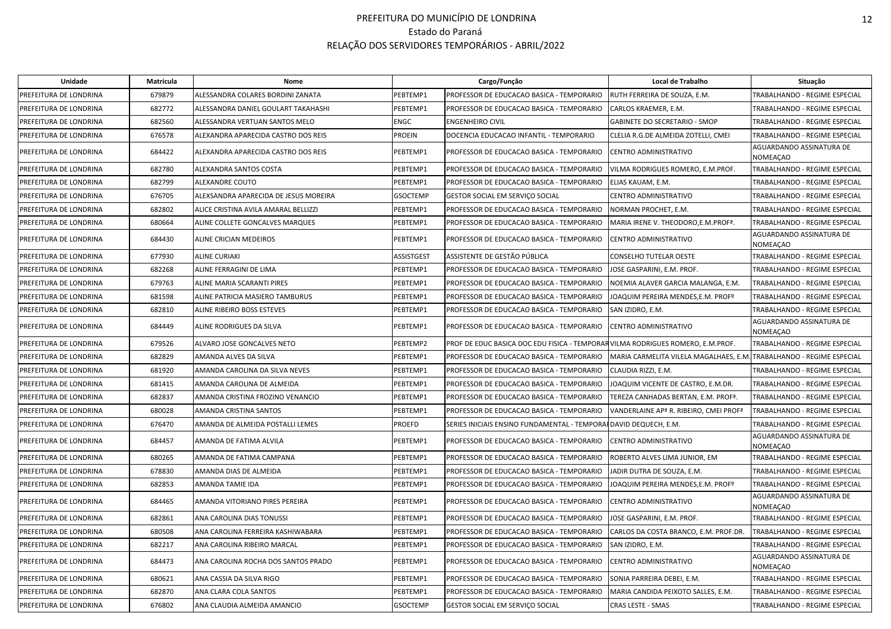# PREFEITURA DO MUNICÍPIO DE LONDRINA
## Estado do Paraná
## RELAÇÃO DOS SERVIDORES TEMPORÁRIOS - ABRIL/2022

| Unidade | Matrícula | Nome | Cargo/Função | | Local de Trabalho | Situação |
|---|---|---|---|---|---|---|
| PREFEITURA DE LONDRINA | 679879 | ALESSANDRA COLARES BORDINI ZANATA | PEBTEMP1 | PROFESSOR DE EDUCACAO BASICA - TEMPORARIO | RUTH FERREIRA DE SOUZA, E.M. | TRABALHANDO - REGIME ESPECIAL |
| PREFEITURA DE LONDRINA | 682772 | ALESSANDRA DANIEL GOULART TAKAHASHI | PEBTEMP1 | PROFESSOR DE EDUCACAO BASICA - TEMPORARIO | CARLOS KRAEMER, E.M. | TRABALHANDO - REGIME ESPECIAL |
| PREFEITURA DE LONDRINA | 682560 | ALESSANDRA VERTUAN SANTOS MELO | ENGC | ENGENHEIRO CIVIL | GABINETE DO SECRETARIO - SMOP | TRABALHANDO - REGIME ESPECIAL |
| PREFEITURA DE LONDRINA | 676578 | ALEXANDRA APARECIDA CASTRO DOS REIS | PROEIN | DOCENCIA EDUCACAO INFANTIL - TEMPORARIO | CLELIA R.G.DE ALMEIDA ZOTELLI, CMEI | TRABALHANDO - REGIME ESPECIAL |
| PREFEITURA DE LONDRINA | 684422 | ALEXANDRA APARECIDA CASTRO DOS REIS | PEBTEMP1 | PROFESSOR DE EDUCACAO BASICA - TEMPORARIO | CENTRO ADMINISTRATIVO | AGUARDANDO ASSINATURA DE NOMEAÇAO |
| PREFEITURA DE LONDRINA | 682780 | ALEXANDRA SANTOS COSTA | PEBTEMP1 | PROFESSOR DE EDUCACAO BASICA - TEMPORARIO | VILMA RODRIGUES ROMERO, E.M.PROF. | TRABALHANDO - REGIME ESPECIAL |
| PREFEITURA DE LONDRINA | 682799 | ALEXANDRE COUTO | PEBTEMP1 | PROFESSOR DE EDUCACAO BASICA - TEMPORARIO | ELIAS KAUAM, E.M. | TRABALHANDO - REGIME ESPECIAL |
| PREFEITURA DE LONDRINA | 676705 | ALEXSANDRA APARECIDA DE JESUS MOREIRA | GSOCTEMP | GESTOR SOCIAL EM SERVIÇO SOCIAL | CENTRO ADMINISTRATIVO | TRABALHANDO - REGIME ESPECIAL |
| PREFEITURA DE LONDRINA | 682802 | ALICE CRISTINA AVILA AMARAL BELLIZZI | PEBTEMP1 | PROFESSOR DE EDUCACAO BASICA - TEMPORARIO | NORMAN PROCHET, E.M. | TRABALHANDO - REGIME ESPECIAL |
| PREFEITURA DE LONDRINA | 680664 | ALINE COLLETE GONCALVES MARQUES | PEBTEMP1 | PROFESSOR DE EDUCACAO BASICA - TEMPORARIO | MARIA IRENE V. THEODORO,E.M.PROFª. | TRABALHANDO - REGIME ESPECIAL |
| PREFEITURA DE LONDRINA | 684430 | ALINE CRICIAN MEDEIROS | PEBTEMP1 | PROFESSOR DE EDUCACAO BASICA - TEMPORARIO | CENTRO ADMINISTRATIVO | AGUARDANDO ASSINATURA DE NOMEAÇAO |
| PREFEITURA DE LONDRINA | 677930 | ALINE CURIAKI | ASSISTGEST | ASSISTENTE DE GESTÃO PÚBLICA | CONSELHO TUTELAR OESTE | TRABALHANDO - REGIME ESPECIAL |
| PREFEITURA DE LONDRINA | 682268 | ALINE FERRAGINI DE LIMA | PEBTEMP1 | PROFESSOR DE EDUCACAO BASICA - TEMPORARIO | JOSE GASPARINI, E.M. PROF. | TRABALHANDO - REGIME ESPECIAL |
| PREFEITURA DE LONDRINA | 679763 | ALINE MARIA SCARANTI PIRES | PEBTEMP1 | PROFESSOR DE EDUCACAO BASICA - TEMPORARIO | NOEMIA ALAVER GARCIA MALANGA, E.M. | TRABALHANDO - REGIME ESPECIAL |
| PREFEITURA DE LONDRINA | 681598 | ALINE PATRICIA MASIERO TAMBURUS | PEBTEMP1 | PROFESSOR DE EDUCACAO BASICA - TEMPORARIO | JOAQUIM PEREIRA MENDES,E.M. PROFº | TRABALHANDO - REGIME ESPECIAL |
| PREFEITURA DE LONDRINA | 682810 | ALINE RIBEIRO BOSS ESTEVES | PEBTEMP1 | PROFESSOR DE EDUCACAO BASICA - TEMPORARIO | SAN IZIDRO, E.M. | TRABALHANDO - REGIME ESPECIAL |
| PREFEITURA DE LONDRINA | 684449 | ALINE RODRIGUES DA SILVA | PEBTEMP1 | PROFESSOR DE EDUCACAO BASICA - TEMPORARIO | CENTRO ADMINISTRATIVO | AGUARDANDO ASSINATURA DE NOMEAÇAO |
| PREFEITURA DE LONDRINA | 679526 | ALVARO JOSE GONCALVES NETO | PEBTEMP2 | PROF DE EDUC BASICA DOC EDU FISICA - TEMPORAR | VILMA RODRIGUES ROMERO, E.M.PROF. | TRABALHANDO - REGIME ESPECIAL |
| PREFEITURA DE LONDRINA | 682829 | AMANDA ALVES DA SILVA | PEBTEMP1 | PROFESSOR DE EDUCACAO BASICA - TEMPORARIO | MARIA CARMELITA VILELA MAGALHAES, E.M. | TRABALHANDO - REGIME ESPECIAL |
| PREFEITURA DE LONDRINA | 681920 | AMANDA CAROLINA DA SILVA NEVES | PEBTEMP1 | PROFESSOR DE EDUCACAO BASICA - TEMPORARIO | CLAUDIA RIZZI, E.M. | TRABALHANDO - REGIME ESPECIAL |
| PREFEITURA DE LONDRINA | 681415 | AMANDA CAROLINA DE ALMEIDA | PEBTEMP1 | PROFESSOR DE EDUCACAO BASICA - TEMPORARIO | JOAQUIM VICENTE DE CASTRO, E.M.DR. | TRABALHANDO - REGIME ESPECIAL |
| PREFEITURA DE LONDRINA | 682837 | AMANDA CRISTINA FROZINO VENANCIO | PEBTEMP1 | PROFESSOR DE EDUCACAO BASICA - TEMPORARIO | TEREZA CANHADAS BERTAN, E.M. PROFª. | TRABALHANDO - REGIME ESPECIAL |
| PREFEITURA DE LONDRINA | 680028 | AMANDA CRISTINA SANTOS | PEBTEMP1 | PROFESSOR DE EDUCACAO BASICA - TEMPORARIO | VANDERLAINE APª R. RIBEIRO, CMEI PROFª | TRABALHANDO - REGIME ESPECIAL |
| PREFEITURA DE LONDRINA | 676470 | AMANDA DE ALMEIDA POSTALLI LEMES | PROEFD | SERIES INICIAIS ENSINO FUNDAMENTAL - TEMPORA | DAVID DEQUECH, E.M. | TRABALHANDO - REGIME ESPECIAL |
| PREFEITURA DE LONDRINA | 684457 | AMANDA DE FATIMA ALVILA | PEBTEMP1 | PROFESSOR DE EDUCACAO BASICA - TEMPORARIO | CENTRO ADMINISTRATIVO | AGUARDANDO ASSINATURA DE NOMEAÇAO |
| PREFEITURA DE LONDRINA | 680265 | AMANDA DE FATIMA CAMPANA | PEBTEMP1 | PROFESSOR DE EDUCACAO BASICA - TEMPORARIO | ROBERTO ALVES LIMA JUNIOR, EM | TRABALHANDO - REGIME ESPECIAL |
| PREFEITURA DE LONDRINA | 678830 | AMANDA DIAS DE ALMEIDA | PEBTEMP1 | PROFESSOR DE EDUCACAO BASICA - TEMPORARIO | JADIR DUTRA DE SOUZA, E.M. | TRABALHANDO - REGIME ESPECIAL |
| PREFEITURA DE LONDRINA | 682853 | AMANDA TAMIE IDA | PEBTEMP1 | PROFESSOR DE EDUCACAO BASICA - TEMPORARIO | JOAQUIM PEREIRA MENDES,E.M. PROFº | TRABALHANDO - REGIME ESPECIAL |
| PREFEITURA DE LONDRINA | 684465 | AMANDA VITORIANO PIRES PEREIRA | PEBTEMP1 | PROFESSOR DE EDUCACAO BASICA - TEMPORARIO | CENTRO ADMINISTRATIVO | AGUARDANDO ASSINATURA DE NOMEAÇAO |
| PREFEITURA DE LONDRINA | 682861 | ANA CAROLINA DIAS TONUSSI | PEBTEMP1 | PROFESSOR DE EDUCACAO BASICA - TEMPORARIO | JOSE GASPARINI, E.M. PROF. | TRABALHANDO - REGIME ESPECIAL |
| PREFEITURA DE LONDRINA | 680508 | ANA CAROLINA FERREIRA KASHIWABARA | PEBTEMP1 | PROFESSOR DE EDUCACAO BASICA - TEMPORARIO | CARLOS DA COSTA BRANCO, E.M. PROF.DR. | TRABALHANDO - REGIME ESPECIAL |
| PREFEITURA DE LONDRINA | 682217 | ANA CAROLINA RIBEIRO MARCAL | PEBTEMP1 | PROFESSOR DE EDUCACAO BASICA - TEMPORARIO | SAN IZIDRO, E.M. | TRABALHANDO - REGIME ESPECIAL |
| PREFEITURA DE LONDRINA | 684473 | ANA CAROLINA ROCHA DOS SANTOS PRADO | PEBTEMP1 | PROFESSOR DE EDUCACAO BASICA - TEMPORARIO | CENTRO ADMINISTRATIVO | AGUARDANDO ASSINATURA DE NOMEAÇAO |
| PREFEITURA DE LONDRINA | 680621 | ANA CASSIA DA SILVA RIGO | PEBTEMP1 | PROFESSOR DE EDUCACAO BASICA - TEMPORARIO | SONIA PARREIRA DEBEI, E.M. | TRABALHANDO - REGIME ESPECIAL |
| PREFEITURA DE LONDRINA | 682870 | ANA CLARA COLA SANTOS | PEBTEMP1 | PROFESSOR DE EDUCACAO BASICA - TEMPORARIO | MARIA CANDIDA PEIXOTO SALLES, E.M. | TRABALHANDO - REGIME ESPECIAL |
| PREFEITURA DE LONDRINA | 676802 | ANA CLAUDIA ALMEIDA AMANCIO | GSOCTEMP | GESTOR SOCIAL EM SERVIÇO SOCIAL | CRAS LESTE - SMAS | TRABALHANDO - REGIME ESPECIAL |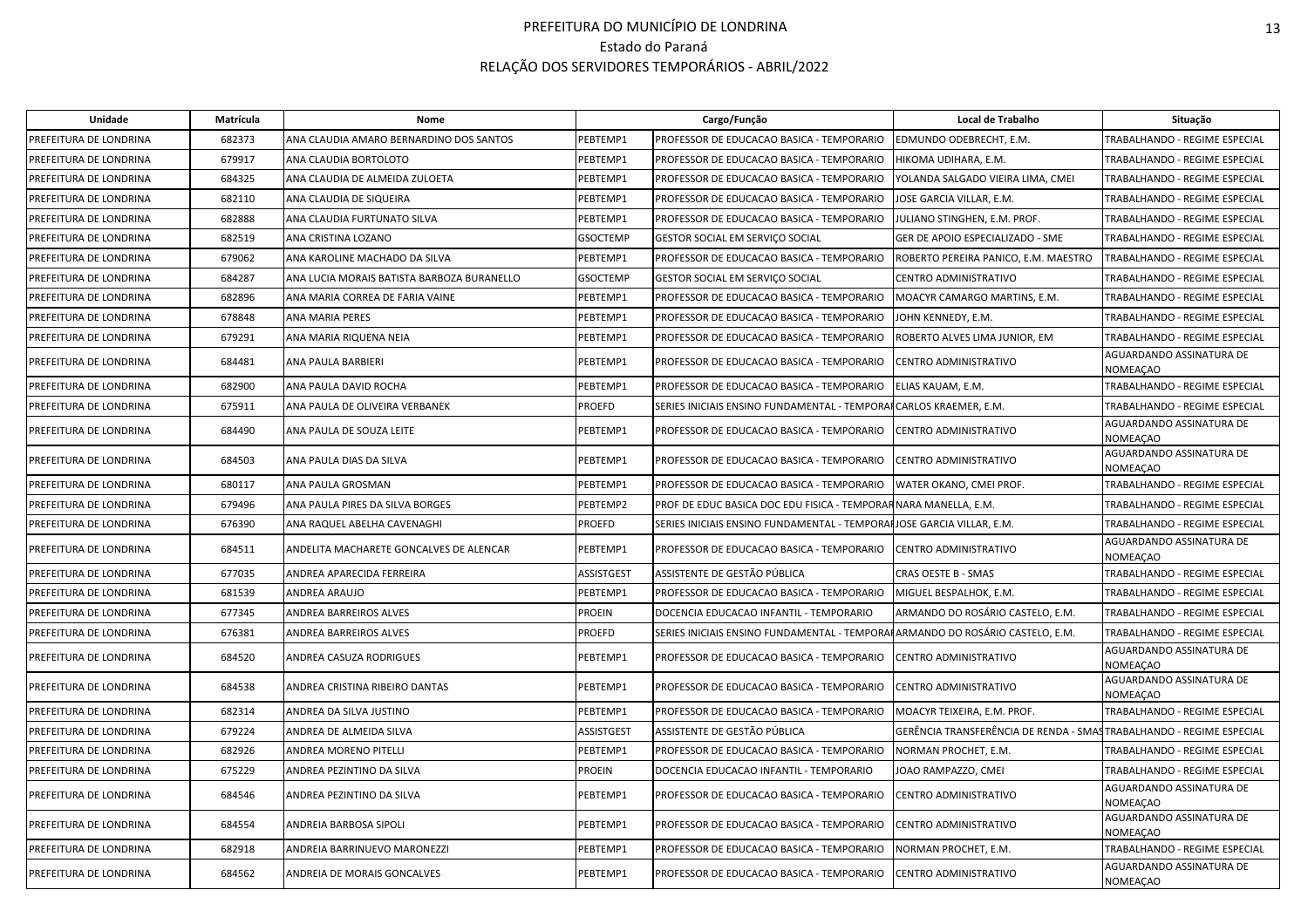# PREFEITURA DO MUNICÍPIO DE LONDRINA

Estado do Paraná

RELAÇÃO DOS SERVIDORES TEMPORÁRIOS - ABRIL/2022

| Unidade | Matrícula | Nome | Cargo/Função | | Local de Trabalho | Situação |
|---|---|---|---|---|---|---|
| PREFEITURA DE LONDRINA | 682373 | ANA CLAUDIA AMARO BERNARDINO DOS SANTOS | PEBTEMP1 | PROFESSOR DE EDUCACAO BASICA - TEMPORARIO | EDMUNDO ODEBRECHT, E.M. | TRABALHANDO - REGIME ESPECIAL |
| PREFEITURA DE LONDRINA | 679917 | ANA CLAUDIA BORTOLOTO | PEBTEMP1 | PROFESSOR DE EDUCACAO BASICA - TEMPORARIO | HIKOMA UDIHARA, E.M. | TRABALHANDO - REGIME ESPECIAL |
| PREFEITURA DE LONDRINA | 684325 | ANA CLAUDIA DE ALMEIDA ZULOETA | PEBTEMP1 | PROFESSOR DE EDUCACAO BASICA - TEMPORARIO | YOLANDA SALGADO VIEIRA LIMA, CMEI | TRABALHANDO - REGIME ESPECIAL |
| PREFEITURA DE LONDRINA | 682110 | ANA CLAUDIA DE SIQUEIRA | PEBTEMP1 | PROFESSOR DE EDUCACAO BASICA - TEMPORARIO | JOSE GARCIA VILLAR, E.M. | TRABALHANDO - REGIME ESPECIAL |
| PREFEITURA DE LONDRINA | 682888 | ANA CLAUDIA FURTUNATO SILVA | PEBTEMP1 | PROFESSOR DE EDUCACAO BASICA - TEMPORARIO | JULIANO STINGHEN, E.M. PROF. | TRABALHANDO - REGIME ESPECIAL |
| PREFEITURA DE LONDRINA | 682519 | ANA CRISTINA LOZANO | GSOCTEMP | GESTOR SOCIAL EM SERVIÇO SOCIAL | GER DE APOIO ESPECIALIZADO - SME | TRABALHANDO - REGIME ESPECIAL |
| PREFEITURA DE LONDRINA | 679062 | ANA KAROLINE MACHADO DA SILVA | PEBTEMP1 | PROFESSOR DE EDUCACAO BASICA - TEMPORARIO | ROBERTO PEREIRA PANICO, E.M. MAESTRO | TRABALHANDO - REGIME ESPECIAL |
| PREFEITURA DE LONDRINA | 684287 | ANA LUCIA MORAIS BATISTA BARBOZA BURANELLO | GSOCTEMP | GESTOR SOCIAL EM SERVIÇO SOCIAL | CENTRO ADMINISTRATIVO | TRABALHANDO - REGIME ESPECIAL |
| PREFEITURA DE LONDRINA | 682896 | ANA MARIA CORREA DE FARIA VAINE | PEBTEMP1 | PROFESSOR DE EDUCACAO BASICA - TEMPORARIO | MOACYR CAMARGO MARTINS, E.M. | TRABALHANDO - REGIME ESPECIAL |
| PREFEITURA DE LONDRINA | 678848 | ANA MARIA PERES | PEBTEMP1 | PROFESSOR DE EDUCACAO BASICA - TEMPORARIO | JOHN KENNEDY, E.M. | TRABALHANDO - REGIME ESPECIAL |
| PREFEITURA DE LONDRINA | 679291 | ANA MARIA RIQUENA NEIA | PEBTEMP1 | PROFESSOR DE EDUCACAO BASICA - TEMPORARIO | ROBERTO ALVES LIMA JUNIOR, EM | TRABALHANDO - REGIME ESPECIAL |
| PREFEITURA DE LONDRINA | 684481 | ANA PAULA BARBIERI | PEBTEMP1 | PROFESSOR DE EDUCACAO BASICA - TEMPORARIO | CENTRO ADMINISTRATIVO | AGUARDANDO ASSINATURA DE NOMEAÇAO |
| PREFEITURA DE LONDRINA | 682900 | ANA PAULA DAVID ROCHA | PEBTEMP1 | PROFESSOR DE EDUCACAO BASICA - TEMPORARIO | ELIAS KAUAM, E.M. | TRABALHANDO - REGIME ESPECIAL |
| PREFEITURA DE LONDRINA | 675911 | ANA PAULA DE OLIVEIRA VERBANEK | PROEFD | SERIES INICIAIS ENSINO FUNDAMENTAL - TEMPORAI | CARLOS KRAEMER, E.M. | TRABALHANDO - REGIME ESPECIAL |
| PREFEITURA DE LONDRINA | 684490 | ANA PAULA DE SOUZA LEITE | PEBTEMP1 | PROFESSOR DE EDUCACAO BASICA - TEMPORARIO | CENTRO ADMINISTRATIVO | AGUARDANDO ASSINATURA DE NOMEAÇAO |
| PREFEITURA DE LONDRINA | 684503 | ANA PAULA DIAS DA SILVA | PEBTEMP1 | PROFESSOR DE EDUCACAO BASICA - TEMPORARIO | CENTRO ADMINISTRATIVO | AGUARDANDO ASSINATURA DE NOMEAÇAO |
| PREFEITURA DE LONDRINA | 680117 | ANA PAULA GROSMAN | PEBTEMP1 | PROFESSOR DE EDUCACAO BASICA - TEMPORARIO | WATER OKANO, CMEI PROF. | TRABALHANDO - REGIME ESPECIAL |
| PREFEITURA DE LONDRINA | 679496 | ANA PAULA PIRES DA SILVA BORGES | PEBTEMP2 | PROF DE EDUC BASICA DOC EDU FISICA - TEMPORAR | NARA MANELLA, E.M. | TRABALHANDO - REGIME ESPECIAL |
| PREFEITURA DE LONDRINA | 676390 | ANA RAQUEL ABELHA CAVENAGHI | PROEFD | SERIES INICIAIS ENSINO FUNDAMENTAL - TEMPORAI | JOSE GARCIA VILLAR, E.M. | TRABALHANDO - REGIME ESPECIAL |
| PREFEITURA DE LONDRINA | 684511 | ANDELITA MACHARETE GONCALVES DE ALENCAR | PEBTEMP1 | PROFESSOR DE EDUCACAO BASICA - TEMPORARIO | CENTRO ADMINISTRATIVO | AGUARDANDO ASSINATURA DE NOMEAÇAO |
| PREFEITURA DE LONDRINA | 677035 | ANDREA APARECIDA FERREIRA | ASSISTGEST | ASSISTENTE DE GESTÃO PÚBLICA | CRAS OESTE B - SMAS | TRABALHANDO - REGIME ESPECIAL |
| PREFEITURA DE LONDRINA | 681539 | ANDREA ARAUJO | PEBTEMP1 | PROFESSOR DE EDUCACAO BASICA - TEMPORARIO | MIGUEL BESPALHOK, E.M. | TRABALHANDO - REGIME ESPECIAL |
| PREFEITURA DE LONDRINA | 677345 | ANDREA BARREIROS ALVES | PROEIN | DOCENCIA EDUCACAO INFANTIL - TEMPORARIO | ARMANDO DO ROSÁRIO CASTELO, E.M. | TRABALHANDO - REGIME ESPECIAL |
| PREFEITURA DE LONDRINA | 676381 | ANDREA BARREIROS ALVES | PROEFD | SERIES INICIAIS ENSINO FUNDAMENTAL - TEMPORAI | ARMANDO DO ROSÁRIO CASTELO, E.M. | TRABALHANDO - REGIME ESPECIAL |
| PREFEITURA DE LONDRINA | 684520 | ANDREA CASUZA RODRIGUES | PEBTEMP1 | PROFESSOR DE EDUCACAO BASICA - TEMPORARIO | CENTRO ADMINISTRATIVO | AGUARDANDO ASSINATURA DE NOMEAÇAO |
| PREFEITURA DE LONDRINA | 684538 | ANDREA CRISTINA RIBEIRO DANTAS | PEBTEMP1 | PROFESSOR DE EDUCACAO BASICA - TEMPORARIO | CENTRO ADMINISTRATIVO | AGUARDANDO ASSINATURA DE NOMEAÇAO |
| PREFEITURA DE LONDRINA | 682314 | ANDREA DA SILVA JUSTINO | PEBTEMP1 | PROFESSOR DE EDUCACAO BASICA - TEMPORARIO | MOACYR TEIXEIRA, E.M. PROF. | TRABALHANDO - REGIME ESPECIAL |
| PREFEITURA DE LONDRINA | 679224 | ANDREA DE ALMEIDA SILVA | ASSISTGEST | ASSISTENTE DE GESTÃO PÚBLICA | GERÊNCIA TRANSFERÊNCIA DE RENDA - SMAS | TRABALHANDO - REGIME ESPECIAL |
| PREFEITURA DE LONDRINA | 682926 | ANDREA MORENO PITELLI | PEBTEMP1 | PROFESSOR DE EDUCACAO BASICA - TEMPORARIO | NORMAN PROCHET, E.M. | TRABALHANDO - REGIME ESPECIAL |
| PREFEITURA DE LONDRINA | 675229 | ANDREA PEZINTINO DA SILVA | PROEIN | DOCENCIA EDUCACAO INFANTIL - TEMPORARIO | JOAO RAMPAZZO, CMEI | TRABALHANDO - REGIME ESPECIAL |
| PREFEITURA DE LONDRINA | 684546 | ANDREA PEZINTINO DA SILVA | PEBTEMP1 | PROFESSOR DE EDUCACAO BASICA - TEMPORARIO | CENTRO ADMINISTRATIVO | AGUARDANDO ASSINATURA DE NOMEAÇAO |
| PREFEITURA DE LONDRINA | 684554 | ANDREIA BARBOSA SIPOLI | PEBTEMP1 | PROFESSOR DE EDUCACAO BASICA - TEMPORARIO | CENTRO ADMINISTRATIVO | AGUARDANDO ASSINATURA DE NOMEAÇAO |
| PREFEITURA DE LONDRINA | 682918 | ANDREIA BARRINUEVO MARONEZZI | PEBTEMP1 | PROFESSOR DE EDUCACAO BASICA - TEMPORARIO | NORMAN PROCHET, E.M. | TRABALHANDO - REGIME ESPECIAL |
| PREFEITURA DE LONDRINA | 684562 | ANDREIA DE MORAIS GONCALVES | PEBTEMP1 | PROFESSOR DE EDUCACAO BASICA - TEMPORARIO | CENTRO ADMINISTRATIVO | AGUARDANDO ASSINATURA DE NOMEAÇAO |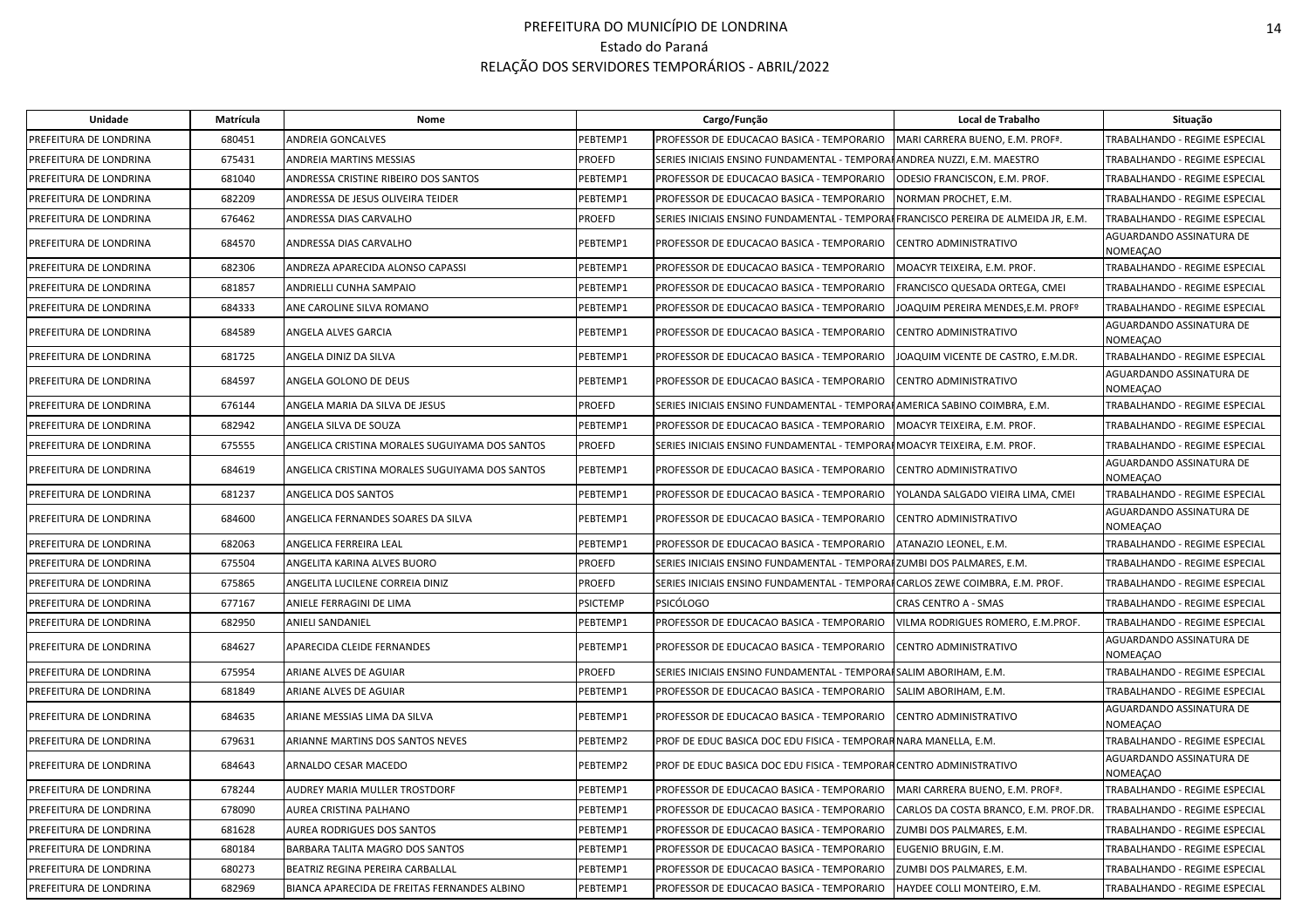# PREFEITURA DO MUNICÍPIO DE LONDRINA

Estado do Paraná

RELAÇÃO DOS SERVIDORES TEMPORÁRIOS - ABRIL/2022

| Unidade | Matrícula | Nome | Cargo/Função | | Local de Trabalho | Situação |
|---|---|---|---|---|---|---|
| PREFEITURA DE LONDRINA | 680451 | ANDREIA GONCALVES | PEBTEMP1 | PROFESSOR DE EDUCACAO BASICA - TEMPORARIO | MARI CARRERA BUENO, E.M. PROFª. | TRABALHANDO - REGIME ESPECIAL |
| PREFEITURA DE LONDRINA | 675431 | ANDREIA MARTINS MESSIAS | PROEFD | SERIES INICIAIS ENSINO FUNDAMENTAL - TEMPORAI | ANDREA NUZZI, E.M. MAESTRO | TRABALHANDO - REGIME ESPECIAL |
| PREFEITURA DE LONDRINA | 681040 | ANDRESSA CRISTINE RIBEIRO DOS SANTOS | PEBTEMP1 | PROFESSOR DE EDUCACAO BASICA - TEMPORARIO | ODESIO FRANCISCON, E.M. PROF. | TRABALHANDO - REGIME ESPECIAL |
| PREFEITURA DE LONDRINA | 682209 | ANDRESSA DE JESUS OLIVEIRA TEIDER | PEBTEMP1 | PROFESSOR DE EDUCACAO BASICA - TEMPORARIO | NORMAN PROCHET, E.M. | TRABALHANDO - REGIME ESPECIAL |
| PREFEITURA DE LONDRINA | 676462 | ANDRESSA DIAS CARVALHO | PROEFD | SERIES INICIAIS ENSINO FUNDAMENTAL - TEMPORAI | FRANCISCO PEREIRA DE ALMEIDA JR, E.M. | TRABALHANDO - REGIME ESPECIAL |
| PREFEITURA DE LONDRINA | 684570 | ANDRESSA DIAS CARVALHO | PEBTEMP1 | PROFESSOR DE EDUCACAO BASICA - TEMPORARIO | CENTRO ADMINISTRATIVO | AGUARDANDO ASSINATURA DE NOMEAÇAO |
| PREFEITURA DE LONDRINA | 682306 | ANDREZA APARECIDA ALONSO CAPASSI | PEBTEMP1 | PROFESSOR DE EDUCACAO BASICA - TEMPORARIO | MOACYR TEIXEIRA, E.M. PROF. | TRABALHANDO - REGIME ESPECIAL |
| PREFEITURA DE LONDRINA | 681857 | ANDRIELLI CUNHA SAMPAIO | PEBTEMP1 | PROFESSOR DE EDUCACAO BASICA - TEMPORARIO | FRANCISCO QUESADA ORTEGA, CMEI | TRABALHANDO - REGIME ESPECIAL |
| PREFEITURA DE LONDRINA | 684333 | ANE CAROLINE SILVA ROMANO | PEBTEMP1 | PROFESSOR DE EDUCACAO BASICA - TEMPORARIO | JOAQUIM PEREIRA MENDES,E.M. PROFº | TRABALHANDO - REGIME ESPECIAL |
| PREFEITURA DE LONDRINA | 684589 | ANGELA ALVES GARCIA | PEBTEMP1 | PROFESSOR DE EDUCACAO BASICA - TEMPORARIO | CENTRO ADMINISTRATIVO | AGUARDANDO ASSINATURA DE NOMEAÇAO |
| PREFEITURA DE LONDRINA | 681725 | ANGELA DINIZ DA SILVA | PEBTEMP1 | PROFESSOR DE EDUCACAO BASICA - TEMPORARIO | JOAQUIM VICENTE DE CASTRO, E.M.DR. | TRABALHANDO - REGIME ESPECIAL |
| PREFEITURA DE LONDRINA | 684597 | ANGELA GOLONO DE DEUS | PEBTEMP1 | PROFESSOR DE EDUCACAO BASICA - TEMPORARIO | CENTRO ADMINISTRATIVO | AGUARDANDO ASSINATURA DE NOMEAÇAO |
| PREFEITURA DE LONDRINA | 676144 | ANGELA MARIA DA SILVA DE JESUS | PROEFD | SERIES INICIAIS ENSINO FUNDAMENTAL - TEMPORAI | AMERICA SABINO COIMBRA, E.M. | TRABALHANDO - REGIME ESPECIAL |
| PREFEITURA DE LONDRINA | 682942 | ANGELA SILVA DE SOUZA | PEBTEMP1 | PROFESSOR DE EDUCACAO BASICA - TEMPORARIO | MOACYR TEIXEIRA, E.M. PROF. | TRABALHANDO - REGIME ESPECIAL |
| PREFEITURA DE LONDRINA | 675555 | ANGELICA CRISTINA MORALES SUGUIYAMA DOS SANTOS | PROEFD | SERIES INICIAIS ENSINO FUNDAMENTAL - TEMPORAI | MOACYR TEIXEIRA, E.M. PROF. | TRABALHANDO - REGIME ESPECIAL |
| PREFEITURA DE LONDRINA | 684619 | ANGELICA CRISTINA MORALES SUGUIYAMA DOS SANTOS | PEBTEMP1 | PROFESSOR DE EDUCACAO BASICA - TEMPORARIO | CENTRO ADMINISTRATIVO | AGUARDANDO ASSINATURA DE NOMEAÇAO |
| PREFEITURA DE LONDRINA | 681237 | ANGELICA DOS SANTOS | PEBTEMP1 | PROFESSOR DE EDUCACAO BASICA - TEMPORARIO | YOLANDA SALGADO VIEIRA LIMA, CMEI | TRABALHANDO - REGIME ESPECIAL |
| PREFEITURA DE LONDRINA | 684600 | ANGELICA FERNANDES SOARES DA SILVA | PEBTEMP1 | PROFESSOR DE EDUCACAO BASICA - TEMPORARIO | CENTRO ADMINISTRATIVO | AGUARDANDO ASSINATURA DE NOMEAÇAO |
| PREFEITURA DE LONDRINA | 682063 | ANGELICA FERREIRA LEAL | PEBTEMP1 | PROFESSOR DE EDUCACAO BASICA - TEMPORARIO | ATANAZIO LEONEL, E.M. | TRABALHANDO - REGIME ESPECIAL |
| PREFEITURA DE LONDRINA | 675504 | ANGELITA KARINA ALVES BUORO | PROEFD | SERIES INICIAIS ENSINO FUNDAMENTAL - TEMPORAI | ZUMBI DOS PALMARES, E.M. | TRABALHANDO - REGIME ESPECIAL |
| PREFEITURA DE LONDRINA | 675865 | ANGELITA LUCILENE CORREIA DINIZ | PROEFD | SERIES INICIAIS ENSINO FUNDAMENTAL - TEMPORAI | CARLOS ZEWE COIMBRA, E.M. PROF. | TRABALHANDO - REGIME ESPECIAL |
| PREFEITURA DE LONDRINA | 677167 | ANIELE FERRAGINI DE LIMA | PSICTEMP | PSICÓLOGO | CRAS CENTRO A - SMAS | TRABALHANDO - REGIME ESPECIAL |
| PREFEITURA DE LONDRINA | 682950 | ANIELI SANDANIEL | PEBTEMP1 | PROFESSOR DE EDUCACAO BASICA - TEMPORARIO | VILMA RODRIGUES ROMERO, E.M.PROF. | TRABALHANDO - REGIME ESPECIAL |
| PREFEITURA DE LONDRINA | 684627 | APARECIDA CLEIDE FERNANDES | PEBTEMP1 | PROFESSOR DE EDUCACAO BASICA - TEMPORARIO | CENTRO ADMINISTRATIVO | AGUARDANDO ASSINATURA DE NOMEAÇAO |
| PREFEITURA DE LONDRINA | 675954 | ARIANE ALVES DE AGUIAR | PROEFD | SERIES INICIAIS ENSINO FUNDAMENTAL - TEMPORAI | SALIM ABORIHAM, E.M. | TRABALHANDO - REGIME ESPECIAL |
| PREFEITURA DE LONDRINA | 681849 | ARIANE ALVES DE AGUIAR | PEBTEMP1 | PROFESSOR DE EDUCACAO BASICA - TEMPORARIO | SALIM ABORIHAM, E.M. | TRABALHANDO - REGIME ESPECIAL |
| PREFEITURA DE LONDRINA | 684635 | ARIANE MESSIAS LIMA DA SILVA | PEBTEMP1 | PROFESSOR DE EDUCACAO BASICA - TEMPORARIO | CENTRO ADMINISTRATIVO | AGUARDANDO ASSINATURA DE NOMEAÇAO |
| PREFEITURA DE LONDRINA | 679631 | ARIANNE MARTINS DOS SANTOS NEVES | PEBTEMP2 | PROF DE EDUC BASICA DOC EDU FISICA - TEMPORAR | NARA MANELLA, E.M. | TRABALHANDO - REGIME ESPECIAL |
| PREFEITURA DE LONDRINA | 684643 | ARNALDO CESAR MACEDO | PEBTEMP2 | PROF DE EDUC BASICA DOC EDU FISICA - TEMPORAR | CENTRO ADMINISTRATIVO | AGUARDANDO ASSINATURA DE NOMEAÇAO |
| PREFEITURA DE LONDRINA | 678244 | AUDREY MARIA MULLER TROSTDORF | PEBTEMP1 | PROFESSOR DE EDUCACAO BASICA - TEMPORARIO | MARI CARRERA BUENO, E.M. PROFª. | TRABALHANDO - REGIME ESPECIAL |
| PREFEITURA DE LONDRINA | 678090 | AUREA CRISTINA PALHANO | PEBTEMP1 | PROFESSOR DE EDUCACAO BASICA - TEMPORARIO | CARLOS DA COSTA BRANCO, E.M. PROF.DR. | TRABALHANDO - REGIME ESPECIAL |
| PREFEITURA DE LONDRINA | 681628 | AUREA RODRIGUES DOS SANTOS | PEBTEMP1 | PROFESSOR DE EDUCACAO BASICA - TEMPORARIO | ZUMBI DOS PALMARES, E.M. | TRABALHANDO - REGIME ESPECIAL |
| PREFEITURA DE LONDRINA | 680184 | BARBARA TALITA MAGRO DOS SANTOS | PEBTEMP1 | PROFESSOR DE EDUCACAO BASICA - TEMPORARIO | EUGENIO BRUGIN, E.M. | TRABALHANDO - REGIME ESPECIAL |
| PREFEITURA DE LONDRINA | 680273 | BEATRIZ REGINA PEREIRA CARBALLAL | PEBTEMP1 | PROFESSOR DE EDUCACAO BASICA - TEMPORARIO | ZUMBI DOS PALMARES, E.M. | TRABALHANDO - REGIME ESPECIAL |
| PREFEITURA DE LONDRINA | 682969 | BIANCA APARECIDA DE FREITAS FERNANDES ALBINO | PEBTEMP1 | PROFESSOR DE EDUCACAO BASICA - TEMPORARIO | HAYDEE COLLI MONTEIRO, E.M. | TRABALHANDO - REGIME ESPECIAL |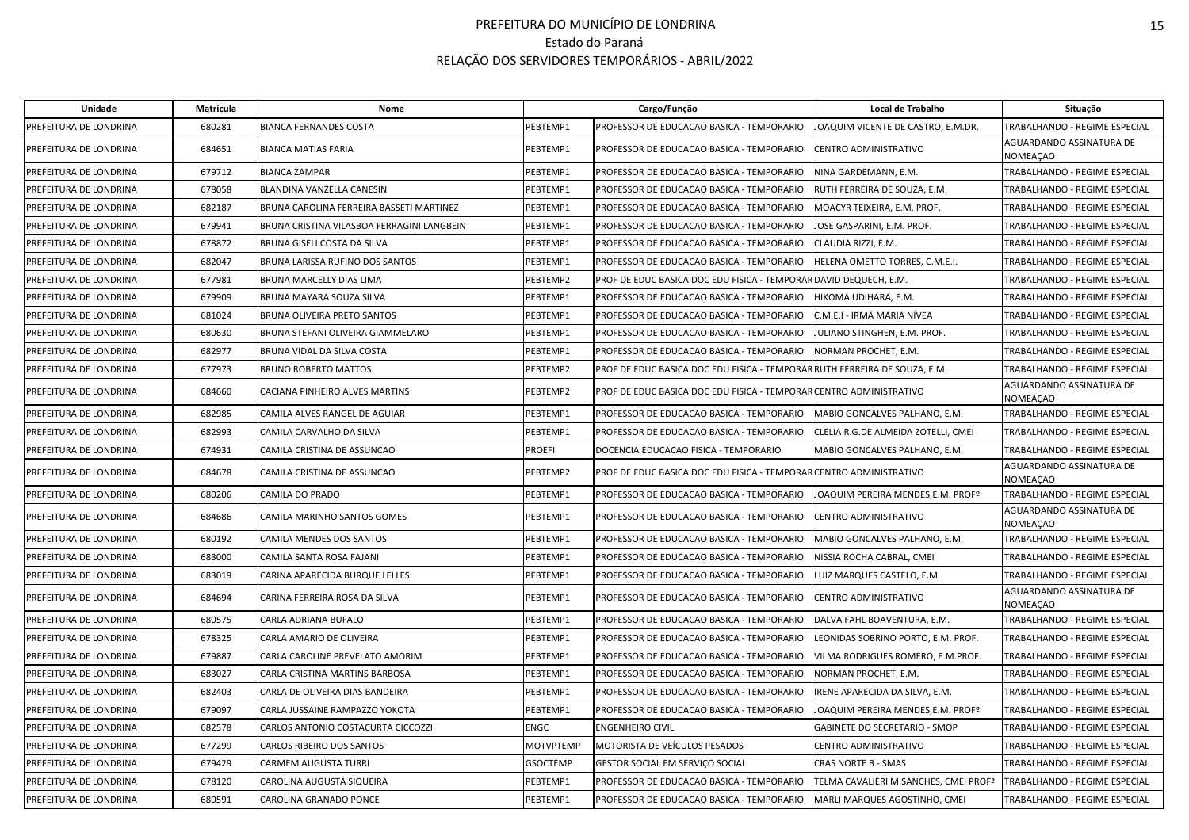PREFEITURA DO MUNICÍPIO DE LONDRINA

Estado do Paraná

RELAÇÃO DOS SERVIDORES TEMPORÁRIOS - ABRIL/2022

| Unidade | Matrícula | Nome | Cargo/Função | | Local de Trabalho | Situação |
|---|---|---|---|---|---|---|
| PREFEITURA DE LONDRINA | 680281 | BIANCA FERNANDES COSTA | PEBTEMP1 | PROFESSOR DE EDUCACAO BASICA - TEMPORARIO | JOAQUIM VICENTE DE CASTRO, E.M.DR. | TRABALHANDO - REGIME ESPECIAL |
| PREFEITURA DE LONDRINA | 684651 | BIANCA MATIAS FARIA | PEBTEMP1 | PROFESSOR DE EDUCACAO BASICA - TEMPORARIO | CENTRO ADMINISTRATIVO | AGUARDANDO ASSINATURA DE NOMEAÇAO |
| PREFEITURA DE LONDRINA | 679712 | BIANCA ZAMPAR | PEBTEMP1 | PROFESSOR DE EDUCACAO BASICA - TEMPORARIO | NINA GARDEMANN, E.M. | TRABALHANDO - REGIME ESPECIAL |
| PREFEITURA DE LONDRINA | 678058 | BLANDINA VANZELLA CANESIN | PEBTEMP1 | PROFESSOR DE EDUCACAO BASICA - TEMPORARIO | RUTH FERREIRA DE SOUZA, E.M. | TRABALHANDO - REGIME ESPECIAL |
| PREFEITURA DE LONDRINA | 682187 | BRUNA CAROLINA FERREIRA BASSETI MARTINEZ | PEBTEMP1 | PROFESSOR DE EDUCACAO BASICA - TEMPORARIO | MOACYR TEIXEIRA, E.M. PROF. | TRABALHANDO - REGIME ESPECIAL |
| PREFEITURA DE LONDRINA | 679941 | BRUNA CRISTINA VILASBOA FERRAGINI LANGBEIN | PEBTEMP1 | PROFESSOR DE EDUCACAO BASICA - TEMPORARIO | JOSE GASPARINI, E.M. PROF. | TRABALHANDO - REGIME ESPECIAL |
| PREFEITURA DE LONDRINA | 678872 | BRUNA GISELI COSTA DA SILVA | PEBTEMP1 | PROFESSOR DE EDUCACAO BASICA - TEMPORARIO | CLAUDIA RIZZI, E.M. | TRABALHANDO - REGIME ESPECIAL |
| PREFEITURA DE LONDRINA | 682047 | BRUNA LARISSA RUFINO DOS SANTOS | PEBTEMP1 | PROFESSOR DE EDUCACAO BASICA - TEMPORARIO | HELENA OMETTO TORRES, C.M.E.I. | TRABALHANDO - REGIME ESPECIAL |
| PREFEITURA DE LONDRINA | 677981 | BRUNA MARCELLY DIAS LIMA | PEBTEMP2 | PROF DE EDUC BASICA DOC EDU FISICA - TEMPORAR | DAVID DEQUECH, E.M. | TRABALHANDO - REGIME ESPECIAL |
| PREFEITURA DE LONDRINA | 679909 | BRUNA MAYARA SOUZA SILVA | PEBTEMP1 | PROFESSOR DE EDUCACAO BASICA - TEMPORARIO | HIKOMA UDIHARA, E.M. | TRABALHANDO - REGIME ESPECIAL |
| PREFEITURA DE LONDRINA | 681024 | BRUNA OLIVEIRA PRETO SANTOS | PEBTEMP1 | PROFESSOR DE EDUCACAO BASICA - TEMPORARIO | C.M.E.I - IRMÃ MARIA NÍVEA | TRABALHANDO - REGIME ESPECIAL |
| PREFEITURA DE LONDRINA | 680630 | BRUNA STEFANI OLIVEIRA GIAMMELARO | PEBTEMP1 | PROFESSOR DE EDUCACAO BASICA - TEMPORARIO | JULIANO STINGHEN, E.M. PROF. | TRABALHANDO - REGIME ESPECIAL |
| PREFEITURA DE LONDRINA | 682977 | BRUNA VIDAL DA SILVA COSTA | PEBTEMP1 | PROFESSOR DE EDUCACAO BASICA - TEMPORARIO | NORMAN PROCHET, E.M. | TRABALHANDO - REGIME ESPECIAL |
| PREFEITURA DE LONDRINA | 677973 | BRUNO ROBERTO MATTOS | PEBTEMP2 | PROF DE EDUC BASICA DOC EDU FISICA - TEMPORAR | RUTH FERREIRA DE SOUZA, E.M. | TRABALHANDO - REGIME ESPECIAL |
| PREFEITURA DE LONDRINA | 684660 | CACIANA PINHEIRO ALVES MARTINS | PEBTEMP2 | PROF DE EDUC BASICA DOC EDU FISICA - TEMPORAR | CENTRO ADMINISTRATIVO | AGUARDANDO ASSINATURA DE NOMEAÇAO |
| PREFEITURA DE LONDRINA | 682985 | CAMILA ALVES RANGEL DE AGUIAR | PEBTEMP1 | PROFESSOR DE EDUCACAO BASICA - TEMPORARIO | MABIO GONCALVES PALHANO, E.M. | TRABALHANDO - REGIME ESPECIAL |
| PREFEITURA DE LONDRINA | 682993 | CAMILA CARVALHO DA SILVA | PEBTEMP1 | PROFESSOR DE EDUCACAO BASICA - TEMPORARIO | CLELIA R.G.DE ALMEIDA ZOTELLI, CMEI | TRABALHANDO - REGIME ESPECIAL |
| PREFEITURA DE LONDRINA | 674931 | CAMILA CRISTINA DE ASSUNCAO | PROEFI | DOCENCIA EDUCACAO FISICA - TEMPORARIO | MABIO GONCALVES PALHANO, E.M. | TRABALHANDO - REGIME ESPECIAL |
| PREFEITURA DE LONDRINA | 684678 | CAMILA CRISTINA DE ASSUNCAO | PEBTEMP2 | PROF DE EDUC BASICA DOC EDU FISICA - TEMPORAR | CENTRO ADMINISTRATIVO | AGUARDANDO ASSINATURA DE NOMEAÇAO |
| PREFEITURA DE LONDRINA | 680206 | CAMILA DO PRADO | PEBTEMP1 | PROFESSOR DE EDUCACAO BASICA - TEMPORARIO | JOAQUIM PEREIRA MENDES,E.M. PROFº | TRABALHANDO - REGIME ESPECIAL |
| PREFEITURA DE LONDRINA | 684686 | CAMILA MARINHO SANTOS GOMES | PEBTEMP1 | PROFESSOR DE EDUCACAO BASICA - TEMPORARIO | CENTRO ADMINISTRATIVO | AGUARDANDO ASSINATURA DE NOMEAÇAO |
| PREFEITURA DE LONDRINA | 680192 | CAMILA MENDES DOS SANTOS | PEBTEMP1 | PROFESSOR DE EDUCACAO BASICA - TEMPORARIO | MABIO GONCALVES PALHANO, E.M. | TRABALHANDO - REGIME ESPECIAL |
| PREFEITURA DE LONDRINA | 683000 | CAMILA SANTA ROSA FAJANI | PEBTEMP1 | PROFESSOR DE EDUCACAO BASICA - TEMPORARIO | NISSIA ROCHA CABRAL, CMEI | TRABALHANDO - REGIME ESPECIAL |
| PREFEITURA DE LONDRINA | 683019 | CARINA APARECIDA BURQUE LELLES | PEBTEMP1 | PROFESSOR DE EDUCACAO BASICA - TEMPORARIO | LUIZ MARQUES CASTELO, E.M. | TRABALHANDO - REGIME ESPECIAL |
| PREFEITURA DE LONDRINA | 684694 | CARINA FERREIRA ROSA DA SILVA | PEBTEMP1 | PROFESSOR DE EDUCACAO BASICA - TEMPORARIO | CENTRO ADMINISTRATIVO | AGUARDANDO ASSINATURA DE NOMEAÇAO |
| PREFEITURA DE LONDRINA | 680575 | CARLA ADRIANA BUFALO | PEBTEMP1 | PROFESSOR DE EDUCACAO BASICA - TEMPORARIO | DALVA FAHL BOAVENTURA, E.M. | TRABALHANDO - REGIME ESPECIAL |
| PREFEITURA DE LONDRINA | 678325 | CARLA AMARIO DE OLIVEIRA | PEBTEMP1 | PROFESSOR DE EDUCACAO BASICA - TEMPORARIO | LEONIDAS SOBRINO PORTO, E.M. PROF. | TRABALHANDO - REGIME ESPECIAL |
| PREFEITURA DE LONDRINA | 679887 | CARLA CAROLINE PREVELATO AMORIM | PEBTEMP1 | PROFESSOR DE EDUCACAO BASICA - TEMPORARIO | VILMA RODRIGUES ROMERO, E.M.PROF. | TRABALHANDO - REGIME ESPECIAL |
| PREFEITURA DE LONDRINA | 683027 | CARLA CRISTINA MARTINS BARBOSA | PEBTEMP1 | PROFESSOR DE EDUCACAO BASICA - TEMPORARIO | NORMAN PROCHET, E.M. | TRABALHANDO - REGIME ESPECIAL |
| PREFEITURA DE LONDRINA | 682403 | CARLA DE OLIVEIRA DIAS BANDEIRA | PEBTEMP1 | PROFESSOR DE EDUCACAO BASICA - TEMPORARIO | IRENE APARECIDA DA SILVA, E.M. | TRABALHANDO - REGIME ESPECIAL |
| PREFEITURA DE LONDRINA | 679097 | CARLA JUSSAINE RAMPAZZO YOKOTA | PEBTEMP1 | PROFESSOR DE EDUCACAO BASICA - TEMPORARIO | JOAQUIM PEREIRA MENDES,E.M. PROFº | TRABALHANDO - REGIME ESPECIAL |
| PREFEITURA DE LONDRINA | 682578 | CARLOS ANTONIO COSTACURTA CICCOZZI | ENGC | ENGENHEIRO CIVIL | GABINETE DO SECRETARIO - SMOP | TRABALHANDO - REGIME ESPECIAL |
| PREFEITURA DE LONDRINA | 677299 | CARLOS RIBEIRO DOS SANTOS | MOTVPTEMP | MOTORISTA DE VEÍCULOS PESADOS | CENTRO ADMINISTRATIVO | TRABALHANDO - REGIME ESPECIAL |
| PREFEITURA DE LONDRINA | 679429 | CARMEM AUGUSTA TURRI | GSOCTEMP | GESTOR SOCIAL EM SERVIÇO SOCIAL | CRAS NORTE B - SMAS | TRABALHANDO - REGIME ESPECIAL |
| PREFEITURA DE LONDRINA | 678120 | CAROLINA AUGUSTA SIQUEIRA | PEBTEMP1 | PROFESSOR DE EDUCACAO BASICA - TEMPORARIO | TELMA CAVALIERI M.SANCHES, CMEI PROFª | TRABALHANDO - REGIME ESPECIAL |
| PREFEITURA DE LONDRINA | 680591 | CAROLINA GRANADO PONCE | PEBTEMP1 | PROFESSOR DE EDUCACAO BASICA - TEMPORARIO | MARLI MARQUES AGOSTINHO, CMEI | TRABALHANDO - REGIME ESPECIAL |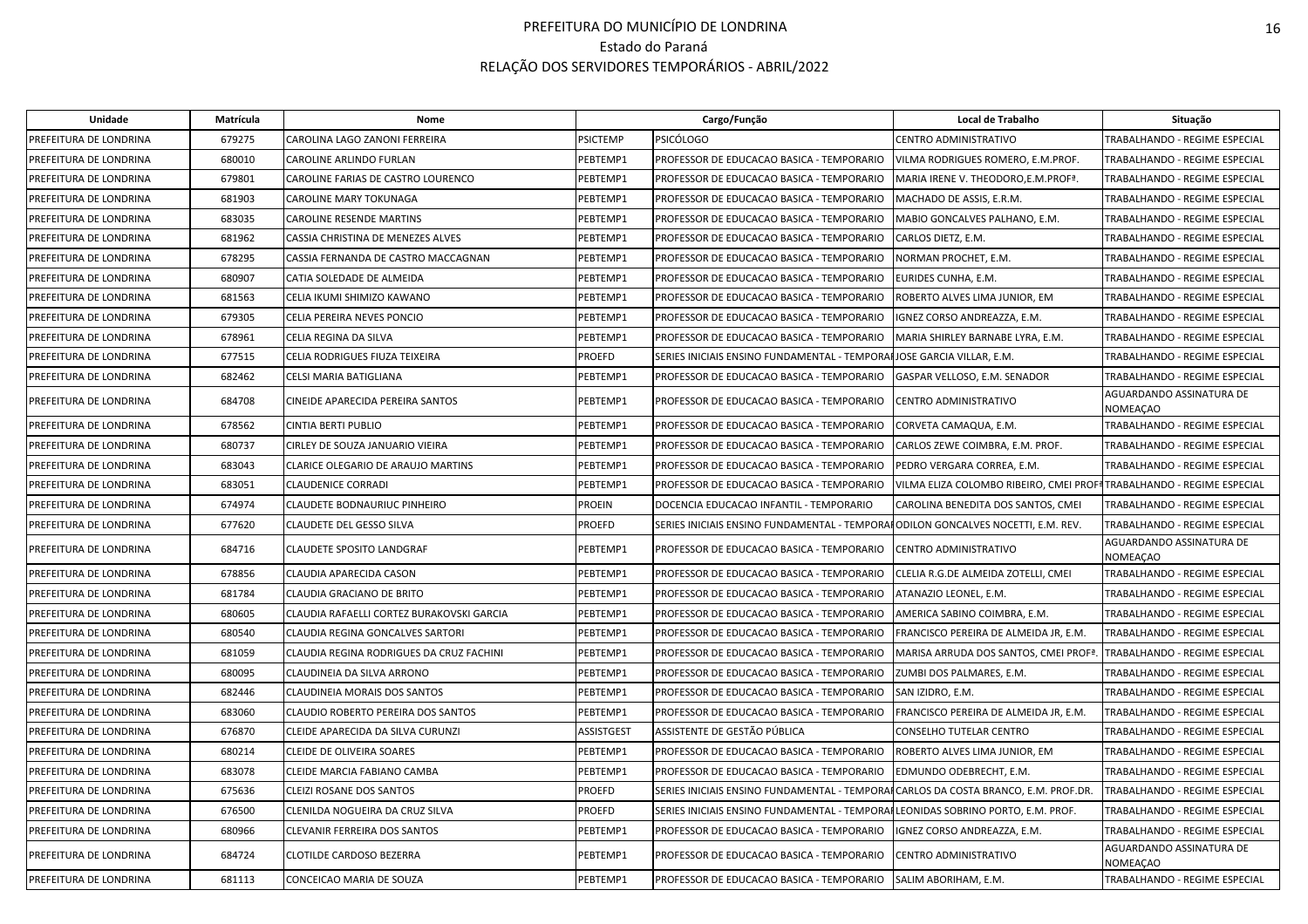# PREFEITURA DO MUNICÍPIO DE LONDRINA

Estado do Paraná

RELAÇÃO DOS SERVIDORES TEMPORÁRIOS - ABRIL/2022

| Unidade | Matrícula | Nome | Cargo/Função | | Local de Trabalho | Situação |
|---|---|---|---|---|---|---|
| PREFEITURA DE LONDRINA | 679275 | CAROLINA LAGO ZANONI FERREIRA | PSICTEMP | PSICÓLOGO | CENTRO ADMINISTRATIVO | TRABALHANDO - REGIME ESPECIAL |
| PREFEITURA DE LONDRINA | 680010 | CAROLINE ARLINDO FURLAN | PEBTEMP1 | PROFESSOR DE EDUCACAO BASICA - TEMPORARIO | VILMA RODRIGUES ROMERO, E.M.PROF. | TRABALHANDO - REGIME ESPECIAL |
| PREFEITURA DE LONDRINA | 679801 | CAROLINE FARIAS DE CASTRO LOURENCO | PEBTEMP1 | PROFESSOR DE EDUCACAO BASICA - TEMPORARIO | MARIA IRENE V. THEODORO,E.M.PROFª. | TRABALHANDO - REGIME ESPECIAL |
| PREFEITURA DE LONDRINA | 681903 | CAROLINE MARY TOKUNAGA | PEBTEMP1 | PROFESSOR DE EDUCACAO BASICA - TEMPORARIO | MACHADO DE ASSIS, E.R.M. | TRABALHANDO - REGIME ESPECIAL |
| PREFEITURA DE LONDRINA | 683035 | CAROLINE RESENDE MARTINS | PEBTEMP1 | PROFESSOR DE EDUCACAO BASICA - TEMPORARIO | MABIO GONCALVES PALHANO, E.M. | TRABALHANDO - REGIME ESPECIAL |
| PREFEITURA DE LONDRINA | 681962 | CASSIA CHRISTINA DE MENEZES ALVES | PEBTEMP1 | PROFESSOR DE EDUCACAO BASICA - TEMPORARIO | CARLOS DIETZ, E.M. | TRABALHANDO - REGIME ESPECIAL |
| PREFEITURA DE LONDRINA | 678295 | CASSIA FERNANDA DE CASTRO MACCAGNAN | PEBTEMP1 | PROFESSOR DE EDUCACAO BASICA - TEMPORARIO | NORMAN PROCHET, E.M. | TRABALHANDO - REGIME ESPECIAL |
| PREFEITURA DE LONDRINA | 680907 | CATIA SOLEDADE DE ALMEIDA | PEBTEMP1 | PROFESSOR DE EDUCACAO BASICA - TEMPORARIO | EURIDES CUNHA, E.M. | TRABALHANDO - REGIME ESPECIAL |
| PREFEITURA DE LONDRINA | 681563 | CELIA IKUMI SHIMIZO KAWANO | PEBTEMP1 | PROFESSOR DE EDUCACAO BASICA - TEMPORARIO | ROBERTO ALVES LIMA JUNIOR, EM | TRABALHANDO - REGIME ESPECIAL |
| PREFEITURA DE LONDRINA | 679305 | CELIA PEREIRA NEVES PONCIO | PEBTEMP1 | PROFESSOR DE EDUCACAO BASICA - TEMPORARIO | IGNEZ CORSO ANDREAZZA, E.M. | TRABALHANDO - REGIME ESPECIAL |
| PREFEITURA DE LONDRINA | 678961 | CELIA REGINA DA SILVA | PEBTEMP1 | PROFESSOR DE EDUCACAO BASICA - TEMPORARIO | MARIA SHIRLEY BARNABE LYRA, E.M. | TRABALHANDO - REGIME ESPECIAL |
| PREFEITURA DE LONDRINA | 677515 | CELIA RODRIGUES FIUZA TEIXEIRA | PROEFD | SERIES INICIAIS ENSINO FUNDAMENTAL - TEMPORA | JOSE GARCIA VILLAR, E.M. | TRABALHANDO - REGIME ESPECIAL |
| PREFEITURA DE LONDRINA | 682462 | CELSI MARIA BATIGLIANA | PEBTEMP1 | PROFESSOR DE EDUCACAO BASICA - TEMPORARIO | GASPAR VELLOSO, E.M. SENADOR | TRABALHANDO - REGIME ESPECIAL |
| PREFEITURA DE LONDRINA | 684708 | CINEIDE APARECIDA PEREIRA SANTOS | PEBTEMP1 | PROFESSOR DE EDUCACAO BASICA - TEMPORARIO | CENTRO ADMINISTRATIVO | AGUARDANDO ASSINATURA DE NOMEAÇAO |
| PREFEITURA DE LONDRINA | 678562 | CINTIA BERTI PUBLIO | PEBTEMP1 | PROFESSOR DE EDUCACAO BASICA - TEMPORARIO | CORVETA CAMAQUA, E.M. | TRABALHANDO - REGIME ESPECIAL |
| PREFEITURA DE LONDRINA | 680737 | CIRLEY DE SOUZA JANUARIO VIEIRA | PEBTEMP1 | PROFESSOR DE EDUCACAO BASICA - TEMPORARIO | CARLOS ZEWE COIMBRA, E.M. PROF. | TRABALHANDO - REGIME ESPECIAL |
| PREFEITURA DE LONDRINA | 683043 | CLARICE OLEGARIO DE ARAUJO MARTINS | PEBTEMP1 | PROFESSOR DE EDUCACAO BASICA - TEMPORARIO | PEDRO VERGARA CORREA, E.M. | TRABALHANDO - REGIME ESPECIAL |
| PREFEITURA DE LONDRINA | 683051 | CLAUDENICE CORRADI | PEBTEMP1 | PROFESSOR DE EDUCACAO BASICA - TEMPORARIO | VILMA ELIZA COLOMBO RIBEIRO, CMEI PROFª | TRABALHANDO - REGIME ESPECIAL |
| PREFEITURA DE LONDRINA | 674974 | CLAUDETE BODNAURIUC PINHEIRO | PROEIN | DOCENCIA EDUCACAO INFANTIL - TEMPORARIO | CAROLINA BENEDITA DOS SANTOS, CMEI | TRABALHANDO - REGIME ESPECIAL |
| PREFEITURA DE LONDRINA | 677620 | CLAUDETE DEL GESSO SILVA | PROEFD | SERIES INICIAIS ENSINO FUNDAMENTAL - TEMPORA | ODILON GONCALVES NOCETTI, E.M. REV. | TRABALHANDO - REGIME ESPECIAL |
| PREFEITURA DE LONDRINA | 684716 | CLAUDETE SPOSITO LANDGRAF | PEBTEMP1 | PROFESSOR DE EDUCACAO BASICA - TEMPORARIO | CENTRO ADMINISTRATIVO | AGUARDANDO ASSINATURA DE NOMEAÇAO |
| PREFEITURA DE LONDRINA | 678856 | CLAUDIA APARECIDA CASON | PEBTEMP1 | PROFESSOR DE EDUCACAO BASICA - TEMPORARIO | CLELIA R.G.DE ALMEIDA ZOTELLI, CMEI | TRABALHANDO - REGIME ESPECIAL |
| PREFEITURA DE LONDRINA | 681784 | CLAUDIA GRACIANO DE BRITO | PEBTEMP1 | PROFESSOR DE EDUCACAO BASICA - TEMPORARIO | ATANAZIO LEONEL, E.M. | TRABALHANDO - REGIME ESPECIAL |
| PREFEITURA DE LONDRINA | 680605 | CLAUDIA RAFAELLI CORTEZ BURAKOVSKI GARCIA | PEBTEMP1 | PROFESSOR DE EDUCACAO BASICA - TEMPORARIO | AMERICA SABINO COIMBRA, E.M. | TRABALHANDO - REGIME ESPECIAL |
| PREFEITURA DE LONDRINA | 680540 | CLAUDIA REGINA GONCALVES SARTORI | PEBTEMP1 | PROFESSOR DE EDUCACAO BASICA - TEMPORARIO | FRANCISCO PEREIRA DE ALMEIDA JR, E.M. | TRABALHANDO - REGIME ESPECIAL |
| PREFEITURA DE LONDRINA | 681059 | CLAUDIA REGINA RODRIGUES DA CRUZ FACHINI | PEBTEMP1 | PROFESSOR DE EDUCACAO BASICA - TEMPORARIO | MARISA ARRUDA DOS SANTOS, CMEI PROFª. | TRABALHANDO - REGIME ESPECIAL |
| PREFEITURA DE LONDRINA | 680095 | CLAUDINEIA DA SILVA ARRONO | PEBTEMP1 | PROFESSOR DE EDUCACAO BASICA - TEMPORARIO | ZUMBI DOS PALMARES, E.M. | TRABALHANDO - REGIME ESPECIAL |
| PREFEITURA DE LONDRINA | 682446 | CLAUDINEIA MORAIS DOS SANTOS | PEBTEMP1 | PROFESSOR DE EDUCACAO BASICA - TEMPORARIO | SAN IZIDRO, E.M. | TRABALHANDO - REGIME ESPECIAL |
| PREFEITURA DE LONDRINA | 683060 | CLAUDIO ROBERTO PEREIRA DOS SANTOS | PEBTEMP1 | PROFESSOR DE EDUCACAO BASICA - TEMPORARIO | FRANCISCO PEREIRA DE ALMEIDA JR, E.M. | TRABALHANDO - REGIME ESPECIAL |
| PREFEITURA DE LONDRINA | 676870 | CLEIDE APARECIDA DA SILVA CURUNZI | ASSISTGEST | ASSISTENTE DE GESTÃO PÚBLICA | CONSELHO TUTELAR CENTRO | TRABALHANDO - REGIME ESPECIAL |
| PREFEITURA DE LONDRINA | 680214 | CLEIDE DE OLIVEIRA SOARES | PEBTEMP1 | PROFESSOR DE EDUCACAO BASICA - TEMPORARIO | ROBERTO ALVES LIMA JUNIOR, EM | TRABALHANDO - REGIME ESPECIAL |
| PREFEITURA DE LONDRINA | 683078 | CLEIDE MARCIA FABIANO CAMBA | PEBTEMP1 | PROFESSOR DE EDUCACAO BASICA - TEMPORARIO | EDMUNDO ODEBRECHT, E.M. | TRABALHANDO - REGIME ESPECIAL |
| PREFEITURA DE LONDRINA | 675636 | CLEIZI ROSANE DOS SANTOS | PROEFD | SERIES INICIAIS ENSINO FUNDAMENTAL - TEMPORA | CARLOS DA COSTA BRANCO, E.M. PROF.DR. | TRABALHANDO - REGIME ESPECIAL |
| PREFEITURA DE LONDRINA | 676500 | CLENILDA NOGUEIRA DA CRUZ SILVA | PROEFD | SERIES INICIAIS ENSINO FUNDAMENTAL - TEMPORA | LEONIDAS SOBRINO PORTO, E.M. PROF. | TRABALHANDO - REGIME ESPECIAL |
| PREFEITURA DE LONDRINA | 680966 | CLEVANIR FERREIRA DOS SANTOS | PEBTEMP1 | PROFESSOR DE EDUCACAO BASICA - TEMPORARIO | IGNEZ CORSO ANDREAZZA, E.M. | TRABALHANDO - REGIME ESPECIAL |
| PREFEITURA DE LONDRINA | 684724 | CLOTILDE CARDOSO BEZERRA | PEBTEMP1 | PROFESSOR DE EDUCACAO BASICA - TEMPORARIO | CENTRO ADMINISTRATIVO | AGUARDANDO ASSINATURA DE NOMEAÇAO |
| PREFEITURA DE LONDRINA | 681113 | CONCEICAO MARIA DE SOUZA | PEBTEMP1 | PROFESSOR DE EDUCACAO BASICA - TEMPORARIO | SALIM ABORIHAM, E.M. | TRABALHANDO - REGIME ESPECIAL |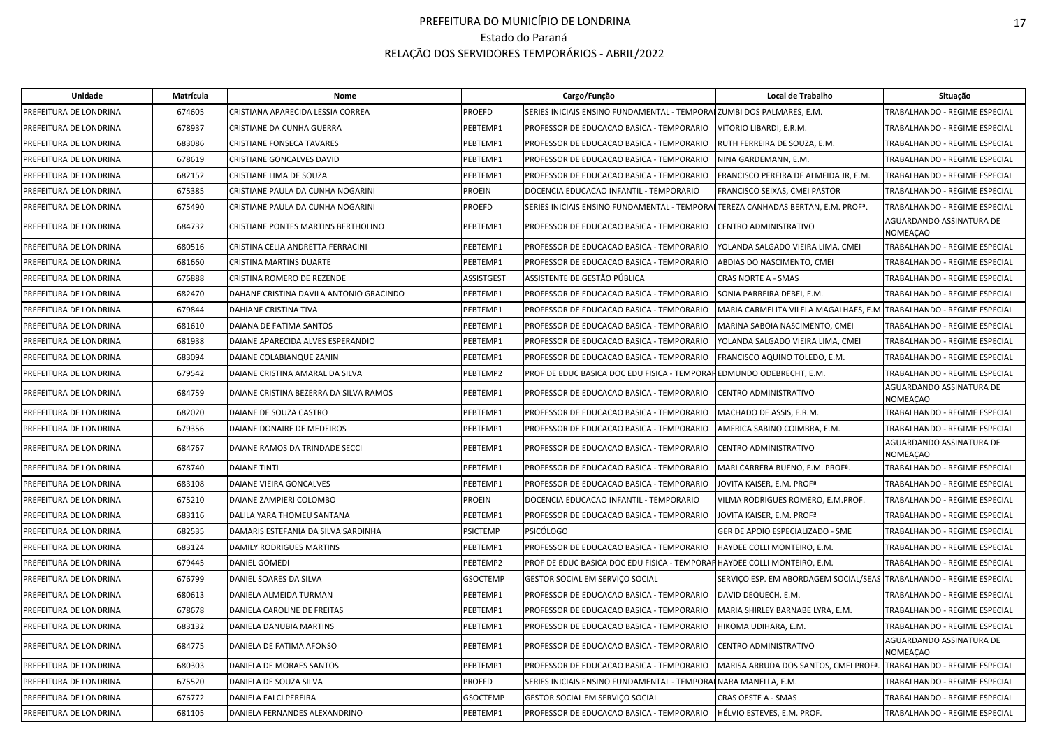# PREFEITURA DO MUNICÍPIO DE LONDRINA
Estado do Paraná
RELAÇÃO DOS SERVIDORES TEMPORÁRIOS - ABRIL/2022

| Unidade | Matrícula | Nome | Cargo/Função | | Local de Trabalho | Situação |
|---|---|---|---|---|---|---|
| PREFEITURA DE LONDRINA | 674605 | CRISTIANA APARECIDA LESSIA CORREA | PROEFD | SERIES INICIAIS ENSINO FUNDAMENTAL - TEMPORAI | ZUMBI DOS PALMARES, E.M. | TRABALHANDO - REGIME ESPECIAL |
| PREFEITURA DE LONDRINA | 678937 | CRISTIANE DA CUNHA GUERRA | PEBTEMP1 | PROFESSOR DE EDUCACAO BASICA - TEMPORARIO | VITORIO LIBARDI, E.R.M. | TRABALHANDO - REGIME ESPECIAL |
| PREFEITURA DE LONDRINA | 683086 | CRISTIANE FONSECA TAVARES | PEBTEMP1 | PROFESSOR DE EDUCACAO BASICA - TEMPORARIO | RUTH FERREIRA DE SOUZA, E.M. | TRABALHANDO - REGIME ESPECIAL |
| PREFEITURA DE LONDRINA | 678619 | CRISTIANE GONCALVES DAVID | PEBTEMP1 | PROFESSOR DE EDUCACAO BASICA - TEMPORARIO | NINA GARDEMANN, E.M. | TRABALHANDO - REGIME ESPECIAL |
| PREFEITURA DE LONDRINA | 682152 | CRISTIANE LIMA DE SOUZA | PEBTEMP1 | PROFESSOR DE EDUCACAO BASICA - TEMPORARIO | FRANCISCO PEREIRA DE ALMEIDA JR, E.M. | TRABALHANDO - REGIME ESPECIAL |
| PREFEITURA DE LONDRINA | 675385 | CRISTIANE PAULA DA CUNHA NOGARINI | PROEIN | DOCENCIA EDUCACAO INFANTIL - TEMPORARIO | FRANCISCO SEIXAS, CMEI PASTOR | TRABALHANDO - REGIME ESPECIAL |
| PREFEITURA DE LONDRINA | 675490 | CRISTIANE PAULA DA CUNHA NOGARINI | PROEFD | SERIES INICIAIS ENSINO FUNDAMENTAL - TEMPORAI | TEREZA CANHADAS BERTAN, E.M. PROFª. | TRABALHANDO - REGIME ESPECIAL |
| PREFEITURA DE LONDRINA | 684732 | CRISTIANE PONTES MARTINS BERTHOLINO | PEBTEMP1 | PROFESSOR DE EDUCACAO BASICA - TEMPORARIO | CENTRO ADMINISTRATIVO | AGUARDANDO ASSINATURA DE NOMEAÇAO |
| PREFEITURA DE LONDRINA | 680516 | CRISTINA CELIA ANDRETTA FERRACINI | PEBTEMP1 | PROFESSOR DE EDUCACAO BASICA - TEMPORARIO | YOLANDA SALGADO VIEIRA LIMA, CMEI | TRABALHANDO - REGIME ESPECIAL |
| PREFEITURA DE LONDRINA | 681660 | CRISTINA MARTINS DUARTE | PEBTEMP1 | PROFESSOR DE EDUCACAO BASICA - TEMPORARIO | ABDIAS DO NASCIMENTO, CMEI | TRABALHANDO - REGIME ESPECIAL |
| PREFEITURA DE LONDRINA | 676888 | CRISTINA ROMERO DE REZENDE | ASSISTGEST | ASSISTENTE DE GESTÃO PÚBLICA | CRAS NORTE A - SMAS | TRABALHANDO - REGIME ESPECIAL |
| PREFEITURA DE LONDRINA | 682470 | DAHANE CRISTINA DAVILA ANTONIO GRACINDO | PEBTEMP1 | PROFESSOR DE EDUCACAO BASICA - TEMPORARIO | SONIA PARREIRA DEBEI, E.M. | TRABALHANDO - REGIME ESPECIAL |
| PREFEITURA DE LONDRINA | 679844 | DAHIANE CRISTINA TIVA | PEBTEMP1 | PROFESSOR DE EDUCACAO BASICA - TEMPORARIO | MARIA CARMELITA VILELA MAGALHAES, E.M. | TRABALHANDO - REGIME ESPECIAL |
| PREFEITURA DE LONDRINA | 681610 | DAIANA DE FATIMA SANTOS | PEBTEMP1 | PROFESSOR DE EDUCACAO BASICA - TEMPORARIO | MARINA SABOIA NASCIMENTO, CMEI | TRABALHANDO - REGIME ESPECIAL |
| PREFEITURA DE LONDRINA | 681938 | DAIANE APARECIDA ALVES ESPERANDIO | PEBTEMP1 | PROFESSOR DE EDUCACAO BASICA - TEMPORARIO | YOLANDA SALGADO VIEIRA LIMA, CMEI | TRABALHANDO - REGIME ESPECIAL |
| PREFEITURA DE LONDRINA | 683094 | DAIANE COLABIANQUE ZANIN | PEBTEMP1 | PROFESSOR DE EDUCACAO BASICA - TEMPORARIO | FRANCISCO AQUINO TOLEDO, E.M. | TRABALHANDO - REGIME ESPECIAL |
| PREFEITURA DE LONDRINA | 679542 | DAIANE CRISTINA AMARAL DA SILVA | PEBTEMP2 | PROF DE EDUC BASICA DOC EDU FISICA - TEMPORAR | EDMUNDO ODEBRECHT, E.M. | TRABALHANDO - REGIME ESPECIAL |
| PREFEITURA DE LONDRINA | 684759 | DAIANE CRISTINA BEZERRA DA SILVA RAMOS | PEBTEMP1 | PROFESSOR DE EDUCACAO BASICA - TEMPORARIO | CENTRO ADMINISTRATIVO | AGUARDANDO ASSINATURA DE NOMEAÇAO |
| PREFEITURA DE LONDRINA | 682020 | DAIANE DE SOUZA CASTRO | PEBTEMP1 | PROFESSOR DE EDUCACAO BASICA - TEMPORARIO | MACHADO DE ASSIS, E.R.M. | TRABALHANDO - REGIME ESPECIAL |
| PREFEITURA DE LONDRINA | 679356 | DAIANE DONAIRE DE MEDEIROS | PEBTEMP1 | PROFESSOR DE EDUCACAO BASICA - TEMPORARIO | AMERICA SABINO COIMBRA, E.M. | TRABALHANDO - REGIME ESPECIAL |
| PREFEITURA DE LONDRINA | 684767 | DAIANE RAMOS DA TRINDADE SECCI | PEBTEMP1 | PROFESSOR DE EDUCACAO BASICA - TEMPORARIO | CENTRO ADMINISTRATIVO | AGUARDANDO ASSINATURA DE NOMEAÇAO |
| PREFEITURA DE LONDRINA | 678740 | DAIANE TINTI | PEBTEMP1 | PROFESSOR DE EDUCACAO BASICA - TEMPORARIO | MARI CARRERA BUENO, E.M. PROFª. | TRABALHANDO - REGIME ESPECIAL |
| PREFEITURA DE LONDRINA | 683108 | DAIANE VIEIRA GONCALVES | PEBTEMP1 | PROFESSOR DE EDUCACAO BASICA - TEMPORARIO | JOVITA KAISER, E.M. PROFª | TRABALHANDO - REGIME ESPECIAL |
| PREFEITURA DE LONDRINA | 675210 | DAIANE ZAMPIERI COLOMBO | PROEIN | DOCENCIA EDUCACAO INFANTIL - TEMPORARIO | VILMA RODRIGUES ROMERO, E.M.PROF. | TRABALHANDO - REGIME ESPECIAL |
| PREFEITURA DE LONDRINA | 683116 | DALILA YARA THOMEU SANTANA | PEBTEMP1 | PROFESSOR DE EDUCACAO BASICA - TEMPORARIO | JOVITA KAISER, E.M. PROFª | TRABALHANDO - REGIME ESPECIAL |
| PREFEITURA DE LONDRINA | 682535 | DAMARIS ESTEFANIA DA SILVA SARDINHA | PSICTEMP | PSICÓLOGO | GER DE APOIO ESPECIALIZADO - SME | TRABALHANDO - REGIME ESPECIAL |
| PREFEITURA DE LONDRINA | 683124 | DAMILY RODRIGUES MARTINS | PEBTEMP1 | PROFESSOR DE EDUCACAO BASICA - TEMPORARIO | HAYDEE COLLI MONTEIRO, E.M. | TRABALHANDO - REGIME ESPECIAL |
| PREFEITURA DE LONDRINA | 679445 | DANIEL GOMEDI | PEBTEMP2 | PROF DE EDUC BASICA DOC EDU FISICA - TEMPORAR | HAYDEE COLLI MONTEIRO, E.M. | TRABALHANDO - REGIME ESPECIAL |
| PREFEITURA DE LONDRINA | 676799 | DANIEL SOARES DA SILVA | GSOCTEMP | GESTOR SOCIAL EM SERVIÇO SOCIAL | SERVIÇO ESP. EM ABORDAGEM SOCIAL/SEAS | TRABALHANDO - REGIME ESPECIAL |
| PREFEITURA DE LONDRINA | 680613 | DANIELA ALMEIDA TURMAN | PEBTEMP1 | PROFESSOR DE EDUCACAO BASICA - TEMPORARIO | DAVID DEQUECH, E.M. | TRABALHANDO - REGIME ESPECIAL |
| PREFEITURA DE LONDRINA | 678678 | DANIELA CAROLINE DE FREITAS | PEBTEMP1 | PROFESSOR DE EDUCACAO BASICA - TEMPORARIO | MARIA SHIRLEY BARNABE LYRA, E.M. | TRABALHANDO - REGIME ESPECIAL |
| PREFEITURA DE LONDRINA | 683132 | DANIELA DANUBIA MARTINS | PEBTEMP1 | PROFESSOR DE EDUCACAO BASICA - TEMPORARIO | HIKOMA UDIHARA, E.M. | TRABALHANDO - REGIME ESPECIAL |
| PREFEITURA DE LONDRINA | 684775 | DANIELA DE FATIMA AFONSO | PEBTEMP1 | PROFESSOR DE EDUCACAO BASICA - TEMPORARIO | CENTRO ADMINISTRATIVO | AGUARDANDO ASSINATURA DE NOMEAÇAO |
| PREFEITURA DE LONDRINA | 680303 | DANIELA DE MORAES SANTOS | PEBTEMP1 | PROFESSOR DE EDUCACAO BASICA - TEMPORARIO | MARISA ARRUDA DOS SANTOS, CMEI PROFª. | TRABALHANDO - REGIME ESPECIAL |
| PREFEITURA DE LONDRINA | 675520 | DANIELA DE SOUZA SILVA | PROEFD | SERIES INICIAIS ENSINO FUNDAMENTAL - TEMPORAI | NARA MANELLA, E.M. | TRABALHANDO - REGIME ESPECIAL |
| PREFEITURA DE LONDRINA | 676772 | DANIELA FALCI PEREIRA | GSOCTEMP | GESTOR SOCIAL EM SERVIÇO SOCIAL | CRAS OESTE A - SMAS | TRABALHANDO - REGIME ESPECIAL |
| PREFEITURA DE LONDRINA | 681105 | DANIELA FERNANDES ALEXANDRINO | PEBTEMP1 | PROFESSOR DE EDUCACAO BASICA - TEMPORARIO | HÉLVIO ESTEVES, E.M. PROF. | TRABALHANDO - REGIME ESPECIAL |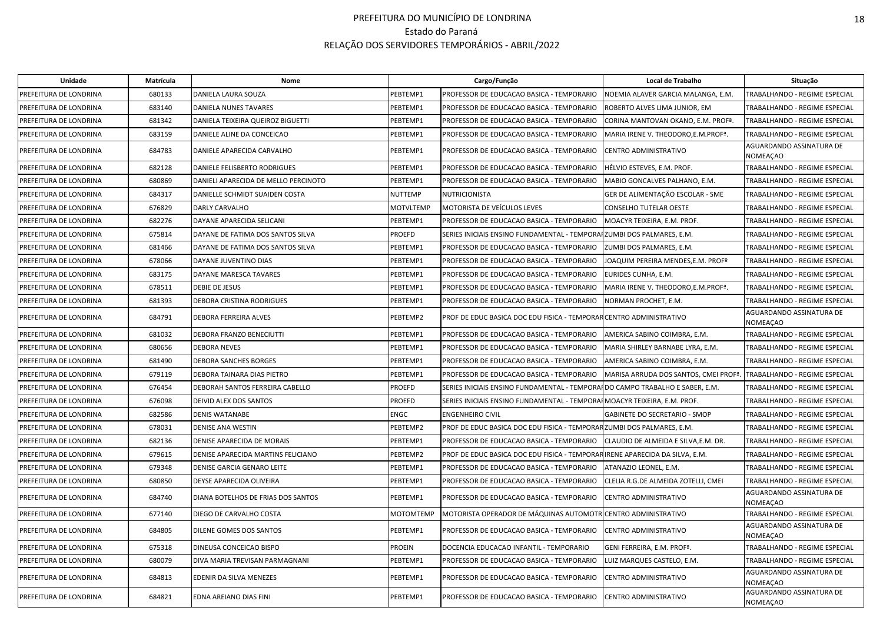# PREFEITURA DO MUNICÍPIO DE LONDRINA

Estado do Paraná

RELAÇÃO DOS SERVIDORES TEMPORÁRIOS - ABRIL/2022

| Unidade | Matrícula | Nome | Cargo/Função | | Local de Trabalho | Situação |
|---|---|---|---|---|---|---|
| PREFEITURA DE LONDRINA | 680133 | DANIELA LAURA SOUZA | PEBTEMP1 | PROFESSOR DE EDUCACAO BASICA - TEMPORARIO | NOEMIA ALAVER GARCIA MALANGA, E.M. | TRABALHANDO - REGIME ESPECIAL |
| PREFEITURA DE LONDRINA | 683140 | DANIELA NUNES TAVARES | PEBTEMP1 | PROFESSOR DE EDUCACAO BASICA - TEMPORARIO | ROBERTO ALVES LIMA JUNIOR, EM | TRABALHANDO - REGIME ESPECIAL |
| PREFEITURA DE LONDRINA | 681342 | DANIELA TEIXEIRA QUEIROZ BIGUETTI | PEBTEMP1 | PROFESSOR DE EDUCACAO BASICA - TEMPORARIO | CORINA MANTOVAN OKANO, E.M. PROFª. | TRABALHANDO - REGIME ESPECIAL |
| PREFEITURA DE LONDRINA | 683159 | DANIELE ALINE DA CONCEICAO | PEBTEMP1 | PROFESSOR DE EDUCACAO BASICA - TEMPORARIO | MARIA IRENE V. THEODORO,E.M.PROFª. | TRABALHANDO - REGIME ESPECIAL |
| PREFEITURA DE LONDRINA | 684783 | DANIELE APARECIDA CARVALHO | PEBTEMP1 | PROFESSOR DE EDUCACAO BASICA - TEMPORARIO | CENTRO ADMINISTRATIVO | AGUARDANDO ASSINATURA DE NOMEAÇAO |
| PREFEITURA DE LONDRINA | 682128 | DANIELE FELISBERTO RODRIGUES | PEBTEMP1 | PROFESSOR DE EDUCACAO BASICA - TEMPORARIO | HÉLVIO ESTEVES, E.M. PROF. | TRABALHANDO - REGIME ESPECIAL |
| PREFEITURA DE LONDRINA | 680869 | DANIELI APARECIDA DE MELLO PERCINOTO | PEBTEMP1 | PROFESSOR DE EDUCACAO BASICA - TEMPORARIO | MABIO GONCALVES PALHANO, E.M. | TRABALHANDO - REGIME ESPECIAL |
| PREFEITURA DE LONDRINA | 684317 | DANIELLE SCHMIDT SUAIDEN COSTA | NUTTEMP | NUTRICIONISTA | GER DE ALIMENTAÇÃO ESCOLAR - SME | TRABALHANDO - REGIME ESPECIAL |
| PREFEITURA DE LONDRINA | 676829 | DARLY CARVALHO | MOTVLTEMP | MOTORISTA DE VEÍCULOS LEVES | CONSELHO TUTELAR OESTE | TRABALHANDO - REGIME ESPECIAL |
| PREFEITURA DE LONDRINA | 682276 | DAYANE APARECIDA SELICANI | PEBTEMP1 | PROFESSOR DE EDUCACAO BASICA - TEMPORARIO | MOACYR TEIXEIRA, E.M. PROF. | TRABALHANDO - REGIME ESPECIAL |
| PREFEITURA DE LONDRINA | 675814 | DAYANE DE FATIMA DOS SANTOS SILVA | PROEFD | SERIES INICIAIS ENSINO FUNDAMENTAL - TEMPORA | ZUMBI DOS PALMARES, E.M. | TRABALHANDO - REGIME ESPECIAL |
| PREFEITURA DE LONDRINA | 681466 | DAYANE DE FATIMA DOS SANTOS SILVA | PEBTEMP1 | PROFESSOR DE EDUCACAO BASICA - TEMPORARIO | ZUMBI DOS PALMARES, E.M. | TRABALHANDO - REGIME ESPECIAL |
| PREFEITURA DE LONDRINA | 678066 | DAYANE JUVENTINO DIAS | PEBTEMP1 | PROFESSOR DE EDUCACAO BASICA - TEMPORARIO | JOAQUIM PEREIRA MENDES,E.M. PROFº | TRABALHANDO - REGIME ESPECIAL |
| PREFEITURA DE LONDRINA | 683175 | DAYANE MARESCA TAVARES | PEBTEMP1 | PROFESSOR DE EDUCACAO BASICA - TEMPORARIO | EURIDES CUNHA, E.M. | TRABALHANDO - REGIME ESPECIAL |
| PREFEITURA DE LONDRINA | 678511 | DEBIE DE JESUS | PEBTEMP1 | PROFESSOR DE EDUCACAO BASICA - TEMPORARIO | MARIA IRENE V. THEODORO,E.M.PROFª. | TRABALHANDO - REGIME ESPECIAL |
| PREFEITURA DE LONDRINA | 681393 | DEBORA CRISTINA RODRIGUES | PEBTEMP1 | PROFESSOR DE EDUCACAO BASICA - TEMPORARIO | NORMAN PROCHET, E.M. | TRABALHANDO - REGIME ESPECIAL |
| PREFEITURA DE LONDRINA | 684791 | DEBORA FERREIRA ALVES | PEBTEMP2 | PROF DE EDUC BASICA DOC EDU FISICA - TEMPORAR | CENTRO ADMINISTRATIVO | AGUARDANDO ASSINATURA DE NOMEAÇAO |
| PREFEITURA DE LONDRINA | 681032 | DEBORA FRANZO BENECIUTTI | PEBTEMP1 | PROFESSOR DE EDUCACAO BASICA - TEMPORARIO | AMERICA SABINO COIMBRA, E.M. | TRABALHANDO - REGIME ESPECIAL |
| PREFEITURA DE LONDRINA | 680656 | DEBORA NEVES | PEBTEMP1 | PROFESSOR DE EDUCACAO BASICA - TEMPORARIO | MARIA SHIRLEY BARNABE LYRA, E.M. | TRABALHANDO - REGIME ESPECIAL |
| PREFEITURA DE LONDRINA | 681490 | DEBORA SANCHES BORGES | PEBTEMP1 | PROFESSOR DE EDUCACAO BASICA - TEMPORARIO | AMERICA SABINO COIMBRA, E.M. | TRABALHANDO - REGIME ESPECIAL |
| PREFEITURA DE LONDRINA | 679119 | DEBORA TAINARA DIAS PIETRO | PEBTEMP1 | PROFESSOR DE EDUCACAO BASICA - TEMPORARIO | MARISA ARRUDA DOS SANTOS, CMEI PROFª. | TRABALHANDO - REGIME ESPECIAL |
| PREFEITURA DE LONDRINA | 676454 | DEBORAH SANTOS FERREIRA CABELLO | PROEFD | SERIES INICIAIS ENSINO FUNDAMENTAL - TEMPORA | DO CAMPO TRABALHO E SABER, E.M. | TRABALHANDO - REGIME ESPECIAL |
| PREFEITURA DE LONDRINA | 676098 | DEIVID ALEX DOS SANTOS | PROEFD | SERIES INICIAIS ENSINO FUNDAMENTAL - TEMPORA | MOACYR TEIXEIRA, E.M. PROF. | TRABALHANDO - REGIME ESPECIAL |
| PREFEITURA DE LONDRINA | 682586 | DENIS WATANABE | ENGC | ENGENHEIRO CIVIL | GABINETE DO SECRETARIO - SMOP | TRABALHANDO - REGIME ESPECIAL |
| PREFEITURA DE LONDRINA | 678031 | DENISE ANA WESTIN | PEBTEMP2 | PROF DE EDUC BASICA DOC EDU FISICA - TEMPORAR | ZUMBI DOS PALMARES, E.M. | TRABALHANDO - REGIME ESPECIAL |
| PREFEITURA DE LONDRINA | 682136 | DENISE APARECIDA DE MORAIS | PEBTEMP1 | PROFESSOR DE EDUCACAO BASICA - TEMPORARIO | CLAUDIO DE ALMEIDA E SILVA,E.M. DR. | TRABALHANDO - REGIME ESPECIAL |
| PREFEITURA DE LONDRINA | 679615 | DENISE APARECIDA MARTINS FELICIANO | PEBTEMP2 | PROF DE EDUC BASICA DOC EDU FISICA - TEMPORAR | IRENE APARECIDA DA SILVA, E.M. | TRABALHANDO - REGIME ESPECIAL |
| PREFEITURA DE LONDRINA | 679348 | DENISE GARCIA GENARO LEITE | PEBTEMP1 | PROFESSOR DE EDUCACAO BASICA - TEMPORARIO | ATANAZIO LEONEL, E.M. | TRABALHANDO - REGIME ESPECIAL |
| PREFEITURA DE LONDRINA | 680850 | DEYSE APARECIDA OLIVEIRA | PEBTEMP1 | PROFESSOR DE EDUCACAO BASICA - TEMPORARIO | CLELIA R.G.DE ALMEIDA ZOTELLI, CMEI | TRABALHANDO - REGIME ESPECIAL |
| PREFEITURA DE LONDRINA | 684740 | DIANA BOTELHOS DE FRIAS DOS SANTOS | PEBTEMP1 | PROFESSOR DE EDUCACAO BASICA - TEMPORARIO | CENTRO ADMINISTRATIVO | AGUARDANDO ASSINATURA DE NOMEAÇAO |
| PREFEITURA DE LONDRINA | 677140 | DIEGO DE CARVALHO COSTA | MOTOMTEMP | MOTORISTA OPERADOR DE MÁQUINAS AUTOMOTR | CENTRO ADMINISTRATIVO | TRABALHANDO - REGIME ESPECIAL |
| PREFEITURA DE LONDRINA | 684805 | DILENE GOMES DOS SANTOS | PEBTEMP1 | PROFESSOR DE EDUCACAO BASICA - TEMPORARIO | CENTRO ADMINISTRATIVO | AGUARDANDO ASSINATURA DE NOMEAÇAO |
| PREFEITURA DE LONDRINA | 675318 | DINEUSA CONCEICAO BISPO | PROEIN | DOCENCIA EDUCACAO INFANTIL - TEMPORARIO | GENI FERREIRA, E.M. PROFª. | TRABALHANDO - REGIME ESPECIAL |
| PREFEITURA DE LONDRINA | 680079 | DIVA MARIA TREVISAN PARMAGNANI | PEBTEMP1 | PROFESSOR DE EDUCACAO BASICA - TEMPORARIO | LUIZ MARQUES CASTELO, E.M. | TRABALHANDO - REGIME ESPECIAL |
| PREFEITURA DE LONDRINA | 684813 | EDENIR DA SILVA MENEZES | PEBTEMP1 | PROFESSOR DE EDUCACAO BASICA - TEMPORARIO | CENTRO ADMINISTRATIVO | AGUARDANDO ASSINATURA DE NOMEAÇAO |
| PREFEITURA DE LONDRINA | 684821 | EDNA AREIANO DIAS FINI | PEBTEMP1 | PROFESSOR DE EDUCACAO BASICA - TEMPORARIO | CENTRO ADMINISTRATIVO | AGUARDANDO ASSINATURA DE NOMEAÇAO |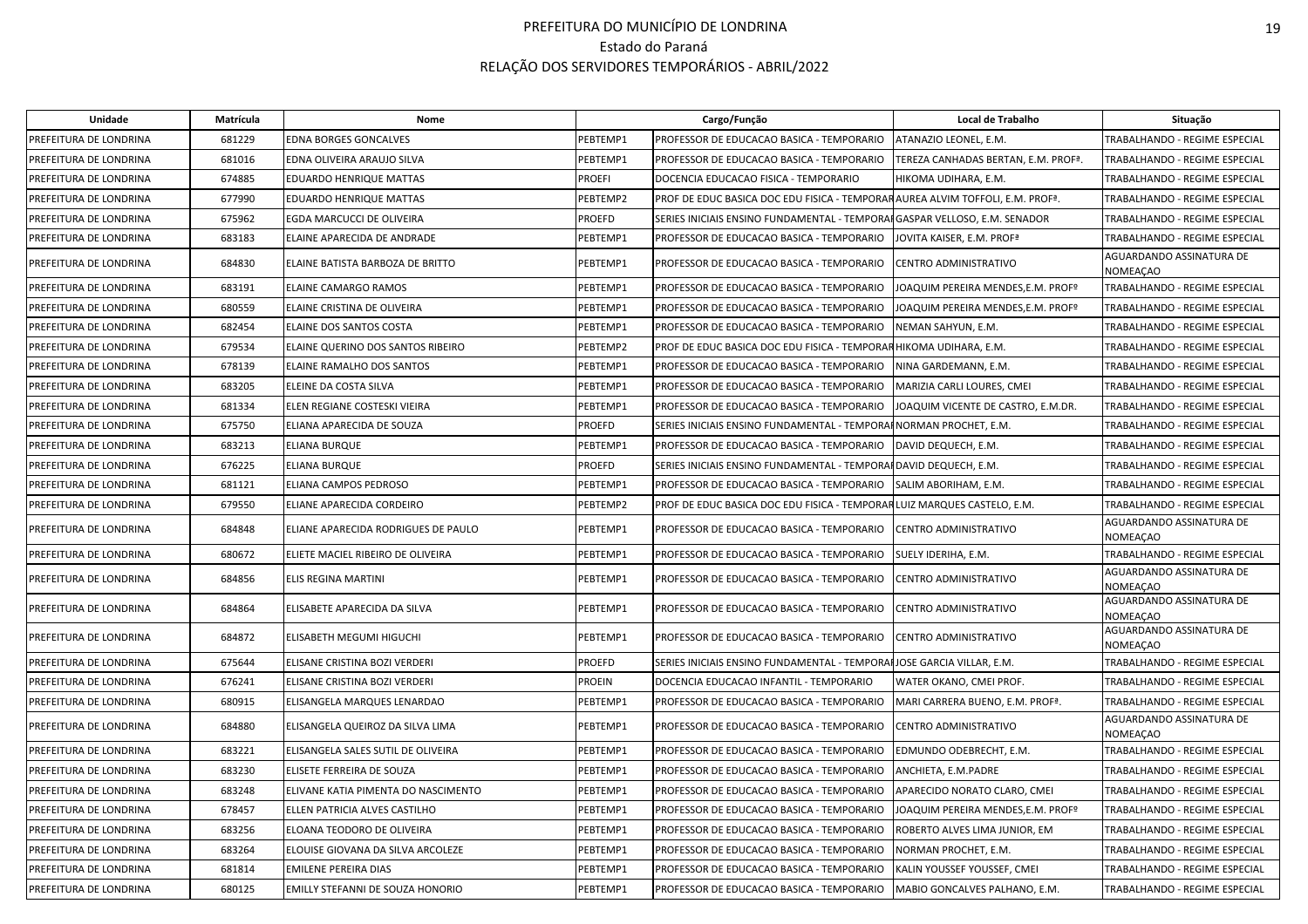# PREFEITURA DO MUNICÍPIO DE LONDRINA
## Estado do Paraná
## RELAÇÃO DOS SERVIDORES TEMPORÁRIOS - ABRIL/2022

| Unidade | Matrícula | Nome | Cargo/Função | | Local de Trabalho | Situação |
|---|---|---|---|---|---|---|
| PREFEITURA DE LONDRINA | 681229 | EDNA BORGES GONCALVES | PEBTEMP1 | PROFESSOR DE EDUCACAO BASICA - TEMPORARIO | ATANAZIO LEONEL, E.M. | TRABALHANDO - REGIME ESPECIAL |
| PREFEITURA DE LONDRINA | 681016 | EDNA OLIVEIRA ARAUJO SILVA | PEBTEMP1 | PROFESSOR DE EDUCACAO BASICA - TEMPORARIO | TEREZA CANHADAS BERTAN, E.M. PROFª. | TRABALHANDO - REGIME ESPECIAL |
| PREFEITURA DE LONDRINA | 674885 | EDUARDO HENRIQUE MATTAS | PROEFI | DOCENCIA EDUCACAO FISICA - TEMPORARIO | HIKOMA UDIHARA, E.M. | TRABALHANDO - REGIME ESPECIAL |
| PREFEITURA DE LONDRINA | 677990 | EDUARDO HENRIQUE MATTAS | PEBTEMP2 | PROF DE EDUC BASICA DOC EDU FISICA - TEMPORAR | AUREA ALVIM TOFFOLI, E.M. PROFª. | TRABALHANDO - REGIME ESPECIAL |
| PREFEITURA DE LONDRINA | 675962 | EGDA MARCUCCI DE OLIVEIRA | PROEFD | SERIES INICIAIS ENSINO FUNDAMENTAL - TEMPORAI | GASPAR VELLOSO, E.M. SENADOR | TRABALHANDO - REGIME ESPECIAL |
| PREFEITURA DE LONDRINA | 683183 | ELAINE APARECIDA DE ANDRADE | PEBTEMP1 | PROFESSOR DE EDUCACAO BASICA - TEMPORARIO | JOVITA KAISER, E.M. PROFª | TRABALHANDO - REGIME ESPECIAL |
| PREFEITURA DE LONDRINA | 684830 | ELAINE BATISTA BARBOZA DE BRITTO | PEBTEMP1 | PROFESSOR DE EDUCACAO BASICA - TEMPORARIO | CENTRO ADMINISTRATIVO | AGUARDANDO ASSINATURA DE NOMEAÇAO |
| PREFEITURA DE LONDRINA | 683191 | ELAINE CAMARGO RAMOS | PEBTEMP1 | PROFESSOR DE EDUCACAO BASICA - TEMPORARIO | JOAQUIM PEREIRA MENDES,E.M. PROFº | TRABALHANDO - REGIME ESPECIAL |
| PREFEITURA DE LONDRINA | 680559 | ELAINE CRISTINA DE OLIVEIRA | PEBTEMP1 | PROFESSOR DE EDUCACAO BASICA - TEMPORARIO | JOAQUIM PEREIRA MENDES,E.M. PROFº | TRABALHANDO - REGIME ESPECIAL |
| PREFEITURA DE LONDRINA | 682454 | ELAINE DOS SANTOS COSTA | PEBTEMP1 | PROFESSOR DE EDUCACAO BASICA - TEMPORARIO | NEMAN SAHYUN, E.M. | TRABALHANDO - REGIME ESPECIAL |
| PREFEITURA DE LONDRINA | 679534 | ELAINE QUERINO DOS SANTOS RIBEIRO | PEBTEMP2 | PROF DE EDUC BASICA DOC EDU FISICA - TEMPORAR | HIKOMA UDIHARA, E.M. | TRABALHANDO - REGIME ESPECIAL |
| PREFEITURA DE LONDRINA | 678139 | ELAINE RAMALHO DOS SANTOS | PEBTEMP1 | PROFESSOR DE EDUCACAO BASICA - TEMPORARIO | NINA GARDEMANN, E.M. | TRABALHANDO - REGIME ESPECIAL |
| PREFEITURA DE LONDRINA | 683205 | ELEINE DA COSTA SILVA | PEBTEMP1 | PROFESSOR DE EDUCACAO BASICA - TEMPORARIO | MARIZIA CARLI LOURES, CMEI | TRABALHANDO - REGIME ESPECIAL |
| PREFEITURA DE LONDRINA | 681334 | ELEN REGIANE COSTESKI VIEIRA | PEBTEMP1 | PROFESSOR DE EDUCACAO BASICA - TEMPORARIO | JOAQUIM VICENTE DE CASTRO, E.M.DR. | TRABALHANDO - REGIME ESPECIAL |
| PREFEITURA DE LONDRINA | 675750 | ELIANA APARECIDA DE SOUZA | PROEFD | SERIES INICIAIS ENSINO FUNDAMENTAL - TEMPORAI | NORMAN PROCHET, E.M. | TRABALHANDO - REGIME ESPECIAL |
| PREFEITURA DE LONDRINA | 683213 | ELIANA BURQUE | PEBTEMP1 | PROFESSOR DE EDUCACAO BASICA - TEMPORARIO | DAVID DEQUECH, E.M. | TRABALHANDO - REGIME ESPECIAL |
| PREFEITURA DE LONDRINA | 676225 | ELIANA BURQUE | PROEFD | SERIES INICIAIS ENSINO FUNDAMENTAL - TEMPORAI | DAVID DEQUECH, E.M. | TRABALHANDO - REGIME ESPECIAL |
| PREFEITURA DE LONDRINA | 681121 | ELIANA CAMPOS PEDROSO | PEBTEMP1 | PROFESSOR DE EDUCACAO BASICA - TEMPORARIO | SALIM ABORIHAM, E.M. | TRABALHANDO - REGIME ESPECIAL |
| PREFEITURA DE LONDRINA | 679550 | ELIANE APARECIDA CORDEIRO | PEBTEMP2 | PROF DE EDUC BASICA DOC EDU FISICA - TEMPORAR | LUIZ MARQUES CASTELO, E.M. | TRABALHANDO - REGIME ESPECIAL |
| PREFEITURA DE LONDRINA | 684848 | ELIANE APARECIDA RODRIGUES DE PAULO | PEBTEMP1 | PROFESSOR DE EDUCACAO BASICA - TEMPORARIO | CENTRO ADMINISTRATIVO | AGUARDANDO ASSINATURA DE NOMEAÇAO |
| PREFEITURA DE LONDRINA | 680672 | ELIETE MACIEL RIBEIRO DE OLIVEIRA | PEBTEMP1 | PROFESSOR DE EDUCACAO BASICA - TEMPORARIO | SUELY IDERIHA, E.M. | TRABALHANDO - REGIME ESPECIAL |
| PREFEITURA DE LONDRINA | 684856 | ELIS REGINA MARTINI | PEBTEMP1 | PROFESSOR DE EDUCACAO BASICA - TEMPORARIO | CENTRO ADMINISTRATIVO | AGUARDANDO ASSINATURA DE NOMEAÇAO |
| PREFEITURA DE LONDRINA | 684864 | ELISABETE APARECIDA DA SILVA | PEBTEMP1 | PROFESSOR DE EDUCACAO BASICA - TEMPORARIO | CENTRO ADMINISTRATIVO | AGUARDANDO ASSINATURA DE NOMEAÇAO |
| PREFEITURA DE LONDRINA | 684872 | ELISABETH MEGUMI HIGUCHI | PEBTEMP1 | PROFESSOR DE EDUCACAO BASICA - TEMPORARIO | CENTRO ADMINISTRATIVO | AGUARDANDO ASSINATURA DE NOMEAÇAO |
| PREFEITURA DE LONDRINA | 675644 | ELISANE CRISTINA BOZI VERDERI | PROEFD | SERIES INICIAIS ENSINO FUNDAMENTAL - TEMPORAI | JOSE GARCIA VILLAR, E.M. | TRABALHANDO - REGIME ESPECIAL |
| PREFEITURA DE LONDRINA | 676241 | ELISANE CRISTINA BOZI VERDERI | PROEIN | DOCENCIA EDUCACAO INFANTIL - TEMPORARIO | WATER OKANO, CMEI PROF. | TRABALHANDO - REGIME ESPECIAL |
| PREFEITURA DE LONDRINA | 680915 | ELISANGELA MARQUES LENARDAO | PEBTEMP1 | PROFESSOR DE EDUCACAO BASICA - TEMPORARIO | MARI CARRERA BUENO, E.M. PROFª. | TRABALHANDO - REGIME ESPECIAL |
| PREFEITURA DE LONDRINA | 684880 | ELISANGELA QUEIROZ DA SILVA LIMA | PEBTEMP1 | PROFESSOR DE EDUCACAO BASICA - TEMPORARIO | CENTRO ADMINISTRATIVO | AGUARDANDO ASSINATURA DE NOMEAÇAO |
| PREFEITURA DE LONDRINA | 683221 | ELISANGELA SALES SUTIL DE OLIVEIRA | PEBTEMP1 | PROFESSOR DE EDUCACAO BASICA - TEMPORARIO | EDMUNDO ODEBRECHT, E.M. | TRABALHANDO - REGIME ESPECIAL |
| PREFEITURA DE LONDRINA | 683230 | ELISETE FERREIRA DE SOUZA | PEBTEMP1 | PROFESSOR DE EDUCACAO BASICA - TEMPORARIO | ANCHIETA, E.M.PADRE | TRABALHANDO - REGIME ESPECIAL |
| PREFEITURA DE LONDRINA | 683248 | ELIVANE KATIA PIMENTA DO NASCIMENTO | PEBTEMP1 | PROFESSOR DE EDUCACAO BASICA - TEMPORARIO | APARECIDO NORATO CLARO, CMEI | TRABALHANDO - REGIME ESPECIAL |
| PREFEITURA DE LONDRINA | 678457 | ELLEN PATRICIA ALVES CASTILHO | PEBTEMP1 | PROFESSOR DE EDUCACAO BASICA - TEMPORARIO | JOAQUIM PEREIRA MENDES,E.M. PROFº | TRABALHANDO - REGIME ESPECIAL |
| PREFEITURA DE LONDRINA | 683256 | ELOANA TEODORO DE OLIVEIRA | PEBTEMP1 | PROFESSOR DE EDUCACAO BASICA - TEMPORARIO | ROBERTO ALVES LIMA JUNIOR, EM | TRABALHANDO - REGIME ESPECIAL |
| PREFEITURA DE LONDRINA | 683264 | ELOUISE GIOVANA DA SILVA ARCOLEZE | PEBTEMP1 | PROFESSOR DE EDUCACAO BASICA - TEMPORARIO | NORMAN PROCHET, E.M. | TRABALHANDO - REGIME ESPECIAL |
| PREFEITURA DE LONDRINA | 681814 | EMILENE PEREIRA DIAS | PEBTEMP1 | PROFESSOR DE EDUCACAO BASICA - TEMPORARIO | KALIN YOUSSEF YOUSSEF, CMEI | TRABALHANDO - REGIME ESPECIAL |
| PREFEITURA DE LONDRINA | 680125 | EMILLY STEFANNI DE SOUZA HONORIO | PEBTEMP1 | PROFESSOR DE EDUCACAO BASICA - TEMPORARIO | MABIO GONCALVES PALHANO, E.M. | TRABALHANDO - REGIME ESPECIAL |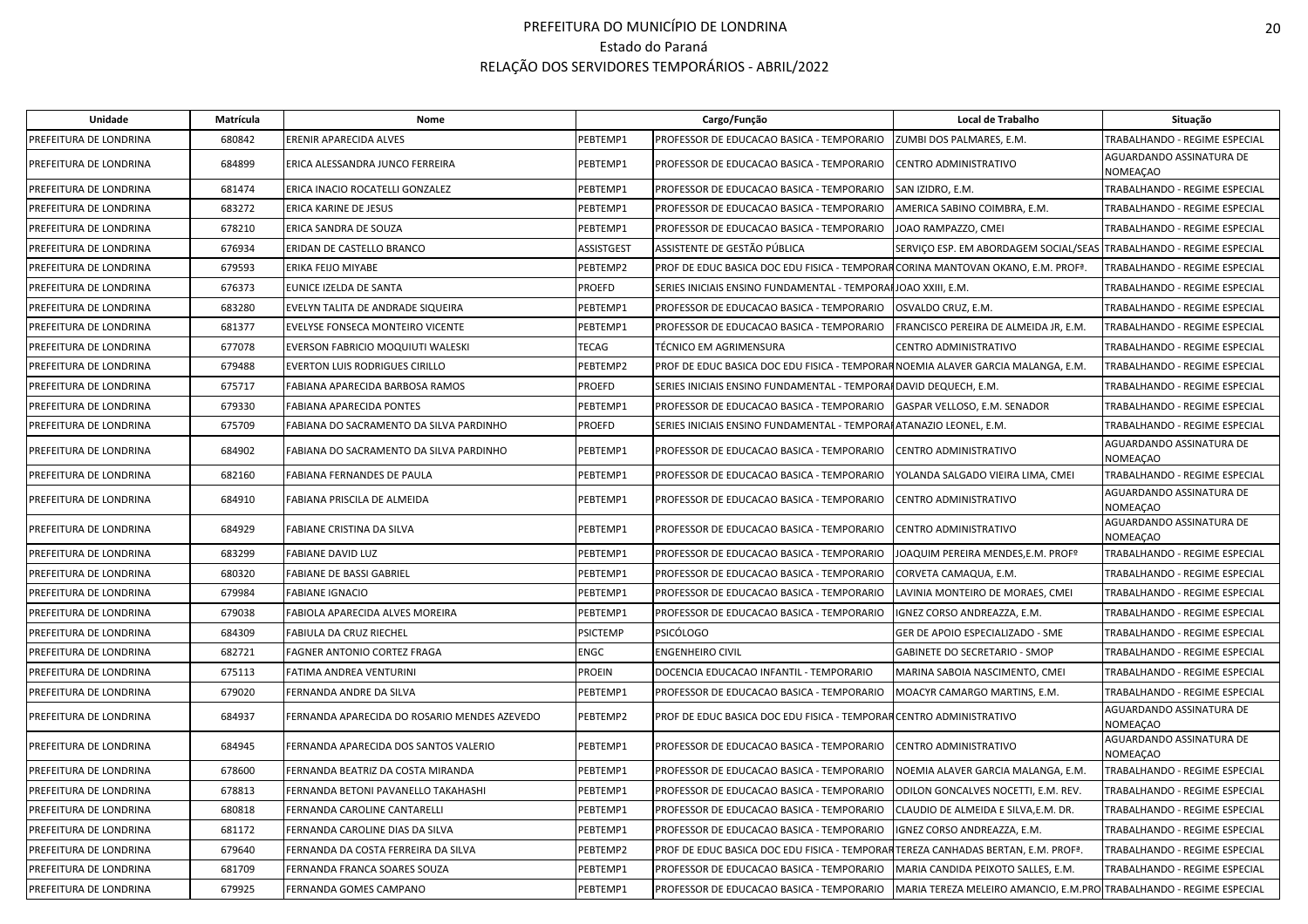# PREFEITURA DO MUNICÍPIO DE LONDRINA

Estado do Paraná

RELAÇÃO DOS SERVIDORES TEMPORÁRIOS - ABRIL/2022

| Unidade | Matrícula | Nome | Cargo/Função | | Local de Trabalho | Situação |
|---|---|---|---|---|---|---|
| PREFEITURA DE LONDRINA | 680842 | ERENIR APARECIDA ALVES | PEBTEMP1 | PROFESSOR DE EDUCACAO BASICA - TEMPORARIO | ZUMBI DOS PALMARES, E.M. | TRABALHANDO - REGIME ESPECIAL |
| PREFEITURA DE LONDRINA | 684899 | ERICA ALESSANDRA JUNCO FERREIRA | PEBTEMP1 | PROFESSOR DE EDUCACAO BASICA - TEMPORARIO | CENTRO ADMINISTRATIVO | AGUARDANDO ASSINATURA DE NOMEAÇAO |
| PREFEITURA DE LONDRINA | 681474 | ERICA INACIO ROCATELLI GONZALEZ | PEBTEMP1 | PROFESSOR DE EDUCACAO BASICA - TEMPORARIO | SAN IZIDRO, E.M. | TRABALHANDO - REGIME ESPECIAL |
| PREFEITURA DE LONDRINA | 683272 | ERICA KARINE DE JESUS | PEBTEMP1 | PROFESSOR DE EDUCACAO BASICA - TEMPORARIO | AMERICA SABINO COIMBRA, E.M. | TRABALHANDO - REGIME ESPECIAL |
| PREFEITURA DE LONDRINA | 678210 | ERICA SANDRA DE SOUZA | PEBTEMP1 | PROFESSOR DE EDUCACAO BASICA - TEMPORARIO | JOAO RAMPAZZO, CMEI | TRABALHANDO - REGIME ESPECIAL |
| PREFEITURA DE LONDRINA | 676934 | ERIDAN DE CASTELLO BRANCO | ASSISTGEST | ASSISTENTE DE GESTÃO PÚBLICA | SERVIÇO ESP. EM ABORDAGEM SOCIAL/SEAS | TRABALHANDO - REGIME ESPECIAL |
| PREFEITURA DE LONDRINA | 679593 | ERIKA FEIJO MIYABE | PEBTEMP2 | PROF DE EDUC BASICA DOC EDU FISICA - TEMPORAR | CORINA MANTOVAN OKANO, E.M. PROFª. | TRABALHANDO - REGIME ESPECIAL |
| PREFEITURA DE LONDRINA | 676373 | EUNICE IZELDA DE SANTA | PROEFD | SERIES INICIAIS ENSINO FUNDAMENTAL - TEMPORAI | JOAO XXIII, E.M. | TRABALHANDO - REGIME ESPECIAL |
| PREFEITURA DE LONDRINA | 683280 | EVELYN TALITA DE ANDRADE SIQUEIRA | PEBTEMP1 | PROFESSOR DE EDUCACAO BASICA - TEMPORARIO | OSVALDO CRUZ, E.M. | TRABALHANDO - REGIME ESPECIAL |
| PREFEITURA DE LONDRINA | 681377 | EVELYSE FONSECA MONTEIRO VICENTE | PEBTEMP1 | PROFESSOR DE EDUCACAO BASICA - TEMPORARIO | FRANCISCO PEREIRA DE ALMEIDA JR, E.M. | TRABALHANDO - REGIME ESPECIAL |
| PREFEITURA DE LONDRINA | 677078 | EVERSON FABRICIO MOQUIUTI WALESKI | TECAG | TÉCNICO EM AGRIMENSURA | CENTRO ADMINISTRATIVO | TRABALHANDO - REGIME ESPECIAL |
| PREFEITURA DE LONDRINA | 679488 | EVERTON LUIS RODRIGUES CIRILLO | PEBTEMP2 | PROF DE EDUC BASICA DOC EDU FISICA - TEMPORAR | NOEMIA ALAVER GARCIA MALANGA, E.M. | TRABALHANDO - REGIME ESPECIAL |
| PREFEITURA DE LONDRINA | 675717 | FABIANA APARECIDA BARBOSA RAMOS | PROEFD | SERIES INICIAIS ENSINO FUNDAMENTAL - TEMPORAI | DAVID DEQUECH, E.M. | TRABALHANDO - REGIME ESPECIAL |
| PREFEITURA DE LONDRINA | 679330 | FABIANA APARECIDA PONTES | PEBTEMP1 | PROFESSOR DE EDUCACAO BASICA - TEMPORARIO | GASPAR VELLOSO, E.M. SENADOR | TRABALHANDO - REGIME ESPECIAL |
| PREFEITURA DE LONDRINA | 675709 | FABIANA DO SACRAMENTO DA SILVA PARDINHO | PROEFD | SERIES INICIAIS ENSINO FUNDAMENTAL - TEMPORAI | ATANAZIO LEONEL, E.M. | TRABALHANDO - REGIME ESPECIAL |
| PREFEITURA DE LONDRINA | 684902 | FABIANA DO SACRAMENTO DA SILVA PARDINHO | PEBTEMP1 | PROFESSOR DE EDUCACAO BASICA - TEMPORARIO | CENTRO ADMINISTRATIVO | AGUARDANDO ASSINATURA DE NOMEAÇAO |
| PREFEITURA DE LONDRINA | 682160 | FABIANA FERNANDES DE PAULA | PEBTEMP1 | PROFESSOR DE EDUCACAO BASICA - TEMPORARIO | YOLANDA SALGADO VIEIRA LIMA, CMEI | TRABALHANDO - REGIME ESPECIAL |
| PREFEITURA DE LONDRINA | 684910 | FABIANA PRISCILA DE ALMEIDA | PEBTEMP1 | PROFESSOR DE EDUCACAO BASICA - TEMPORARIO | CENTRO ADMINISTRATIVO | AGUARDANDO ASSINATURA DE NOMEAÇAO |
| PREFEITURA DE LONDRINA | 684929 | FABIANE CRISTINA DA SILVA | PEBTEMP1 | PROFESSOR DE EDUCACAO BASICA - TEMPORARIO | CENTRO ADMINISTRATIVO | AGUARDANDO ASSINATURA DE NOMEAÇAO |
| PREFEITURA DE LONDRINA | 683299 | FABIANE DAVID LUZ | PEBTEMP1 | PROFESSOR DE EDUCACAO BASICA - TEMPORARIO | JOAQUIM PEREIRA MENDES,E.M. PROFº | TRABALHANDO - REGIME ESPECIAL |
| PREFEITURA DE LONDRINA | 680320 | FABIANE DE BASSI GABRIEL | PEBTEMP1 | PROFESSOR DE EDUCACAO BASICA - TEMPORARIO | CORVETA CAMAQUA, E.M. | TRABALHANDO - REGIME ESPECIAL |
| PREFEITURA DE LONDRINA | 679984 | FABIANE IGNACIO | PEBTEMP1 | PROFESSOR DE EDUCACAO BASICA - TEMPORARIO | LAVINIA MONTEIRO DE MORAES, CMEI | TRABALHANDO - REGIME ESPECIAL |
| PREFEITURA DE LONDRINA | 679038 | FABIOLA APARECIDA ALVES MOREIRA | PEBTEMP1 | PROFESSOR DE EDUCACAO BASICA - TEMPORARIO | IGNEZ CORSO ANDREAZZA, E.M. | TRABALHANDO - REGIME ESPECIAL |
| PREFEITURA DE LONDRINA | 684309 | FABIULA DA CRUZ RIECHEL | PSICTEMP | PSICÓLOGO | GER DE APOIO ESPECIALIZADO - SME | TRABALHANDO - REGIME ESPECIAL |
| PREFEITURA DE LONDRINA | 682721 | FAGNER ANTONIO CORTEZ FRAGA | ENGC | ENGENHEIRO CIVIL | GABINETE DO SECRETARIO - SMOP | TRABALHANDO - REGIME ESPECIAL |
| PREFEITURA DE LONDRINA | 675113 | FATIMA ANDREA VENTURINI | PROEIN | DOCENCIA EDUCACAO INFANTIL - TEMPORARIO | MARINA SABOIA NASCIMENTO, CMEI | TRABALHANDO - REGIME ESPECIAL |
| PREFEITURA DE LONDRINA | 679020 | FERNANDA ANDRE DA SILVA | PEBTEMP1 | PROFESSOR DE EDUCACAO BASICA - TEMPORARIO | MOACYR CAMARGO MARTINS, E.M. | TRABALHANDO - REGIME ESPECIAL |
| PREFEITURA DE LONDRINA | 684937 | FERNANDA APARECIDA DO ROSARIO MENDES AZEVEDO | PEBTEMP2 | PROF DE EDUC BASICA DOC EDU FISICA - TEMPORAR | CENTRO ADMINISTRATIVO | AGUARDANDO ASSINATURA DE NOMEAÇAO |
| PREFEITURA DE LONDRINA | 684945 | FERNANDA APARECIDA DOS SANTOS VALERIO | PEBTEMP1 | PROFESSOR DE EDUCACAO BASICA - TEMPORARIO | CENTRO ADMINISTRATIVO | AGUARDANDO ASSINATURA DE NOMEAÇAO |
| PREFEITURA DE LONDRINA | 678600 | FERNANDA BEATRIZ DA COSTA MIRANDA | PEBTEMP1 | PROFESSOR DE EDUCACAO BASICA - TEMPORARIO | NOEMIA ALAVER GARCIA MALANGA, E.M. | TRABALHANDO - REGIME ESPECIAL |
| PREFEITURA DE LONDRINA | 678813 | FERNANDA BETONI PAVANELLO TAKAHASHI | PEBTEMP1 | PROFESSOR DE EDUCACAO BASICA - TEMPORARIO | ODILON GONCALVES NOCETTI, E.M. REV. | TRABALHANDO - REGIME ESPECIAL |
| PREFEITURA DE LONDRINA | 680818 | FERNANDA CAROLINE CANTARELLI | PEBTEMP1 | PROFESSOR DE EDUCACAO BASICA - TEMPORARIO | CLAUDIO DE ALMEIDA E SILVA,E.M. DR. | TRABALHANDO - REGIME ESPECIAL |
| PREFEITURA DE LONDRINA | 681172 | FERNANDA CAROLINE DIAS DA SILVA | PEBTEMP1 | PROFESSOR DE EDUCACAO BASICA - TEMPORARIO | IGNEZ CORSO ANDREAZZA, E.M. | TRABALHANDO - REGIME ESPECIAL |
| PREFEITURA DE LONDRINA | 679640 | FERNANDA DA COSTA FERREIRA DA SILVA | PEBTEMP2 | PROF DE EDUC BASICA DOC EDU FISICA - TEMPORAR | TEREZA CANHADAS BERTAN, E.M. PROFª. | TRABALHANDO - REGIME ESPECIAL |
| PREFEITURA DE LONDRINA | 681709 | FERNANDA FRANCA SOARES SOUZA | PEBTEMP1 | PROFESSOR DE EDUCACAO BASICA - TEMPORARIO | MARIA CANDIDA PEIXOTO SALLES, E.M. | TRABALHANDO - REGIME ESPECIAL |
| PREFEITURA DE LONDRINA | 679925 | FERNANDA GOMES CAMPANO | PEBTEMP1 | PROFESSOR DE EDUCACAO BASICA - TEMPORARIO | MARIA TEREZA MELEIRO AMANCIO, E.M.PRO | TRABALHANDO - REGIME ESPECIAL |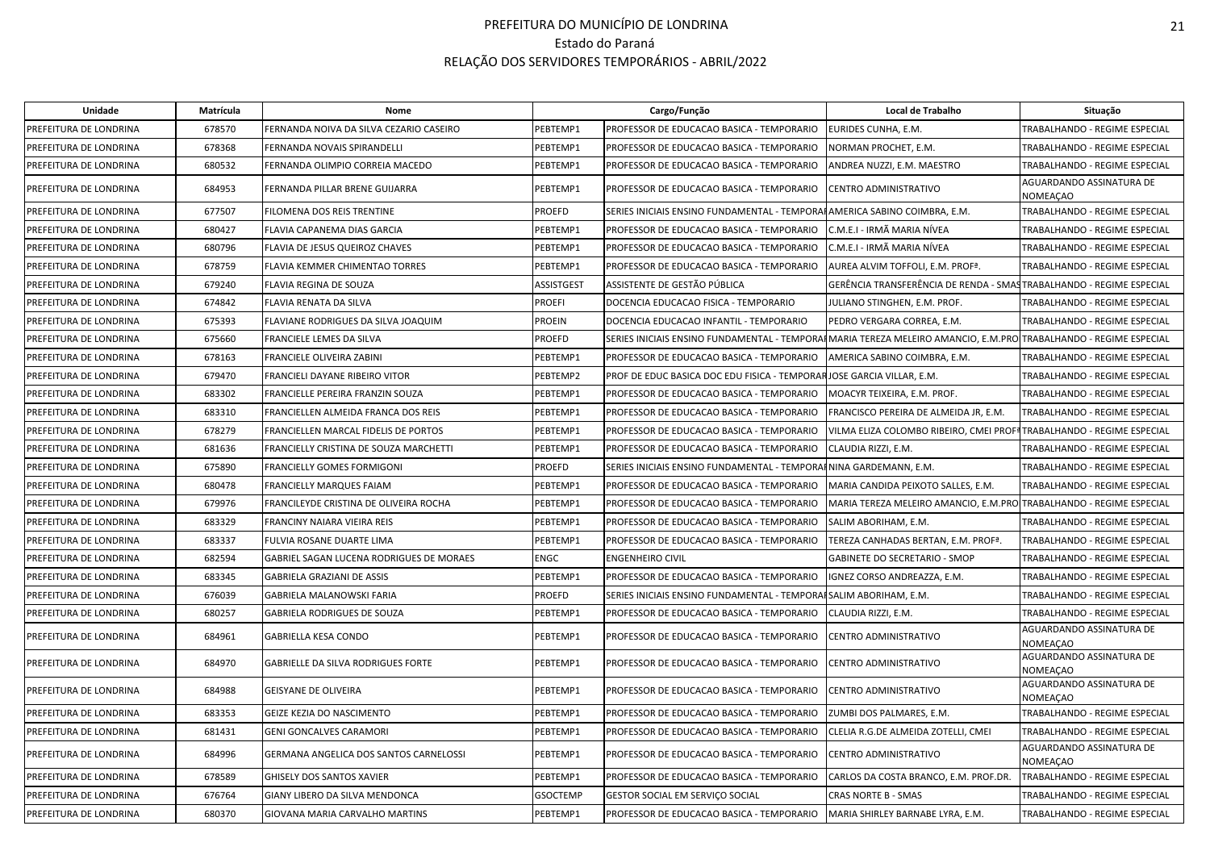# PREFEITURA DO MUNICÍPIO DE LONDRINA

Estado do Paraná

RELAÇÃO DOS SERVIDORES TEMPORÁRIOS - ABRIL/2022

| Unidade | Matrícula | Nome | Cargo/Função | | Local de Trabalho | Situação |
|---|---|---|---|---|---|---|
| PREFEITURA DE LONDRINA | 678570 | FERNANDA NOIVA DA SILVA CEZARIO CASEIRO | PEBTEMP1 | PROFESSOR DE EDUCACAO BASICA - TEMPORARIO | EURIDES CUNHA, E.M. | TRABALHANDO - REGIME ESPECIAL |
| PREFEITURA DE LONDRINA | 678368 | FERNANDA NOVAIS SPIRANDELLI | PEBTEMP1 | PROFESSOR DE EDUCACAO BASICA - TEMPORARIO | NORMAN PROCHET, E.M. | TRABALHANDO - REGIME ESPECIAL |
| PREFEITURA DE LONDRINA | 680532 | FERNANDA OLIMPIO CORREIA MACEDO | PEBTEMP1 | PROFESSOR DE EDUCACAO BASICA - TEMPORARIO | ANDREA NUZZI, E.M. MAESTRO | TRABALHANDO - REGIME ESPECIAL |
| PREFEITURA DE LONDRINA | 684953 | FERNANDA PILLAR BRENE GUIJARRA | PEBTEMP1 | PROFESSOR DE EDUCACAO BASICA - TEMPORARIO | CENTRO ADMINISTRATIVO | AGUARDANDO ASSINATURA DE NOMEAÇAO |
| PREFEITURA DE LONDRINA | 677507 | FILOMENA DOS REIS TRENTINE | PROEFD | SERIES INICIAIS ENSINO FUNDAMENTAL - TEMPORAI | AMERICA SABINO COIMBRA, E.M. | TRABALHANDO - REGIME ESPECIAL |
| PREFEITURA DE LONDRINA | 680427 | FLAVIA CAPANEMA DIAS GARCIA | PEBTEMP1 | PROFESSOR DE EDUCACAO BASICA - TEMPORARIO | C.M.E.I - IRMÃ MARIA NÍVEA | TRABALHANDO - REGIME ESPECIAL |
| PREFEITURA DE LONDRINA | 680796 | FLAVIA DE JESUS QUEIROZ CHAVES | PEBTEMP1 | PROFESSOR DE EDUCACAO BASICA - TEMPORARIO | C.M.E.I - IRMÃ MARIA NÍVEA | TRABALHANDO - REGIME ESPECIAL |
| PREFEITURA DE LONDRINA | 678759 | FLAVIA KEMMER CHIMENTAO TORRES | PEBTEMP1 | PROFESSOR DE EDUCACAO BASICA - TEMPORARIO | AUREA ALVIM TOFFOLI, E.M. PROFª. | TRABALHANDO - REGIME ESPECIAL |
| PREFEITURA DE LONDRINA | 679240 | FLAVIA REGINA DE SOUZA | ASSISTGEST | ASSISTENTE DE GESTÃO PÚBLICA | GERÊNCIA TRANSFERÊNCIA DE RENDA - SMAS | TRABALHANDO - REGIME ESPECIAL |
| PREFEITURA DE LONDRINA | 674842 | FLAVIA RENATA DA SILVA | PROEFI | DOCENCIA EDUCACAO FISICA - TEMPORARIO | JULIANO STINGHEN, E.M. PROF. | TRABALHANDO - REGIME ESPECIAL |
| PREFEITURA DE LONDRINA | 675393 | FLAVIANE RODRIGUES DA SILVA JOAQUIM | PROEIN | DOCENCIA EDUCACAO INFANTIL - TEMPORARIO | PEDRO VERGARA CORREA, E.M. | TRABALHANDO - REGIME ESPECIAL |
| PREFEITURA DE LONDRINA | 675660 | FRANCIELE LEMES DA SILVA | PROEFD | SERIES INICIAIS ENSINO FUNDAMENTAL - TEMPORAI | MARIA TEREZA MELEIRO AMANCIO, E.M.PRO | TRABALHANDO - REGIME ESPECIAL |
| PREFEITURA DE LONDRINA | 678163 | FRANCIELE OLIVEIRA ZABINI | PEBTEMP1 | PROFESSOR DE EDUCACAO BASICA - TEMPORARIO | AMERICA SABINO COIMBRA, E.M. | TRABALHANDO - REGIME ESPECIAL |
| PREFEITURA DE LONDRINA | 679470 | FRANCIELI DAYANE RIBEIRO VITOR | PEBTEMP2 | PROF DE EDUC BASICA DOC EDU FISICA - TEMPORAR | JOSE GARCIA VILLAR, E.M. | TRABALHANDO - REGIME ESPECIAL |
| PREFEITURA DE LONDRINA | 683302 | FRANCIELLE PEREIRA FRANZIN SOUZA | PEBTEMP1 | PROFESSOR DE EDUCACAO BASICA - TEMPORARIO | MOACYR TEIXEIRA, E.M. PROF. | TRABALHANDO - REGIME ESPECIAL |
| PREFEITURA DE LONDRINA | 683310 | FRANCIELLEN ALMEIDA FRANCA DOS REIS | PEBTEMP1 | PROFESSOR DE EDUCACAO BASICA - TEMPORARIO | FRANCISCO PEREIRA DE ALMEIDA JR, E.M. | TRABALHANDO - REGIME ESPECIAL |
| PREFEITURA DE LONDRINA | 678279 | FRANCIELLEN MARCAL FIDELIS DE PORTOS | PEBTEMP1 | PROFESSOR DE EDUCACAO BASICA - TEMPORARIO | VILMA ELIZA COLOMBO RIBEIRO, CMEI PROFª | TRABALHANDO - REGIME ESPECIAL |
| PREFEITURA DE LONDRINA | 681636 | FRANCIELLY CRISTINA DE SOUZA MARCHETTI | PEBTEMP1 | PROFESSOR DE EDUCACAO BASICA - TEMPORARIO | CLAUDIA RIZZI, E.M. | TRABALHANDO - REGIME ESPECIAL |
| PREFEITURA DE LONDRINA | 675890 | FRANCIELLY GOMES FORMIGONI | PROEFD | SERIES INICIAIS ENSINO FUNDAMENTAL - TEMPORAI | NINA GARDEMANN, E.M. | TRABALHANDO - REGIME ESPECIAL |
| PREFEITURA DE LONDRINA | 680478 | FRANCIELLY MARQUES FAIAM | PEBTEMP1 | PROFESSOR DE EDUCACAO BASICA - TEMPORARIO | MARIA CANDIDA PEIXOTO SALLES, E.M. | TRABALHANDO - REGIME ESPECIAL |
| PREFEITURA DE LONDRINA | 679976 | FRANCILEYDE CRISTINA DE OLIVEIRA ROCHA | PEBTEMP1 | PROFESSOR DE EDUCACAO BASICA - TEMPORARIO | MARIA TEREZA MELEIRO AMANCIO, E.M.PRO | TRABALHANDO - REGIME ESPECIAL |
| PREFEITURA DE LONDRINA | 683329 | FRANCINY NAIARA VIEIRA REIS | PEBTEMP1 | PROFESSOR DE EDUCACAO BASICA - TEMPORARIO | SALIM ABORIHAM, E.M. | TRABALHANDO - REGIME ESPECIAL |
| PREFEITURA DE LONDRINA | 683337 | FULVIA ROSANE DUARTE LIMA | PEBTEMP1 | PROFESSOR DE EDUCACAO BASICA - TEMPORARIO | TEREZA CANHADAS BERTAN, E.M. PROFª. | TRABALHANDO - REGIME ESPECIAL |
| PREFEITURA DE LONDRINA | 682594 | GABRIEL SAGAN LUCENA RODRIGUES DE MORAES | ENGC | ENGENHEIRO CIVIL | GABINETE DO SECRETARIO - SMOP | TRABALHANDO - REGIME ESPECIAL |
| PREFEITURA DE LONDRINA | 683345 | GABRIELA GRAZIANI DE ASSIS | PEBTEMP1 | PROFESSOR DE EDUCACAO BASICA - TEMPORARIO | IGNEZ CORSO ANDREAZZA, E.M. | TRABALHANDO - REGIME ESPECIAL |
| PREFEITURA DE LONDRINA | 676039 | GABRIELA MALANOWSKI FARIA | PROEFD | SERIES INICIAIS ENSINO FUNDAMENTAL - TEMPORAI | SALIM ABORIHAM, E.M. | TRABALHANDO - REGIME ESPECIAL |
| PREFEITURA DE LONDRINA | 680257 | GABRIELA RODRIGUES DE SOUZA | PEBTEMP1 | PROFESSOR DE EDUCACAO BASICA - TEMPORARIO | CLAUDIA RIZZI, E.M. | TRABALHANDO - REGIME ESPECIAL |
| PREFEITURA DE LONDRINA | 684961 | GABRIELLA KESA CONDO | PEBTEMP1 | PROFESSOR DE EDUCACAO BASICA - TEMPORARIO | CENTRO ADMINISTRATIVO | AGUARDANDO ASSINATURA DE NOMEAÇAO |
| PREFEITURA DE LONDRINA | 684970 | GABRIELLE DA SILVA RODRIGUES FORTE | PEBTEMP1 | PROFESSOR DE EDUCACAO BASICA - TEMPORARIO | CENTRO ADMINISTRATIVO | AGUARDANDO ASSINATURA DE NOMEAÇAO |
| PREFEITURA DE LONDRINA | 684988 | GEISYANE DE OLIVEIRA | PEBTEMP1 | PROFESSOR DE EDUCACAO BASICA - TEMPORARIO | CENTRO ADMINISTRATIVO | AGUARDANDO ASSINATURA DE NOMEAÇAO |
| PREFEITURA DE LONDRINA | 683353 | GEIZE KEZIA DO NASCIMENTO | PEBTEMP1 | PROFESSOR DE EDUCACAO BASICA - TEMPORARIO | ZUMBI DOS PALMARES, E.M. | TRABALHANDO - REGIME ESPECIAL |
| PREFEITURA DE LONDRINA | 681431 | GENI GONCALVES CARAMORI | PEBTEMP1 | PROFESSOR DE EDUCACAO BASICA - TEMPORARIO | CLELIA R.G.DE ALMEIDA ZOTELLI, CMEI | TRABALHANDO - REGIME ESPECIAL |
| PREFEITURA DE LONDRINA | 684996 | GERMANA ANGELICA DOS SANTOS CARNELOSSI | PEBTEMP1 | PROFESSOR DE EDUCACAO BASICA - TEMPORARIO | CENTRO ADMINISTRATIVO | AGUARDANDO ASSINATURA DE NOMEAÇAO |
| PREFEITURA DE LONDRINA | 678589 | GHISELY DOS SANTOS XAVIER | PEBTEMP1 | PROFESSOR DE EDUCACAO BASICA - TEMPORARIO | CARLOS DA COSTA BRANCO, E.M. PROF.DR. | TRABALHANDO - REGIME ESPECIAL |
| PREFEITURA DE LONDRINA | 676764 | GIANY LIBERO DA SILVA MENDONCA | GSOCTEMP | GESTOR SOCIAL EM SERVIÇO SOCIAL | CRAS NORTE B - SMAS | TRABALHANDO - REGIME ESPECIAL |
| PREFEITURA DE LONDRINA | 680370 | GIOVANA MARIA CARVALHO MARTINS | PEBTEMP1 | PROFESSOR DE EDUCACAO BASICA - TEMPORARIO | MARIA SHIRLEY BARNABE LYRA, E.M. | TRABALHANDO - REGIME ESPECIAL |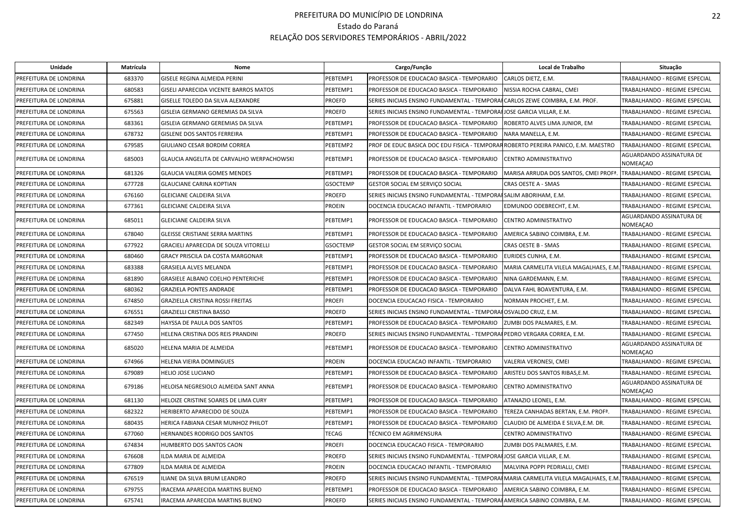# PREFEITURA DO MUNICÍPIO DE LONDRINA

Estado do Paraná

RELAÇÃO DOS SERVIDORES TEMPORÁRIOS - ABRIL/2022

| Unidade | Matrícula | Nome | Cargo/Função | | Local de Trabalho | Situação |
|---|---|---|---|---|---|---|
| PREFEITURA DE LONDRINA | 683370 | GISELE REGINA ALMEIDA PERINI | PEBTEMP1 | PROFESSOR DE EDUCACAO BASICA - TEMPORARIO | CARLOS DIETZ, E.M. | TRABALHANDO - REGIME ESPECIAL |
| PREFEITURA DE LONDRINA | 680583 | GISELI APARECIDA VICENTE BARROS MATOS | PEBTEMP1 | PROFESSOR DE EDUCACAO BASICA - TEMPORARIO | NISSIA ROCHA CABRAL, CMEI | TRABALHANDO - REGIME ESPECIAL |
| PREFEITURA DE LONDRINA | 675881 | GISELLE TOLEDO DA SILVA ALEXANDRE | PROEFD | SERIES INICIAIS ENSINO FUNDAMENTAL - TEMPORARIO | CARLOS ZEWE COIMBRA, E.M. PROF. | TRABALHANDO - REGIME ESPECIAL |
| PREFEITURA DE LONDRINA | 675563 | GISLEIA GERMANO GEREMIAS DA SILVA | PROEFD | SERIES INICIAIS ENSINO FUNDAMENTAL - TEMPORARIO | JOSE GARCIA VILLAR, E.M. | TRABALHANDO - REGIME ESPECIAL |
| PREFEITURA DE LONDRINA | 683361 | GISLEIA GERMANO GEREMIAS DA SILVA | PEBTEMP1 | PROFESSOR DE EDUCACAO BASICA - TEMPORARIO | ROBERTO ALVES LIMA JUNIOR, EM | TRABALHANDO - REGIME ESPECIAL |
| PREFEITURA DE LONDRINA | 678732 | GISLENE DOS SANTOS FERREIRA | PEBTEMP1 | PROFESSOR DE EDUCACAO BASICA - TEMPORARIO | NARA MANELLA, E.M. | TRABALHANDO - REGIME ESPECIAL |
| PREFEITURA DE LONDRINA | 679585 | GIULIANO CESAR BORDIM CORREA | PEBTEMP2 | PROF DE EDUC BASICA DOC EDU FISICA - TEMPORARIO | ROBERTO PEREIRA PANICO, E.M. MAESTRO | TRABALHANDO - REGIME ESPECIAL |
| PREFEITURA DE LONDRINA | 685003 | GLAUCIA ANGELITA DE CARVALHO WERPACHOWSKI | PEBTEMP1 | PROFESSOR DE EDUCACAO BASICA - TEMPORARIO | CENTRO ADMINISTRATIVO | AGUARDANDO ASSINATURA DE NOMEAÇAO |
| PREFEITURA DE LONDRINA | 681326 | GLAUCIA VALERIA GOMES MENDES | PEBTEMP1 | PROFESSOR DE EDUCACAO BASICA - TEMPORARIO | MARISA ARRUDA DOS SANTOS, CMEI PROFª. | TRABALHANDO - REGIME ESPECIAL |
| PREFEITURA DE LONDRINA | 677728 | GLAUCIANE CARINA KOPTIAN | GSOCTEMP | GESTOR SOCIAL EM SERVIÇO SOCIAL | CRAS OESTE A - SMAS | TRABALHANDO - REGIME ESPECIAL |
| PREFEITURA DE LONDRINA | 676160 | GLEICIANE CALDEIRA SILVA | PROEFD | SERIES INICIAIS ENSINO FUNDAMENTAL - TEMPORARIO | SALIM ABORIHAM, E.M. | TRABALHANDO - REGIME ESPECIAL |
| PREFEITURA DE LONDRINA | 677361 | GLEICIANE CALDEIRA SILVA | PROEIN | DOCENCIA EDUCACAO INFANTIL - TEMPORARIO | EDMUNDO ODEBRECHT, E.M. | TRABALHANDO - REGIME ESPECIAL |
| PREFEITURA DE LONDRINA | 685011 | GLEICIANE CALDEIRA SILVA | PEBTEMP1 | PROFESSOR DE EDUCACAO BASICA - TEMPORARIO | CENTRO ADMINISTRATIVO | AGUARDANDO ASSINATURA DE NOMEAÇAO |
| PREFEITURA DE LONDRINA | 678040 | GLEISSE CRISTIANE SERRA MARTINS | PEBTEMP1 | PROFESSOR DE EDUCACAO BASICA - TEMPORARIO | AMERICA SABINO COIMBRA, E.M. | TRABALHANDO - REGIME ESPECIAL |
| PREFEITURA DE LONDRINA | 677922 | GRACIELI APARECIDA DE SOUZA VITORELLI | GSOCTEMP | GESTOR SOCIAL EM SERVIÇO SOCIAL | CRAS OESTE B - SMAS | TRABALHANDO - REGIME ESPECIAL |
| PREFEITURA DE LONDRINA | 680460 | GRACY PRISCILA DA COSTA MARGONAR | PEBTEMP1 | PROFESSOR DE EDUCACAO BASICA - TEMPORARIO | EURIDES CUNHA, E.M. | TRABALHANDO - REGIME ESPECIAL |
| PREFEITURA DE LONDRINA | 683388 | GRASIELA ALVES MELANDA | PEBTEMP1 | PROFESSOR DE EDUCACAO BASICA - TEMPORARIO | MARIA CARMELITA VILELA MAGALHAES, E.M. | TRABALHANDO - REGIME ESPECIAL |
| PREFEITURA DE LONDRINA | 681890 | GRASIELE ALBANO COELHO PENTERICHE | PEBTEMP1 | PROFESSOR DE EDUCACAO BASICA - TEMPORARIO | NINA GARDEMANN, E.M. | TRABALHANDO - REGIME ESPECIAL |
| PREFEITURA DE LONDRINA | 680362 | GRAZIELA PONTES ANDRADE | PEBTEMP1 | PROFESSOR DE EDUCACAO BASICA - TEMPORARIO | DALVA FAHL BOAVENTURA, E.M. | TRABALHANDO - REGIME ESPECIAL |
| PREFEITURA DE LONDRINA | 674850 | GRAZIELLA CRISTINA ROSSI FREITAS | PROEFI | DOCENCIA EDUCACAO FISICA - TEMPORARIO | NORMAN PROCHET, E.M. | TRABALHANDO - REGIME ESPECIAL |
| PREFEITURA DE LONDRINA | 676551 | GRAZIELLI CRISTINA BASSO | PROEFD | SERIES INICIAIS ENSINO FUNDAMENTAL - TEMPORARIO | OSVALDO CRUZ, E.M. | TRABALHANDO - REGIME ESPECIAL |
| PREFEITURA DE LONDRINA | 682349 | HAYSSA DE PAULA DOS SANTOS | PEBTEMP1 | PROFESSOR DE EDUCACAO BASICA - TEMPORARIO | ZUMBI DOS PALMARES, E.M. | TRABALHANDO - REGIME ESPECIAL |
| PREFEITURA DE LONDRINA | 677450 | HELENA CRISTINA DOS REIS PRANDINI | PROEFD | SERIES INICIAIS ENSINO FUNDAMENTAL - TEMPORARIO | PEDRO VERGARA CORREA, E.M. | TRABALHANDO - REGIME ESPECIAL |
| PREFEITURA DE LONDRINA | 685020 | HELENA MARIA DE ALMEIDA | PEBTEMP1 | PROFESSOR DE EDUCACAO BASICA - TEMPORARIO | CENTRO ADMINISTRATIVO | AGUARDANDO ASSINATURA DE NOMEAÇAO |
| PREFEITURA DE LONDRINA | 674966 | HELENA VIEIRA DOMINGUES | PROEIN | DOCENCIA EDUCACAO INFANTIL - TEMPORARIO | VALERIA VERONESI, CMEI | TRABALHANDO - REGIME ESPECIAL |
| PREFEITURA DE LONDRINA | 679089 | HELIO JOSE LUCIANO | PEBTEMP1 | PROFESSOR DE EDUCACAO BASICA - TEMPORARIO | ARISTEU DOS SANTOS RIBAS,E.M. | TRABALHANDO - REGIME ESPECIAL |
| PREFEITURA DE LONDRINA | 679186 | HELOISA NEGRESIOLO ALMEIDA SANT ANNA | PEBTEMP1 | PROFESSOR DE EDUCACAO BASICA - TEMPORARIO | CENTRO ADMINISTRATIVO | AGUARDANDO ASSINATURA DE NOMEAÇAO |
| PREFEITURA DE LONDRINA | 681130 | HELOIZE CRISTINE SOARES DE LIMA CURY | PEBTEMP1 | PROFESSOR DE EDUCACAO BASICA - TEMPORARIO | ATANAZIO LEONEL, E.M. | TRABALHANDO - REGIME ESPECIAL |
| PREFEITURA DE LONDRINA | 682322 | HERIBERTO APARECIDO DE SOUZA | PEBTEMP1 | PROFESSOR DE EDUCACAO BASICA - TEMPORARIO | TEREZA CANHADAS BERTAN, E.M. PROFª. | TRABALHANDO - REGIME ESPECIAL |
| PREFEITURA DE LONDRINA | 680435 | HERICA FABIANA CESAR MUNHOZ PHILOT | PEBTEMP1 | PROFESSOR DE EDUCACAO BASICA - TEMPORARIO | CLAUDIO DE ALMEIDA E SILVA,E.M. DR. | TRABALHANDO - REGIME ESPECIAL |
| PREFEITURA DE LONDRINA | 677060 | HERNANDES RODRIGO DOS SANTOS | TECAG | TÉCNICO EM AGRIMENSURA | CENTRO ADMINISTRATIVO | TRABALHANDO - REGIME ESPECIAL |
| PREFEITURA DE LONDRINA | 674834 | HUMBERTO DOS SANTOS CAON | PROEFI | DOCENCIA EDUCACAO FISICA - TEMPORARIO | ZUMBI DOS PALMARES, E.M. | TRABALHANDO - REGIME ESPECIAL |
| PREFEITURA DE LONDRINA | 676608 | ILDA MARIA DE ALMEIDA | PROEFD | SERIES INICIAIS ENSINO FUNDAMENTAL - TEMPORARIO | JOSE GARCIA VILLAR, E.M. | TRABALHANDO - REGIME ESPECIAL |
| PREFEITURA DE LONDRINA | 677809 | ILDA MARIA DE ALMEIDA | PROEIN | DOCENCIA EDUCACAO INFANTIL - TEMPORARIO | MALVINA POPPI PEDRIALLI, CMEI | TRABALHANDO - REGIME ESPECIAL |
| PREFEITURA DE LONDRINA | 676519 | ILIANE DA SILVA BRUM LEANDRO | PROEFD | SERIES INICIAIS ENSINO FUNDAMENTAL - TEMPORARIO | MARIA CARMELITA VILELA MAGALHAES, E.M. | TRABALHANDO - REGIME ESPECIAL |
| PREFEITURA DE LONDRINA | 679755 | IRACEMA APARECIDA MARTINS BUENO | PEBTEMP1 | PROFESSOR DE EDUCACAO BASICA - TEMPORARIO | AMERICA SABINO COIMBRA, E.M. | TRABALHANDO - REGIME ESPECIAL |
| PREFEITURA DE LONDRINA | 675741 | IRACEMA APARECIDA MARTINS BUENO | PROEFD | SERIES INICIAIS ENSINO FUNDAMENTAL - TEMPORARIO | AMERICA SABINO COIMBRA, E.M. | TRABALHANDO - REGIME ESPECIAL |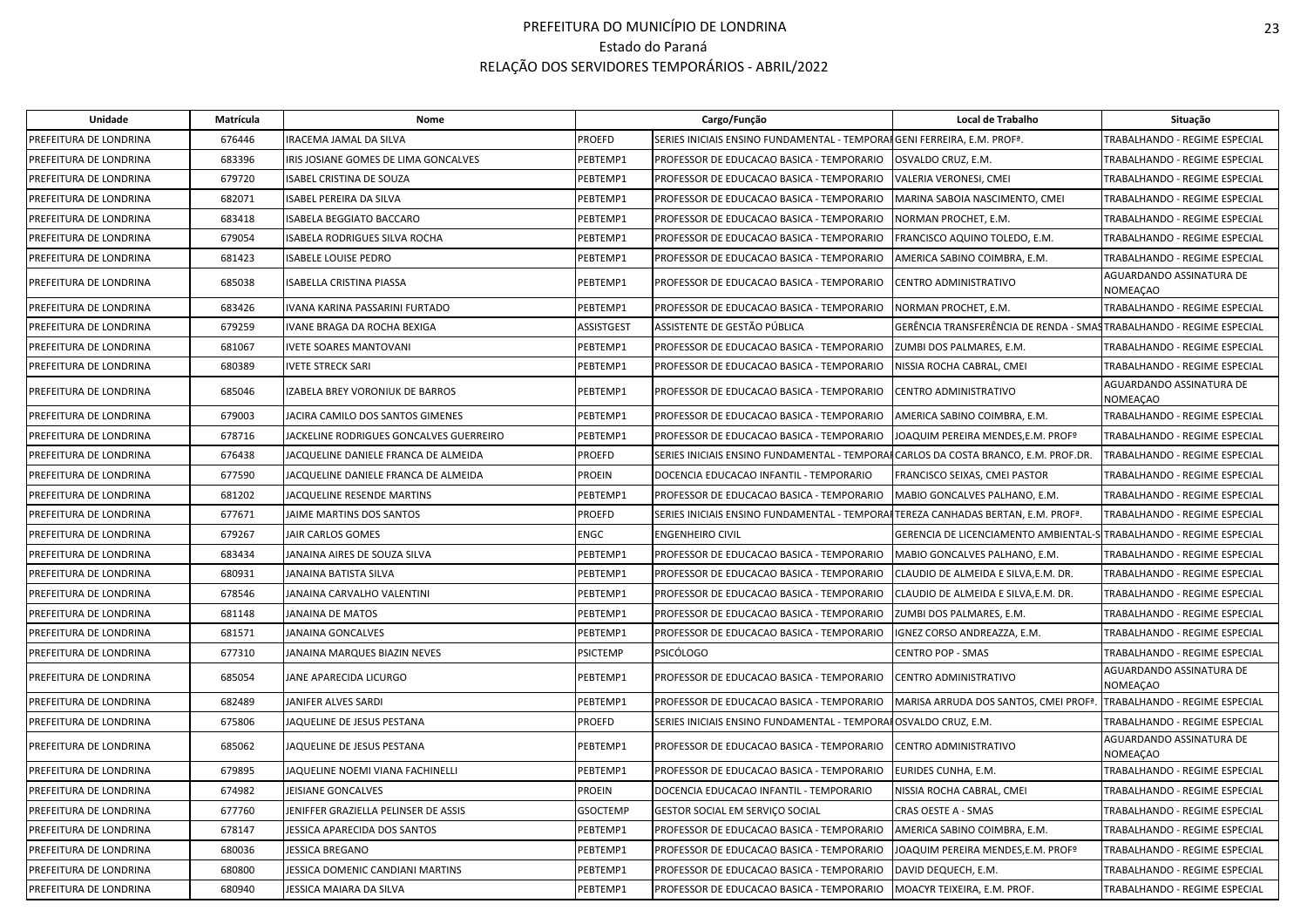# PREFEITURA DO MUNICÍPIO DE LONDRINA

Estado do Paraná

RELAÇÃO DOS SERVIDORES TEMPORÁRIOS - ABRIL/2022

| Unidade | Matrícula | Nome | Cargo/Função | | Local de Trabalho | Situação |
|---|---|---|---|---|---|---|
| PREFEITURA DE LONDRINA | 676446 | IRACEMA JAMAL DA SILVA | PROEFD | SERIES INICIAIS ENSINO FUNDAMENTAL - TEMPORARIO | GENI FERREIRA, E.M. PROFª. | TRABALHANDO - REGIME ESPECIAL |
| PREFEITURA DE LONDRINA | 683396 | IRIS JOSIANE GOMES DE LIMA GONCALVES | PEBTEMP1 | PROFESSOR DE EDUCACAO BASICA - TEMPORARIO | OSVALDO CRUZ, E.M. | TRABALHANDO - REGIME ESPECIAL |
| PREFEITURA DE LONDRINA | 679720 | ISABEL CRISTINA DE SOUZA | PEBTEMP1 | PROFESSOR DE EDUCACAO BASICA - TEMPORARIO | VALERIA VERONESI, CMEI | TRABALHANDO - REGIME ESPECIAL |
| PREFEITURA DE LONDRINA | 682071 | ISABEL PEREIRA DA SILVA | PEBTEMP1 | PROFESSOR DE EDUCACAO BASICA - TEMPORARIO | MARINA SABOIA NASCIMENTO, CMEI | TRABALHANDO - REGIME ESPECIAL |
| PREFEITURA DE LONDRINA | 683418 | ISABELA BEGGIATO BACCARO | PEBTEMP1 | PROFESSOR DE EDUCACAO BASICA - TEMPORARIO | NORMAN PROCHET, E.M. | TRABALHANDO - REGIME ESPECIAL |
| PREFEITURA DE LONDRINA | 679054 | ISABELA RODRIGUES SILVA ROCHA | PEBTEMP1 | PROFESSOR DE EDUCACAO BASICA - TEMPORARIO | FRANCISCO AQUINO TOLEDO, E.M. | TRABALHANDO - REGIME ESPECIAL |
| PREFEITURA DE LONDRINA | 681423 | ISABELE LOUISE PEDRO | PEBTEMP1 | PROFESSOR DE EDUCACAO BASICA - TEMPORARIO | AMERICA SABINO COIMBRA, E.M. | TRABALHANDO - REGIME ESPECIAL |
| PREFEITURA DE LONDRINA | 685038 | ISABELLA CRISTINA PIASSA | PEBTEMP1 | PROFESSOR DE EDUCACAO BASICA - TEMPORARIO | CENTRO ADMINISTRATIVO | AGUARDANDO ASSINATURA DE NOMEAÇAO |
| PREFEITURA DE LONDRINA | 683426 | IVANA KARINA PASSARINI FURTADO | PEBTEMP1 | PROFESSOR DE EDUCACAO BASICA - TEMPORARIO | NORMAN PROCHET, E.M. | TRABALHANDO - REGIME ESPECIAL |
| PREFEITURA DE LONDRINA | 679259 | IVANE BRAGA DA ROCHA BEXIGA | ASSISTGEST | ASSISTENTE DE GESTÃO PÚBLICA | GERÊNCIA TRANSFERÊNCIA DE RENDA - SMAS | TRABALHANDO - REGIME ESPECIAL |
| PREFEITURA DE LONDRINA | 681067 | IVETE SOARES MANTOVANI | PEBTEMP1 | PROFESSOR DE EDUCACAO BASICA - TEMPORARIO | ZUMBI DOS PALMARES, E.M. | TRABALHANDO - REGIME ESPECIAL |
| PREFEITURA DE LONDRINA | 680389 | IVETE STRECK SARI | PEBTEMP1 | PROFESSOR DE EDUCACAO BASICA - TEMPORARIO | NISSIA ROCHA CABRAL, CMEI | TRABALHANDO - REGIME ESPECIAL |
| PREFEITURA DE LONDRINA | 685046 | IZABELA BREY VORONIUK DE BARROS | PEBTEMP1 | PROFESSOR DE EDUCACAO BASICA - TEMPORARIO | CENTRO ADMINISTRATIVO | AGUARDANDO ASSINATURA DE NOMEAÇAO |
| PREFEITURA DE LONDRINA | 679003 | JACIRA CAMILO DOS SANTOS GIMENES | PEBTEMP1 | PROFESSOR DE EDUCACAO BASICA - TEMPORARIO | AMERICA SABINO COIMBRA, E.M. | TRABALHANDO - REGIME ESPECIAL |
| PREFEITURA DE LONDRINA | 678716 | JACKELINE RODRIGUES GONCALVES GUERREIRO | PEBTEMP1 | PROFESSOR DE EDUCACAO BASICA - TEMPORARIO | JOAQUIM PEREIRA MENDES,E.M. PROFº | TRABALHANDO - REGIME ESPECIAL |
| PREFEITURA DE LONDRINA | 676438 | JACQUELINE DANIELE FRANCA DE ALMEIDA | PROEFD | SERIES INICIAIS ENSINO FUNDAMENTAL - TEMPORARIO | CARLOS DA COSTA BRANCO, E.M. PROF.DR. | TRABALHANDO - REGIME ESPECIAL |
| PREFEITURA DE LONDRINA | 677590 | JACQUELINE DANIELE FRANCA DE ALMEIDA | PROEIN | DOCENCIA EDUCACAO INFANTIL - TEMPORARIO | FRANCISCO SEIXAS, CMEI PASTOR | TRABALHANDO - REGIME ESPECIAL |
| PREFEITURA DE LONDRINA | 681202 | JACQUELINE RESENDE MARTINS | PEBTEMP1 | PROFESSOR DE EDUCACAO BASICA - TEMPORARIO | MABIO GONCALVES PALHANO, E.M. | TRABALHANDO - REGIME ESPECIAL |
| PREFEITURA DE LONDRINA | 677671 | JAIME MARTINS DOS SANTOS | PROEFD | SERIES INICIAIS ENSINO FUNDAMENTAL - TEMPORARIO | TEREZA CANHADAS BERTAN, E.M. PROFª. | TRABALHANDO - REGIME ESPECIAL |
| PREFEITURA DE LONDRINA | 679267 | JAIR CARLOS GOMES | ENGC | ENGENHEIRO CIVIL | GERENCIA DE LICENCIAMENTO AMBIENTAL-S | TRABALHANDO - REGIME ESPECIAL |
| PREFEITURA DE LONDRINA | 683434 | JANAINA AIRES DE SOUZA SILVA | PEBTEMP1 | PROFESSOR DE EDUCACAO BASICA - TEMPORARIO | MABIO GONCALVES PALHANO, E.M. | TRABALHANDO - REGIME ESPECIAL |
| PREFEITURA DE LONDRINA | 680931 | JANAINA BATISTA SILVA | PEBTEMP1 | PROFESSOR DE EDUCACAO BASICA - TEMPORARIO | CLAUDIO DE ALMEIDA E SILVA,E.M. DR. | TRABALHANDO - REGIME ESPECIAL |
| PREFEITURA DE LONDRINA | 678546 | JANAINA CARVALHO VALENTINI | PEBTEMP1 | PROFESSOR DE EDUCACAO BASICA - TEMPORARIO | CLAUDIO DE ALMEIDA E SILVA,E.M. DR. | TRABALHANDO - REGIME ESPECIAL |
| PREFEITURA DE LONDRINA | 681148 | JANAINA DE MATOS | PEBTEMP1 | PROFESSOR DE EDUCACAO BASICA - TEMPORARIO | ZUMBI DOS PALMARES, E.M. | TRABALHANDO - REGIME ESPECIAL |
| PREFEITURA DE LONDRINA | 681571 | JANAINA GONCALVES | PEBTEMP1 | PROFESSOR DE EDUCACAO BASICA - TEMPORARIO | IGNEZ CORSO ANDREAZZA, E.M. | TRABALHANDO - REGIME ESPECIAL |
| PREFEITURA DE LONDRINA | 677310 | JANAINA MARQUES BIAZIN NEVES | PSICTEMP | PSICÓLOGO | CENTRO POP - SMAS | TRABALHANDO - REGIME ESPECIAL |
| PREFEITURA DE LONDRINA | 685054 | JANE APARECIDA LICURGO | PEBTEMP1 | PROFESSOR DE EDUCACAO BASICA - TEMPORARIO | CENTRO ADMINISTRATIVO | AGUARDANDO ASSINATURA DE NOMEAÇAO |
| PREFEITURA DE LONDRINA | 682489 | JANIFER ALVES SARDI | PEBTEMP1 | PROFESSOR DE EDUCACAO BASICA - TEMPORARIO | MARISA ARRUDA DOS SANTOS, CMEI PROFª. | TRABALHANDO - REGIME ESPECIAL |
| PREFEITURA DE LONDRINA | 675806 | JAQUELINE DE JESUS PESTANA | PROEFD | SERIES INICIAIS ENSINO FUNDAMENTAL - TEMPORARIO | OSVALDO CRUZ, E.M. | TRABALHANDO - REGIME ESPECIAL |
| PREFEITURA DE LONDRINA | 685062 | JAQUELINE DE JESUS PESTANA | PEBTEMP1 | PROFESSOR DE EDUCACAO BASICA - TEMPORARIO | CENTRO ADMINISTRATIVO | AGUARDANDO ASSINATURA DE NOMEAÇAO |
| PREFEITURA DE LONDRINA | 679895 | JAQUELINE NOEMI VIANA FACHINELLI | PEBTEMP1 | PROFESSOR DE EDUCACAO BASICA - TEMPORARIO | EURIDES CUNHA, E.M. | TRABALHANDO - REGIME ESPECIAL |
| PREFEITURA DE LONDRINA | 674982 | JEISIANE GONCALVES | PROEIN | DOCENCIA EDUCACAO INFANTIL - TEMPORARIO | NISSIA ROCHA CABRAL, CMEI | TRABALHANDO - REGIME ESPECIAL |
| PREFEITURA DE LONDRINA | 677760 | JENIFFER GRAZIELLA PELINSER DE ASSIS | GSOCTEMP | GESTOR SOCIAL EM SERVIÇO SOCIAL | CRAS OESTE A - SMAS | TRABALHANDO - REGIME ESPECIAL |
| PREFEITURA DE LONDRINA | 678147 | JESSICA APARECIDA DOS SANTOS | PEBTEMP1 | PROFESSOR DE EDUCACAO BASICA - TEMPORARIO | AMERICA SABINO COIMBRA, E.M. | TRABALHANDO - REGIME ESPECIAL |
| PREFEITURA DE LONDRINA | 680036 | JESSICA BREGANO | PEBTEMP1 | PROFESSOR DE EDUCACAO BASICA - TEMPORARIO | JOAQUIM PEREIRA MENDES,E.M. PROFº | TRABALHANDO - REGIME ESPECIAL |
| PREFEITURA DE LONDRINA | 680800 | JESSICA DOMENIC CANDIANI MARTINS | PEBTEMP1 | PROFESSOR DE EDUCACAO BASICA - TEMPORARIO | DAVID DEQUECH, E.M. | TRABALHANDO - REGIME ESPECIAL |
| PREFEITURA DE LONDRINA | 680940 | JESSICA MAIARA DA SILVA | PEBTEMP1 | PROFESSOR DE EDUCACAO BASICA - TEMPORARIO | MOACYR TEIXEIRA, E.M. PROF. | TRABALHANDO - REGIME ESPECIAL |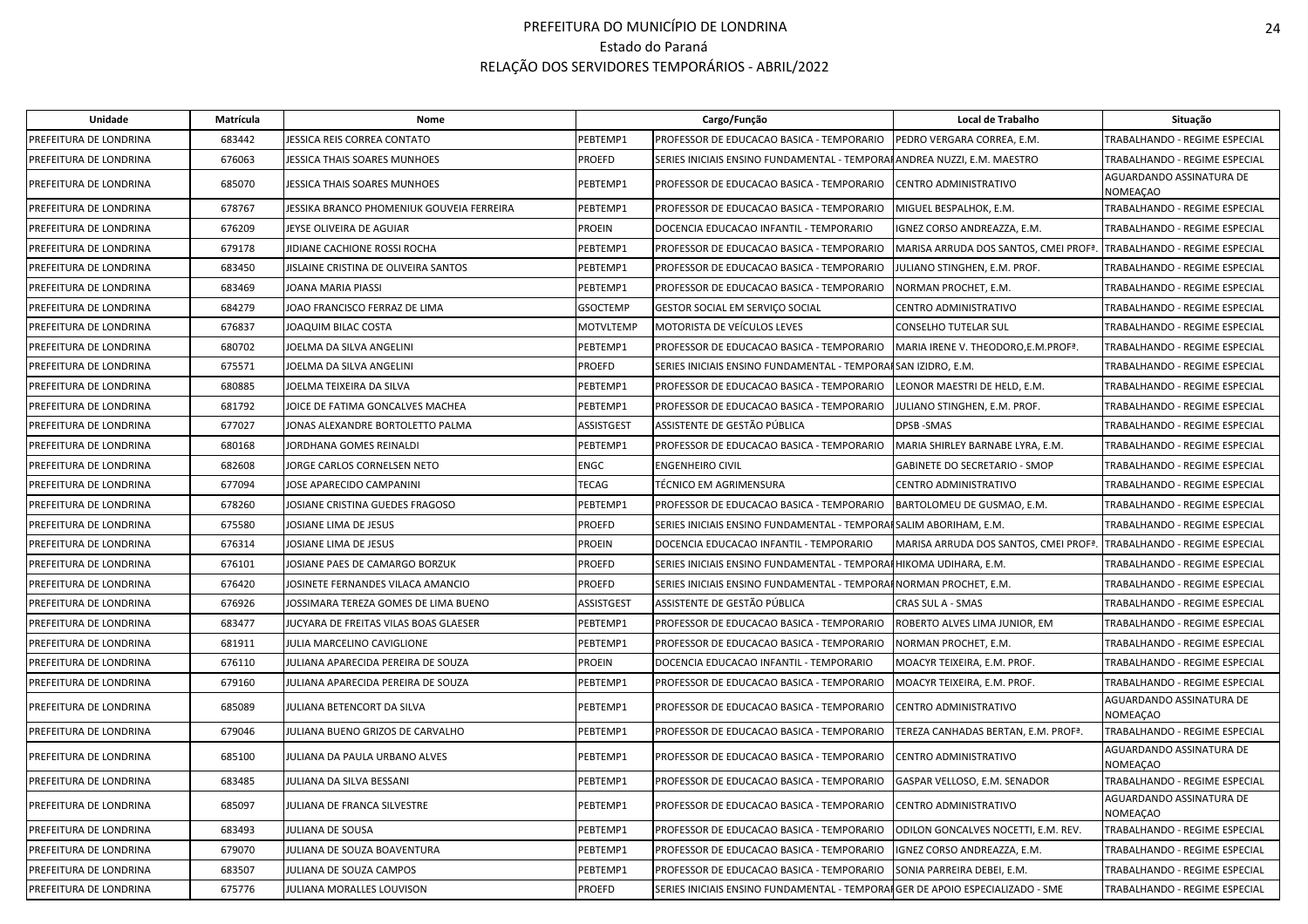# PREFEITURA DO MUNICÍPIO DE LONDRINA

Estado do Paraná

RELAÇÃO DOS SERVIDORES TEMPORÁRIOS - ABRIL/2022

| Unidade | Matrícula | Nome | Cargo/Função | | Local de Trabalho | Situação |
|---|---|---|---|---|---|---|
| PREFEITURA DE LONDRINA | 683442 | JESSICA REIS CORREA CONTATO | PEBTEMP1 | PROFESSOR DE EDUCACAO BASICA - TEMPORARIO | PEDRO VERGARA CORREA, E.M. | TRABALHANDO - REGIME ESPECIAL |
| PREFEITURA DE LONDRINA | 676063 | JESSICA THAIS SOARES MUNHOES | PROEFD | SERIES INICIAIS ENSINO FUNDAMENTAL - TEMPORARIO | ANDREA NUZZI, E.M. MAESTRO | TRABALHANDO - REGIME ESPECIAL |
| PREFEITURA DE LONDRINA | 685070 | JESSICA THAIS SOARES MUNHOES | PEBTEMP1 | PROFESSOR DE EDUCACAO BASICA - TEMPORARIO | CENTRO ADMINISTRATIVO | AGUARDANDO ASSINATURA DE NOMEAÇAO |
| PREFEITURA DE LONDRINA | 678767 | JESSIKA BRANCO PHOMENIUK GOUVEIA FERREIRA | PEBTEMP1 | PROFESSOR DE EDUCACAO BASICA - TEMPORARIO | MIGUEL BESPALHOK, E.M. | TRABALHANDO - REGIME ESPECIAL |
| PREFEITURA DE LONDRINA | 676209 | JEYSE OLIVEIRA DE AGUIAR | PROEIN | DOCENCIA EDUCACAO INFANTIL - TEMPORARIO | IGNEZ CORSO ANDREAZZA, E.M. | TRABALHANDO - REGIME ESPECIAL |
| PREFEITURA DE LONDRINA | 679178 | JIDIANE CACHIONE ROSSI ROCHA | PEBTEMP1 | PROFESSOR DE EDUCACAO BASICA - TEMPORARIO | MARISA ARRUDA DOS SANTOS, CMEI PROFª. | TRABALHANDO - REGIME ESPECIAL |
| PREFEITURA DE LONDRINA | 683450 | JISLAINE CRISTINA DE OLIVEIRA SANTOS | PEBTEMP1 | PROFESSOR DE EDUCACAO BASICA - TEMPORARIO | JULIANO STINGHEN, E.M. PROF. | TRABALHANDO - REGIME ESPECIAL |
| PREFEITURA DE LONDRINA | 683469 | JOANA MARIA PIASSI | PEBTEMP1 | PROFESSOR DE EDUCACAO BASICA - TEMPORARIO | NORMAN PROCHET, E.M. | TRABALHANDO - REGIME ESPECIAL |
| PREFEITURA DE LONDRINA | 684279 | JOAO FRANCISCO FERRAZ DE LIMA | GSOCTEMP | GESTOR SOCIAL EM SERVIÇO SOCIAL | CENTRO ADMINISTRATIVO | TRABALHANDO - REGIME ESPECIAL |
| PREFEITURA DE LONDRINA | 676837 | JOAQUIM BILAC COSTA | MOTVLTEMP | MOTORISTA DE VEÍCULOS LEVES | CONSELHO TUTELAR SUL | TRABALHANDO - REGIME ESPECIAL |
| PREFEITURA DE LONDRINA | 680702 | JOELMA DA SILVA ANGELINI | PEBTEMP1 | PROFESSOR DE EDUCACAO BASICA - TEMPORARIO | MARIA IRENE V. THEODORO,E.M.PROFª. | TRABALHANDO - REGIME ESPECIAL |
| PREFEITURA DE LONDRINA | 675571 | JOELMA DA SILVA ANGELINI | PROEFD | SERIES INICIAIS ENSINO FUNDAMENTAL - TEMPORARIO | SAN IZIDRO, E.M. | TRABALHANDO - REGIME ESPECIAL |
| PREFEITURA DE LONDRINA | 680885 | JOELMA TEIXEIRA DA SILVA | PEBTEMP1 | PROFESSOR DE EDUCACAO BASICA - TEMPORARIO | LEONOR MAESTRI DE HELD, E.M. | TRABALHANDO - REGIME ESPECIAL |
| PREFEITURA DE LONDRINA | 681792 | JOICE DE FATIMA GONCALVES MACHEA | PEBTEMP1 | PROFESSOR DE EDUCACAO BASICA - TEMPORARIO | JULIANO STINGHEN, E.M. PROF. | TRABALHANDO - REGIME ESPECIAL |
| PREFEITURA DE LONDRINA | 677027 | JONAS ALEXANDRE BORTOLETTO PALMA | ASSISTGEST | ASSISTENTE DE GESTÃO PÚBLICA | DPSB -SMAS | TRABALHANDO - REGIME ESPECIAL |
| PREFEITURA DE LONDRINA | 680168 | JORDHANA GOMES REINALDI | PEBTEMP1 | PROFESSOR DE EDUCACAO BASICA - TEMPORARIO | MARIA SHIRLEY BARNABE LYRA, E.M. | TRABALHANDO - REGIME ESPECIAL |
| PREFEITURA DE LONDRINA | 682608 | JORGE CARLOS CORNELSEN NETO | ENGC | ENGENHEIRO CIVIL | GABINETE DO SECRETARIO - SMOP | TRABALHANDO - REGIME ESPECIAL |
| PREFEITURA DE LONDRINA | 677094 | JOSE APARECIDO CAMPANINI | TECAG | TÉCNICO EM AGRIMENSURA | CENTRO ADMINISTRATIVO | TRABALHANDO - REGIME ESPECIAL |
| PREFEITURA DE LONDRINA | 678260 | JOSIANE CRISTINA GUEDES FRAGOSO | PEBTEMP1 | PROFESSOR DE EDUCACAO BASICA - TEMPORARIO | BARTOLOMEU DE GUSMAO, E.M. | TRABALHANDO - REGIME ESPECIAL |
| PREFEITURA DE LONDRINA | 675580 | JOSIANE LIMA DE JESUS | PROEFD | SERIES INICIAIS ENSINO FUNDAMENTAL - TEMPORARIO | SALIM ABORIHAM, E.M. | TRABALHANDO - REGIME ESPECIAL |
| PREFEITURA DE LONDRINA | 676314 | JOSIANE LIMA DE JESUS | PROEIN | DOCENCIA EDUCACAO INFANTIL - TEMPORARIO | MARISA ARRUDA DOS SANTOS, CMEI PROFª. | TRABALHANDO - REGIME ESPECIAL |
| PREFEITURA DE LONDRINA | 676101 | JOSIANE PAES DE CAMARGO BORZUK | PROEFD | SERIES INICIAIS ENSINO FUNDAMENTAL - TEMPORARIO | HIKOMA UDIHARA, E.M. | TRABALHANDO - REGIME ESPECIAL |
| PREFEITURA DE LONDRINA | 676420 | JOSINETE FERNANDES VILACA AMANCIO | PROEFD | SERIES INICIAIS ENSINO FUNDAMENTAL - TEMPORARIO | NORMAN PROCHET, E.M. | TRABALHANDO - REGIME ESPECIAL |
| PREFEITURA DE LONDRINA | 676926 | JOSSIMARA TEREZA GOMES DE LIMA BUENO | ASSISTGEST | ASSISTENTE DE GESTÃO PÚBLICA | CRAS SUL A - SMAS | TRABALHANDO - REGIME ESPECIAL |
| PREFEITURA DE LONDRINA | 683477 | JUCYARA DE FREITAS VILAS BOAS GLAESER | PEBTEMP1 | PROFESSOR DE EDUCACAO BASICA - TEMPORARIO | ROBERTO ALVES LIMA JUNIOR, EM | TRABALHANDO - REGIME ESPECIAL |
| PREFEITURA DE LONDRINA | 681911 | JULIA MARCELINO CAVIGLIONE | PEBTEMP1 | PROFESSOR DE EDUCACAO BASICA - TEMPORARIO | NORMAN PROCHET, E.M. | TRABALHANDO - REGIME ESPECIAL |
| PREFEITURA DE LONDRINA | 676110 | JULIANA APARECIDA PEREIRA DE SOUZA | PROEIN | DOCENCIA EDUCACAO INFANTIL - TEMPORARIO | MOACYR TEIXEIRA, E.M. PROF. | TRABALHANDO - REGIME ESPECIAL |
| PREFEITURA DE LONDRINA | 679160 | JULIANA APARECIDA PEREIRA DE SOUZA | PEBTEMP1 | PROFESSOR DE EDUCACAO BASICA - TEMPORARIO | MOACYR TEIXEIRA, E.M. PROF. | TRABALHANDO - REGIME ESPECIAL |
| PREFEITURA DE LONDRINA | 685089 | JULIANA BETENCORT DA SILVA | PEBTEMP1 | PROFESSOR DE EDUCACAO BASICA - TEMPORARIO | CENTRO ADMINISTRATIVO | AGUARDANDO ASSINATURA DE NOMEAÇAO |
| PREFEITURA DE LONDRINA | 679046 | JULIANA BUENO GRIZOS DE CARVALHO | PEBTEMP1 | PROFESSOR DE EDUCACAO BASICA - TEMPORARIO | TEREZA CANHADAS BERTAN, E.M. PROFª. | TRABALHANDO - REGIME ESPECIAL |
| PREFEITURA DE LONDRINA | 685100 | JULIANA DA PAULA URBANO ALVES | PEBTEMP1 | PROFESSOR DE EDUCACAO BASICA - TEMPORARIO | CENTRO ADMINISTRATIVO | AGUARDANDO ASSINATURA DE NOMEAÇAO |
| PREFEITURA DE LONDRINA | 683485 | JULIANA DA SILVA BESSANI | PEBTEMP1 | PROFESSOR DE EDUCACAO BASICA - TEMPORARIO | GASPAR VELLOSO, E.M. SENADOR | TRABALHANDO - REGIME ESPECIAL |
| PREFEITURA DE LONDRINA | 685097 | JULIANA DE FRANCA SILVESTRE | PEBTEMP1 | PROFESSOR DE EDUCACAO BASICA - TEMPORARIO | CENTRO ADMINISTRATIVO | AGUARDANDO ASSINATURA DE NOMEAÇAO |
| PREFEITURA DE LONDRINA | 683493 | JULIANA DE SOUSA | PEBTEMP1 | PROFESSOR DE EDUCACAO BASICA - TEMPORARIO | ODILON GONCALVES NOCETTI, E.M. REV. | TRABALHANDO - REGIME ESPECIAL |
| PREFEITURA DE LONDRINA | 679070 | JULIANA DE SOUZA BOAVENTURA | PEBTEMP1 | PROFESSOR DE EDUCACAO BASICA - TEMPORARIO | IGNEZ CORSO ANDREAZZA, E.M. | TRABALHANDO - REGIME ESPECIAL |
| PREFEITURA DE LONDRINA | 683507 | JULIANA DE SOUZA CAMPOS | PEBTEMP1 | PROFESSOR DE EDUCACAO BASICA - TEMPORARIO | SONIA PARREIRA DEBEI, E.M. | TRABALHANDO - REGIME ESPECIAL |
| PREFEITURA DE LONDRINA | 675776 | JULIANA MORALLES LOUVISON | PROEFD | SERIES INICIAIS ENSINO FUNDAMENTAL - TEMPORARIO | GER DE APOIO ESPECIALIZADO - SME | TRABALHANDO - REGIME ESPECIAL |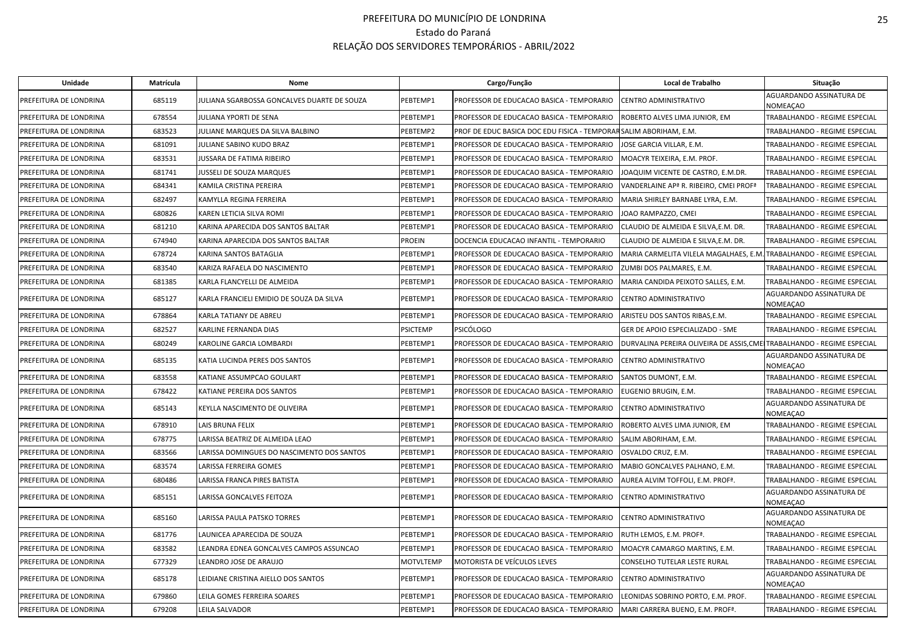# PREFEITURA DO MUNICÍPIO DE LONDRINA

Estado do Paraná

RELAÇÃO DOS SERVIDORES TEMPORÁRIOS - ABRIL/2022

| Unidade | Matrícula | Nome | Cargo/Função | | Local de Trabalho | Situação |
|---|---|---|---|---|---|---|
| PREFEITURA DE LONDRINA | 685119 | JULIANA SGARBOSSA GONCALVES DUARTE DE SOUZA | PEBTEMP1 | PROFESSOR DE EDUCACAO BASICA - TEMPORARIO | CENTRO ADMINISTRATIVO | AGUARDANDO ASSINATURA DE NOMEAÇAO |
| PREFEITURA DE LONDRINA | 678554 | JULIANA YPORTI DE SENA | PEBTEMP1 | PROFESSOR DE EDUCACAO BASICA - TEMPORARIO | ROBERTO ALVES LIMA JUNIOR, EM | TRABALHANDO - REGIME ESPECIAL |
| PREFEITURA DE LONDRINA | 683523 | JULIANE MARQUES DA SILVA BALBINO | PEBTEMP2 | PROF DE EDUC BASICA DOC EDU FISICA - TEMPORAR | SALIM ABORIHAM, E.M. | TRABALHANDO - REGIME ESPECIAL |
| PREFEITURA DE LONDRINA | 681091 | JULIANE SABINO KUDO BRAZ | PEBTEMP1 | PROFESSOR DE EDUCACAO BASICA - TEMPORARIO | JOSE GARCIA VILLAR, E.M. | TRABALHANDO - REGIME ESPECIAL |
| PREFEITURA DE LONDRINA | 683531 | JUSSARA DE FATIMA RIBEIRO | PEBTEMP1 | PROFESSOR DE EDUCACAO BASICA - TEMPORARIO | MOACYR TEIXEIRA, E.M. PROF. | TRABALHANDO - REGIME ESPECIAL |
| PREFEITURA DE LONDRINA | 681741 | JUSSELI DE SOUZA MARQUES | PEBTEMP1 | PROFESSOR DE EDUCACAO BASICA - TEMPORARIO | JOAQUIM VICENTE DE CASTRO, E.M.DR. | TRABALHANDO - REGIME ESPECIAL |
| PREFEITURA DE LONDRINA | 684341 | KAMILA CRISTINA PEREIRA | PEBTEMP1 | PROFESSOR DE EDUCACAO BASICA - TEMPORARIO | VANDERLAINE APª R. RIBEIRO, CMEI PROFª | TRABALHANDO - REGIME ESPECIAL |
| PREFEITURA DE LONDRINA | 682497 | KAMYLLA REGINA FERREIRA | PEBTEMP1 | PROFESSOR DE EDUCACAO BASICA - TEMPORARIO | MARIA SHIRLEY BARNABE LYRA, E.M. | TRABALHANDO - REGIME ESPECIAL |
| PREFEITURA DE LONDRINA | 680826 | KAREN LETICIA SILVA ROMI | PEBTEMP1 | PROFESSOR DE EDUCACAO BASICA - TEMPORARIO | JOAO RAMPAZZO, CMEI | TRABALHANDO - REGIME ESPECIAL |
| PREFEITURA DE LONDRINA | 681210 | KARINA APARECIDA DOS SANTOS BALTAR | PEBTEMP1 | PROFESSOR DE EDUCACAO BASICA - TEMPORARIO | CLAUDIO DE ALMEIDA E SILVA,E.M. DR. | TRABALHANDO - REGIME ESPECIAL |
| PREFEITURA DE LONDRINA | 674940 | KARINA APARECIDA DOS SANTOS BALTAR | PROEIN | DOCENCIA EDUCACAO INFANTIL - TEMPORARIO | CLAUDIO DE ALMEIDA E SILVA,E.M. DR. | TRABALHANDO - REGIME ESPECIAL |
| PREFEITURA DE LONDRINA | 678724 | KARINA SANTOS BATAGLIA | PEBTEMP1 | PROFESSOR DE EDUCACAO BASICA - TEMPORARIO | MARIA CARMELITA VILELA MAGALHAES, E.M. | TRABALHANDO - REGIME ESPECIAL |
| PREFEITURA DE LONDRINA | 683540 | KARIZA RAFAELA DO NASCIMENTO | PEBTEMP1 | PROFESSOR DE EDUCACAO BASICA - TEMPORARIO | ZUMBI DOS PALMARES, E.M. | TRABALHANDO - REGIME ESPECIAL |
| PREFEITURA DE LONDRINA | 681385 | KARLA FLANCYELLI DE ALMEIDA | PEBTEMP1 | PROFESSOR DE EDUCACAO BASICA - TEMPORARIO | MARIA CANDIDA PEIXOTO SALLES, E.M. | TRABALHANDO - REGIME ESPECIAL |
| PREFEITURA DE LONDRINA | 685127 | KARLA FRANCIELI EMIDIO DE SOUZA DA SILVA | PEBTEMP1 | PROFESSOR DE EDUCACAO BASICA - TEMPORARIO | CENTRO ADMINISTRATIVO | AGUARDANDO ASSINATURA DE NOMEAÇAO |
| PREFEITURA DE LONDRINA | 678864 | KARLA TATIANY DE ABREU | PEBTEMP1 | PROFESSOR DE EDUCACAO BASICA - TEMPORARIO | ARISTEU DOS SANTOS RIBAS,E.M. | TRABALHANDO - REGIME ESPECIAL |
| PREFEITURA DE LONDRINA | 682527 | KARLINE FERNANDA DIAS | PSICTEMP | PSICÓLOGO | GER DE APOIO ESPECIALIZADO - SME | TRABALHANDO - REGIME ESPECIAL |
| PREFEITURA DE LONDRINA | 680249 | KAROLINE GARCIA LOMBARDI | PEBTEMP1 | PROFESSOR DE EDUCACAO BASICA - TEMPORARIO | DURVALINA PEREIRA OLIVEIRA DE ASSIS,CMEI | TRABALHANDO - REGIME ESPECIAL |
| PREFEITURA DE LONDRINA | 685135 | KATIA LUCINDA PERES DOS SANTOS | PEBTEMP1 | PROFESSOR DE EDUCACAO BASICA - TEMPORARIO | CENTRO ADMINISTRATIVO | AGUARDANDO ASSINATURA DE NOMEAÇAO |
| PREFEITURA DE LONDRINA | 683558 | KATIANE ASSUMPCAO GOULART | PEBTEMP1 | PROFESSOR DE EDUCACAO BASICA - TEMPORARIO | SANTOS DUMONT, E.M. | TRABALHANDO - REGIME ESPECIAL |
| PREFEITURA DE LONDRINA | 678422 | KATIANE PEREIRA DOS SANTOS | PEBTEMP1 | PROFESSOR DE EDUCACAO BASICA - TEMPORARIO | EUGENIO BRUGIN, E.M. | TRABALHANDO - REGIME ESPECIAL |
| PREFEITURA DE LONDRINA | 685143 | KEYLLA NASCIMENTO DE OLIVEIRA | PEBTEMP1 | PROFESSOR DE EDUCACAO BASICA - TEMPORARIO | CENTRO ADMINISTRATIVO | AGUARDANDO ASSINATURA DE NOMEAÇAO |
| PREFEITURA DE LONDRINA | 678910 | LAIS BRUNA FELIX | PEBTEMP1 | PROFESSOR DE EDUCACAO BASICA - TEMPORARIO | ROBERTO ALVES LIMA JUNIOR, EM | TRABALHANDO - REGIME ESPECIAL |
| PREFEITURA DE LONDRINA | 678775 | LARISSA BEATRIZ DE ALMEIDA LEAO | PEBTEMP1 | PROFESSOR DE EDUCACAO BASICA - TEMPORARIO | SALIM ABORIHAM, E.M. | TRABALHANDO - REGIME ESPECIAL |
| PREFEITURA DE LONDRINA | 683566 | LARISSA DOMINGUES DO NASCIMENTO DOS SANTOS | PEBTEMP1 | PROFESSOR DE EDUCACAO BASICA - TEMPORARIO | OSVALDO CRUZ, E.M. | TRABALHANDO - REGIME ESPECIAL |
| PREFEITURA DE LONDRINA | 683574 | LARISSA FERREIRA GOMES | PEBTEMP1 | PROFESSOR DE EDUCACAO BASICA - TEMPORARIO | MABIO GONCALVES PALHANO, E.M. | TRABALHANDO - REGIME ESPECIAL |
| PREFEITURA DE LONDRINA | 680486 | LARISSA FRANCA PIRES BATISTA | PEBTEMP1 | PROFESSOR DE EDUCACAO BASICA - TEMPORARIO | AUREA ALVIM TOFFOLI, E.M. PROFª. | TRABALHANDO - REGIME ESPECIAL |
| PREFEITURA DE LONDRINA | 685151 | LARISSA GONCALVES FEITOZA | PEBTEMP1 | PROFESSOR DE EDUCACAO BASICA - TEMPORARIO | CENTRO ADMINISTRATIVO | AGUARDANDO ASSINATURA DE NOMEAÇAO |
| PREFEITURA DE LONDRINA | 685160 | LARISSA PAULA PATSKO TORRES | PEBTEMP1 | PROFESSOR DE EDUCACAO BASICA - TEMPORARIO | CENTRO ADMINISTRATIVO | AGUARDANDO ASSINATURA DE NOMEAÇAO |
| PREFEITURA DE LONDRINA | 681776 | LAUNICEA APARECIDA DE SOUZA | PEBTEMP1 | PROFESSOR DE EDUCACAO BASICA - TEMPORARIO | RUTH LEMOS, E.M. PROFª. | TRABALHANDO - REGIME ESPECIAL |
| PREFEITURA DE LONDRINA | 683582 | LEANDRA EDNEA GONCALVES CAMPOS ASSUNCAO | PEBTEMP1 | PROFESSOR DE EDUCACAO BASICA - TEMPORARIO | MOACYR CAMARGO MARTINS, E.M. | TRABALHANDO - REGIME ESPECIAL |
| PREFEITURA DE LONDRINA | 677329 | LEANDRO JOSE DE ARAUJO | MOTVLTEMP | MOTORISTA DE VEÍCULOS LEVES | CONSELHO TUTELAR LESTE RURAL | TRABALHANDO - REGIME ESPECIAL |
| PREFEITURA DE LONDRINA | 685178 | LEIDIANE CRISTINA AIELLO DOS SANTOS | PEBTEMP1 | PROFESSOR DE EDUCACAO BASICA - TEMPORARIO | CENTRO ADMINISTRATIVO | AGUARDANDO ASSINATURA DE NOMEAÇAO |
| PREFEITURA DE LONDRINA | 679860 | LEILA GOMES FERREIRA SOARES | PEBTEMP1 | PROFESSOR DE EDUCACAO BASICA - TEMPORARIO | LEONIDAS SOBRINO PORTO, E.M. PROF. | TRABALHANDO - REGIME ESPECIAL |
| PREFEITURA DE LONDRINA | 679208 | LEILA SALVADOR | PEBTEMP1 | PROFESSOR DE EDUCACAO BASICA - TEMPORARIO | MARI CARRERA BUENO, E.M. PROFª. | TRABALHANDO - REGIME ESPECIAL |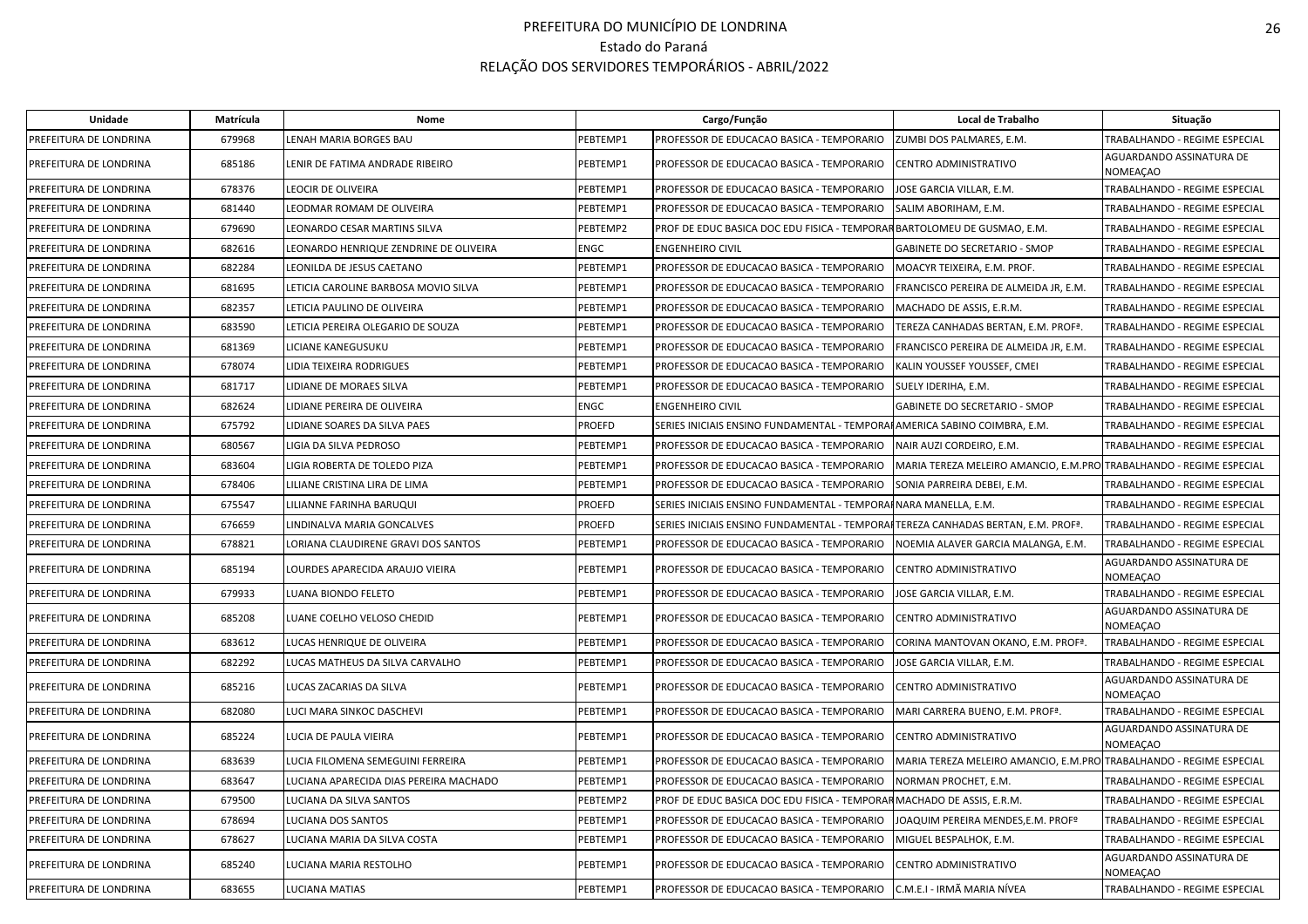# PREFEITURA DO MUNICÍPIO DE LONDRINA

Estado do Paraná

RELAÇÃO DOS SERVIDORES TEMPORÁRIOS - ABRIL/2022

| Unidade | Matrícula | Nome | Cargo/Função | | Local de Trabalho | Situação |
|---|---|---|---|---|---|---|
| PREFEITURA DE LONDRINA | 679968 | LENAH MARIA BORGES BAU | PEBTEMP1 | PROFESSOR DE EDUCACAO BASICA - TEMPORARIO | ZUMBI DOS PALMARES, E.M. | TRABALHANDO - REGIME ESPECIAL |
| PREFEITURA DE LONDRINA | 685186 | LENIR DE FATIMA ANDRADE RIBEIRO | PEBTEMP1 | PROFESSOR DE EDUCACAO BASICA - TEMPORARIO | CENTRO ADMINISTRATIVO | AGUARDANDO ASSINATURA DE NOMEAÇAO |
| PREFEITURA DE LONDRINA | 678376 | LEOCIR DE OLIVEIRA | PEBTEMP1 | PROFESSOR DE EDUCACAO BASICA - TEMPORARIO | JOSE GARCIA VILLAR, E.M. | TRABALHANDO - REGIME ESPECIAL |
| PREFEITURA DE LONDRINA | 681440 | LEODMAR ROMAM DE OLIVEIRA | PEBTEMP1 | PROFESSOR DE EDUCACAO BASICA - TEMPORARIO | SALIM ABORIHAM, E.M. | TRABALHANDO - REGIME ESPECIAL |
| PREFEITURA DE LONDRINA | 679690 | LEONARDO CESAR MARTINS SILVA | PEBTEMP2 | PROF DE EDUC BASICA DOC EDU FISICA - TEMPORAR | BARTOLOMEU DE GUSMAO, E.M. | TRABALHANDO - REGIME ESPECIAL |
| PREFEITURA DE LONDRINA | 682616 | LEONARDO HENRIQUE ZENDRINE DE OLIVEIRA | ENGC | ENGENHEIRO CIVIL | GABINETE DO SECRETARIO - SMOP | TRABALHANDO - REGIME ESPECIAL |
| PREFEITURA DE LONDRINA | 682284 | LEONILDA DE JESUS CAETANO | PEBTEMP1 | PROFESSOR DE EDUCACAO BASICA - TEMPORARIO | MOACYR TEIXEIRA, E.M. PROF. | TRABALHANDO - REGIME ESPECIAL |
| PREFEITURA DE LONDRINA | 681695 | LETICIA CAROLINE BARBOSA MOVIO SILVA | PEBTEMP1 | PROFESSOR DE EDUCACAO BASICA - TEMPORARIO | FRANCISCO PEREIRA DE ALMEIDA JR, E.M. | TRABALHANDO - REGIME ESPECIAL |
| PREFEITURA DE LONDRINA | 682357 | LETICIA PAULINO DE OLIVEIRA | PEBTEMP1 | PROFESSOR DE EDUCACAO BASICA - TEMPORARIO | MACHADO DE ASSIS, E.R.M. | TRABALHANDO - REGIME ESPECIAL |
| PREFEITURA DE LONDRINA | 683590 | LETICIA PEREIRA OLEGARIO DE SOUZA | PEBTEMP1 | PROFESSOR DE EDUCACAO BASICA - TEMPORARIO | TEREZA CANHADAS BERTAN, E.M. PROFª. | TRABALHANDO - REGIME ESPECIAL |
| PREFEITURA DE LONDRINA | 681369 | LICIANE KANEGUSUKU | PEBTEMP1 | PROFESSOR DE EDUCACAO BASICA - TEMPORARIO | FRANCISCO PEREIRA DE ALMEIDA JR, E.M. | TRABALHANDO - REGIME ESPECIAL |
| PREFEITURA DE LONDRINA | 678074 | LIDIA TEIXEIRA RODRIGUES | PEBTEMP1 | PROFESSOR DE EDUCACAO BASICA - TEMPORARIO | KALIN YOUSSEF YOUSSEF, CMEI | TRABALHANDO - REGIME ESPECIAL |
| PREFEITURA DE LONDRINA | 681717 | LIDIANE DE MORAES SILVA | PEBTEMP1 | PROFESSOR DE EDUCACAO BASICA - TEMPORARIO | SUELY IDERIHA, E.M. | TRABALHANDO - REGIME ESPECIAL |
| PREFEITURA DE LONDRINA | 682624 | LIDIANE PEREIRA DE OLIVEIRA | ENGC | ENGENHEIRO CIVIL | GABINETE DO SECRETARIO - SMOP | TRABALHANDO - REGIME ESPECIAL |
| PREFEITURA DE LONDRINA | 675792 | LIDIANE SOARES DA SILVA PAES | PROEFD | SERIES INICIAIS ENSINO FUNDAMENTAL - TEMPORA | AMERICA SABINO COIMBRA, E.M. | TRABALHANDO - REGIME ESPECIAL |
| PREFEITURA DE LONDRINA | 680567 | LIGIA DA SILVA PEDROSO | PEBTEMP1 | PROFESSOR DE EDUCACAO BASICA - TEMPORARIO | NAIR AUZI CORDEIRO, E.M. | TRABALHANDO - REGIME ESPECIAL |
| PREFEITURA DE LONDRINA | 683604 | LIGIA ROBERTA DE TOLEDO PIZA | PEBTEMP1 | PROFESSOR DE EDUCACAO BASICA - TEMPORARIO | MARIA TEREZA MELEIRO AMANCIO, E.M.PRO | TRABALHANDO - REGIME ESPECIAL |
| PREFEITURA DE LONDRINA | 678406 | LILIANE CRISTINA LIRA DE LIMA | PEBTEMP1 | PROFESSOR DE EDUCACAO BASICA - TEMPORARIO | SONIA PARREIRA DEBEI, E.M. | TRABALHANDO - REGIME ESPECIAL |
| PREFEITURA DE LONDRINA | 675547 | LILIANNE FARINHA BARUQUI | PROEFD | SERIES INICIAIS ENSINO FUNDAMENTAL - TEMPORA | NARA MANELLA, E.M. | TRABALHANDO - REGIME ESPECIAL |
| PREFEITURA DE LONDRINA | 676659 | LINDINALVA MARIA GONCALVES | PROEFD | SERIES INICIAIS ENSINO FUNDAMENTAL - TEMPORA | TEREZA CANHADAS BERTAN, E.M. PROFª. | TRABALHANDO - REGIME ESPECIAL |
| PREFEITURA DE LONDRINA | 678821 | LORIANA CLAUDIRENE GRAVI DOS SANTOS | PEBTEMP1 | PROFESSOR DE EDUCACAO BASICA - TEMPORARIO | NOEMIA ALAVER GARCIA MALANGA, E.M. | TRABALHANDO - REGIME ESPECIAL |
| PREFEITURA DE LONDRINA | 685194 | LOURDES APARECIDA ARAUJO VIEIRA | PEBTEMP1 | PROFESSOR DE EDUCACAO BASICA - TEMPORARIO | CENTRO ADMINISTRATIVO | AGUARDANDO ASSINATURA DE NOMEAÇAO |
| PREFEITURA DE LONDRINA | 679933 | LUANA BIONDO FELETO | PEBTEMP1 | PROFESSOR DE EDUCACAO BASICA - TEMPORARIO | JOSE GARCIA VILLAR, E.M. | TRABALHANDO - REGIME ESPECIAL |
| PREFEITURA DE LONDRINA | 685208 | LUANE COELHO VELOSO CHEDID | PEBTEMP1 | PROFESSOR DE EDUCACAO BASICA - TEMPORARIO | CENTRO ADMINISTRATIVO | AGUARDANDO ASSINATURA DE NOMEAÇAO |
| PREFEITURA DE LONDRINA | 683612 | LUCAS HENRIQUE DE OLIVEIRA | PEBTEMP1 | PROFESSOR DE EDUCACAO BASICA - TEMPORARIO | CORINA MANTOVAN OKANO, E.M. PROFª. | TRABALHANDO - REGIME ESPECIAL |
| PREFEITURA DE LONDRINA | 682292 | LUCAS MATHEUS DA SILVA CARVALHO | PEBTEMP1 | PROFESSOR DE EDUCACAO BASICA - TEMPORARIO | JOSE GARCIA VILLAR, E.M. | TRABALHANDO - REGIME ESPECIAL |
| PREFEITURA DE LONDRINA | 685216 | LUCAS ZACARIAS DA SILVA | PEBTEMP1 | PROFESSOR DE EDUCACAO BASICA - TEMPORARIO | CENTRO ADMINISTRATIVO | AGUARDANDO ASSINATURA DE NOMEAÇAO |
| PREFEITURA DE LONDRINA | 682080 | LUCI MARA SINKOC DASCHEVI | PEBTEMP1 | PROFESSOR DE EDUCACAO BASICA - TEMPORARIO | MARI CARRERA BUENO, E.M. PROFª. | TRABALHANDO - REGIME ESPECIAL |
| PREFEITURA DE LONDRINA | 685224 | LUCIA DE PAULA VIEIRA | PEBTEMP1 | PROFESSOR DE EDUCACAO BASICA - TEMPORARIO | CENTRO ADMINISTRATIVO | AGUARDANDO ASSINATURA DE NOMEAÇAO |
| PREFEITURA DE LONDRINA | 683639 | LUCIA FILOMENA SEMEGUINI FERREIRA | PEBTEMP1 | PROFESSOR DE EDUCACAO BASICA - TEMPORARIO | MARIA TEREZA MELEIRO AMANCIO, E.M.PRO | TRABALHANDO - REGIME ESPECIAL |
| PREFEITURA DE LONDRINA | 683647 | LUCIANA APARECIDA DIAS PEREIRA MACHADO | PEBTEMP1 | PROFESSOR DE EDUCACAO BASICA - TEMPORARIO | NORMAN PROCHET, E.M. | TRABALHANDO - REGIME ESPECIAL |
| PREFEITURA DE LONDRINA | 679500 | LUCIANA DA SILVA SANTOS | PEBTEMP2 | PROF DE EDUC BASICA DOC EDU FISICA - TEMPORAR | MACHADO DE ASSIS, E.R.M. | TRABALHANDO - REGIME ESPECIAL |
| PREFEITURA DE LONDRINA | 678694 | LUCIANA DOS SANTOS | PEBTEMP1 | PROFESSOR DE EDUCACAO BASICA - TEMPORARIO | JOAQUIM PEREIRA MENDES,E.M. PROFº | TRABALHANDO - REGIME ESPECIAL |
| PREFEITURA DE LONDRINA | 678627 | LUCIANA MARIA DA SILVA COSTA | PEBTEMP1 | PROFESSOR DE EDUCACAO BASICA - TEMPORARIO | MIGUEL BESPALHOK, E.M. | TRABALHANDO - REGIME ESPECIAL |
| PREFEITURA DE LONDRINA | 685240 | LUCIANA MARIA RESTOLHO | PEBTEMP1 | PROFESSOR DE EDUCACAO BASICA - TEMPORARIO | CENTRO ADMINISTRATIVO | AGUARDANDO ASSINATURA DE NOMEAÇAO |
| PREFEITURA DE LONDRINA | 683655 | LUCIANA MATIAS | PEBTEMP1 | PROFESSOR DE EDUCACAO BASICA - TEMPORARIO | C.M.E.I - IRMÃ MARIA NÍVEA | TRABALHANDO - REGIME ESPECIAL |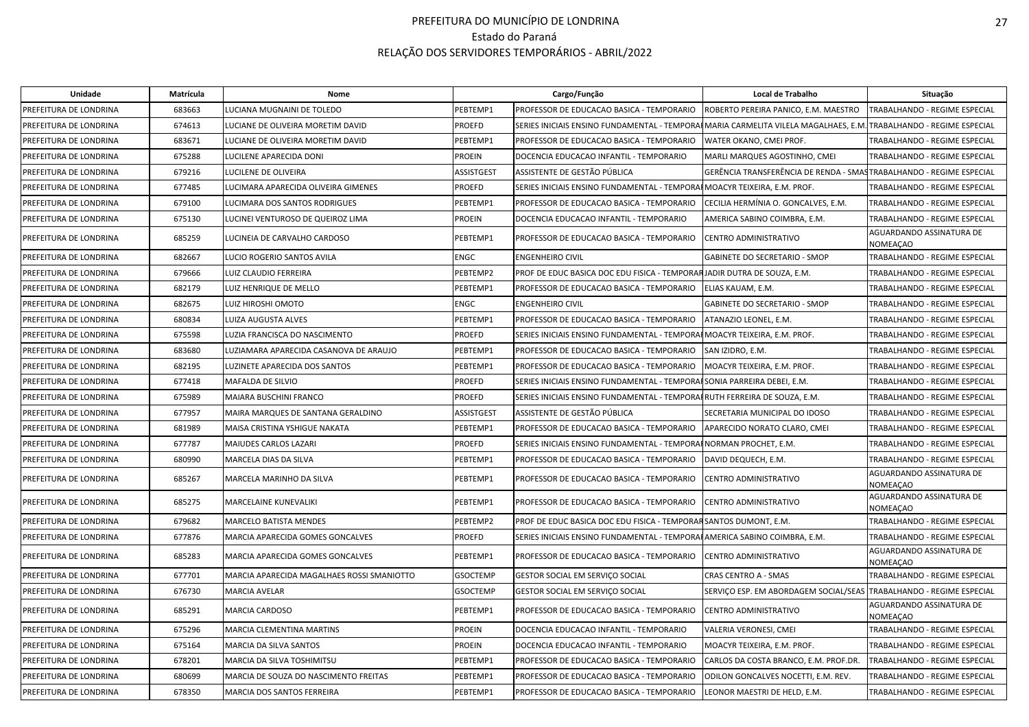# PREFEITURA DO MUNICÍPIO DE LONDRINA
Estado do Paraná
RELAÇÃO DOS SERVIDORES TEMPORÁRIOS - ABRIL/2022

| Unidade | Matrícula | Nome | Cargo/Função | | Local de Trabalho | Situação |
|---|---|---|---|---|---|---|
| PREFEITURA DE LONDRINA | 683663 | LUCIANA MUGNAINI DE TOLEDO | PEBTEMP1 | PROFESSOR DE EDUCACAO BASICA - TEMPORARIO | ROBERTO PEREIRA PANICO, E.M. MAESTRO | TRABALHANDO - REGIME ESPECIAL |
| PREFEITURA DE LONDRINA | 674613 | LUCIANE DE OLIVEIRA MORETIM DAVID | PROEFD | SERIES INICIAIS ENSINO FUNDAMENTAL - TEMPORARIO | MARIA CARMELITA VILELA MAGALHAES, E.M. | TRABALHANDO - REGIME ESPECIAL |
| PREFEITURA DE LONDRINA | 683671 | LUCIANE DE OLIVEIRA MORETIM DAVID | PEBTEMP1 | PROFESSOR DE EDUCACAO BASICA - TEMPORARIO | WATER OKANO, CMEI PROF. | TRABALHANDO - REGIME ESPECIAL |
| PREFEITURA DE LONDRINA | 675288 | LUCILENE APARECIDA DONI | PROEIN | DOCENCIA EDUCACAO INFANTIL - TEMPORARIO | MARLI MARQUES AGOSTINHO, CMEI | TRABALHANDO - REGIME ESPECIAL |
| PREFEITURA DE LONDRINA | 679216 | LUCILENE DE OLIVEIRA | ASSISTGEST | ASSISTENTE DE GESTÃO PÚBLICA | GERÊNCIA TRANSFERÊNCIA DE RENDA - SMAS | TRABALHANDO - REGIME ESPECIAL |
| PREFEITURA DE LONDRINA | 677485 | LUCIMARA APARECIDA OLIVEIRA GIMENES | PROEFD | SERIES INICIAIS ENSINO FUNDAMENTAL - TEMPORARIO | MOACYR TEIXEIRA, E.M. PROF. | TRABALHANDO - REGIME ESPECIAL |
| PREFEITURA DE LONDRINA | 679100 | LUCIMARA DOS SANTOS RODRIGUES | PEBTEMP1 | PROFESSOR DE EDUCACAO BASICA - TEMPORARIO | CECILIA HERMÍNIA O. GONCALVES, E.M. | TRABALHANDO - REGIME ESPECIAL |
| PREFEITURA DE LONDRINA | 675130 | LUCINEI VENTUROSO DE QUEIROZ LIMA | PROEIN | DOCENCIA EDUCACAO INFANTIL - TEMPORARIO | AMERICA SABINO COIMBRA, E.M. | TRABALHANDO - REGIME ESPECIAL |
| PREFEITURA DE LONDRINA | 685259 | LUCINEIA DE CARVALHO CARDOSO | PEBTEMP1 | PROFESSOR DE EDUCACAO BASICA - TEMPORARIO | CENTRO ADMINISTRATIVO | AGUARDANDO ASSINATURA DE NOMEAÇAO |
| PREFEITURA DE LONDRINA | 682667 | LUCIO ROGERIO SANTOS AVILA | ENGC | ENGENHEIRO CIVIL | GABINETE DO SECRETARIO - SMOP | TRABALHANDO - REGIME ESPECIAL |
| PREFEITURA DE LONDRINA | 679666 | LUIZ CLAUDIO FERREIRA | PEBTEMP2 | PROF DE EDUC BASICA DOC EDU FISICA - TEMPORARIO | JADIR DUTRA DE SOUZA, E.M. | TRABALHANDO - REGIME ESPECIAL |
| PREFEITURA DE LONDRINA | 682179 | LUIZ HENRIQUE DE MELLO | PEBTEMP1 | PROFESSOR DE EDUCACAO BASICA - TEMPORARIO | ELIAS KAUAM, E.M. | TRABALHANDO - REGIME ESPECIAL |
| PREFEITURA DE LONDRINA | 682675 | LUIZ HIROSHI OMOTO | ENGC | ENGENHEIRO CIVIL | GABINETE DO SECRETARIO - SMOP | TRABALHANDO - REGIME ESPECIAL |
| PREFEITURA DE LONDRINA | 680834 | LUIZA AUGUSTA ALVES | PEBTEMP1 | PROFESSOR DE EDUCACAO BASICA - TEMPORARIO | ATANAZIO LEONEL, E.M. | TRABALHANDO - REGIME ESPECIAL |
| PREFEITURA DE LONDRINA | 675598 | LUZIA FRANCISCA DO NASCIMENTO | PROEFD | SERIES INICIAIS ENSINO FUNDAMENTAL - TEMPORARIO | MOACYR TEIXEIRA, E.M. PROF. | TRABALHANDO - REGIME ESPECIAL |
| PREFEITURA DE LONDRINA | 683680 | LUZIAMARA APARECIDA CASANOVA DE ARAUJO | PEBTEMP1 | PROFESSOR DE EDUCACAO BASICA - TEMPORARIO | SAN IZIDRO, E.M. | TRABALHANDO - REGIME ESPECIAL |
| PREFEITURA DE LONDRINA | 682195 | LUZINETE APARECIDA DOS SANTOS | PEBTEMP1 | PROFESSOR DE EDUCACAO BASICA - TEMPORARIO | MOACYR TEIXEIRA, E.M. PROF. | TRABALHANDO - REGIME ESPECIAL |
| PREFEITURA DE LONDRINA | 677418 | MAFALDA DE SILVIO | PROEFD | SERIES INICIAIS ENSINO FUNDAMENTAL - TEMPORARIO | SONIA PARREIRA DEBEI, E.M. | TRABALHANDO - REGIME ESPECIAL |
| PREFEITURA DE LONDRINA | 675989 | MAIARA BUSCHINI FRANCO | PROEFD | SERIES INICIAIS ENSINO FUNDAMENTAL - TEMPORARIO | RUTH FERREIRA DE SOUZA, E.M. | TRABALHANDO - REGIME ESPECIAL |
| PREFEITURA DE LONDRINA | 677957 | MAIRA MARQUES DE SANTANA GERALDINO | ASSISTGEST | ASSISTENTE DE GESTÃO PÚBLICA | SECRETARIA MUNICIPAL DO IDOSO | TRABALHANDO - REGIME ESPECIAL |
| PREFEITURA DE LONDRINA | 681989 | MAISA CRISTINA YSHIGUE NAKATA | PEBTEMP1 | PROFESSOR DE EDUCACAO BASICA - TEMPORARIO | APARECIDO NORATO CLARO, CMEI | TRABALHANDO - REGIME ESPECIAL |
| PREFEITURA DE LONDRINA | 677787 | MAIUDES CARLOS LAZARI | PROEFD | SERIES INICIAIS ENSINO FUNDAMENTAL - TEMPORARIO | NORMAN PROCHET, E.M. | TRABALHANDO - REGIME ESPECIAL |
| PREFEITURA DE LONDRINA | 680990 | MARCELA DIAS DA SILVA | PEBTEMP1 | PROFESSOR DE EDUCACAO BASICA - TEMPORARIO | DAVID DEQUECH, E.M. | TRABALHANDO - REGIME ESPECIAL |
| PREFEITURA DE LONDRINA | 685267 | MARCELA MARINHO DA SILVA | PEBTEMP1 | PROFESSOR DE EDUCACAO BASICA - TEMPORARIO | CENTRO ADMINISTRATIVO | AGUARDANDO ASSINATURA DE NOMEAÇAO |
| PREFEITURA DE LONDRINA | 685275 | MARCELAINE KUNEVALIKI | PEBTEMP1 | PROFESSOR DE EDUCACAO BASICA - TEMPORARIO | CENTRO ADMINISTRATIVO | AGUARDANDO ASSINATURA DE NOMEAÇAO |
| PREFEITURA DE LONDRINA | 679682 | MARCELO BATISTA MENDES | PEBTEMP2 | PROF DE EDUC BASICA DOC EDU FISICA - TEMPORARIO | SANTOS DUMONT, E.M. | TRABALHANDO - REGIME ESPECIAL |
| PREFEITURA DE LONDRINA | 677876 | MARCIA APARECIDA GOMES GONCALVES | PROEFD | SERIES INICIAIS ENSINO FUNDAMENTAL - TEMPORARIO | AMERICA SABINO COIMBRA, E.M. | TRABALHANDO - REGIME ESPECIAL |
| PREFEITURA DE LONDRINA | 685283 | MARCIA APARECIDA GOMES GONCALVES | PEBTEMP1 | PROFESSOR DE EDUCACAO BASICA - TEMPORARIO | CENTRO ADMINISTRATIVO | AGUARDANDO ASSINATURA DE NOMEAÇAO |
| PREFEITURA DE LONDRINA | 677701 | MARCIA APARECIDA MAGALHAES ROSSI SMANIOTTO | GSOCTEMP | GESTOR SOCIAL EM SERVIÇO SOCIAL | CRAS CENTRO A - SMAS | TRABALHANDO - REGIME ESPECIAL |
| PREFEITURA DE LONDRINA | 676730 | MARCIA AVELAR | GSOCTEMP | GESTOR SOCIAL EM SERVIÇO SOCIAL | SERVIÇO ESP. EM ABORDAGEM SOCIAL/SEAS | TRABALHANDO - REGIME ESPECIAL |
| PREFEITURA DE LONDRINA | 685291 | MARCIA CARDOSO | PEBTEMP1 | PROFESSOR DE EDUCACAO BASICA - TEMPORARIO | CENTRO ADMINISTRATIVO | AGUARDANDO ASSINATURA DE NOMEAÇAO |
| PREFEITURA DE LONDRINA | 675296 | MARCIA CLEMENTINA MARTINS | PROEIN | DOCENCIA EDUCACAO INFANTIL - TEMPORARIO | VALERIA VERONESI, CMEI | TRABALHANDO - REGIME ESPECIAL |
| PREFEITURA DE LONDRINA | 675164 | MARCIA DA SILVA SANTOS | PROEIN | DOCENCIA EDUCACAO INFANTIL - TEMPORARIO | MOACYR TEIXEIRA, E.M. PROF. | TRABALHANDO - REGIME ESPECIAL |
| PREFEITURA DE LONDRINA | 678201 | MARCIA DA SILVA TOSHIMITSU | PEBTEMP1 | PROFESSOR DE EDUCACAO BASICA - TEMPORARIO | CARLOS DA COSTA BRANCO, E.M. PROF.DR. | TRABALHANDO - REGIME ESPECIAL |
| PREFEITURA DE LONDRINA | 680699 | MARCIA DE SOUZA DO NASCIMENTO FREITAS | PEBTEMP1 | PROFESSOR DE EDUCACAO BASICA - TEMPORARIO | ODILON GONCALVES NOCETTI, E.M. REV. | TRABALHANDO - REGIME ESPECIAL |
| PREFEITURA DE LONDRINA | 678350 | MARCIA DOS SANTOS FERREIRA | PEBTEMP1 | PROFESSOR DE EDUCACAO BASICA - TEMPORARIO | LEONOR MAESTRI DE HELD, E.M. | TRABALHANDO - REGIME ESPECIAL |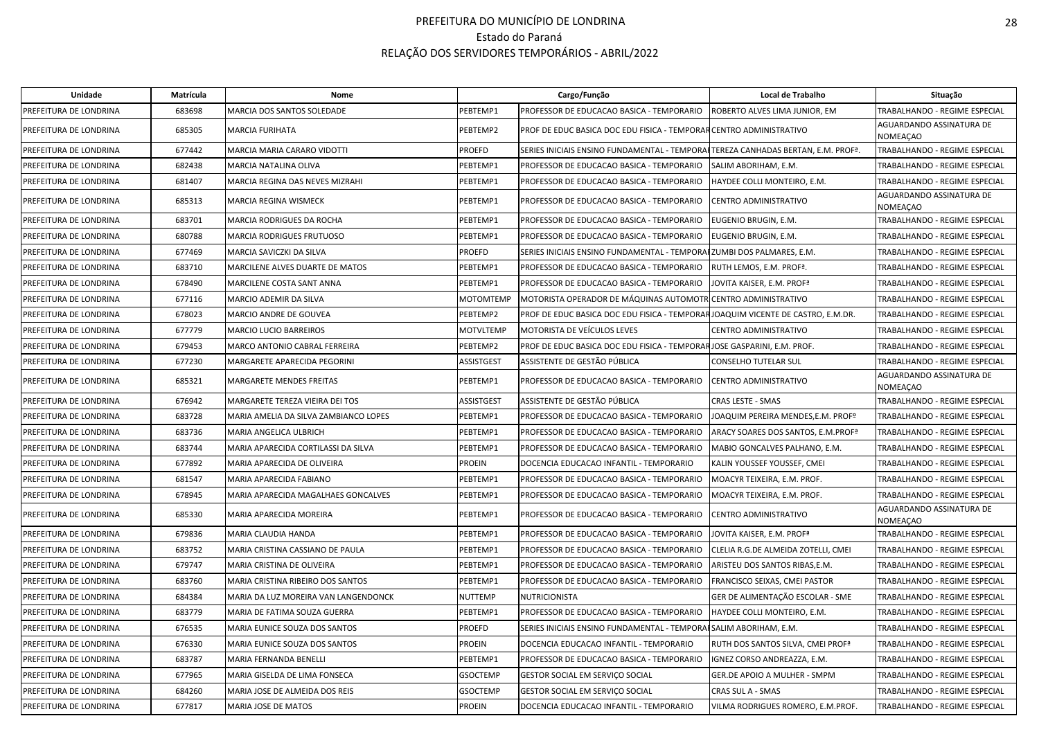# PREFEITURA DO MUNICÍPIO DE LONDRINA
## Estado do Paraná
## RELAÇÃO DOS SERVIDORES TEMPORÁRIOS - ABRIL/2022

| Unidade | Matrícula | Nome | Cargo/Função | | Local de Trabalho | Situação |
|---|---|---|---|---|---|---|
| PREFEITURA DE LONDRINA | 683698 | MARCIA DOS SANTOS SOLEDADE | PEBTEMP1 | PROFESSOR DE EDUCACAO BASICA - TEMPORARIO | ROBERTO ALVES LIMA JUNIOR, EM | TRABALHANDO - REGIME ESPECIAL |
| PREFEITURA DE LONDRINA | 685305 | MARCIA FURIHATA | PEBTEMP2 | PROF DE EDUC BASICA DOC EDU FISICA - TEMPORAR | CENTRO ADMINISTRATIVO | AGUARDANDO ASSINATURA DE NOMEAÇAO |
| PREFEITURA DE LONDRINA | 677442 | MARCIA MARIA CARARO VIDOTTI | PROEFD | SERIES INICIAIS ENSINO FUNDAMENTAL - TEMPORAI | TEREZA CANHADAS BERTAN, E.M. PROFª. | TRABALHANDO - REGIME ESPECIAL |
| PREFEITURA DE LONDRINA | 682438 | MARCIA NATALINA OLIVA | PEBTEMP1 | PROFESSOR DE EDUCACAO BASICA - TEMPORARIO | SALIM ABORIHAM, E.M. | TRABALHANDO - REGIME ESPECIAL |
| PREFEITURA DE LONDRINA | 681407 | MARCIA REGINA DAS NEVES MIZRAHI | PEBTEMP1 | PROFESSOR DE EDUCACAO BASICA - TEMPORARIO | HAYDEE COLLI MONTEIRO, E.M. | TRABALHANDO - REGIME ESPECIAL |
| PREFEITURA DE LONDRINA | 685313 | MARCIA REGINA WISMECK | PEBTEMP1 | PROFESSOR DE EDUCACAO BASICA - TEMPORARIO | CENTRO ADMINISTRATIVO | AGUARDANDO ASSINATURA DE NOMEAÇAO |
| PREFEITURA DE LONDRINA | 683701 | MARCIA RODRIGUES DA ROCHA | PEBTEMP1 | PROFESSOR DE EDUCACAO BASICA - TEMPORARIO | EUGENIO BRUGIN, E.M. | TRABALHANDO - REGIME ESPECIAL |
| PREFEITURA DE LONDRINA | 680788 | MARCIA RODRIGUES FRUTUOSO | PEBTEMP1 | PROFESSOR DE EDUCACAO BASICA - TEMPORARIO | EUGENIO BRUGIN, E.M. | TRABALHANDO - REGIME ESPECIAL |
| PREFEITURA DE LONDRINA | 677469 | MARCIA SAVICZKI DA SILVA | PROEFD | SERIES INICIAIS ENSINO FUNDAMENTAL - TEMPORAI | ZUMBI DOS PALMARES, E.M. | TRABALHANDO - REGIME ESPECIAL |
| PREFEITURA DE LONDRINA | 683710 | MARCILENE ALVES DUARTE DE MATOS | PEBTEMP1 | PROFESSOR DE EDUCACAO BASICA - TEMPORARIO | RUTH LEMOS, E.M. PROFª. | TRABALHANDO - REGIME ESPECIAL |
| PREFEITURA DE LONDRINA | 678490 | MARCILENE COSTA SANT ANNA | PEBTEMP1 | PROFESSOR DE EDUCACAO BASICA - TEMPORARIO | JOVITA KAISER, E.M. PROFª | TRABALHANDO - REGIME ESPECIAL |
| PREFEITURA DE LONDRINA | 677116 | MARCIO ADEMIR DA SILVA | MOTOMTEMP | MOTORISTA OPERADOR DE MÁQUINAS AUTOMOTR | CENTRO ADMINISTRATIVO | TRABALHANDO - REGIME ESPECIAL |
| PREFEITURA DE LONDRINA | 678023 | MARCIO ANDRE DE GOUVEA | PEBTEMP2 | PROF DE EDUC BASICA DOC EDU FISICA - TEMPORAR | JOAQUIM VICENTE DE CASTRO, E.M.DR. | TRABALHANDO - REGIME ESPECIAL |
| PREFEITURA DE LONDRINA | 677779 | MARCIO LUCIO BARREIROS | MOTVLTEMP | MOTORISTA DE VEÍCULOS LEVES | CENTRO ADMINISTRATIVO | TRABALHANDO - REGIME ESPECIAL |
| PREFEITURA DE LONDRINA | 679453 | MARCO ANTONIO CABRAL FERREIRA | PEBTEMP2 | PROF DE EDUC BASICA DOC EDU FISICA - TEMPORAR | JOSE GASPARINI, E.M. PROF. | TRABALHANDO - REGIME ESPECIAL |
| PREFEITURA DE LONDRINA | 677230 | MARGARETE APARECIDA PEGORINI | ASSISTGEST | ASSISTENTE DE GESTÃO PÚBLICA | CONSELHO TUTELAR SUL | TRABALHANDO - REGIME ESPECIAL |
| PREFEITURA DE LONDRINA | 685321 | MARGARETE MENDES FREITAS | PEBTEMP1 | PROFESSOR DE EDUCACAO BASICA - TEMPORARIO | CENTRO ADMINISTRATIVO | AGUARDANDO ASSINATURA DE NOMEAÇAO |
| PREFEITURA DE LONDRINA | 676942 | MARGARETE TEREZA VIEIRA DEI TOS | ASSISTGEST | ASSISTENTE DE GESTÃO PÚBLICA | CRAS LESTE - SMAS | TRABALHANDO - REGIME ESPECIAL |
| PREFEITURA DE LONDRINA | 683728 | MARIA AMELIA DA SILVA ZAMBIANCO LOPES | PEBTEMP1 | PROFESSOR DE EDUCACAO BASICA - TEMPORARIO | JOAQUIM PEREIRA MENDES,E.M. PROFº | TRABALHANDO - REGIME ESPECIAL |
| PREFEITURA DE LONDRINA | 683736 | MARIA ANGELICA ULBRICH | PEBTEMP1 | PROFESSOR DE EDUCACAO BASICA - TEMPORARIO | ARACY SOARES DOS SANTOS, E.M.PROFª | TRABALHANDO - REGIME ESPECIAL |
| PREFEITURA DE LONDRINA | 683744 | MARIA APARECIDA CORTILASSI DA SILVA | PEBTEMP1 | PROFESSOR DE EDUCACAO BASICA - TEMPORARIO | MABIO GONCALVES PALHANO, E.M. | TRABALHANDO - REGIME ESPECIAL |
| PREFEITURA DE LONDRINA | 677892 | MARIA APARECIDA DE OLIVEIRA | PROEIN | DOCENCIA EDUCACAO INFANTIL - TEMPORARIO | KALIN YOUSSEF YOUSSEF, CMEI | TRABALHANDO - REGIME ESPECIAL |
| PREFEITURA DE LONDRINA | 681547 | MARIA APARECIDA FABIANO | PEBTEMP1 | PROFESSOR DE EDUCACAO BASICA - TEMPORARIO | MOACYR TEIXEIRA, E.M. PROF. | TRABALHANDO - REGIME ESPECIAL |
| PREFEITURA DE LONDRINA | 678945 | MARIA APARECIDA MAGALHAES GONCALVES | PEBTEMP1 | PROFESSOR DE EDUCACAO BASICA - TEMPORARIO | MOACYR TEIXEIRA, E.M. PROF. | TRABALHANDO - REGIME ESPECIAL |
| PREFEITURA DE LONDRINA | 685330 | MARIA APARECIDA MOREIRA | PEBTEMP1 | PROFESSOR DE EDUCACAO BASICA - TEMPORARIO | CENTRO ADMINISTRATIVO | AGUARDANDO ASSINATURA DE NOMEAÇAO |
| PREFEITURA DE LONDRINA | 679836 | MARIA CLAUDIA HANDA | PEBTEMP1 | PROFESSOR DE EDUCACAO BASICA - TEMPORARIO | JOVITA KAISER, E.M. PROFª | TRABALHANDO - REGIME ESPECIAL |
| PREFEITURA DE LONDRINA | 683752 | MARIA CRISTINA CASSIANO DE PAULA | PEBTEMP1 | PROFESSOR DE EDUCACAO BASICA - TEMPORARIO | CLELIA R.G.DE ALMEIDA ZOTELLI, CMEI | TRABALHANDO - REGIME ESPECIAL |
| PREFEITURA DE LONDRINA | 679747 | MARIA CRISTINA DE OLIVEIRA | PEBTEMP1 | PROFESSOR DE EDUCACAO BASICA - TEMPORARIO | ARISTEU DOS SANTOS RIBAS,E.M. | TRABALHANDO - REGIME ESPECIAL |
| PREFEITURA DE LONDRINA | 683760 | MARIA CRISTINA RIBEIRO DOS SANTOS | PEBTEMP1 | PROFESSOR DE EDUCACAO BASICA - TEMPORARIO | FRANCISCO SEIXAS, CMEI PASTOR | TRABALHANDO - REGIME ESPECIAL |
| PREFEITURA DE LONDRINA | 684384 | MARIA DA LUZ MOREIRA VAN LANGENDONCK | NUTTEMP | NUTRICIONISTA | GER DE ALIMENTAÇÃO ESCOLAR - SME | TRABALHANDO - REGIME ESPECIAL |
| PREFEITURA DE LONDRINA | 683779 | MARIA DE FATIMA SOUZA GUERRA | PEBTEMP1 | PROFESSOR DE EDUCACAO BASICA - TEMPORARIO | HAYDEE COLLI MONTEIRO, E.M. | TRABALHANDO - REGIME ESPECIAL |
| PREFEITURA DE LONDRINA | 676535 | MARIA EUNICE SOUZA DOS SANTOS | PROEFD | SERIES INICIAIS ENSINO FUNDAMENTAL - TEMPORAI | SALIM ABORIHAM, E.M. | TRABALHANDO - REGIME ESPECIAL |
| PREFEITURA DE LONDRINA | 676330 | MARIA EUNICE SOUZA DOS SANTOS | PROEIN | DOCENCIA EDUCACAO INFANTIL - TEMPORARIO | RUTH DOS SANTOS SILVA, CMEI PROFª | TRABALHANDO - REGIME ESPECIAL |
| PREFEITURA DE LONDRINA | 683787 | MARIA FERNANDA BENELLI | PEBTEMP1 | PROFESSOR DE EDUCACAO BASICA - TEMPORARIO | IGNEZ CORSO ANDREAZZA, E.M. | TRABALHANDO - REGIME ESPECIAL |
| PREFEITURA DE LONDRINA | 677965 | MARIA GISELDA DE LIMA FONSECA | GSOCTEMP | GESTOR SOCIAL EM SERVIÇO SOCIAL | GER.DE APOIO A MULHER - SMPM | TRABALHANDO - REGIME ESPECIAL |
| PREFEITURA DE LONDRINA | 684260 | MARIA JOSE DE ALMEIDA DOS REIS | GSOCTEMP | GESTOR SOCIAL EM SERVIÇO SOCIAL | CRAS SUL A - SMAS | TRABALHANDO - REGIME ESPECIAL |
| PREFEITURA DE LONDRINA | 677817 | MARIA JOSE DE MATOS | PROEIN | DOCENCIA EDUCACAO INFANTIL - TEMPORARIO | VILMA RODRIGUES ROMERO, E.M.PROF. | TRABALHANDO - REGIME ESPECIAL |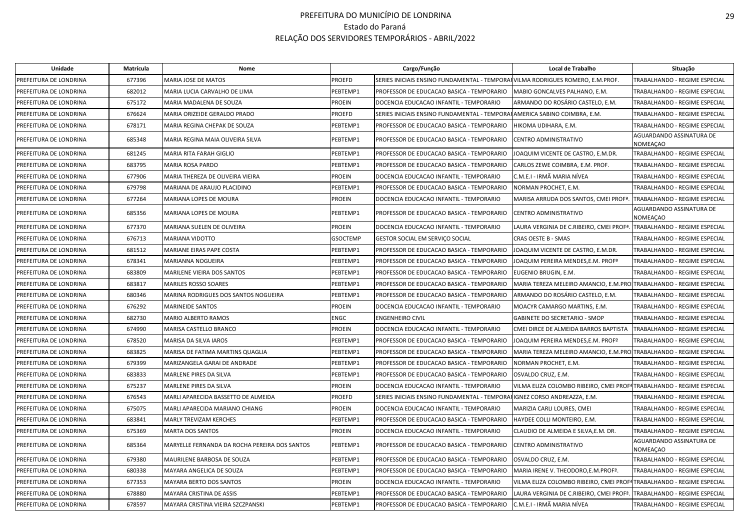# PREFEITURA DO MUNICÍPIO DE LONDRINA

Estado do Paraná

RELAÇÃO DOS SERVIDORES TEMPORÁRIOS - ABRIL/2022

| Unidade | Matrícula | Nome | Cargo/Função | | Local de Trabalho | Situação |
|---|---|---|---|---|---|---|
| PREFEITURA DE LONDRINA | 677396 | MARIA JOSE DE MATOS | PROEFD | SERIES INICIAIS ENSINO FUNDAMENTAL - TEMPORAI | VILMA RODRIGUES ROMERO, E.M.PROF. | TRABALHANDO - REGIME ESPECIAL |
| PREFEITURA DE LONDRINA | 682012 | MARIA LUCIA CARVALHO DE LIMA | PEBTEMP1 | PROFESSOR DE EDUCACAO BASICA - TEMPORARIO | MABIO GONCALVES PALHANO, E.M. | TRABALHANDO - REGIME ESPECIAL |
| PREFEITURA DE LONDRINA | 675172 | MARIA MADALENA DE SOUZA | PROEIN | DOCENCIA EDUCACAO INFANTIL - TEMPORARIO | ARMANDO DO ROSÁRIO CASTELO, E.M. | TRABALHANDO - REGIME ESPECIAL |
| PREFEITURA DE LONDRINA | 676624 | MARIA ORIZEIDE GERALDO PRADO | PROEFD | SERIES INICIAIS ENSINO FUNDAMENTAL - TEMPORAI | AMERICA SABINO COIMBRA, E.M. | TRABALHANDO - REGIME ESPECIAL |
| PREFEITURA DE LONDRINA | 678171 | MARIA REGINA CHEPAK DE SOUZA | PEBTEMP1 | PROFESSOR DE EDUCACAO BASICA - TEMPORARIO | HIKOMA UDIHARA, E.M. | TRABALHANDO - REGIME ESPECIAL |
| PREFEITURA DE LONDRINA | 685348 | MARIA REGINA MAIA OLIVEIRA SILVA | PEBTEMP1 | PROFESSOR DE EDUCACAO BASICA - TEMPORARIO | CENTRO ADMINISTRATIVO | AGUARDANDO ASSINATURA DE NOMEAÇAO |
| PREFEITURA DE LONDRINA | 681245 | MARIA RITA FARAH GIGLIO | PEBTEMP1 | PROFESSOR DE EDUCACAO BASICA - TEMPORARIO | JOAQUIM VICENTE DE CASTRO, E.M.DR. | TRABALHANDO - REGIME ESPECIAL |
| PREFEITURA DE LONDRINA | 683795 | MARIA ROSA PARDO | PEBTEMP1 | PROFESSOR DE EDUCACAO BASICA - TEMPORARIO | CARLOS ZEWE COIMBRA, E.M. PROF. | TRABALHANDO - REGIME ESPECIAL |
| PREFEITURA DE LONDRINA | 677906 | MARIA THEREZA DE OLIVEIRA VIEIRA | PROEIN | DOCENCIA EDUCACAO INFANTIL - TEMPORARIO | C.M.E.I - IRMÃ MARIA NÍVEA | TRABALHANDO - REGIME ESPECIAL |
| PREFEITURA DE LONDRINA | 679798 | MARIANA DE ARAUJO PLACIDINO | PEBTEMP1 | PROFESSOR DE EDUCACAO BASICA - TEMPORARIO | NORMAN PROCHET, E.M. | TRABALHANDO - REGIME ESPECIAL |
| PREFEITURA DE LONDRINA | 677264 | MARIANA LOPES DE MOURA | PROEIN | DOCENCIA EDUCACAO INFANTIL - TEMPORARIO | MARISA ARRUDA DOS SANTOS, CMEI PROFª. | TRABALHANDO - REGIME ESPECIAL |
| PREFEITURA DE LONDRINA | 685356 | MARIANA LOPES DE MOURA | PEBTEMP1 | PROFESSOR DE EDUCACAO BASICA - TEMPORARIO | CENTRO ADMINISTRATIVO | AGUARDANDO ASSINATURA DE NOMEAÇAO |
| PREFEITURA DE LONDRINA | 677370 | MARIANA SUELEN DE OLIVEIRA | PROEIN | DOCENCIA EDUCACAO INFANTIL - TEMPORARIO | LAURA VERGINIA DE C.RIBEIRO, CMEI PROFª. | TRABALHANDO - REGIME ESPECIAL |
| PREFEITURA DE LONDRINA | 676713 | MARIANA VIDOTTO | GSOCTEMP | GESTOR SOCIAL EM SERVIÇO SOCIAL | CRAS OESTE B - SMAS | TRABALHANDO - REGIME ESPECIAL |
| PREFEITURA DE LONDRINA | 681512 | MARIANE EIRAS PAPE COSTA | PEBTEMP1 | PROFESSOR DE EDUCACAO BASICA - TEMPORARIO | JOAQUIM VICENTE DE CASTRO, E.M.DR. | TRABALHANDO - REGIME ESPECIAL |
| PREFEITURA DE LONDRINA | 678341 | MARIANNA NOGUEIRA | PEBTEMP1 | PROFESSOR DE EDUCACAO BASICA - TEMPORARIO | JOAQUIM PEREIRA MENDES,E.M. PROFº | TRABALHANDO - REGIME ESPECIAL |
| PREFEITURA DE LONDRINA | 683809 | MARILENE VIEIRA DOS SANTOS | PEBTEMP1 | PROFESSOR DE EDUCACAO BASICA - TEMPORARIO | EUGENIO BRUGIN, E.M. | TRABALHANDO - REGIME ESPECIAL |
| PREFEITURA DE LONDRINA | 683817 | MARILES ROSSO SOARES | PEBTEMP1 | PROFESSOR DE EDUCACAO BASICA - TEMPORARIO | MARIA TEREZA MELEIRO AMANCIO, E.M.PRO | TRABALHANDO - REGIME ESPECIAL |
| PREFEITURA DE LONDRINA | 680346 | MARINA RODRIGUES DOS SANTOS NOGUEIRA | PEBTEMP1 | PROFESSOR DE EDUCACAO BASICA - TEMPORARIO | ARMANDO DO ROSÁRIO CASTELO, E.M. | TRABALHANDO - REGIME ESPECIAL |
| PREFEITURA DE LONDRINA | 676292 | MARINEIDE SANTOS | PROEIN | DOCENCIA EDUCACAO INFANTIL - TEMPORARIO | MOACYR CAMARGO MARTINS, E.M. | TRABALHANDO - REGIME ESPECIAL |
| PREFEITURA DE LONDRINA | 682730 | MARIO ALBERTO RAMOS | ENGC | ENGENHEIRO CIVIL | GABINETE DO SECRETARIO - SMOP | TRABALHANDO - REGIME ESPECIAL |
| PREFEITURA DE LONDRINA | 674990 | MARISA CASTELLO BRANCO | PROEIN | DOCENCIA EDUCACAO INFANTIL - TEMPORARIO | CMEI DIRCE DE ALMEIDA BARROS BAPTISTA | TRABALHANDO - REGIME ESPECIAL |
| PREFEITURA DE LONDRINA | 678520 | MARISA DA SILVA IAROS | PEBTEMP1 | PROFESSOR DE EDUCACAO BASICA - TEMPORARIO | JOAQUIM PEREIRA MENDES,E.M. PROFº | TRABALHANDO - REGIME ESPECIAL |
| PREFEITURA DE LONDRINA | 683825 | MARISA DE FATIMA MARTINS QUAGLIA | PEBTEMP1 | PROFESSOR DE EDUCACAO BASICA - TEMPORARIO | MARIA TEREZA MELEIRO AMANCIO, E.M.PRO | TRABALHANDO - REGIME ESPECIAL |
| PREFEITURA DE LONDRINA | 679399 | MARIZANGELA GARAI DE ANDRADE | PEBTEMP1 | PROFESSOR DE EDUCACAO BASICA - TEMPORARIO | NORMAN PROCHET, E.M. | TRABALHANDO - REGIME ESPECIAL |
| PREFEITURA DE LONDRINA | 683833 | MARLENE PIRES DA SILVA | PEBTEMP1 | PROFESSOR DE EDUCACAO BASICA - TEMPORARIO | OSVALDO CRUZ, E.M. | TRABALHANDO - REGIME ESPECIAL |
| PREFEITURA DE LONDRINA | 675237 | MARLENE PIRES DA SILVA | PROEIN | DOCENCIA EDUCACAO INFANTIL - TEMPORARIO | VILMA ELIZA COLOMBO RIBEIRO, CMEI PROFª | TRABALHANDO - REGIME ESPECIAL |
| PREFEITURA DE LONDRINA | 676543 | MARLI APARECIDA BASSETTO DE ALMEIDA | PROEFD | SERIES INICIAIS ENSINO FUNDAMENTAL - TEMPORAI | IGNEZ CORSO ANDREAZZA, E.M. | TRABALHANDO - REGIME ESPECIAL |
| PREFEITURA DE LONDRINA | 675075 | MARLI APARECIDA MARIANO CHIANG | PROEIN | DOCENCIA EDUCACAO INFANTIL - TEMPORARIO | MARIZIA CARLI LOURES, CMEI | TRABALHANDO - REGIME ESPECIAL |
| PREFEITURA DE LONDRINA | 683841 | MARLY TREVIZAM KERCHES | PEBTEMP1 | PROFESSOR DE EDUCACAO BASICA - TEMPORARIO | HAYDEE COLLI MONTEIRO, E.M. | TRABALHANDO - REGIME ESPECIAL |
| PREFEITURA DE LONDRINA | 675369 | MARTA DOS SANTOS | PROEIN | DOCENCIA EDUCACAO INFANTIL - TEMPORARIO | CLAUDIO DE ALMEIDA E SILVA,E.M. DR. | TRABALHANDO - REGIME ESPECIAL |
| PREFEITURA DE LONDRINA | 685364 | MARYELLE FERNANDA DA ROCHA PEREIRA DOS SANTOS | PEBTEMP1 | PROFESSOR DE EDUCACAO BASICA - TEMPORARIO | CENTRO ADMINISTRATIVO | AGUARDANDO ASSINATURA DE NOMEAÇAO |
| PREFEITURA DE LONDRINA | 679380 | MAURILENE BARBOSA DE SOUZA | PEBTEMP1 | PROFESSOR DE EDUCACAO BASICA - TEMPORARIO | OSVALDO CRUZ, E.M. | TRABALHANDO - REGIME ESPECIAL |
| PREFEITURA DE LONDRINA | 680338 | MAYARA ANGELICA DE SOUZA | PEBTEMP1 | PROFESSOR DE EDUCACAO BASICA - TEMPORARIO | MARIA IRENE V. THEODORO,E.M.PROFª. | TRABALHANDO - REGIME ESPECIAL |
| PREFEITURA DE LONDRINA | 677353 | MAYARA BERTO DOS SANTOS | PROEIN | DOCENCIA EDUCACAO INFANTIL - TEMPORARIO | VILMA ELIZA COLOMBO RIBEIRO, CMEI PROFª | TRABALHANDO - REGIME ESPECIAL |
| PREFEITURA DE LONDRINA | 678880 | MAYARA CRISTINA DE ASSIS | PEBTEMP1 | PROFESSOR DE EDUCACAO BASICA - TEMPORARIO | LAURA VERGINIA DE C.RIBEIRO, CMEI PROFª. | TRABALHANDO - REGIME ESPECIAL |
| PREFEITURA DE LONDRINA | 678597 | MAYARA CRISTINA VIEIRA SZCZPANSKI | PEBTEMP1 | PROFESSOR DE EDUCACAO BASICA - TEMPORARIO | C.M.E.I - IRMÃ MARIA NÍVEA | TRABALHANDO - REGIME ESPECIAL |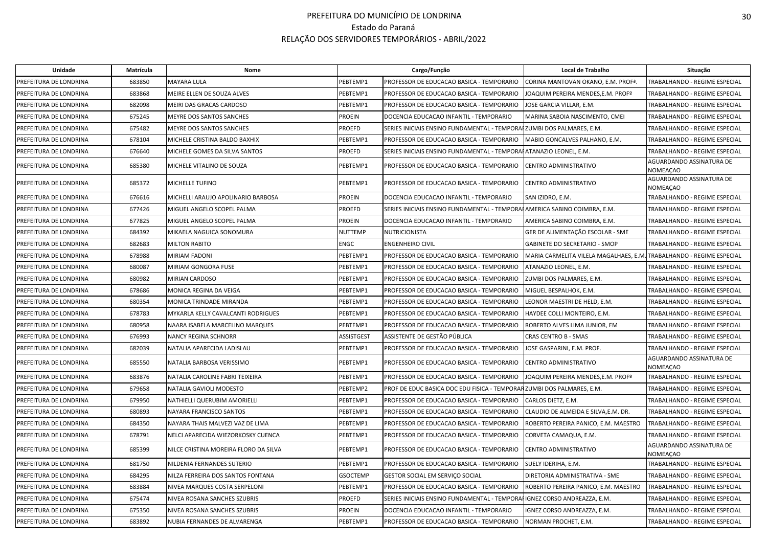# PREFEITURA DO MUNICÍPIO DE LONDRINA
## Estado do Paraná
## RELAÇÃO DOS SERVIDORES TEMPORÁRIOS - ABRIL/2022

| Unidade | Matrícula | Nome | Cargo/Função | | Local de Trabalho | Situação |
|---|---|---|---|---|---|---|
| PREFEITURA DE LONDRINA | 683850 | MAYARA LULA | PEBTEMP1 | PROFESSOR DE EDUCACAO BASICA - TEMPORARIO | CORINA MANTOVAN OKANO, E.M. PROFª. | TRABALHANDO - REGIME ESPECIAL |
| PREFEITURA DE LONDRINA | 683868 | MEIRE ELLEN DE SOUZA ALVES | PEBTEMP1 | PROFESSOR DE EDUCACAO BASICA - TEMPORARIO | JOAQUIM PEREIRA MENDES,E.M. PROFº | TRABALHANDO - REGIME ESPECIAL |
| PREFEITURA DE LONDRINA | 682098 | MEIRI DAS GRACAS CARDOSO | PEBTEMP1 | PROFESSOR DE EDUCACAO BASICA - TEMPORARIO | JOSE GARCIA VILLAR, E.M. | TRABALHANDO - REGIME ESPECIAL |
| PREFEITURA DE LONDRINA | 675245 | MEYRE DOS SANTOS SANCHES | PROEIN | DOCENCIA EDUCACAO INFANTIL - TEMPORARIO | MARINA SABOIA NASCIMENTO, CMEI | TRABALHANDO - REGIME ESPECIAL |
| PREFEITURA DE LONDRINA | 675482 | MEYRE DOS SANTOS SANCHES | PROEFD | SERIES INICIAIS ENSINO FUNDAMENTAL - TEMPORAI | ZUMBI DOS PALMARES, E.M. | TRABALHANDO - REGIME ESPECIAL |
| PREFEITURA DE LONDRINA | 678104 | MICHELE CRISTINA BALDO BAXHIX | PEBTEMP1 | PROFESSOR DE EDUCACAO BASICA - TEMPORARIO | MABIO GONCALVES PALHANO, E.M. | TRABALHANDO - REGIME ESPECIAL |
| PREFEITURA DE LONDRINA | 676640 | MICHELE GOMES DA SILVA SANTOS | PROEFD | SERIES INICIAIS ENSINO FUNDAMENTAL - TEMPORAI | ATANAZIO LEONEL, E.M. | TRABALHANDO - REGIME ESPECIAL |
| PREFEITURA DE LONDRINA | 685380 | MICHELE VITALINO DE SOUZA | PEBTEMP1 | PROFESSOR DE EDUCACAO BASICA - TEMPORARIO | CENTRO ADMINISTRATIVO | AGUARDANDO ASSINATURA DE NOMEAÇAO |
| PREFEITURA DE LONDRINA | 685372 | MICHELLE TUFINO | PEBTEMP1 | PROFESSOR DE EDUCACAO BASICA - TEMPORARIO | CENTRO ADMINISTRATIVO | AGUARDANDO ASSINATURA DE NOMEAÇAO |
| PREFEITURA DE LONDRINA | 676616 | MICHELLI ARAUJO APOLINARIO BARBOSA | PROEIN | DOCENCIA EDUCACAO INFANTIL - TEMPORARIO | SAN IZIDRO, E.M. | TRABALHANDO - REGIME ESPECIAL |
| PREFEITURA DE LONDRINA | 677426 | MIGUEL ANGELO SCOPEL PALMA | PROEFD | SERIES INICIAIS ENSINO FUNDAMENTAL - TEMPORAI | AMERICA SABINO COIMBRA, E.M. | TRABALHANDO - REGIME ESPECIAL |
| PREFEITURA DE LONDRINA | 677825 | MIGUEL ANGELO SCOPEL PALMA | PROEIN | DOCENCIA EDUCACAO INFANTIL - TEMPORARIO | AMERICA SABINO COIMBRA, E.M. | TRABALHANDO - REGIME ESPECIAL |
| PREFEITURA DE LONDRINA | 684392 | MIKAELA NAGUICA SONOMURA | NUTTEMP | NUTRICIONISTA | GER DE ALIMENTAÇÃO ESCOLAR - SME | TRABALHANDO - REGIME ESPECIAL |
| PREFEITURA DE LONDRINA | 682683 | MILTON RABITO | ENGC | ENGENHEIRO CIVIL | GABINETE DO SECRETARIO - SMOP | TRABALHANDO - REGIME ESPECIAL |
| PREFEITURA DE LONDRINA | 678988 | MIRIAM FADONI | PEBTEMP1 | PROFESSOR DE EDUCACAO BASICA - TEMPORARIO | MARIA CARMELITA VILELA MAGALHAES, E.M. | TRABALHANDO - REGIME ESPECIAL |
| PREFEITURA DE LONDRINA | 680087 | MIRIAM GONGORA FUSE | PEBTEMP1 | PROFESSOR DE EDUCACAO BASICA - TEMPORARIO | ATANAZIO LEONEL, E.M. | TRABALHANDO - REGIME ESPECIAL |
| PREFEITURA DE LONDRINA | 680982 | MIRIAN CARDOSO | PEBTEMP1 | PROFESSOR DE EDUCACAO BASICA - TEMPORARIO | ZUMBI DOS PALMARES, E.M. | TRABALHANDO - REGIME ESPECIAL |
| PREFEITURA DE LONDRINA | 678686 | MONICA REGINA DA VEIGA | PEBTEMP1 | PROFESSOR DE EDUCACAO BASICA - TEMPORARIO | MIGUEL BESPALHOK, E.M. | TRABALHANDO - REGIME ESPECIAL |
| PREFEITURA DE LONDRINA | 680354 | MONICA TRINDADE MIRANDA | PEBTEMP1 | PROFESSOR DE EDUCACAO BASICA - TEMPORARIO | LEONOR MAESTRI DE HELD, E.M. | TRABALHANDO - REGIME ESPECIAL |
| PREFEITURA DE LONDRINA | 678783 | MYKARLA KELLY CAVALCANTI RODRIGUES | PEBTEMP1 | PROFESSOR DE EDUCACAO BASICA - TEMPORARIO | HAYDEE COLLI MONTEIRO, E.M. | TRABALHANDO - REGIME ESPECIAL |
| PREFEITURA DE LONDRINA | 680958 | NAARA ISABELA MARCELINO MARQUES | PEBTEMP1 | PROFESSOR DE EDUCACAO BASICA - TEMPORARIO | ROBERTO ALVES LIMA JUNIOR, EM | TRABALHANDO - REGIME ESPECIAL |
| PREFEITURA DE LONDRINA | 676993 | NANCY REGINA SCHNORR | ASSISTGEST | ASSISTENTE DE GESTÃO PÚBLICA | CRAS CENTRO B - SMAS | TRABALHANDO - REGIME ESPECIAL |
| PREFEITURA DE LONDRINA | 682039 | NATALIA APARECIDA LADISLAU | PEBTEMP1 | PROFESSOR DE EDUCACAO BASICA - TEMPORARIO | JOSE GASPARINI, E.M. PROF. | TRABALHANDO - REGIME ESPECIAL |
| PREFEITURA DE LONDRINA | 685550 | NATALIA BARBOSA VERISSIMO | PEBTEMP1 | PROFESSOR DE EDUCACAO BASICA - TEMPORARIO | CENTRO ADMINISTRATIVO | AGUARDANDO ASSINATURA DE NOMEAÇAO |
| PREFEITURA DE LONDRINA | 683876 | NATALIA CAROLINE FABRI TEIXEIRA | PEBTEMP1 | PROFESSOR DE EDUCACAO BASICA - TEMPORARIO | JOAQUIM PEREIRA MENDES,E.M. PROFº | TRABALHANDO - REGIME ESPECIAL |
| PREFEITURA DE LONDRINA | 679658 | NATALIA GAVIOLI MODESTO | PEBTEMP2 | PROF DE EDUC BASICA DOC EDU FISICA - TEMPORAR | ZUMBI DOS PALMARES, E.M. | TRABALHANDO - REGIME ESPECIAL |
| PREFEITURA DE LONDRINA | 679950 | NATHIELLI QUERUBIM AMORIELLI | PEBTEMP1 | PROFESSOR DE EDUCACAO BASICA - TEMPORARIO | CARLOS DIETZ, E.M. | TRABALHANDO - REGIME ESPECIAL |
| PREFEITURA DE LONDRINA | 680893 | NAYARA FRANCISCO SANTOS | PEBTEMP1 | PROFESSOR DE EDUCACAO BASICA - TEMPORARIO | CLAUDIO DE ALMEIDA E SILVA,E.M. DR. | TRABALHANDO - REGIME ESPECIAL |
| PREFEITURA DE LONDRINA | 684350 | NAYARA THAIS MALVEZI VAZ DE LIMA | PEBTEMP1 | PROFESSOR DE EDUCACAO BASICA - TEMPORARIO | ROBERTO PEREIRA PANICO, E.M. MAESTRO | TRABALHANDO - REGIME ESPECIAL |
| PREFEITURA DE LONDRINA | 678791 | NELCI APARECIDA WIEZORKOSKY CUENCA | PEBTEMP1 | PROFESSOR DE EDUCACAO BASICA - TEMPORARIO | CORVETA CAMAQUA, E.M. | TRABALHANDO - REGIME ESPECIAL |
| PREFEITURA DE LONDRINA | 685399 | NILCE CRISTINA MOREIRA FLORO DA SILVA | PEBTEMP1 | PROFESSOR DE EDUCACAO BASICA - TEMPORARIO | CENTRO ADMINISTRATIVO | AGUARDANDO ASSINATURA DE NOMEAÇAO |
| PREFEITURA DE LONDRINA | 681750 | NILDENIA FERNANDES SUTERIO | PEBTEMP1 | PROFESSOR DE EDUCACAO BASICA - TEMPORARIO | SUELY IDERIHA, E.M. | TRABALHANDO - REGIME ESPECIAL |
| PREFEITURA DE LONDRINA | 684295 | NILZA FERREIRA DOS SANTOS FONTANA | GSOCTEMP | GESTOR SOCIAL EM SERVIÇO SOCIAL | DIRETORIA ADMINISTRATIVA - SME | TRABALHANDO - REGIME ESPECIAL |
| PREFEITURA DE LONDRINA | 683884 | NIVEA MARQUES COSTA SERPELONI | PEBTEMP1 | PROFESSOR DE EDUCACAO BASICA - TEMPORARIO | ROBERTO PEREIRA PANICO, E.M. MAESTRO | TRABALHANDO - REGIME ESPECIAL |
| PREFEITURA DE LONDRINA | 675474 | NIVEA ROSANA SANCHES SZUBRIS | PROEFD | SERIES INICIAIS ENSINO FUNDAMENTAL - TEMPORAI | IGNEZ CORSO ANDREAZZA, E.M. | TRABALHANDO - REGIME ESPECIAL |
| PREFEITURA DE LONDRINA | 675350 | NIVEA ROSANA SANCHES SZUBRIS | PROEIN | DOCENCIA EDUCACAO INFANTIL - TEMPORARIO | IGNEZ CORSO ANDREAZZA, E.M. | TRABALHANDO - REGIME ESPECIAL |
| PREFEITURA DE LONDRINA | 683892 | NUBIA FERNANDES DE ALVARENGA | PEBTEMP1 | PROFESSOR DE EDUCACAO BASICA - TEMPORARIO | NORMAN PROCHET, E.M. | TRABALHANDO - REGIME ESPECIAL |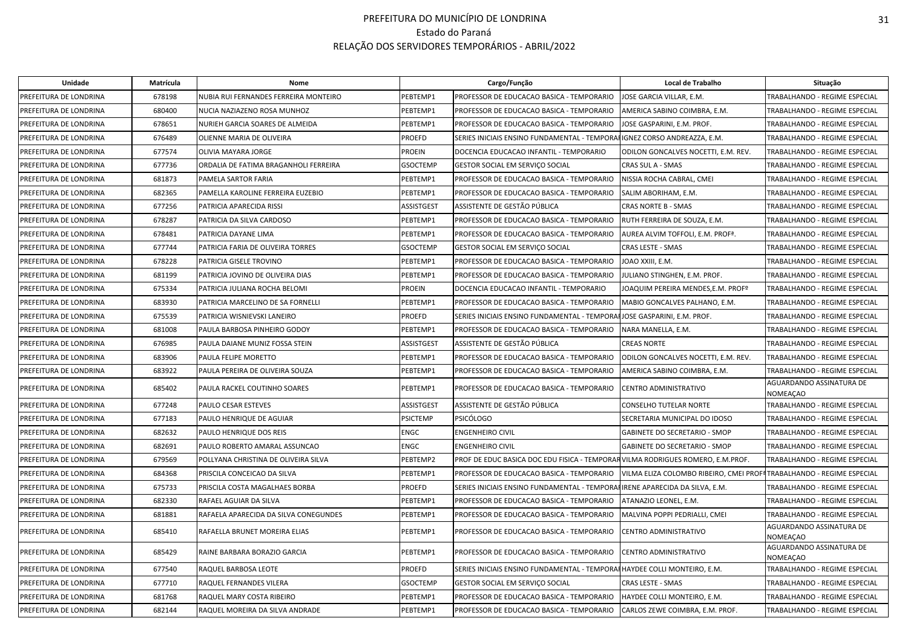# PREFEITURA DO MUNICÍPIO DE LONDRINA

Estado do Paraná

RELAÇÃO DOS SERVIDORES TEMPORÁRIOS - ABRIL/2022

| Unidade | Matrícula | Nome | Cargo/Função | | Local de Trabalho | Situação |
|---|---|---|---|---|---|---|
| PREFEITURA DE LONDRINA | 678198 | NUBIA RUI FERNANDES FERREIRA MONTEIRO | PEBTEMP1 | PROFESSOR DE EDUCACAO BASICA - TEMPORARIO | JOSE GARCIA VILLAR, E.M. | TRABALHANDO - REGIME ESPECIAL |
| PREFEITURA DE LONDRINA | 680400 | NUCIA NAZIAZENO ROSA MUNHOZ | PEBTEMP1 | PROFESSOR DE EDUCACAO BASICA - TEMPORARIO | AMERICA SABINO COIMBRA, E.M. | TRABALHANDO - REGIME ESPECIAL |
| PREFEITURA DE LONDRINA | 678651 | NURIEH GARCIA SOARES DE ALMEIDA | PEBTEMP1 | PROFESSOR DE EDUCACAO BASICA - TEMPORARIO | JOSE GASPARINI, E.M. PROF. | TRABALHANDO - REGIME ESPECIAL |
| PREFEITURA DE LONDRINA | 676489 | OLIENNE MARIA DE OLIVEIRA | PROEFD | SERIES INICIAIS ENSINO FUNDAMENTAL - TEMPORA | IGNEZ CORSO ANDREAZZA, E.M. | TRABALHANDO - REGIME ESPECIAL |
| PREFEITURA DE LONDRINA | 677574 | OLIVIA MAYARA JORGE | PROEIN | DOCENCIA EDUCACAO INFANTIL - TEMPORARIO | ODILON GONCALVES NOCETTI, E.M. REV. | TRABALHANDO - REGIME ESPECIAL |
| PREFEITURA DE LONDRINA | 677736 | ORDALIA DE FATIMA BRAGANHOLI FERREIRA | GSOCTEMP | GESTOR SOCIAL EM SERVIÇO SOCIAL | CRAS SUL A - SMAS | TRABALHANDO - REGIME ESPECIAL |
| PREFEITURA DE LONDRINA | 681873 | PAMELA SARTOR FARIA | PEBTEMP1 | PROFESSOR DE EDUCACAO BASICA - TEMPORARIO | NISSIA ROCHA CABRAL, CMEI | TRABALHANDO - REGIME ESPECIAL |
| PREFEITURA DE LONDRINA | 682365 | PAMELLA KAROLINE FERREIRA EUZEBIO | PEBTEMP1 | PROFESSOR DE EDUCACAO BASICA - TEMPORARIO | SALIM ABORIHAM, E.M. | TRABALHANDO - REGIME ESPECIAL |
| PREFEITURA DE LONDRINA | 677256 | PATRICIA APARECIDA RISSI | ASSISTGEST | ASSISTENTE DE GESTÃO PÚBLICA | CRAS NORTE B - SMAS | TRABALHANDO - REGIME ESPECIAL |
| PREFEITURA DE LONDRINA | 678287 | PATRICIA DA SILVA CARDOSO | PEBTEMP1 | PROFESSOR DE EDUCACAO BASICA - TEMPORARIO | RUTH FERREIRA DE SOUZA, E.M. | TRABALHANDO - REGIME ESPECIAL |
| PREFEITURA DE LONDRINA | 678481 | PATRICIA DAYANE LIMA | PEBTEMP1 | PROFESSOR DE EDUCACAO BASICA - TEMPORARIO | AUREA ALVIM TOFFOLI, E.M. PROFª. | TRABALHANDO - REGIME ESPECIAL |
| PREFEITURA DE LONDRINA | 677744 | PATRICIA FARIA DE OLIVEIRA TORRES | GSOCTEMP | GESTOR SOCIAL EM SERVIÇO SOCIAL | CRAS LESTE - SMAS | TRABALHANDO - REGIME ESPECIAL |
| PREFEITURA DE LONDRINA | 678228 | PATRICIA GISELE TROVINO | PEBTEMP1 | PROFESSOR DE EDUCACAO BASICA - TEMPORARIO | JOAO XXIII, E.M. | TRABALHANDO - REGIME ESPECIAL |
| PREFEITURA DE LONDRINA | 681199 | PATRICIA JOVINO DE OLIVEIRA DIAS | PEBTEMP1 | PROFESSOR DE EDUCACAO BASICA - TEMPORARIO | JULIANO STINGHEN, E.M. PROF. | TRABALHANDO - REGIME ESPECIAL |
| PREFEITURA DE LONDRINA | 675334 | PATRICIA JULIANA ROCHA BELOMI | PROEIN | DOCENCIA EDUCACAO INFANTIL - TEMPORARIO | JOAQUIM PEREIRA MENDES,E.M. PROFº | TRABALHANDO - REGIME ESPECIAL |
| PREFEITURA DE LONDRINA | 683930 | PATRICIA MARCELINO DE SA FORNELLI | PEBTEMP1 | PROFESSOR DE EDUCACAO BASICA - TEMPORARIO | MABIO GONCALVES PALHANO, E.M. | TRABALHANDO - REGIME ESPECIAL |
| PREFEITURA DE LONDRINA | 675539 | PATRICIA WISNIEVSKI LANEIRO | PROEFD | SERIES INICIAIS ENSINO FUNDAMENTAL - TEMPORA | JOSE GASPARINI, E.M. PROF. | TRABALHANDO - REGIME ESPECIAL |
| PREFEITURA DE LONDRINA | 681008 | PAULA BARBOSA PINHEIRO GODOY | PEBTEMP1 | PROFESSOR DE EDUCACAO BASICA - TEMPORARIO | NARA MANELLA, E.M. | TRABALHANDO - REGIME ESPECIAL |
| PREFEITURA DE LONDRINA | 676985 | PAULA DAIANE MUNIZ FOSSA STEIN | ASSISTGEST | ASSISTENTE DE GESTÃO PÚBLICA | CREAS NORTE | TRABALHANDO - REGIME ESPECIAL |
| PREFEITURA DE LONDRINA | 683906 | PAULA FELIPE MORETTO | PEBTEMP1 | PROFESSOR DE EDUCACAO BASICA - TEMPORARIO | ODILON GONCALVES NOCETTI, E.M. REV. | TRABALHANDO - REGIME ESPECIAL |
| PREFEITURA DE LONDRINA | 683922 | PAULA PEREIRA DE OLIVEIRA SOUZA | PEBTEMP1 | PROFESSOR DE EDUCACAO BASICA - TEMPORARIO | AMERICA SABINO COIMBRA, E.M. | TRABALHANDO - REGIME ESPECIAL |
| PREFEITURA DE LONDRINA | 685402 | PAULA RACKEL COUTINHO SOARES | PEBTEMP1 | PROFESSOR DE EDUCACAO BASICA - TEMPORARIO | CENTRO ADMINISTRATIVO | AGUARDANDO ASSINATURA DE NOMEAÇAO |
| PREFEITURA DE LONDRINA | 677248 | PAULO CESAR ESTEVES | ASSISTGEST | ASSISTENTE DE GESTÃO PÚBLICA | CONSELHO TUTELAR NORTE | TRABALHANDO - REGIME ESPECIAL |
| PREFEITURA DE LONDRINA | 677183 | PAULO HENRIQUE DE AGUIAR | PSICTEMP | PSICÓLOGO | SECRETARIA MUNICIPAL DO IDOSO | TRABALHANDO - REGIME ESPECIAL |
| PREFEITURA DE LONDRINA | 682632 | PAULO HENRIQUE DOS REIS | ENGC | ENGENHEIRO CIVIL | GABINETE DO SECRETARIO - SMOP | TRABALHANDO - REGIME ESPECIAL |
| PREFEITURA DE LONDRINA | 682691 | PAULO ROBERTO AMARAL ASSUNCAO | ENGC | ENGENHEIRO CIVIL | GABINETE DO SECRETARIO - SMOP | TRABALHANDO - REGIME ESPECIAL |
| PREFEITURA DE LONDRINA | 679569 | POLLYANA CHRISTINA DE OLIVEIRA SILVA | PEBTEMP2 | PROF DE EDUC BASICA DOC EDU FISICA - TEMPORAR | VILMA RODRIGUES ROMERO, E.M.PROF. | TRABALHANDO - REGIME ESPECIAL |
| PREFEITURA DE LONDRINA | 684368 | PRISCILA CONCEICAO DA SILVA | PEBTEMP1 | PROFESSOR DE EDUCACAO BASICA - TEMPORARIO | VILMA ELIZA COLOMBO RIBEIRO, CMEI PROFª | TRABALHANDO - REGIME ESPECIAL |
| PREFEITURA DE LONDRINA | 675733 | PRISCILA COSTA MAGALHAES BORBA | PROEFD | SERIES INICIAIS ENSINO FUNDAMENTAL - TEMPORA | IRENE APARECIDA DA SILVA, E.M. | TRABALHANDO - REGIME ESPECIAL |
| PREFEITURA DE LONDRINA | 682330 | RAFAEL AGUIAR DA SILVA | PEBTEMP1 | PROFESSOR DE EDUCACAO BASICA - TEMPORARIO | ATANAZIO LEONEL, E.M. | TRABALHANDO - REGIME ESPECIAL |
| PREFEITURA DE LONDRINA | 681881 | RAFAELA APARECIDA DA SILVA CONEGUNDES | PEBTEMP1 | PROFESSOR DE EDUCACAO BASICA - TEMPORARIO | MALVINA POPPI PEDRIALLI, CMEI | TRABALHANDO - REGIME ESPECIAL |
| PREFEITURA DE LONDRINA | 685410 | RAFAELLA BRUNET MOREIRA ELIAS | PEBTEMP1 | PROFESSOR DE EDUCACAO BASICA - TEMPORARIO | CENTRO ADMINISTRATIVO | AGUARDANDO ASSINATURA DE NOMEAÇAO |
| PREFEITURA DE LONDRINA | 685429 | RAINE BARBARA BORAZIO GARCIA | PEBTEMP1 | PROFESSOR DE EDUCACAO BASICA - TEMPORARIO | CENTRO ADMINISTRATIVO | AGUARDANDO ASSINATURA DE NOMEAÇAO |
| PREFEITURA DE LONDRINA | 677540 | RAQUEL BARBOSA LEOTE | PROEFD | SERIES INICIAIS ENSINO FUNDAMENTAL - TEMPORA | HAYDEE COLLI MONTEIRO, E.M. | TRABALHANDO - REGIME ESPECIAL |
| PREFEITURA DE LONDRINA | 677710 | RAQUEL FERNANDES VILERA | GSOCTEMP | GESTOR SOCIAL EM SERVIÇO SOCIAL | CRAS LESTE - SMAS | TRABALHANDO - REGIME ESPECIAL |
| PREFEITURA DE LONDRINA | 681768 | RAQUEL MARY COSTA RIBEIRO | PEBTEMP1 | PROFESSOR DE EDUCACAO BASICA - TEMPORARIO | HAYDEE COLLI MONTEIRO, E.M. | TRABALHANDO - REGIME ESPECIAL |
| PREFEITURA DE LONDRINA | 682144 | RAQUEL MOREIRA DA SILVA ANDRADE | PEBTEMP1 | PROFESSOR DE EDUCACAO BASICA - TEMPORARIO | CARLOS ZEWE COIMBRA, E.M. PROF. | TRABALHANDO - REGIME ESPECIAL |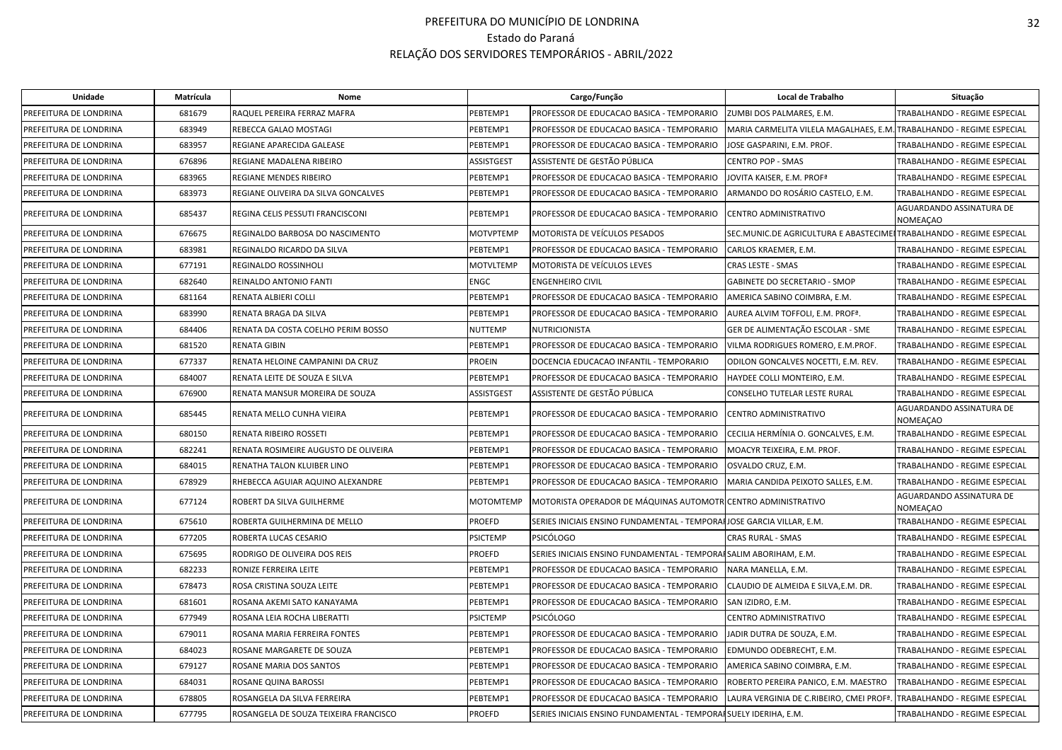# PREFEITURA DO MUNICÍPIO DE LONDRINA

Estado do Paraná

RELAÇÃO DOS SERVIDORES TEMPORÁRIOS - ABRIL/2022

| Unidade | Matrícula | Nome | Cargo/Função | | Local de Trabalho | Situação |
|---|---|---|---|---|---|---|
| PREFEITURA DE LONDRINA | 681679 | RAQUEL PEREIRA FERRAZ MAFRA | PEBTEMP1 | PROFESSOR DE EDUCACAO BASICA - TEMPORARIO | ZUMBI DOS PALMARES, E.M. | TRABALHANDO - REGIME ESPECIAL |
| PREFEITURA DE LONDRINA | 683949 | REBECCA GALAO MOSTAGI | PEBTEMP1 | PROFESSOR DE EDUCACAO BASICA - TEMPORARIO | MARIA CARMELITA VILELA MAGALHAES, E.M. | TRABALHANDO - REGIME ESPECIAL |
| PREFEITURA DE LONDRINA | 683957 | REGIANE APARECIDA GALEASE | PEBTEMP1 | PROFESSOR DE EDUCACAO BASICA - TEMPORARIO | JOSE GASPARINI, E.M. PROF. | TRABALHANDO - REGIME ESPECIAL |
| PREFEITURA DE LONDRINA | 676896 | REGIANE MADALENA RIBEIRO | ASSISTGEST | ASSISTENTE DE GESTÃO PÚBLICA | CENTRO POP - SMAS | TRABALHANDO - REGIME ESPECIAL |
| PREFEITURA DE LONDRINA | 683965 | REGIANE MENDES RIBEIRO | PEBTEMP1 | PROFESSOR DE EDUCACAO BASICA - TEMPORARIO | JOVITA KAISER, E.M. PROFª | TRABALHANDO - REGIME ESPECIAL |
| PREFEITURA DE LONDRINA | 683973 | REGIANE OLIVEIRA DA SILVA GONCALVES | PEBTEMP1 | PROFESSOR DE EDUCACAO BASICA - TEMPORARIO | ARMANDO DO ROSÁRIO CASTELO, E.M. | TRABALHANDO - REGIME ESPECIAL |
| PREFEITURA DE LONDRINA | 685437 | REGINA CELIS PESSUTI FRANCISCONI | PEBTEMP1 | PROFESSOR DE EDUCACAO BASICA - TEMPORARIO | CENTRO ADMINISTRATIVO | AGUARDANDO ASSINATURA DE NOMEAÇAO |
| PREFEITURA DE LONDRINA | 676675 | REGINALDO BARBOSA DO NASCIMENTO | MOTVPTEMP | MOTORISTA DE VEÍCULOS PESADOS | SEC.MUNIC.DE AGRICULTURA E ABASTECIME | TRABALHANDO - REGIME ESPECIAL |
| PREFEITURA DE LONDRINA | 683981 | REGINALDO RICARDO DA SILVA | PEBTEMP1 | PROFESSOR DE EDUCACAO BASICA - TEMPORARIO | CARLOS KRAEMER, E.M. | TRABALHANDO - REGIME ESPECIAL |
| PREFEITURA DE LONDRINA | 677191 | REGINALDO ROSSINHOLI | MOTVLTEMP | MOTORISTA DE VEÍCULOS LEVES | CRAS LESTE - SMAS | TRABALHANDO - REGIME ESPECIAL |
| PREFEITURA DE LONDRINA | 682640 | REINALDO ANTONIO FANTI | ENGC | ENGENHEIRO CIVIL | GABINETE DO SECRETARIO - SMOP | TRABALHANDO - REGIME ESPECIAL |
| PREFEITURA DE LONDRINA | 681164 | RENATA ALBIERI COLLI | PEBTEMP1 | PROFESSOR DE EDUCACAO BASICA - TEMPORARIO | AMERICA SABINO COIMBRA, E.M. | TRABALHANDO - REGIME ESPECIAL |
| PREFEITURA DE LONDRINA | 683990 | RENATA BRAGA DA SILVA | PEBTEMP1 | PROFESSOR DE EDUCACAO BASICA - TEMPORARIO | AUREA ALVIM TOFFOLI, E.M. PROFª. | TRABALHANDO - REGIME ESPECIAL |
| PREFEITURA DE LONDRINA | 684406 | RENATA DA COSTA COELHO PERIM BOSSO | NUTTEMP | NUTRICIONISTA | GER DE ALIMENTAÇÃO ESCOLAR - SME | TRABALHANDO - REGIME ESPECIAL |
| PREFEITURA DE LONDRINA | 681520 | RENATA GIBIN | PEBTEMP1 | PROFESSOR DE EDUCACAO BASICA - TEMPORARIO | VILMA RODRIGUES ROMERO, E.M.PROF. | TRABALHANDO - REGIME ESPECIAL |
| PREFEITURA DE LONDRINA | 677337 | RENATA HELOINE CAMPANINI DA CRUZ | PROEIN | DOCENCIA EDUCACAO INFANTIL - TEMPORARIO | ODILON GONCALVES NOCETTI, E.M. REV. | TRABALHANDO - REGIME ESPECIAL |
| PREFEITURA DE LONDRINA | 684007 | RENATA LEITE DE SOUZA E SILVA | PEBTEMP1 | PROFESSOR DE EDUCACAO BASICA - TEMPORARIO | HAYDEE COLLI MONTEIRO, E.M. | TRABALHANDO - REGIME ESPECIAL |
| PREFEITURA DE LONDRINA | 676900 | RENATA MANSUR MOREIRA DE SOUZA | ASSISTGEST | ASSISTENTE DE GESTÃO PÚBLICA | CONSELHO TUTELAR LESTE RURAL | TRABALHANDO - REGIME ESPECIAL |
| PREFEITURA DE LONDRINA | 685445 | RENATA MELLO CUNHA VIEIRA | PEBTEMP1 | PROFESSOR DE EDUCACAO BASICA - TEMPORARIO | CENTRO ADMINISTRATIVO | AGUARDANDO ASSINATURA DE NOMEAÇAO |
| PREFEITURA DE LONDRINA | 680150 | RENATA RIBEIRO ROSSETI | PEBTEMP1 | PROFESSOR DE EDUCACAO BASICA - TEMPORARIO | CECILIA HERMÍNIA O. GONCALVES, E.M. | TRABALHANDO - REGIME ESPECIAL |
| PREFEITURA DE LONDRINA | 682241 | RENATA ROSIMEIRE AUGUSTO DE OLIVEIRA | PEBTEMP1 | PROFESSOR DE EDUCACAO BASICA - TEMPORARIO | MOACYR TEIXEIRA, E.M. PROF. | TRABALHANDO - REGIME ESPECIAL |
| PREFEITURA DE LONDRINA | 684015 | RENATHA TALON KLUIBER LINO | PEBTEMP1 | PROFESSOR DE EDUCACAO BASICA - TEMPORARIO | OSVALDO CRUZ, E.M. | TRABALHANDO - REGIME ESPECIAL |
| PREFEITURA DE LONDRINA | 678929 | RHEBECCA AGUIAR AQUINO ALEXANDRE | PEBTEMP1 | PROFESSOR DE EDUCACAO BASICA - TEMPORARIO | MARIA CANDIDA PEIXOTO SALLES, E.M. | TRABALHANDO - REGIME ESPECIAL |
| PREFEITURA DE LONDRINA | 677124 | ROBERT DA SILVA GUILHERME | MOTOMTEMP | MOTORISTA OPERADOR DE MÁQUINAS AUTOMOTR | CENTRO ADMINISTRATIVO | AGUARDANDO ASSINATURA DE NOMEAÇAO |
| PREFEITURA DE LONDRINA | 675610 | ROBERTA GUILHERMINA DE MELLO | PROEFD | SERIES INICIAIS ENSINO FUNDAMENTAL - TEMPORAI | JOSE GARCIA VILLAR, E.M. | TRABALHANDO - REGIME ESPECIAL |
| PREFEITURA DE LONDRINA | 677205 | ROBERTA LUCAS CESARIO | PSICTEMP | PSICÓLOGO | CRAS RURAL - SMAS | TRABALHANDO - REGIME ESPECIAL |
| PREFEITURA DE LONDRINA | 675695 | RODRIGO DE OLIVEIRA DOS REIS | PROEFD | SERIES INICIAIS ENSINO FUNDAMENTAL - TEMPORAI | SALIM ABORIHAM, E.M. | TRABALHANDO - REGIME ESPECIAL |
| PREFEITURA DE LONDRINA | 682233 | RONIZE FERREIRA LEITE | PEBTEMP1 | PROFESSOR DE EDUCACAO BASICA - TEMPORARIO | NARA MANELLA, E.M. | TRABALHANDO - REGIME ESPECIAL |
| PREFEITURA DE LONDRINA | 678473 | ROSA CRISTINA SOUZA LEITE | PEBTEMP1 | PROFESSOR DE EDUCACAO BASICA - TEMPORARIO | CLAUDIO DE ALMEIDA E SILVA,E.M. DR. | TRABALHANDO - REGIME ESPECIAL |
| PREFEITURA DE LONDRINA | 681601 | ROSANA AKEMI SATO KANAYAMA | PEBTEMP1 | PROFESSOR DE EDUCACAO BASICA - TEMPORARIO | SAN IZIDRO, E.M. | TRABALHANDO - REGIME ESPECIAL |
| PREFEITURA DE LONDRINA | 677949 | ROSANA LEIA ROCHA LIBERATTI | PSICTEMP | PSICÓLOGO | CENTRO ADMINISTRATIVO | TRABALHANDO - REGIME ESPECIAL |
| PREFEITURA DE LONDRINA | 679011 | ROSANA MARIA FERREIRA FONTES | PEBTEMP1 | PROFESSOR DE EDUCACAO BASICA - TEMPORARIO | JADIR DUTRA DE SOUZA, E.M. | TRABALHANDO - REGIME ESPECIAL |
| PREFEITURA DE LONDRINA | 684023 | ROSANE MARGARETE DE SOUZA | PEBTEMP1 | PROFESSOR DE EDUCACAO BASICA - TEMPORARIO | EDMUNDO ODEBRECHT, E.M. | TRABALHANDO - REGIME ESPECIAL |
| PREFEITURA DE LONDRINA | 679127 | ROSANE MARIA DOS SANTOS | PEBTEMP1 | PROFESSOR DE EDUCACAO BASICA - TEMPORARIO | AMERICA SABINO COIMBRA, E.M. | TRABALHANDO - REGIME ESPECIAL |
| PREFEITURA DE LONDRINA | 684031 | ROSANE QUINA BAROSSI | PEBTEMP1 | PROFESSOR DE EDUCACAO BASICA - TEMPORARIO | ROBERTO PEREIRA PANICO, E.M. MAESTRO | TRABALHANDO - REGIME ESPECIAL |
| PREFEITURA DE LONDRINA | 678805 | ROSANGELA DA SILVA FERREIRA | PEBTEMP1 | PROFESSOR DE EDUCACAO BASICA - TEMPORARIO | LAURA VERGINIA DE C.RIBEIRO, CMEI PROFª. | TRABALHANDO - REGIME ESPECIAL |
| PREFEITURA DE LONDRINA | 677795 | ROSANGELA DE SOUZA TEIXEIRA FRANCISCO | PROEFD | SERIES INICIAIS ENSINO FUNDAMENTAL - TEMPORAI | SUELY IDERIHA, E.M. | TRABALHANDO - REGIME ESPECIAL |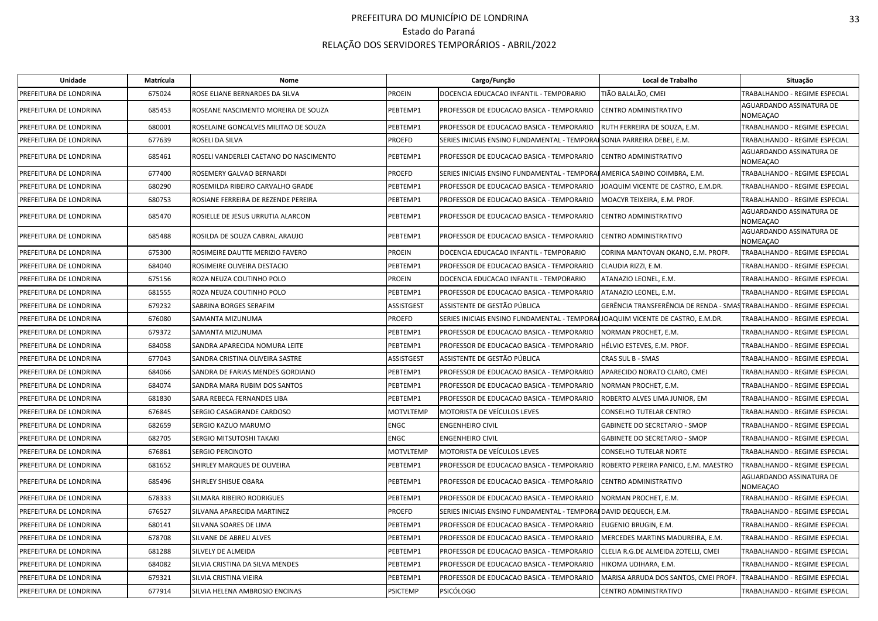# PREFEITURA DO MUNICÍPIO DE LONDRINA

Estado do Paraná

RELAÇÃO DOS SERVIDORES TEMPORÁRIOS - ABRIL/2022

| Unidade | Matrícula | Nome | Cargo/Função | | Local de Trabalho | Situação |
|---|---|---|---|---|---|---|
| PREFEITURA DE LONDRINA | 675024 | ROSE ELIANE BERNARDES DA SILVA | PROEIN | DOCENCIA EDUCACAO INFANTIL - TEMPORARIO | TIÃO BALALÃO, CMEI | TRABALHANDO - REGIME ESPECIAL |
| PREFEITURA DE LONDRINA | 685453 | ROSEANE NASCIMENTO MOREIRA DE SOUZA | PEBTEMP1 | PROFESSOR DE EDUCACAO BASICA - TEMPORARIO | CENTRO ADMINISTRATIVO | AGUARDANDO ASSINATURA DE NOMEAÇAO |
| PREFEITURA DE LONDRINA | 680001 | ROSELAINE GONCALVES MILITAO DE SOUZA | PEBTEMP1 | PROFESSOR DE EDUCACAO BASICA - TEMPORARIO | RUTH FERREIRA DE SOUZA, E.M. | TRABALHANDO - REGIME ESPECIAL |
| PREFEITURA DE LONDRINA | 677639 | ROSELI DA SILVA | PROEFD | SERIES INICIAIS ENSINO FUNDAMENTAL - TEMPORARIO | SONIA PARREIRA DEBEI, E.M. | TRABALHANDO - REGIME ESPECIAL |
| PREFEITURA DE LONDRINA | 685461 | ROSELI VANDERLEI CAETANO DO NASCIMENTO | PEBTEMP1 | PROFESSOR DE EDUCACAO BASICA - TEMPORARIO | CENTRO ADMINISTRATIVO | AGUARDANDO ASSINATURA DE NOMEAÇAO |
| PREFEITURA DE LONDRINA | 677400 | ROSEMERY GALVAO BERNARDI | PROEFD | SERIES INICIAIS ENSINO FUNDAMENTAL - TEMPORARIO | AMERICA SABINO COIMBRA, E.M. | TRABALHANDO - REGIME ESPECIAL |
| PREFEITURA DE LONDRINA | 680290 | ROSEMILDA RIBEIRO CARVALHO GRADE | PEBTEMP1 | PROFESSOR DE EDUCACAO BASICA - TEMPORARIO | JOAQUIM VICENTE DE CASTRO, E.M.DR. | TRABALHANDO - REGIME ESPECIAL |
| PREFEITURA DE LONDRINA | 680753 | ROSIANE FERREIRA DE REZENDE PEREIRA | PEBTEMP1 | PROFESSOR DE EDUCACAO BASICA - TEMPORARIO | MOACYR TEIXEIRA, E.M. PROF. | TRABALHANDO - REGIME ESPECIAL |
| PREFEITURA DE LONDRINA | 685470 | ROSIELLE DE JESUS URRUTIA ALARCON | PEBTEMP1 | PROFESSOR DE EDUCACAO BASICA - TEMPORARIO | CENTRO ADMINISTRATIVO | AGUARDANDO ASSINATURA DE NOMEAÇAO |
| PREFEITURA DE LONDRINA | 685488 | ROSILDA DE SOUZA CABRAL ARAUJO | PEBTEMP1 | PROFESSOR DE EDUCACAO BASICA - TEMPORARIO | CENTRO ADMINISTRATIVO | AGUARDANDO ASSINATURA DE NOMEAÇAO |
| PREFEITURA DE LONDRINA | 675300 | ROSIMEIRE DAUTTE MERIZIO FAVERO | PROEIN | DOCENCIA EDUCACAO INFANTIL - TEMPORARIO | CORINA MANTOVAN OKANO, E.M. PROFª. | TRABALHANDO - REGIME ESPECIAL |
| PREFEITURA DE LONDRINA | 684040 | ROSIMEIRE OLIVEIRA DESTACIO | PEBTEMP1 | PROFESSOR DE EDUCACAO BASICA - TEMPORARIO | CLAUDIA RIZZI, E.M. | TRABALHANDO - REGIME ESPECIAL |
| PREFEITURA DE LONDRINA | 675156 | ROZA NEUZA COUTINHO POLO | PROEIN | DOCENCIA EDUCACAO INFANTIL - TEMPORARIO | ATANAZIO LEONEL, E.M. | TRABALHANDO - REGIME ESPECIAL |
| PREFEITURA DE LONDRINA | 681555 | ROZA NEUZA COUTINHO POLO | PEBTEMP1 | PROFESSOR DE EDUCACAO BASICA - TEMPORARIO | ATANAZIO LEONEL, E.M. | TRABALHANDO - REGIME ESPECIAL |
| PREFEITURA DE LONDRINA | 679232 | SABRINA BORGES SERAFIM | ASSISTGEST | ASSISTENTE DE GESTÃO PÚBLICA | GERÊNCIA TRANSFERÊNCIA DE RENDA - SMAS | TRABALHANDO - REGIME ESPECIAL |
| PREFEITURA DE LONDRINA | 676080 | SAMANTA MIZUNUMA | PROEFD | SERIES INICIAIS ENSINO FUNDAMENTAL - TEMPORARIO | JOAQUIM VICENTE DE CASTRO, E.M.DR. | TRABALHANDO - REGIME ESPECIAL |
| PREFEITURA DE LONDRINA | 679372 | SAMANTA MIZUNUMA | PEBTEMP1 | PROFESSOR DE EDUCACAO BASICA - TEMPORARIO | NORMAN PROCHET, E.M. | TRABALHANDO - REGIME ESPECIAL |
| PREFEITURA DE LONDRINA | 684058 | SANDRA APARECIDA NOMURA LEITE | PEBTEMP1 | PROFESSOR DE EDUCACAO BASICA - TEMPORARIO | HÉLVIO ESTEVES, E.M. PROF. | TRABALHANDO - REGIME ESPECIAL |
| PREFEITURA DE LONDRINA | 677043 | SANDRA CRISTINA OLIVEIRA SASTRE | ASSISTGEST | ASSISTENTE DE GESTÃO PÚBLICA | CRAS SUL B - SMAS | TRABALHANDO - REGIME ESPECIAL |
| PREFEITURA DE LONDRINA | 684066 | SANDRA DE FARIAS MENDES GORDIANO | PEBTEMP1 | PROFESSOR DE EDUCACAO BASICA - TEMPORARIO | APARECIDO NORATO CLARO, CMEI | TRABALHANDO - REGIME ESPECIAL |
| PREFEITURA DE LONDRINA | 684074 | SANDRA MARA RUBIM DOS SANTOS | PEBTEMP1 | PROFESSOR DE EDUCACAO BASICA - TEMPORARIO | NORMAN PROCHET, E.M. | TRABALHANDO - REGIME ESPECIAL |
| PREFEITURA DE LONDRINA | 681830 | SARA REBECA FERNANDES LIBA | PEBTEMP1 | PROFESSOR DE EDUCACAO BASICA - TEMPORARIO | ROBERTO ALVES LIMA JUNIOR, EM | TRABALHANDO - REGIME ESPECIAL |
| PREFEITURA DE LONDRINA | 676845 | SERGIO CASAGRANDE CARDOSO | MOTVLTEMP | MOTORISTA DE VEÍCULOS LEVES | CONSELHO TUTELAR CENTRO | TRABALHANDO - REGIME ESPECIAL |
| PREFEITURA DE LONDRINA | 682659 | SERGIO KAZUO MARUMO | ENGC | ENGENHEIRO CIVIL | GABINETE DO SECRETARIO - SMOP | TRABALHANDO - REGIME ESPECIAL |
| PREFEITURA DE LONDRINA | 682705 | SERGIO MITSUTOSHI TAKAKI | ENGC | ENGENHEIRO CIVIL | GABINETE DO SECRETARIO - SMOP | TRABALHANDO - REGIME ESPECIAL |
| PREFEITURA DE LONDRINA | 676861 | SERGIO PERCINOTO | MOTVLTEMP | MOTORISTA DE VEÍCULOS LEVES | CONSELHO TUTELAR NORTE | TRABALHANDO - REGIME ESPECIAL |
| PREFEITURA DE LONDRINA | 681652 | SHIRLEY MARQUES DE OLIVEIRA | PEBTEMP1 | PROFESSOR DE EDUCACAO BASICA - TEMPORARIO | ROBERTO PEREIRA PANICO, E.M. MAESTRO | TRABALHANDO - REGIME ESPECIAL |
| PREFEITURA DE LONDRINA | 685496 | SHIRLEY SHISUE OBARA | PEBTEMP1 | PROFESSOR DE EDUCACAO BASICA - TEMPORARIO | CENTRO ADMINISTRATIVO | AGUARDANDO ASSINATURA DE NOMEAÇAO |
| PREFEITURA DE LONDRINA | 678333 | SILMARA RIBEIRO RODRIGUES | PEBTEMP1 | PROFESSOR DE EDUCACAO BASICA - TEMPORARIO | NORMAN PROCHET, E.M. | TRABALHANDO - REGIME ESPECIAL |
| PREFEITURA DE LONDRINA | 676527 | SILVANA APARECIDA MARTINEZ | PROEFD | SERIES INICIAIS ENSINO FUNDAMENTAL - TEMPORARIO | DAVID DEQUECH, E.M. | TRABALHANDO - REGIME ESPECIAL |
| PREFEITURA DE LONDRINA | 680141 | SILVANA SOARES DE LIMA | PEBTEMP1 | PROFESSOR DE EDUCACAO BASICA - TEMPORARIO | EUGENIO BRUGIN, E.M. | TRABALHANDO - REGIME ESPECIAL |
| PREFEITURA DE LONDRINA | 678708 | SILVANE DE ABREU ALVES | PEBTEMP1 | PROFESSOR DE EDUCACAO BASICA - TEMPORARIO | MERCEDES MARTINS MADUREIRA, E.M. | TRABALHANDO - REGIME ESPECIAL |
| PREFEITURA DE LONDRINA | 681288 | SILVELY DE ALMEIDA | PEBTEMP1 | PROFESSOR DE EDUCACAO BASICA - TEMPORARIO | CLELIA R.G.DE ALMEIDA ZOTELLI, CMEI | TRABALHANDO - REGIME ESPECIAL |
| PREFEITURA DE LONDRINA | 684082 | SILVIA CRISTINA DA SILVA MENDES | PEBTEMP1 | PROFESSOR DE EDUCACAO BASICA - TEMPORARIO | HIKOMA UDIHARA, E.M. | TRABALHANDO - REGIME ESPECIAL |
| PREFEITURA DE LONDRINA | 679321 | SILVIA CRISTINA VIEIRA | PEBTEMP1 | PROFESSOR DE EDUCACAO BASICA - TEMPORARIO | MARISA ARRUDA DOS SANTOS, CMEI PROFª. | TRABALHANDO - REGIME ESPECIAL |
| PREFEITURA DE LONDRINA | 677914 | SILVIA HELENA AMBROSIO ENCINAS | PSICTEMP | PSICÓLOGO | CENTRO ADMINISTRATIVO | TRABALHANDO - REGIME ESPECIAL |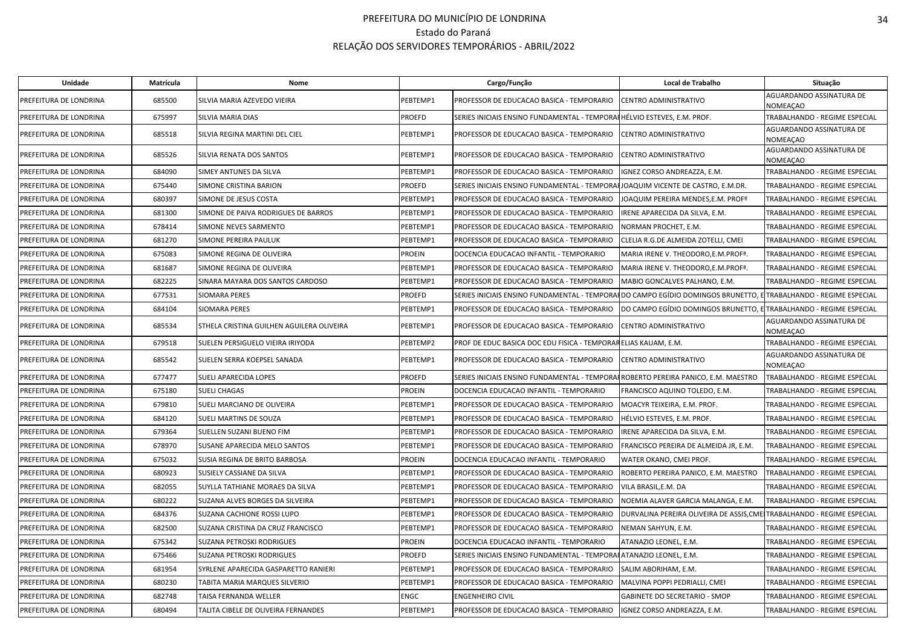# PREFEITURA DO MUNICÍPIO DE LONDRINA
## Estado do Paraná
## RELAÇÃO DOS SERVIDORES TEMPORÁRIOS - ABRIL/2022

| Unidade | Matrícula | Nome | Cargo/Função | | Local de Trabalho | Situação |
|---|---|---|---|---|---|---|
| PREFEITURA DE LONDRINA | 685500 | SILVIA MARIA AZEVEDO VIEIRA | PEBTEMP1 | PROFESSOR DE EDUCACAO BASICA - TEMPORARIO | CENTRO ADMINISTRATIVO | AGUARDANDO ASSINATURA DE NOMEAÇAO |
| PREFEITURA DE LONDRINA | 675997 | SILVIA MARIA DIAS | PROEFD | SERIES INICIAIS ENSINO FUNDAMENTAL - TEMPORAI | HÉLVIO ESTEVES, E.M. PROF. | TRABALHANDO - REGIME ESPECIAL |
| PREFEITURA DE LONDRINA | 685518 | SILVIA REGINA MARTINI DEL CIEL | PEBTEMP1 | PROFESSOR DE EDUCACAO BASICA - TEMPORARIO | CENTRO ADMINISTRATIVO | AGUARDANDO ASSINATURA DE NOMEAÇAO |
| PREFEITURA DE LONDRINA | 685526 | SILVIA RENATA DOS SANTOS | PEBTEMP1 | PROFESSOR DE EDUCACAO BASICA - TEMPORARIO | CENTRO ADMINISTRATIVO | AGUARDANDO ASSINATURA DE NOMEAÇAO |
| PREFEITURA DE LONDRINA | 684090 | SIMEY ANTUNES DA SILVA | PEBTEMP1 | PROFESSOR DE EDUCACAO BASICA - TEMPORARIO | IGNEZ CORSO ANDREAZZA, E.M. | TRABALHANDO - REGIME ESPECIAL |
| PREFEITURA DE LONDRINA | 675440 | SIMONE CRISTINA BARION | PROEFD | SERIES INICIAIS ENSINO FUNDAMENTAL - TEMPORAI | JOAQUIM VICENTE DE CASTRO, E.M.DR. | TRABALHANDO - REGIME ESPECIAL |
| PREFEITURA DE LONDRINA | 680397 | SIMONE DE JESUS COSTA | PEBTEMP1 | PROFESSOR DE EDUCACAO BASICA - TEMPORARIO | JOAQUIM PEREIRA MENDES,E.M. PROFº | TRABALHANDO - REGIME ESPECIAL |
| PREFEITURA DE LONDRINA | 681300 | SIMONE DE PAIVA RODRIGUES DE BARROS | PEBTEMP1 | PROFESSOR DE EDUCACAO BASICA - TEMPORARIO | IRENE APARECIDA DA SILVA, E.M. | TRABALHANDO - REGIME ESPECIAL |
| PREFEITURA DE LONDRINA | 678414 | SIMONE NEVES SARMENTO | PEBTEMP1 | PROFESSOR DE EDUCACAO BASICA - TEMPORARIO | NORMAN PROCHET, E.M. | TRABALHANDO - REGIME ESPECIAL |
| PREFEITURA DE LONDRINA | 681270 | SIMONE PEREIRA PAULUK | PEBTEMP1 | PROFESSOR DE EDUCACAO BASICA - TEMPORARIO | CLELIA R.G.DE ALMEIDA ZOTELLI, CMEI | TRABALHANDO - REGIME ESPECIAL |
| PREFEITURA DE LONDRINA | 675083 | SIMONE REGINA DE OLIVEIRA | PROEIN | DOCENCIA EDUCACAO INFANTIL - TEMPORARIO | MARIA IRENE V. THEODORO,E.M.PROFª. | TRABALHANDO - REGIME ESPECIAL |
| PREFEITURA DE LONDRINA | 681687 | SIMONE REGINA DE OLIVEIRA | PEBTEMP1 | PROFESSOR DE EDUCACAO BASICA - TEMPORARIO | MARIA IRENE V. THEODORO,E.M.PROFª. | TRABALHANDO - REGIME ESPECIAL |
| PREFEITURA DE LONDRINA | 682225 | SINARA MAYARA DOS SANTOS CARDOSO | PEBTEMP1 | PROFESSOR DE EDUCACAO BASICA - TEMPORARIO | MABIO GONCALVES PALHANO, E.M. | TRABALHANDO - REGIME ESPECIAL |
| PREFEITURA DE LONDRINA | 677531 | SIOMARA PERES | PROEFD | SERIES INICIAIS ENSINO FUNDAMENTAL - TEMPORAI | DO CAMPO EGÍDIO DOMINGOS BRUNETTO, E | TRABALHANDO - REGIME ESPECIAL |
| PREFEITURA DE LONDRINA | 684104 | SIOMARA PERES | PEBTEMP1 | PROFESSOR DE EDUCACAO BASICA - TEMPORARIO | DO CAMPO EGÍDIO DOMINGOS BRUNETTO, E | TRABALHANDO - REGIME ESPECIAL |
| PREFEITURA DE LONDRINA | 685534 | STHELA CRISTINA GUILHEN AGUILERA OLIVEIRA | PEBTEMP1 | PROFESSOR DE EDUCACAO BASICA - TEMPORARIO | CENTRO ADMINISTRATIVO | AGUARDANDO ASSINATURA DE NOMEAÇAO |
| PREFEITURA DE LONDRINA | 679518 | SUELEN PERSIGUELO VIEIRA IRIYODA | PEBTEMP2 | PROF DE EDUC BASICA DOC EDU FISICA - TEMPORAR | ELIAS KAUAM, E.M. | TRABALHANDO - REGIME ESPECIAL |
| PREFEITURA DE LONDRINA | 685542 | SUELEN SERRA KOEPSEL SANADA | PEBTEMP1 | PROFESSOR DE EDUCACAO BASICA - TEMPORARIO | CENTRO ADMINISTRATIVO | AGUARDANDO ASSINATURA DE NOMEAÇAO |
| PREFEITURA DE LONDRINA | 677477 | SUELI APARECIDA LOPES | PROEFD | SERIES INICIAIS ENSINO FUNDAMENTAL - TEMPORAI | ROBERTO PEREIRA PANICO, E.M. MAESTRO | TRABALHANDO - REGIME ESPECIAL |
| PREFEITURA DE LONDRINA | 675180 | SUELI CHAGAS | PROEIN | DOCENCIA EDUCACAO INFANTIL - TEMPORARIO | FRANCISCO AQUINO TOLEDO, E.M. | TRABALHANDO - REGIME ESPECIAL |
| PREFEITURA DE LONDRINA | 679810 | SUELI MARCIANO DE OLIVEIRA | PEBTEMP1 | PROFESSOR DE EDUCACAO BASICA - TEMPORARIO | MOACYR TEIXEIRA, E.M. PROF. | TRABALHANDO - REGIME ESPECIAL |
| PREFEITURA DE LONDRINA | 684120 | SUELI MARTINS DE SOUZA | PEBTEMP1 | PROFESSOR DE EDUCACAO BASICA - TEMPORARIO | HÉLVIO ESTEVES, E.M. PROF. | TRABALHANDO - REGIME ESPECIAL |
| PREFEITURA DE LONDRINA | 679364 | SUELLEN SUZANI BUENO FIM | PEBTEMP1 | PROFESSOR DE EDUCACAO BASICA - TEMPORARIO | IRENE APARECIDA DA SILVA, E.M. | TRABALHANDO - REGIME ESPECIAL |
| PREFEITURA DE LONDRINA | 678970 | SUSANE APARECIDA MELO SANTOS | PEBTEMP1 | PROFESSOR DE EDUCACAO BASICA - TEMPORARIO | FRANCISCO PEREIRA DE ALMEIDA JR, E.M. | TRABALHANDO - REGIME ESPECIAL |
| PREFEITURA DE LONDRINA | 675032 | SUSIA REGINA DE BRITO BARBOSA | PROEIN | DOCENCIA EDUCACAO INFANTIL - TEMPORARIO | WATER OKANO, CMEI PROF. | TRABALHANDO - REGIME ESPECIAL |
| PREFEITURA DE LONDRINA | 680923 | SUSIELY CASSIANE DA SILVA | PEBTEMP1 | PROFESSOR DE EDUCACAO BASICA - TEMPORARIO | ROBERTO PEREIRA PANICO, E.M. MAESTRO | TRABALHANDO - REGIME ESPECIAL |
| PREFEITURA DE LONDRINA | 682055 | SUYLLA TATHIANE MORAES DA SILVA | PEBTEMP1 | PROFESSOR DE EDUCACAO BASICA - TEMPORARIO | VILA BRASIL,E.M. DA | TRABALHANDO - REGIME ESPECIAL |
| PREFEITURA DE LONDRINA | 680222 | SUZANA ALVES BORGES DA SILVEIRA | PEBTEMP1 | PROFESSOR DE EDUCACAO BASICA - TEMPORARIO | NOEMIA ALAVER GARCIA MALANGA, E.M. | TRABALHANDO - REGIME ESPECIAL |
| PREFEITURA DE LONDRINA | 684376 | SUZANA CACHIONE ROSSI LUPO | PEBTEMP1 | PROFESSOR DE EDUCACAO BASICA - TEMPORARIO | DURVALINA PEREIRA OLIVEIRA DE ASSIS,CME | TRABALHANDO - REGIME ESPECIAL |
| PREFEITURA DE LONDRINA | 682500 | SUZANA CRISTINA DA CRUZ FRANCISCO | PEBTEMP1 | PROFESSOR DE EDUCACAO BASICA - TEMPORARIO | NEMAN SAHYUN, E.M. | TRABALHANDO - REGIME ESPECIAL |
| PREFEITURA DE LONDRINA | 675342 | SUZANA PETROSKI RODRIGUES | PROEIN | DOCENCIA EDUCACAO INFANTIL - TEMPORARIO | ATANAZIO LEONEL, E.M. | TRABALHANDO - REGIME ESPECIAL |
| PREFEITURA DE LONDRINA | 675466 | SUZANA PETROSKI RODRIGUES | PROEFD | SERIES INICIAIS ENSINO FUNDAMENTAL - TEMPORAI | ATANAZIO LEONEL, E.M. | TRABALHANDO - REGIME ESPECIAL |
| PREFEITURA DE LONDRINA | 681954 | SYRLENE APARECIDA GASPARETTO RANIERI | PEBTEMP1 | PROFESSOR DE EDUCACAO BASICA - TEMPORARIO | SALIM ABORIHAM, E.M. | TRABALHANDO - REGIME ESPECIAL |
| PREFEITURA DE LONDRINA | 680230 | TABITA MARIA MARQUES SILVERIO | PEBTEMP1 | PROFESSOR DE EDUCACAO BASICA - TEMPORARIO | MALVINA POPPI PEDRIALLI, CMEI | TRABALHANDO - REGIME ESPECIAL |
| PREFEITURA DE LONDRINA | 682748 | TAISA FERNANDA WELLER | ENGC | ENGENHEIRO CIVIL | GABINETE DO SECRETARIO - SMOP | TRABALHANDO - REGIME ESPECIAL |
| PREFEITURA DE LONDRINA | 680494 | TALITA CIBELE DE OLIVEIRA FERNANDES | PEBTEMP1 | PROFESSOR DE EDUCACAO BASICA - TEMPORARIO | IGNEZ CORSO ANDREAZZA, E.M. | TRABALHANDO - REGIME ESPECIAL |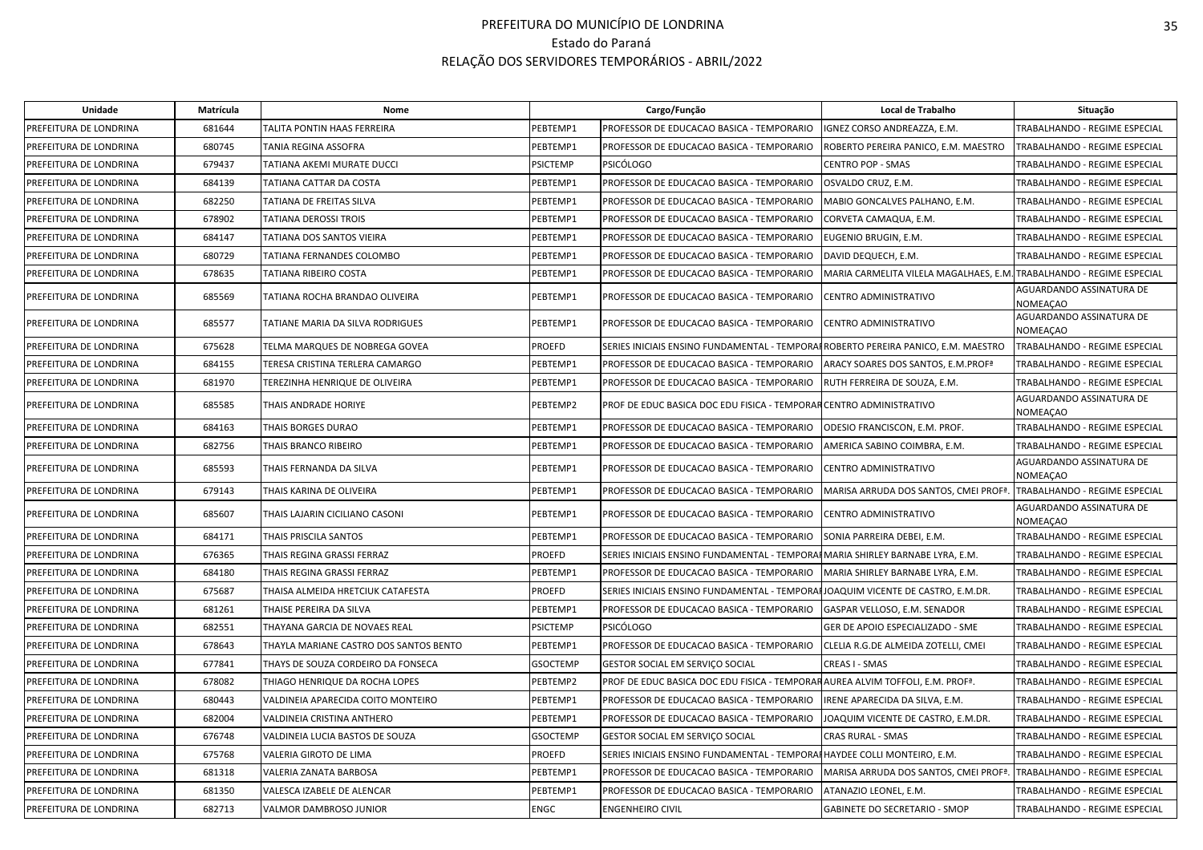# PREFEITURA DO MUNICÍPIO DE LONDRINA

Estado do Paraná

RELAÇÃO DOS SERVIDORES TEMPORÁRIOS - ABRIL/2022

| Unidade | Matrícula | Nome | Cargo/Função | | Local de Trabalho | Situação |
|---|---|---|---|---|---|---|
| PREFEITURA DE LONDRINA | 681644 | TALITA PONTIN HAAS FERREIRA | PEBTEMP1 | PROFESSOR DE EDUCACAO BASICA - TEMPORARIO | IGNEZ CORSO ANDREAZZA, E.M. | TRABALHANDO - REGIME ESPECIAL |
| PREFEITURA DE LONDRINA | 680745 | TANIA REGINA ASSOFRA | PEBTEMP1 | PROFESSOR DE EDUCACAO BASICA - TEMPORARIO | ROBERTO PEREIRA PANICO, E.M. MAESTRO | TRABALHANDO - REGIME ESPECIAL |
| PREFEITURA DE LONDRINA | 679437 | TATIANA AKEMI MURATE DUCCI | PSICTEMP | PSICÓLOGO | CENTRO POP - SMAS | TRABALHANDO - REGIME ESPECIAL |
| PREFEITURA DE LONDRINA | 684139 | TATIANA CATTAR DA COSTA | PEBTEMP1 | PROFESSOR DE EDUCACAO BASICA - TEMPORARIO | OSVALDO CRUZ, E.M. | TRABALHANDO - REGIME ESPECIAL |
| PREFEITURA DE LONDRINA | 682250 | TATIANA DE FREITAS SILVA | PEBTEMP1 | PROFESSOR DE EDUCACAO BASICA - TEMPORARIO | MABIO GONCALVES PALHANO, E.M. | TRABALHANDO - REGIME ESPECIAL |
| PREFEITURA DE LONDRINA | 678902 | TATIANA DEROSSI TROIS | PEBTEMP1 | PROFESSOR DE EDUCACAO BASICA - TEMPORARIO | CORVETA CAMAQUA, E.M. | TRABALHANDO - REGIME ESPECIAL |
| PREFEITURA DE LONDRINA | 684147 | TATIANA DOS SANTOS VIEIRA | PEBTEMP1 | PROFESSOR DE EDUCACAO BASICA - TEMPORARIO | EUGENIO BRUGIN, E.M. | TRABALHANDO - REGIME ESPECIAL |
| PREFEITURA DE LONDRINA | 680729 | TATIANA FERNANDES COLOMBO | PEBTEMP1 | PROFESSOR DE EDUCACAO BASICA - TEMPORARIO | DAVID DEQUECH, E.M. | TRABALHANDO - REGIME ESPECIAL |
| PREFEITURA DE LONDRINA | 678635 | TATIANA RIBEIRO COSTA | PEBTEMP1 | PROFESSOR DE EDUCACAO BASICA - TEMPORARIO | MARIA CARMELITA VILELA MAGALHAES, E.M. | TRABALHANDO - REGIME ESPECIAL |
| PREFEITURA DE LONDRINA | 685569 | TATIANA ROCHA BRANDAO OLIVEIRA | PEBTEMP1 | PROFESSOR DE EDUCACAO BASICA - TEMPORARIO | CENTRO ADMINISTRATIVO | AGUARDANDO ASSINATURA DE NOMEAÇAO |
| PREFEITURA DE LONDRINA | 685577 | TATIANE MARIA DA SILVA RODRIGUES | PEBTEMP1 | PROFESSOR DE EDUCACAO BASICA - TEMPORARIO | CENTRO ADMINISTRATIVO | AGUARDANDO ASSINATURA DE NOMEAÇAO |
| PREFEITURA DE LONDRINA | 675628 | TELMA MARQUES DE NOBREGA GOVEA | PROEFD | SERIES INICIAIS ENSINO FUNDAMENTAL - TEMPORARIO | ROBERTO PEREIRA PANICO, E.M. MAESTRO | TRABALHANDO - REGIME ESPECIAL |
| PREFEITURA DE LONDRINA | 684155 | TERESA CRISTINA TERLERA CAMARGO | PEBTEMP1 | PROFESSOR DE EDUCACAO BASICA - TEMPORARIO | ARACY SOARES DOS SANTOS, E.M.PROFª | TRABALHANDO - REGIME ESPECIAL |
| PREFEITURA DE LONDRINA | 681970 | TEREZINHA HENRIQUE DE OLIVEIRA | PEBTEMP1 | PROFESSOR DE EDUCACAO BASICA - TEMPORARIO | RUTH FERREIRA DE SOUZA, E.M. | TRABALHANDO - REGIME ESPECIAL |
| PREFEITURA DE LONDRINA | 685585 | THAIS ANDRADE HORIYE | PEBTEMP2 | PROF DE EDUC BASICA DOC EDU FISICA - TEMPORARIO | CENTRO ADMINISTRATIVO | AGUARDANDO ASSINATURA DE NOMEAÇAO |
| PREFEITURA DE LONDRINA | 684163 | THAIS BORGES DURAO | PEBTEMP1 | PROFESSOR DE EDUCACAO BASICA - TEMPORARIO | ODESIO FRANCISCON, E.M. PROF. | TRABALHANDO - REGIME ESPECIAL |
| PREFEITURA DE LONDRINA | 682756 | THAIS BRANCO RIBEIRO | PEBTEMP1 | PROFESSOR DE EDUCACAO BASICA - TEMPORARIO | AMERICA SABINO COIMBRA, E.M. | TRABALHANDO - REGIME ESPECIAL |
| PREFEITURA DE LONDRINA | 685593 | THAIS FERNANDA DA SILVA | PEBTEMP1 | PROFESSOR DE EDUCACAO BASICA - TEMPORARIO | CENTRO ADMINISTRATIVO | AGUARDANDO ASSINATURA DE NOMEAÇAO |
| PREFEITURA DE LONDRINA | 679143 | THAIS KARINA DE OLIVEIRA | PEBTEMP1 | PROFESSOR DE EDUCACAO BASICA - TEMPORARIO | MARISA ARRUDA DOS SANTOS, CMEI PROFª. | TRABALHANDO - REGIME ESPECIAL |
| PREFEITURA DE LONDRINA | 685607 | THAIS LAJARIN CICILIANO CASONI | PEBTEMP1 | PROFESSOR DE EDUCACAO BASICA - TEMPORARIO | CENTRO ADMINISTRATIVO | AGUARDANDO ASSINATURA DE NOMEAÇAO |
| PREFEITURA DE LONDRINA | 684171 | THAIS PRISCILA SANTOS | PEBTEMP1 | PROFESSOR DE EDUCACAO BASICA - TEMPORARIO | SONIA PARREIRA DEBEI, E.M. | TRABALHANDO - REGIME ESPECIAL |
| PREFEITURA DE LONDRINA | 676365 | THAIS REGINA GRASSI FERRAZ | PROEFD | SERIES INICIAIS ENSINO FUNDAMENTAL - TEMPORARIO | MARIA SHIRLEY BARNABE LYRA, E.M. | TRABALHANDO - REGIME ESPECIAL |
| PREFEITURA DE LONDRINA | 684180 | THAIS REGINA GRASSI FERRAZ | PEBTEMP1 | PROFESSOR DE EDUCACAO BASICA - TEMPORARIO | MARIA SHIRLEY BARNABE LYRA, E.M. | TRABALHANDO - REGIME ESPECIAL |
| PREFEITURA DE LONDRINA | 675687 | THAISA ALMEIDA HRETCIUK CATAFESTA | PROEFD | SERIES INICIAIS ENSINO FUNDAMENTAL - TEMPORARIO | JOAQUIM VICENTE DE CASTRO, E.M.DR. | TRABALHANDO - REGIME ESPECIAL |
| PREFEITURA DE LONDRINA | 681261 | THAISE PEREIRA DA SILVA | PEBTEMP1 | PROFESSOR DE EDUCACAO BASICA - TEMPORARIO | GASPAR VELLOSO, E.M. SENADOR | TRABALHANDO - REGIME ESPECIAL |
| PREFEITURA DE LONDRINA | 682551 | THAYANA GARCIA DE NOVAES REAL | PSICTEMP | PSICÓLOGO | GER DE APOIO ESPECIALIZADO - SME | TRABALHANDO - REGIME ESPECIAL |
| PREFEITURA DE LONDRINA | 678643 | THAYLA MARIANE CASTRO DOS SANTOS BENTO | PEBTEMP1 | PROFESSOR DE EDUCACAO BASICA - TEMPORARIO | CLELIA R.G.DE ALMEIDA ZOTELLI, CMEI | TRABALHANDO - REGIME ESPECIAL |
| PREFEITURA DE LONDRINA | 677841 | THAYS DE SOUZA CORDEIRO DA FONSECA | GSOCTEMP | GESTOR SOCIAL EM SERVIÇO SOCIAL | CREAS I - SMAS | TRABALHANDO - REGIME ESPECIAL |
| PREFEITURA DE LONDRINA | 678082 | THIAGO HENRIQUE DA ROCHA LOPES | PEBTEMP2 | PROF DE EDUC BASICA DOC EDU FISICA - TEMPORARIO | AUREA ALVIM TOFFOLI, E.M. PROFª. | TRABALHANDO - REGIME ESPECIAL |
| PREFEITURA DE LONDRINA | 680443 | VALDINEIA APARECIDA COITO MONTEIRO | PEBTEMP1 | PROFESSOR DE EDUCACAO BASICA - TEMPORARIO | IRENE APARECIDA DA SILVA, E.M. | TRABALHANDO - REGIME ESPECIAL |
| PREFEITURA DE LONDRINA | 682004 | VALDINEIA CRISTINA ANTHERO | PEBTEMP1 | PROFESSOR DE EDUCACAO BASICA - TEMPORARIO | JOAQUIM VICENTE DE CASTRO, E.M.DR. | TRABALHANDO - REGIME ESPECIAL |
| PREFEITURA DE LONDRINA | 676748 | VALDINEIA LUCIA BASTOS DE SOUZA | GSOCTEMP | GESTOR SOCIAL EM SERVIÇO SOCIAL | CRAS RURAL - SMAS | TRABALHANDO - REGIME ESPECIAL |
| PREFEITURA DE LONDRINA | 675768 | VALERIA GIROTO DE LIMA | PROEFD | SERIES INICIAIS ENSINO FUNDAMENTAL - TEMPORARIO | HAYDEE COLLI MONTEIRO, E.M. | TRABALHANDO - REGIME ESPECIAL |
| PREFEITURA DE LONDRINA | 681318 | VALERIA ZANATA BARBOSA | PEBTEMP1 | PROFESSOR DE EDUCACAO BASICA - TEMPORARIO | MARISA ARRUDA DOS SANTOS, CMEI PROFª. | TRABALHANDO - REGIME ESPECIAL |
| PREFEITURA DE LONDRINA | 681350 | VALESCA IZABELE DE ALENCAR | PEBTEMP1 | PROFESSOR DE EDUCACAO BASICA - TEMPORARIO | ATANAZIO LEONEL, E.M. | TRABALHANDO - REGIME ESPECIAL |
| PREFEITURA DE LONDRINA | 682713 | VALMOR DAMBROSO JUNIOR | ENGC | ENGENHEIRO CIVIL | GABINETE DO SECRETARIO - SMOP | TRABALHANDO - REGIME ESPECIAL |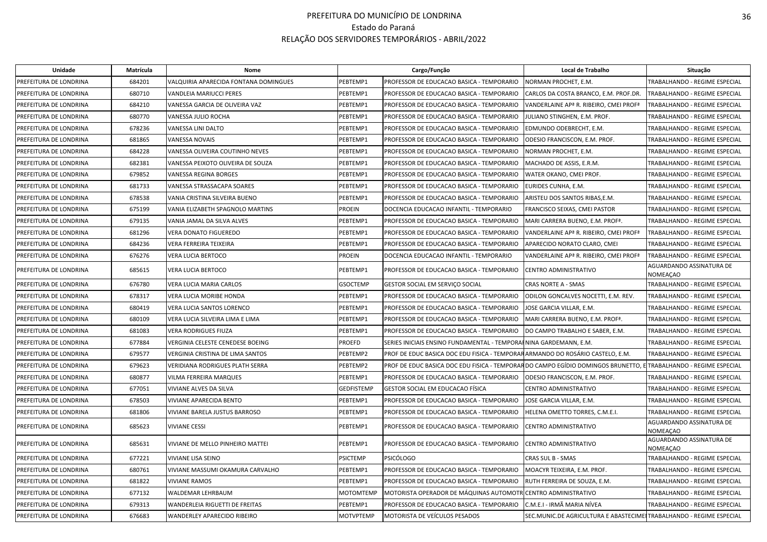# PREFEITURA DO MUNICÍPIO DE LONDRINA
## Estado do Paraná
## RELAÇÃO DOS SERVIDORES TEMPORÁRIOS - ABRIL/2022

| Unidade | Matrícula | Nome | Cargo/Função | | Local de Trabalho | Situação |
|---|---|---|---|---|---|---|
| PREFEITURA DE LONDRINA | 684201 | VALQUIRIA APARECIDA FONTANA DOMINGUES | PEBTEMP1 | PROFESSOR DE EDUCACAO BASICA - TEMPORARIO | NORMAN PROCHET, E.M. | TRABALHANDO - REGIME ESPECIAL |
| PREFEITURA DE LONDRINA | 680710 | VANDLEIA MARIUCCI PERES | PEBTEMP1 | PROFESSOR DE EDUCACAO BASICA - TEMPORARIO | CARLOS DA COSTA BRANCO, E.M. PROF.DR. | TRABALHANDO - REGIME ESPECIAL |
| PREFEITURA DE LONDRINA | 684210 | VANESSA GARCIA DE OLIVEIRA VAZ | PEBTEMP1 | PROFESSOR DE EDUCACAO BASICA - TEMPORARIO | VANDERLAINE APª R. RIBEIRO, CMEI PROFª | TRABALHANDO - REGIME ESPECIAL |
| PREFEITURA DE LONDRINA | 680770 | VANESSA JULIO ROCHA | PEBTEMP1 | PROFESSOR DE EDUCACAO BASICA - TEMPORARIO | JULIANO STINGHEN, E.M. PROF. | TRABALHANDO - REGIME ESPECIAL |
| PREFEITURA DE LONDRINA | 678236 | VANESSA LINI DALTO | PEBTEMP1 | PROFESSOR DE EDUCACAO BASICA - TEMPORARIO | EDMUNDO ODEBRECHT, E.M. | TRABALHANDO - REGIME ESPECIAL |
| PREFEITURA DE LONDRINA | 681865 | VANESSA NOVAIS | PEBTEMP1 | PROFESSOR DE EDUCACAO BASICA - TEMPORARIO | ODESIO FRANCISCON, E.M. PROF. | TRABALHANDO - REGIME ESPECIAL |
| PREFEITURA DE LONDRINA | 684228 | VANESSA OLIVEIRA COUTINHO NEVES | PEBTEMP1 | PROFESSOR DE EDUCACAO BASICA - TEMPORARIO | NORMAN PROCHET, E.M. | TRABALHANDO - REGIME ESPECIAL |
| PREFEITURA DE LONDRINA | 682381 | VANESSA PEIXOTO OLIVEIRA DE SOUZA | PEBTEMP1 | PROFESSOR DE EDUCACAO BASICA - TEMPORARIO | MACHADO DE ASSIS, E.R.M. | TRABALHANDO - REGIME ESPECIAL |
| PREFEITURA DE LONDRINA | 679852 | VANESSA REGINA BORGES | PEBTEMP1 | PROFESSOR DE EDUCACAO BASICA - TEMPORARIO | WATER OKANO, CMEI PROF. | TRABALHANDO - REGIME ESPECIAL |
| PREFEITURA DE LONDRINA | 681733 | VANESSA STRASSACAPA SOARES | PEBTEMP1 | PROFESSOR DE EDUCACAO BASICA - TEMPORARIO | EURIDES CUNHA, E.M. | TRABALHANDO - REGIME ESPECIAL |
| PREFEITURA DE LONDRINA | 678538 | VANIA CRISTINA SILVEIRA BUENO | PEBTEMP1 | PROFESSOR DE EDUCACAO BASICA - TEMPORARIO | ARISTEU DOS SANTOS RIBAS,E.M. | TRABALHANDO - REGIME ESPECIAL |
| PREFEITURA DE LONDRINA | 675199 | VANIA ELIZABETH SPAGNOLO MARTINS | PROEIN | DOCENCIA EDUCACAO INFANTIL - TEMPORARIO | FRANCISCO SEIXAS, CMEI PASTOR | TRABALHANDO - REGIME ESPECIAL |
| PREFEITURA DE LONDRINA | 679135 | VANIA JAMAL DA SILVA ALVES | PEBTEMP1 | PROFESSOR DE EDUCACAO BASICA - TEMPORARIO | MARI CARRERA BUENO, E.M. PROFª. | TRABALHANDO - REGIME ESPECIAL |
| PREFEITURA DE LONDRINA | 681296 | VERA DONATO FIGUEREDO | PEBTEMP1 | PROFESSOR DE EDUCACAO BASICA - TEMPORARIO | VANDERLAINE APª R. RIBEIRO, CMEI PROFª | TRABALHANDO - REGIME ESPECIAL |
| PREFEITURA DE LONDRINA | 684236 | VERA FERREIRA TEIXEIRA | PEBTEMP1 | PROFESSOR DE EDUCACAO BASICA - TEMPORARIO | APARECIDO NORATO CLARO, CMEI | TRABALHANDO - REGIME ESPECIAL |
| PREFEITURA DE LONDRINA | 676276 | VERA LUCIA BERTOCO | PROEIN | DOCENCIA EDUCACAO INFANTIL - TEMPORARIO | VANDERLAINE APª R. RIBEIRO, CMEI PROFª | TRABALHANDO - REGIME ESPECIAL |
| PREFEITURA DE LONDRINA | 685615 | VERA LUCIA BERTOCO | PEBTEMP1 | PROFESSOR DE EDUCACAO BASICA - TEMPORARIO | CENTRO ADMINISTRATIVO | AGUARDANDO ASSINATURA DE NOMEAÇAO |
| PREFEITURA DE LONDRINA | 676780 | VERA LUCIA MARIA CARLOS | GSOCTEMP | GESTOR SOCIAL EM SERVIÇO SOCIAL | CRAS NORTE A - SMAS | TRABALHANDO - REGIME ESPECIAL |
| PREFEITURA DE LONDRINA | 678317 | VERA LUCIA MORIBE HONDA | PEBTEMP1 | PROFESSOR DE EDUCACAO BASICA - TEMPORARIO | ODILON GONCALVES NOCETTI, E.M. REV. | TRABALHANDO - REGIME ESPECIAL |
| PREFEITURA DE LONDRINA | 680419 | VERA LUCIA SANTOS LORENCO | PEBTEMP1 | PROFESSOR DE EDUCACAO BASICA - TEMPORARIO | JOSE GARCIA VILLAR, E.M. | TRABALHANDO - REGIME ESPECIAL |
| PREFEITURA DE LONDRINA | 680109 | VERA LUCIA SILVEIRA LIMA E LIMA | PEBTEMP1 | PROFESSOR DE EDUCACAO BASICA - TEMPORARIO | MARI CARRERA BUENO, E.M. PROFª. | TRABALHANDO - REGIME ESPECIAL |
| PREFEITURA DE LONDRINA | 681083 | VERA RODRIGUES FIUZA | PEBTEMP1 | PROFESSOR DE EDUCACAO BASICA - TEMPORARIO | DO CAMPO TRABALHO E SABER, E.M. | TRABALHANDO - REGIME ESPECIAL |
| PREFEITURA DE LONDRINA | 677884 | VERGINIA CELESTE CENEDESE BOEING | PROEFD | SERIES INICIAIS ENSINO FUNDAMENTAL - TEMPORAI | NINA GARDEMANN, E.M. | TRABALHANDO - REGIME ESPECIAL |
| PREFEITURA DE LONDRINA | 679577 | VERGINIA CRISTINA DE LIMA SANTOS | PEBTEMP2 | PROF DE EDUC BASICA DOC EDU FISICA - TEMPORAR | ARMANDO DO ROSÁRIO CASTELO, E.M. | TRABALHANDO - REGIME ESPECIAL |
| PREFEITURA DE LONDRINA | 679623 | VERIDIANA RODRIGUES PLATH SERRA | PEBTEMP2 | PROF DE EDUC BASICA DOC EDU FISICA - TEMPORAR | DO CAMPO EGÍDIO DOMINGOS BRUNETTO, E | TRABALHANDO - REGIME ESPECIAL |
| PREFEITURA DE LONDRINA | 680877 | VILMA FERREIRA MARQUES | PEBTEMP1 | PROFESSOR DE EDUCACAO BASICA - TEMPORARIO | ODESIO FRANCISCON, E.M. PROF. | TRABALHANDO - REGIME ESPECIAL |
| PREFEITURA DE LONDRINA | 677051 | VIVIANE ALVES DA SILVA | GEDFISTEMP | GESTOR SOCIAL EM EDUCACAO FÍSICA | CENTRO ADMINISTRATIVO | TRABALHANDO - REGIME ESPECIAL |
| PREFEITURA DE LONDRINA | 678503 | VIVIANE APARECIDA BENTO | PEBTEMP1 | PROFESSOR DE EDUCACAO BASICA - TEMPORARIO | JOSE GARCIA VILLAR, E.M. | TRABALHANDO - REGIME ESPECIAL |
| PREFEITURA DE LONDRINA | 681806 | VIVIANE BARELA JUSTUS BARROSO | PEBTEMP1 | PROFESSOR DE EDUCACAO BASICA - TEMPORARIO | HELENA OMETTO TORRES, C.M.E.I. | TRABALHANDO - REGIME ESPECIAL |
| PREFEITURA DE LONDRINA | 685623 | VIVIANE CESSI | PEBTEMP1 | PROFESSOR DE EDUCACAO BASICA - TEMPORARIO | CENTRO ADMINISTRATIVO | AGUARDANDO ASSINATURA DE NOMEAÇAO |
| PREFEITURA DE LONDRINA | 685631 | VIVIANE DE MELLO PINHEIRO MATTEI | PEBTEMP1 | PROFESSOR DE EDUCACAO BASICA - TEMPORARIO | CENTRO ADMINISTRATIVO | AGUARDANDO ASSINATURA DE NOMEAÇAO |
| PREFEITURA DE LONDRINA | 677221 | VIVIANE LISA SEINO | PSICTEMP | PSICÓLOGO | CRAS SUL B - SMAS | TRABALHANDO - REGIME ESPECIAL |
| PREFEITURA DE LONDRINA | 680761 | VIVIANE MASSUMI OKAMURA CARVALHO | PEBTEMP1 | PROFESSOR DE EDUCACAO BASICA - TEMPORARIO | MOACYR TEIXEIRA, E.M. PROF. | TRABALHANDO - REGIME ESPECIAL |
| PREFEITURA DE LONDRINA | 681822 | VIVIANE RAMOS | PEBTEMP1 | PROFESSOR DE EDUCACAO BASICA - TEMPORARIO | RUTH FERREIRA DE SOUZA, E.M. | TRABALHANDO - REGIME ESPECIAL |
| PREFEITURA DE LONDRINA | 677132 | WALDEMAR LEHRBAUM | MOTOMTEMP | MOTORISTA OPERADOR DE MÁQUINAS AUTOMOTR | CENTRO ADMINISTRATIVO | TRABALHANDO - REGIME ESPECIAL |
| PREFEITURA DE LONDRINA | 679313 | WANDERLEIA RIGUETTI DE FREITAS | PEBTEMP1 | PROFESSOR DE EDUCACAO BASICA - TEMPORARIO | C.M.E.I - IRMÃ MARIA NÍVEA | TRABALHANDO - REGIME ESPECIAL |
| PREFEITURA DE LONDRINA | 676683 | WANDERLEY APARECIDO RIBEIRO | MOTVPTEMP | MOTORISTA DE VEÍCULOS PESADOS | SEC.MUNIC.DE AGRICULTURA E ABASTECIMEI | TRABALHANDO - REGIME ESPECIAL |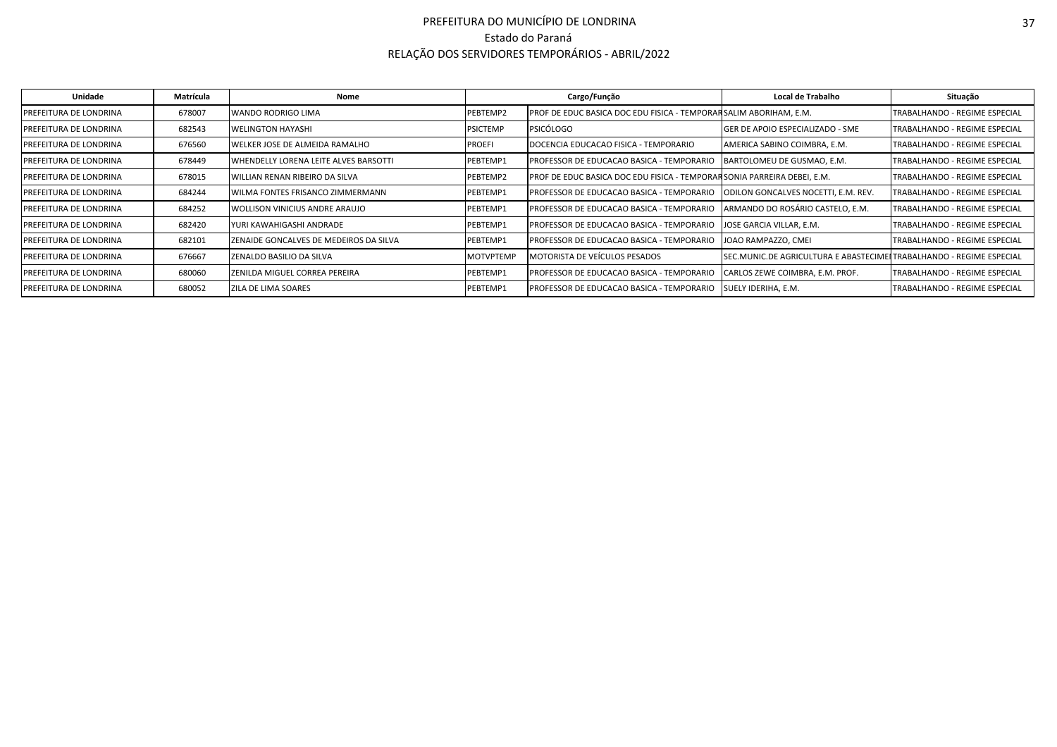PREFEITURA DO MUNICÍPIO DE LONDRINA
Estado do Paraná
RELAÇÃO DOS SERVIDORES TEMPORÁRIOS - ABRIL/2022

| Unidade | Matrícula | Nome | Cargo/Função | | Local de Trabalho | Situação |
|---|---|---|---|---|---|---|
| PREFEITURA DE LONDRINA | 678007 | WANDO RODRIGO LIMA | PEBTEMP2 | PROF DE EDUC BASICA DOC EDU FISICA - TEMPORAR | SALIM ABORIHAM, E.M. | TRABALHANDO - REGIME ESPECIAL |
| PREFEITURA DE LONDRINA | 682543 | WELINGTON HAYASHI | PSICTEMP | PSICÓLOGO | GER DE APOIO ESPECIALIZADO - SME | TRABALHANDO - REGIME ESPECIAL |
| PREFEITURA DE LONDRINA | 676560 | WELKER JOSE DE ALMEIDA RAMALHO | PROEFI | DOCENCIA EDUCACAO FISICA - TEMPORARIO | AMERICA SABINO COIMBRA, E.M. | TRABALHANDO - REGIME ESPECIAL |
| PREFEITURA DE LONDRINA | 678449 | WHENDELLY LORENA LEITE ALVES BARSOTTI | PEBTEMP1 | PROFESSOR DE EDUCACAO BASICA - TEMPORARIO | BARTOLOMEU DE GUSMAO, E.M. | TRABALHANDO - REGIME ESPECIAL |
| PREFEITURA DE LONDRINA | 678015 | WILLIAN RENAN RIBEIRO DA SILVA | PEBTEMP2 | PROF DE EDUC BASICA DOC EDU FISICA - TEMPORAR | SONIA PARREIRA DEBEI, E.M. | TRABALHANDO - REGIME ESPECIAL |
| PREFEITURA DE LONDRINA | 684244 | WILMA FONTES FRISANCO ZIMMERMANN | PEBTEMP1 | PROFESSOR DE EDUCACAO BASICA - TEMPORARIO | ODILON GONCALVES NOCETTI, E.M. REV. | TRABALHANDO - REGIME ESPECIAL |
| PREFEITURA DE LONDRINA | 684252 | WOLLISON VINICIUS ANDRE ARAUJO | PEBTEMP1 | PROFESSOR DE EDUCACAO BASICA - TEMPORARIO | ARMANDO DO ROSÁRIO CASTELO, E.M. | TRABALHANDO - REGIME ESPECIAL |
| PREFEITURA DE LONDRINA | 682420 | YURI KAWAHIGASHI ANDRADE | PEBTEMP1 | PROFESSOR DE EDUCACAO BASICA - TEMPORARIO | JOSE GARCIA VILLAR, E.M. | TRABALHANDO - REGIME ESPECIAL |
| PREFEITURA DE LONDRINA | 682101 | ZENAIDE GONCALVES DE MEDEIROS DA SILVA | PEBTEMP1 | PROFESSOR DE EDUCACAO BASICA - TEMPORARIO | JOAO RAMPAZZO, CMEI | TRABALHANDO - REGIME ESPECIAL |
| PREFEITURA DE LONDRINA | 676667 | ZENALDO BASILIO DA SILVA | MOTVPTEMP | MOTORISTA DE VEÍCULOS PESADOS | SEC.MUNIC.DE AGRICULTURA E ABASTECIME | TRABALHANDO - REGIME ESPECIAL |
| PREFEITURA DE LONDRINA | 680060 | ZENILDA MIGUEL CORREA PEREIRA | PEBTEMP1 | PROFESSOR DE EDUCACAO BASICA - TEMPORARIO | CARLOS ZEWE COIMBRA, E.M. PROF. | TRABALHANDO - REGIME ESPECIAL |
| PREFEITURA DE LONDRINA | 680052 | ZILA DE LIMA SOARES | PEBTEMP1 | PROFESSOR DE EDUCACAO BASICA - TEMPORARIO | SUELY IDERIHA, E.M. | TRABALHANDO - REGIME ESPECIAL |